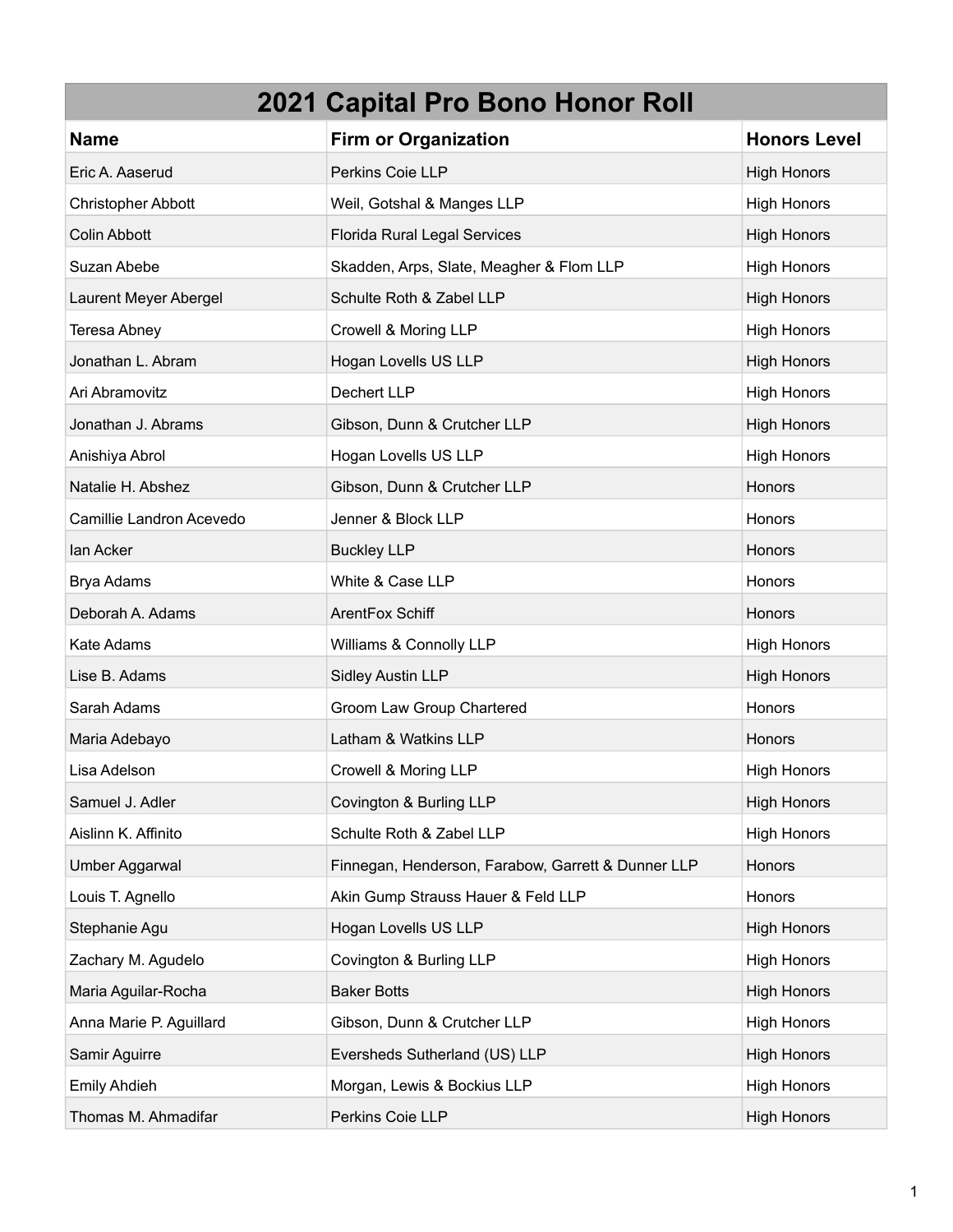| 2021 Capital Pro Bono Honor Roll | | |
|---|---|---|
| **Name** | **Firm or Organization** | **Honors Level** |
| Eric A. Aaserud | Perkins Coie LLP | High Honors |
| Christopher Abbott | Weil, Gotshal & Manges LLP | High Honors |
| Colin Abbott | Florida Rural Legal Services | High Honors |
| Suzan Abebe | Skadden, Arps, Slate, Meagher & Flom LLP | High Honors |
| Laurent Meyer Abergel | Schulte Roth & Zabel LLP | High Honors |
| Teresa Abney | Crowell & Moring LLP | High Honors |
| Jonathan L. Abram | Hogan Lovells US LLP | High Honors |
| Ari Abramovitz | Dechert LLP | High Honors |
| Jonathan J. Abrams | Gibson, Dunn & Crutcher LLP | High Honors |
| Anishiya Abrol | Hogan Lovells US LLP | High Honors |
| Natalie H. Abshez | Gibson, Dunn & Crutcher LLP | Honors |
| Camillie Landron Acevedo | Jenner & Block LLP | Honors |
| Ian Acker | Buckley LLP | Honors |
| Brya Adams | White & Case LLP | Honors |
| Deborah A. Adams | ArentFox Schiff | Honors |
| Kate Adams | Williams & Connolly LLP | High Honors |
| Lise B. Adams | Sidley Austin LLP | High Honors |
| Sarah Adams | Groom Law Group Chartered | Honors |
| Maria Adebayo | Latham & Watkins LLP | Honors |
| Lisa Adelson | Crowell & Moring LLP | High Honors |
| Samuel J. Adler | Covington & Burling LLP | High Honors |
| Aislinn K. Affinito | Schulte Roth & Zabel LLP | High Honors |
| Umber Aggarwal | Finnegan, Henderson, Farabow, Garrett & Dunner LLP | Honors |
| Louis T. Agnello | Akin Gump Strauss Hauer & Feld LLP | Honors |
| Stephanie Agu | Hogan Lovells US LLP | High Honors |
| Zachary M. Agudelo | Covington & Burling LLP | High Honors |
| Maria Aguilar-Rocha | Baker Botts | High Honors |
| Anna Marie P. Aguillard | Gibson, Dunn & Crutcher LLP | High Honors |
| Samir Aguirre | Eversheds Sutherland (US) LLP | High Honors |
| Emily Ahdieh | Morgan, Lewis & Bockius LLP | High Honors |
| Thomas M. Ahmadifar | Perkins Coie LLP | High Honors |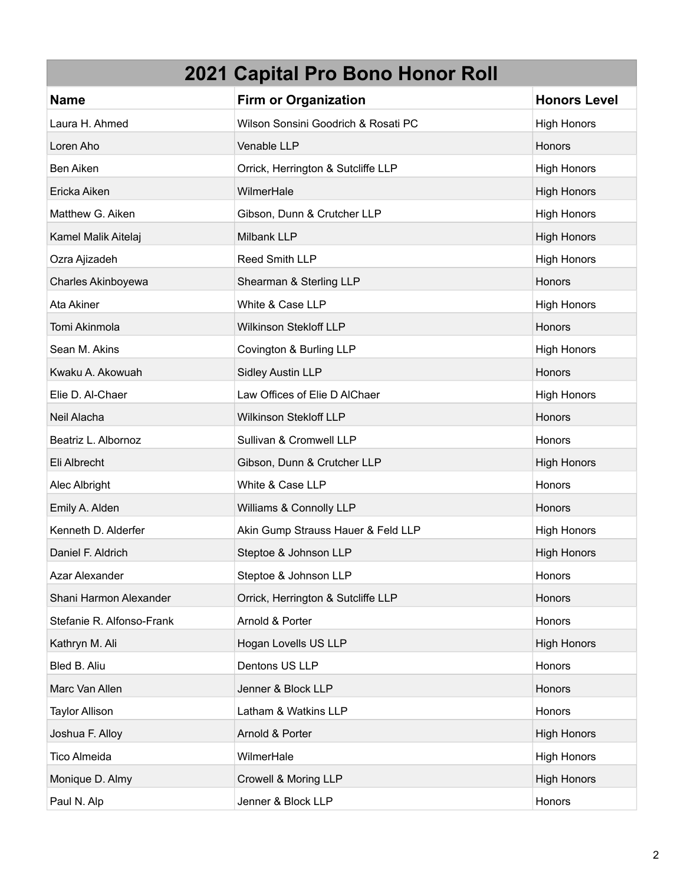| 2021 Capital Pro Bono Honor Roll | | |
|---|---|---|
| **Name** | **Firm or Organization** | **Honors Level** |
| Laura H. Ahmed | Wilson Sonsini Goodrich & Rosati PC | High Honors |
| Loren Aho | Venable LLP | Honors |
| Ben Aiken | Orrick, Herrington & Sutcliffe LLP | High Honors |
| Ericka Aiken | WilmerHale | High Honors |
| Matthew G. Aiken | Gibson, Dunn & Crutcher LLP | High Honors |
| Kamel Malik Aitelaj | Milbank LLP | High Honors |
| Ozra Ajizadeh | Reed Smith LLP | High Honors |
| Charles Akinboyewa | Shearman & Sterling LLP | Honors |
| Ata Akiner | White & Case LLP | High Honors |
| Tomi Akinmola | Wilkinson Stekloff LLP | Honors |
| Sean M. Akins | Covington & Burling LLP | High Honors |
| Kwaku A. Akowuah | Sidley Austin LLP | Honors |
| Elie D. Al-Chaer | Law Offices of Elie D AlChaer | High Honors |
| Neil Alacha | Wilkinson Stekloff LLP | Honors |
| Beatriz L. Albornoz | Sullivan & Cromwell LLP | Honors |
| Eli Albrecht | Gibson, Dunn & Crutcher LLP | High Honors |
| Alec Albright | White & Case LLP | Honors |
| Emily A. Alden | Williams & Connolly LLP | Honors |
| Kenneth D. Alderfer | Akin Gump Strauss Hauer & Feld LLP | High Honors |
| Daniel F. Aldrich | Steptoe & Johnson LLP | High Honors |
| Azar Alexander | Steptoe & Johnson LLP | Honors |
| Shani Harmon Alexander | Orrick, Herrington & Sutcliffe LLP | Honors |
| Stefanie R. Alfonso-Frank | Arnold & Porter | Honors |
| Kathryn M. Ali | Hogan Lovells US LLP | High Honors |
| Bled B. Aliu | Dentons US LLP | Honors |
| Marc Van Allen | Jenner & Block LLP | Honors |
| Taylor Allison | Latham & Watkins LLP | Honors |
| Joshua F. Alloy | Arnold & Porter | High Honors |
| Tico Almeida | WilmerHale | High Honors |
| Monique D. Almy | Crowell & Moring LLP | High Honors |
| Paul N. Alp | Jenner & Block LLP | Honors |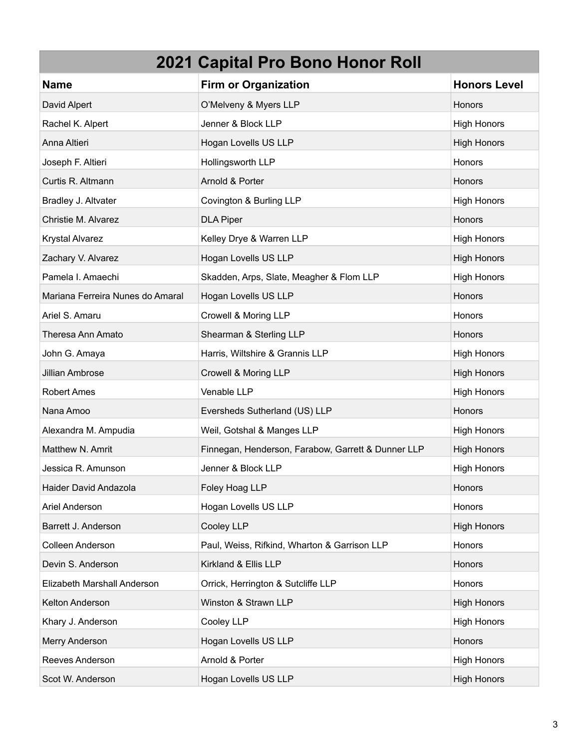# 2021 Capital Pro Bono Honor Roll

| Name | Firm or Organization | Honors Level |
|---|---|---|
| David Alpert | O'Melveny & Myers LLP | Honors |
| Rachel K. Alpert | Jenner & Block LLP | High Honors |
| Anna Altieri | Hogan Lovells US LLP | High Honors |
| Joseph F. Altieri | Hollingsworth LLP | Honors |
| Curtis R. Altmann | Arnold & Porter | Honors |
| Bradley J. Altvater | Covington & Burling LLP | High Honors |
| Christie M. Alvarez | DLA Piper | Honors |
| Krystal Alvarez | Kelley Drye & Warren LLP | High Honors |
| Zachary V. Alvarez | Hogan Lovells US LLP | High Honors |
| Pamela I. Amaechi | Skadden, Arps, Slate, Meagher & Flom LLP | High Honors |
| Mariana Ferreira Nunes do Amaral | Hogan Lovells US LLP | Honors |
| Ariel S. Amaru | Crowell & Moring LLP | Honors |
| Theresa Ann Amato | Shearman & Sterling LLP | Honors |
| John G. Amaya | Harris, Wiltshire & Grannis LLP | High Honors |
| Jillian Ambrose | Crowell & Moring LLP | High Honors |
| Robert Ames | Venable LLP | High Honors |
| Nana Amoo | Eversheds Sutherland (US) LLP | Honors |
| Alexandra M. Ampudia | Weil, Gotshal & Manges LLP | High Honors |
| Matthew N. Amrit | Finnegan, Henderson, Farabow, Garrett & Dunner LLP | High Honors |
| Jessica R. Amunson | Jenner & Block LLP | High Honors |
| Haider David Andazola | Foley Hoag LLP | Honors |
| Ariel Anderson | Hogan Lovells US LLP | Honors |
| Barrett J. Anderson | Cooley LLP | High Honors |
| Colleen Anderson | Paul, Weiss, Rifkind, Wharton & Garrison LLP | Honors |
| Devin S. Anderson | Kirkland & Ellis LLP | Honors |
| Elizabeth Marshall Anderson | Orrick, Herrington & Sutcliffe LLP | Honors |
| Kelton Anderson | Winston & Strawn LLP | High Honors |
| Khary J. Anderson | Cooley LLP | High Honors |
| Merry Anderson | Hogan Lovells US LLP | Honors |
| Reeves Anderson | Arnold & Porter | High Honors |
| Scot W. Anderson | Hogan Lovells US LLP | High Honors |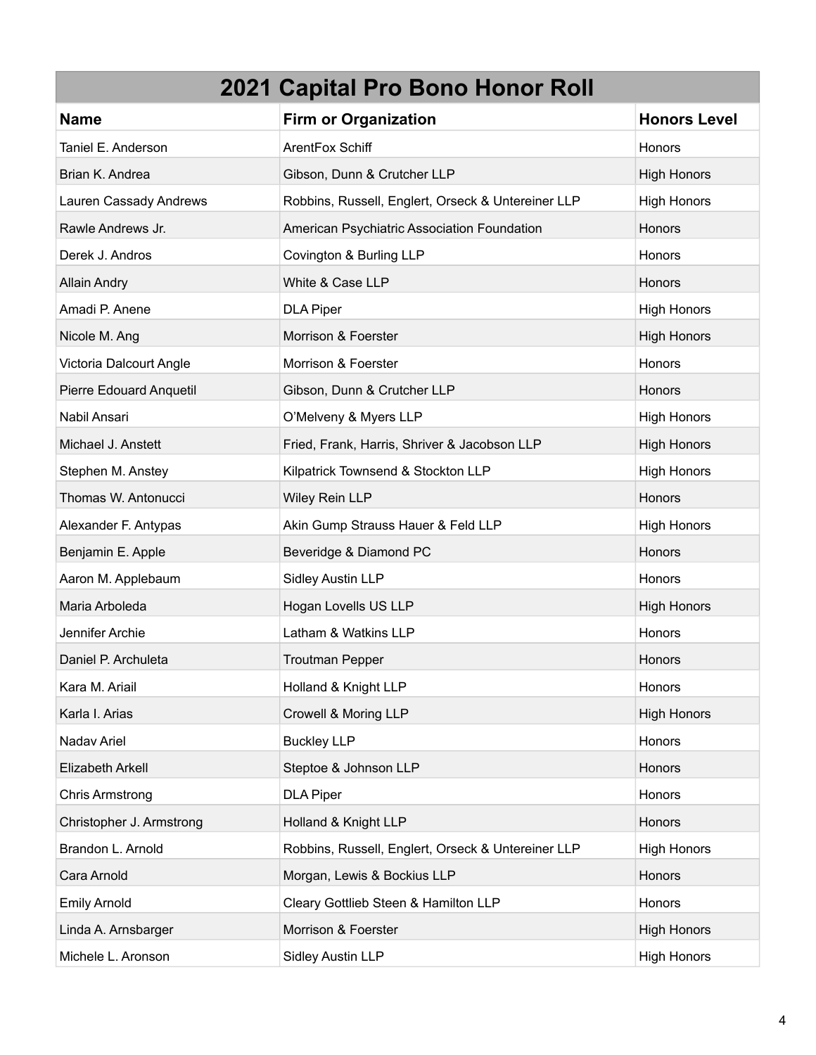# 2021 Capital Pro Bono Honor Roll

| Name | Firm or Organization | Honors Level |
| --- | --- | --- |
| Taniel E. Anderson | ArentFox Schiff | Honors |
| Brian K. Andrea | Gibson, Dunn & Crutcher LLP | High Honors |
| Lauren Cassady Andrews | Robbins, Russell, Englert, Orseck & Untereiner LLP | High Honors |
| Rawle Andrews Jr. | American Psychiatric Association Foundation | Honors |
| Derek J. Andros | Covington & Burling LLP | Honors |
| Allain Andry | White & Case LLP | Honors |
| Amadi P. Anene | DLA Piper | High Honors |
| Nicole M. Ang | Morrison & Foerster | High Honors |
| Victoria Dalcourt Angle | Morrison & Foerster | Honors |
| Pierre Edouard Anquetil | Gibson, Dunn & Crutcher LLP | Honors |
| Nabil Ansari | O'Melveny & Myers LLP | High Honors |
| Michael J. Anstett | Fried, Frank, Harris, Shriver & Jacobson LLP | High Honors |
| Stephen M. Anstey | Kilpatrick Townsend & Stockton LLP | High Honors |
| Thomas W. Antonucci | Wiley Rein LLP | Honors |
| Alexander F. Antypas | Akin Gump Strauss Hauer & Feld LLP | High Honors |
| Benjamin E. Apple | Beveridge & Diamond PC | Honors |
| Aaron M. Applebaum | Sidley Austin LLP | Honors |
| Maria Arboleda | Hogan Lovells US LLP | High Honors |
| Jennifer Archie | Latham & Watkins LLP | Honors |
| Daniel P. Archuleta | Troutman Pepper | Honors |
| Kara M. Ariail | Holland & Knight LLP | Honors |
| Karla I. Arias | Crowell & Moring LLP | High Honors |
| Nadav Ariel | Buckley LLP | Honors |
| Elizabeth Arkell | Steptoe & Johnson LLP | Honors |
| Chris Armstrong | DLA Piper | Honors |
| Christopher J. Armstrong | Holland & Knight LLP | Honors |
| Brandon L. Arnold | Robbins, Russell, Englert, Orseck & Untereiner LLP | High Honors |
| Cara Arnold | Morgan, Lewis & Bockius LLP | Honors |
| Emily Arnold | Cleary Gottlieb Steen & Hamilton LLP | Honors |
| Linda A. Arnsbarger | Morrison & Foerster | High Honors |
| Michele L. Aronson | Sidley Austin LLP | High Honors |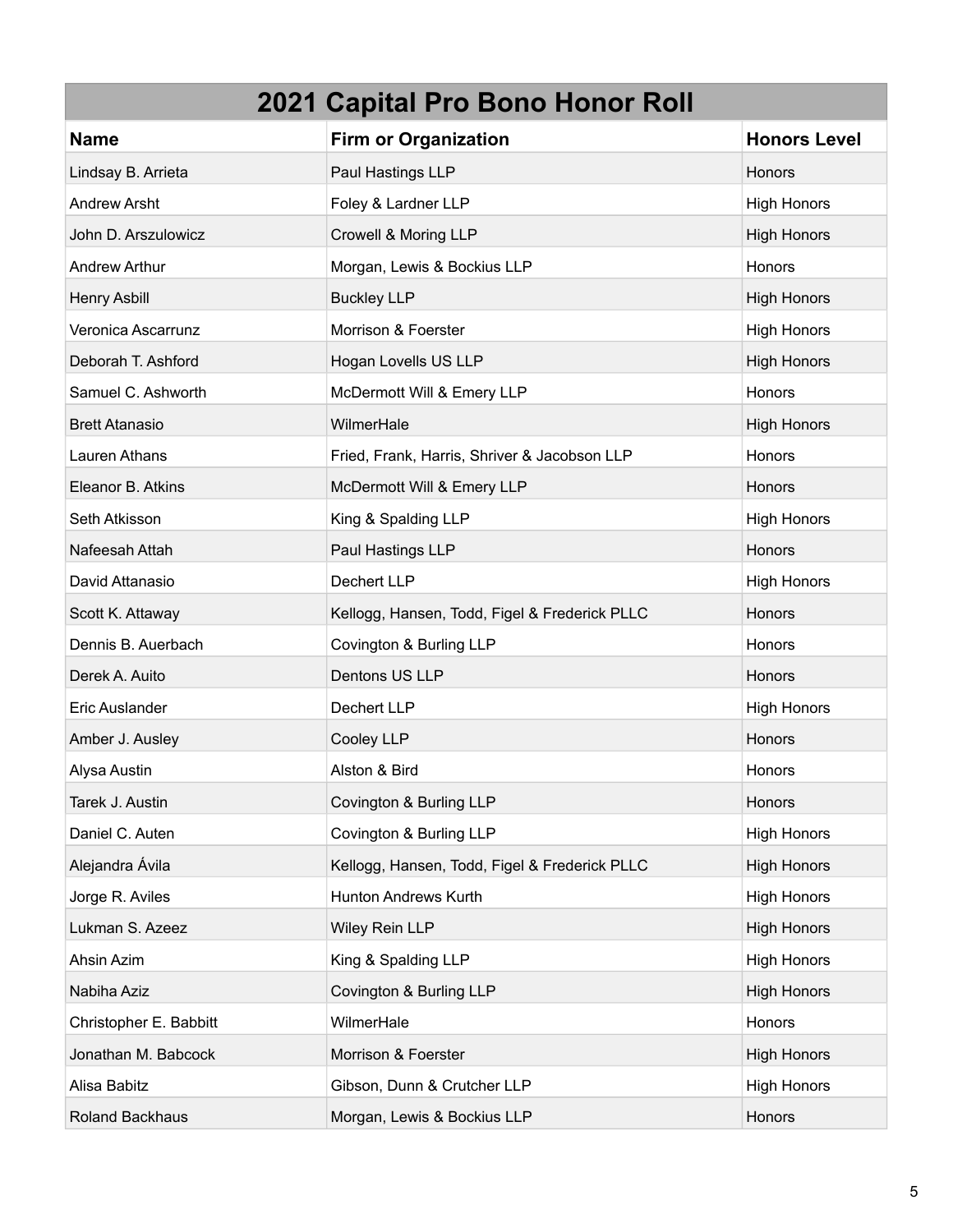| 2021 Capital Pro Bono Honor Roll | | |
|---|---|---|
| **Name** | **Firm or Organization** | **Honors Level** |
| Lindsay B. Arrieta | Paul Hastings LLP | Honors |
| Andrew Arsht | Foley & Lardner LLP | High Honors |
| John D. Arszulowicz | Crowell & Moring LLP | High Honors |
| Andrew Arthur | Morgan, Lewis & Bockius LLP | Honors |
| Henry Asbill | Buckley LLP | High Honors |
| Veronica Ascarrunz | Morrison & Foerster | High Honors |
| Deborah T. Ashford | Hogan Lovells US LLP | High Honors |
| Samuel C. Ashworth | McDermott Will & Emery LLP | Honors |
| Brett Atanasio | WilmerHale | High Honors |
| Lauren Athans | Fried, Frank, Harris, Shriver & Jacobson LLP | Honors |
| Eleanor B. Atkins | McDermott Will & Emery LLP | Honors |
| Seth Atkisson | King & Spalding LLP | High Honors |
| Nafeesah Attah | Paul Hastings LLP | Honors |
| David Attanasio | Dechert LLP | High Honors |
| Scott K. Attaway | Kellogg, Hansen, Todd, Figel & Frederick PLLC | Honors |
| Dennis B. Auerbach | Covington & Burling LLP | Honors |
| Derek A. Auito | Dentons US LLP | Honors |
| Eric Auslander | Dechert LLP | High Honors |
| Amber J. Ausley | Cooley LLP | Honors |
| Alysa Austin | Alston & Bird | Honors |
| Tarek J. Austin | Covington & Burling LLP | Honors |
| Daniel C. Auten | Covington & Burling LLP | High Honors |
| Alejandra Ávila | Kellogg, Hansen, Todd, Figel & Frederick PLLC | High Honors |
| Jorge R. Aviles | Hunton Andrews Kurth | High Honors |
| Lukman S. Azeez | Wiley Rein LLP | High Honors |
| Ahsin Azim | King & Spalding LLP | High Honors |
| Nabiha Aziz | Covington & Burling LLP | High Honors |
| Christopher E. Babbitt | WilmerHale | Honors |
| Jonathan M. Babcock | Morrison & Foerster | High Honors |
| Alisa Babitz | Gibson, Dunn & Crutcher LLP | High Honors |
| Roland Backhaus | Morgan, Lewis & Bockius LLP | Honors |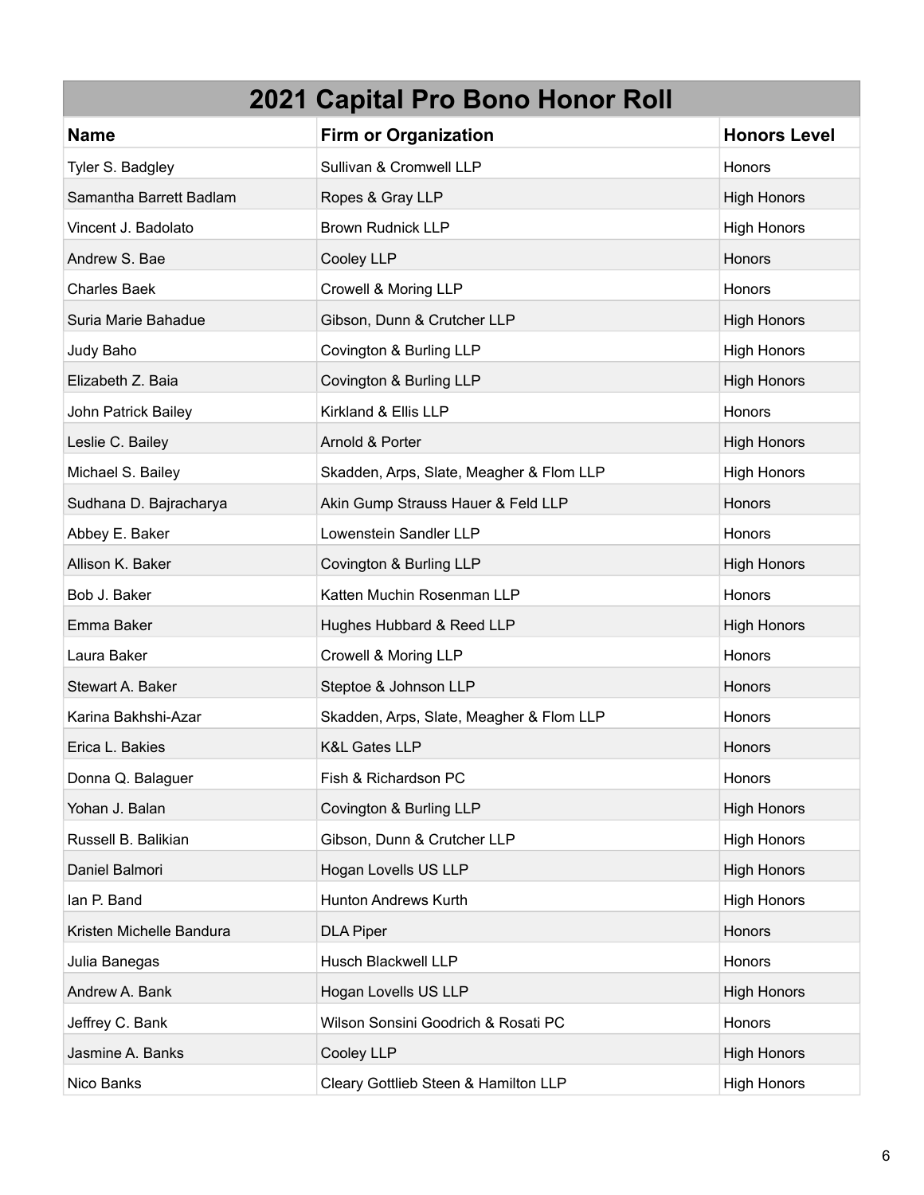| 2021 Capital Pro Bono Honor Roll | | |
|---|---|---|
| **Name** | **Firm or Organization** | **Honors Level** |
| Tyler S. Badgley | Sullivan & Cromwell LLP | Honors |
| Samantha Barrett Badlam | Ropes & Gray LLP | High Honors |
| Vincent J. Badolato | Brown Rudnick LLP | High Honors |
| Andrew S. Bae | Cooley LLP | Honors |
| Charles Baek | Crowell & Moring LLP | Honors |
| Suria Marie Bahadue | Gibson, Dunn & Crutcher LLP | High Honors |
| Judy Baho | Covington & Burling LLP | High Honors |
| Elizabeth Z. Baia | Covington & Burling LLP | High Honors |
| John Patrick Bailey | Kirkland & Ellis LLP | Honors |
| Leslie C. Bailey | Arnold & Porter | High Honors |
| Michael S. Bailey | Skadden, Arps, Slate, Meagher & Flom LLP | High Honors |
| Sudhana D. Bajracharya | Akin Gump Strauss Hauer & Feld LLP | Honors |
| Abbey E. Baker | Lowenstein Sandler LLP | Honors |
| Allison K. Baker | Covington & Burling LLP | High Honors |
| Bob J. Baker | Katten Muchin Rosenman LLP | Honors |
| Emma Baker | Hughes Hubbard & Reed LLP | High Honors |
| Laura Baker | Crowell & Moring LLP | Honors |
| Stewart A. Baker | Steptoe & Johnson LLP | Honors |
| Karina Bakhshi-Azar | Skadden, Arps, Slate, Meagher & Flom LLP | Honors |
| Erica L. Bakies | K&L Gates LLP | Honors |
| Donna Q. Balaguer | Fish & Richardson PC | Honors |
| Yohan J. Balan | Covington & Burling LLP | High Honors |
| Russell B. Balikian | Gibson, Dunn & Crutcher LLP | High Honors |
| Daniel Balmori | Hogan Lovells US LLP | High Honors |
| Ian P. Band | Hunton Andrews Kurth | High Honors |
| Kristen Michelle Bandura | DLA Piper | Honors |
| Julia Banegas | Husch Blackwell LLP | Honors |
| Andrew A. Bank | Hogan Lovells US LLP | High Honors |
| Jeffrey C. Bank | Wilson Sonsini Goodrich & Rosati PC | Honors |
| Jasmine A. Banks | Cooley LLP | High Honors |
| Nico Banks | Cleary Gottlieb Steen & Hamilton LLP | High Honors |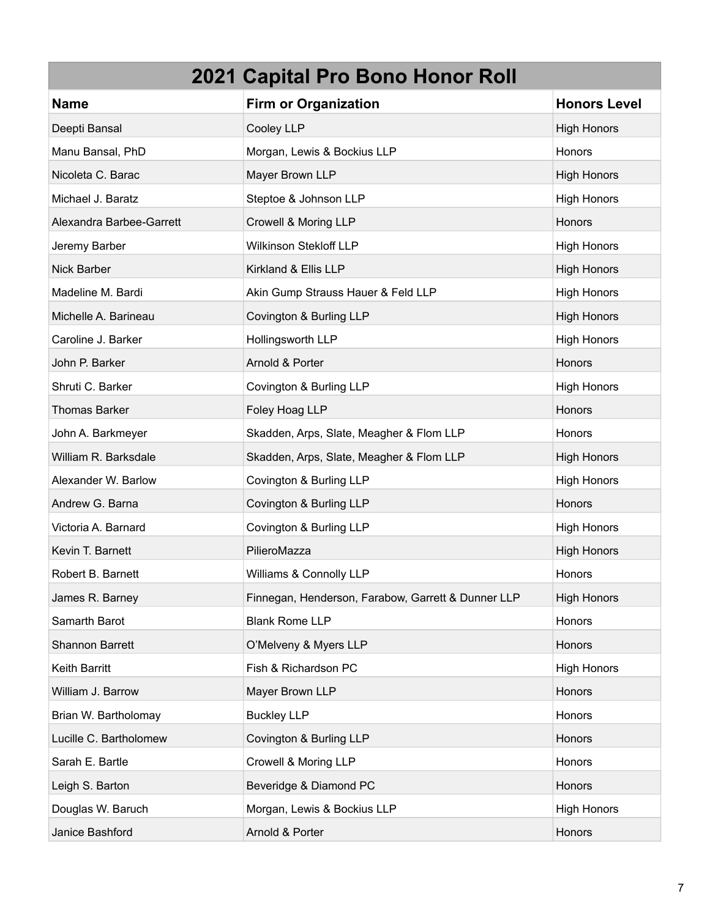# 2021 Capital Pro Bono Honor Roll

| Name | Firm or Organization | Honors Level |
| --- | --- | --- |
| Deepti Bansal | Cooley LLP | High Honors |
| Manu Bansal, PhD | Morgan, Lewis & Bockius LLP | Honors |
| Nicoleta C. Barac | Mayer Brown LLP | High Honors |
| Michael J. Baratz | Steptoe & Johnson LLP | High Honors |
| Alexandra Barbee-Garrett | Crowell & Moring LLP | Honors |
| Jeremy Barber | Wilkinson Stekloff LLP | High Honors |
| Nick Barber | Kirkland & Ellis LLP | High Honors |
| Madeline M. Bardi | Akin Gump Strauss Hauer & Feld LLP | High Honors |
| Michelle A. Barineau | Covington & Burling LLP | High Honors |
| Caroline J. Barker | Hollingsworth LLP | High Honors |
| John P. Barker | Arnold & Porter | Honors |
| Shruti C. Barker | Covington & Burling LLP | High Honors |
| Thomas Barker | Foley Hoag LLP | Honors |
| John A. Barkmeyer | Skadden, Arps, Slate, Meagher & Flom LLP | Honors |
| William R. Barksdale | Skadden, Arps, Slate, Meagher & Flom LLP | High Honors |
| Alexander W. Barlow | Covington & Burling LLP | High Honors |
| Andrew G. Barna | Covington & Burling LLP | Honors |
| Victoria A. Barnard | Covington & Burling LLP | High Honors |
| Kevin T. Barnett | PilieroMazza | High Honors |
| Robert B. Barnett | Williams & Connolly LLP | Honors |
| James R. Barney | Finnegan, Henderson, Farabow, Garrett & Dunner LLP | High Honors |
| Samarth Barot | Blank Rome LLP | Honors |
| Shannon Barrett | O'Melveny & Myers LLP | Honors |
| Keith Barritt | Fish & Richardson PC | High Honors |
| William J. Barrow | Mayer Brown LLP | Honors |
| Brian W. Bartholomay | Buckley LLP | Honors |
| Lucille C. Bartholomew | Covington & Burling LLP | Honors |
| Sarah E. Bartle | Crowell & Moring LLP | Honors |
| Leigh S. Barton | Beveridge & Diamond PC | Honors |
| Douglas W. Baruch | Morgan, Lewis & Bockius LLP | High Honors |
| Janice Bashford | Arnold & Porter | Honors |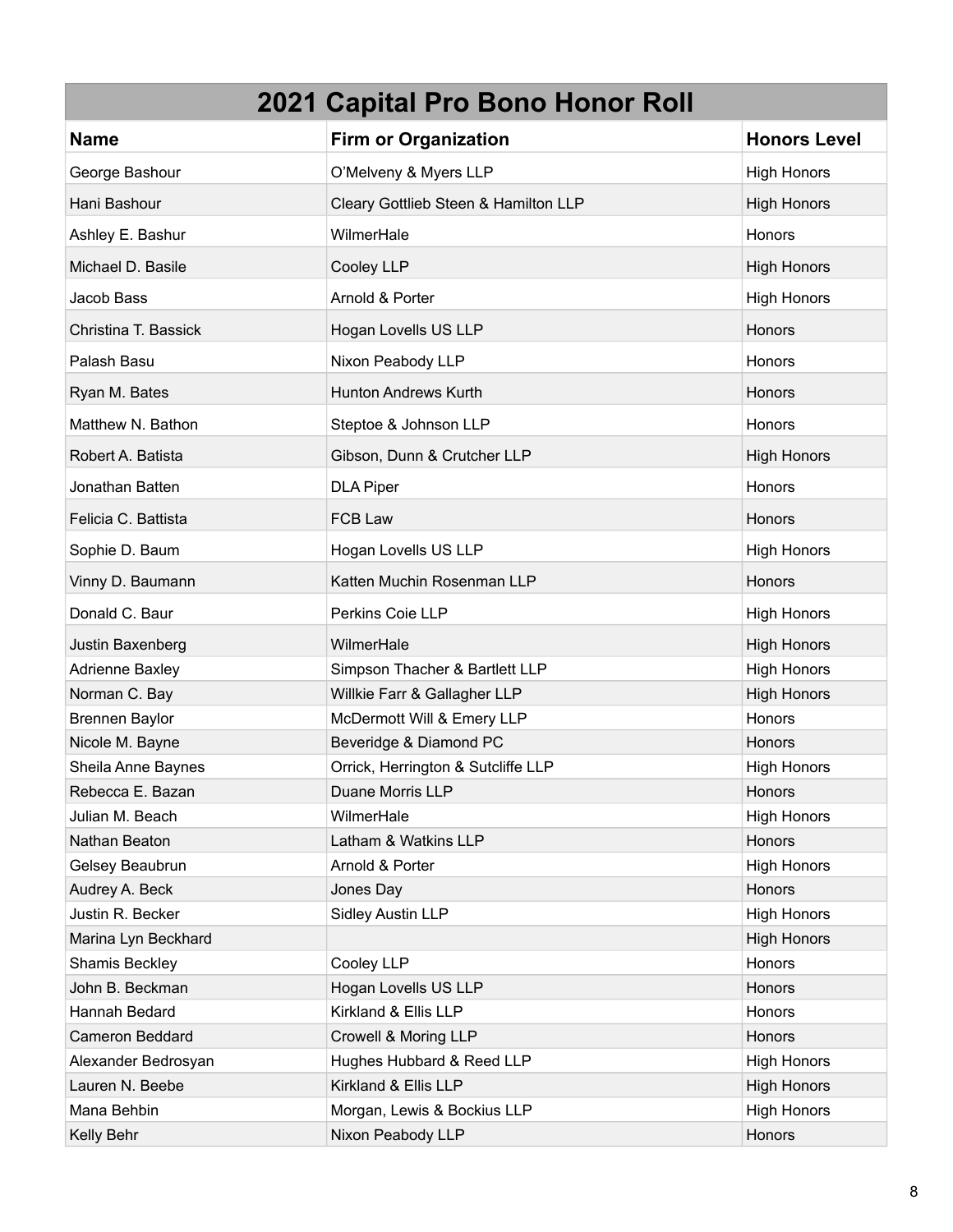| 2021 Capital Pro Bono Honor Roll | | |
|---|---|---|
| **Name** | **Firm or Organization** | **Honors Level** |
| George Bashour | O'Melveny & Myers LLP | High Honors |
| Hani Bashour | Cleary Gottlieb Steen & Hamilton LLP | High Honors |
| Ashley E. Bashur | WilmerHale | Honors |
| Michael D. Basile | Cooley LLP | High Honors |
| Jacob Bass | Arnold & Porter | High Honors |
| Christina T. Bassick | Hogan Lovells US LLP | Honors |
| Palash Basu | Nixon Peabody LLP | Honors |
| Ryan M. Bates | Hunton Andrews Kurth | Honors |
| Matthew N. Bathon | Steptoe & Johnson LLP | Honors |
| Robert A. Batista | Gibson, Dunn & Crutcher LLP | High Honors |
| Jonathan Batten | DLA Piper | Honors |
| Felicia C. Battista | FCB Law | Honors |
| Sophie D. Baum | Hogan Lovells US LLP | High Honors |
| Vinny D. Baumann | Katten Muchin Rosenman LLP | Honors |
| Donald C. Baur | Perkins Coie LLP | High Honors |
| Justin Baxenberg | WilmerHale | High Honors |
| Adrienne Baxley | Simpson Thacher & Bartlett LLP | High Honors |
| Norman C. Bay | Willkie Farr & Gallagher LLP | High Honors |
| Brennen Baylor | McDermott Will & Emery LLP | Honors |
| Nicole M. Bayne | Beveridge & Diamond PC | Honors |
| Sheila Anne Baynes | Orrick, Herrington & Sutcliffe LLP | High Honors |
| Rebecca E. Bazan | Duane Morris LLP | Honors |
| Julian M. Beach | WilmerHale | High Honors |
| Nathan Beaton | Latham & Watkins LLP | Honors |
| Gelsey Beaubrun | Arnold & Porter | High Honors |
| Audrey A. Beck | Jones Day | Honors |
| Justin R. Becker | Sidley Austin LLP | High Honors |
| Marina Lyn Beckhard | | High Honors |
| Shamis Beckley | Cooley LLP | Honors |
| John B. Beckman | Hogan Lovells US LLP | Honors |
| Hannah Bedard | Kirkland & Ellis LLP | Honors |
| Cameron Beddard | Crowell & Moring LLP | Honors |
| Alexander Bedrosyan | Hughes Hubbard & Reed LLP | High Honors |
| Lauren N. Beebe | Kirkland & Ellis LLP | High Honors |
| Mana Behbin | Morgan, Lewis & Bockius LLP | High Honors |
| Kelly Behr | Nixon Peabody LLP | Honors |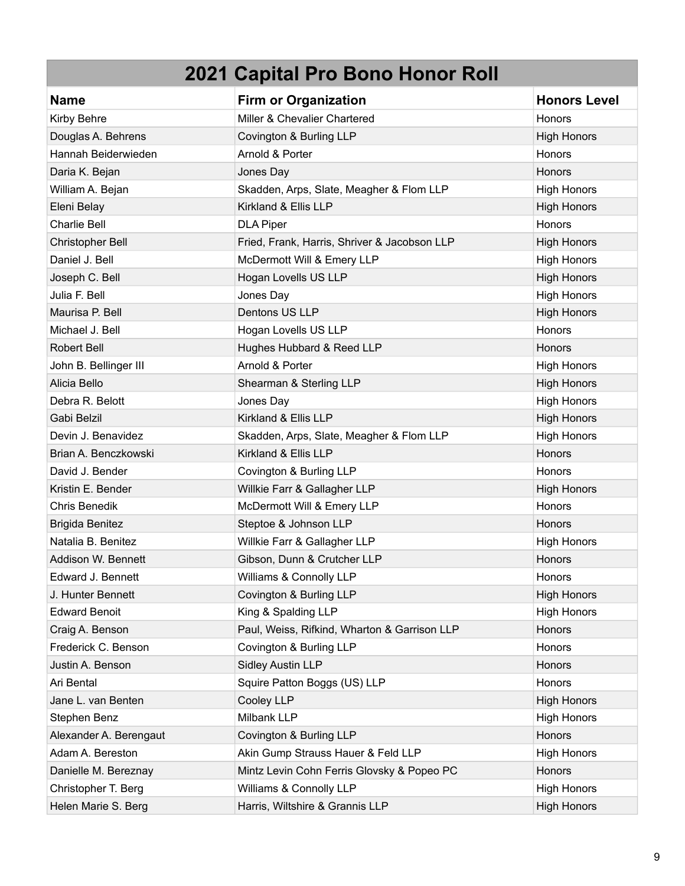# 2021 Capital Pro Bono Honor Roll

| Name | Firm or Organization | Honors Level |
| --- | --- | --- |
| Kirby Behre | Miller & Chevalier Chartered | Honors |
| Douglas A. Behrens | Covington & Burling LLP | High Honors |
| Hannah Beiderwieden | Arnold & Porter | Honors |
| Daria K. Bejan | Jones Day | Honors |
| William A. Bejan | Skadden, Arps, Slate, Meagher & Flom LLP | High Honors |
| Eleni Belay | Kirkland & Ellis LLP | High Honors |
| Charlie Bell | DLA Piper | Honors |
| Christopher Bell | Fried, Frank, Harris, Shriver & Jacobson LLP | High Honors |
| Daniel J. Bell | McDermott Will & Emery LLP | High Honors |
| Joseph C. Bell | Hogan Lovells US LLP | High Honors |
| Julia F. Bell | Jones Day | High Honors |
| Maurisa P. Bell | Dentons US LLP | High Honors |
| Michael J. Bell | Hogan Lovells US LLP | Honors |
| Robert Bell | Hughes Hubbard & Reed LLP | Honors |
| John B. Bellinger III | Arnold & Porter | High Honors |
| Alicia Bello | Shearman & Sterling LLP | High Honors |
| Debra R. Belott | Jones Day | High Honors |
| Gabi Belzil | Kirkland & Ellis LLP | High Honors |
| Devin J. Benavidez | Skadden, Arps, Slate, Meagher & Flom LLP | High Honors |
| Brian A. Benczkowski | Kirkland & Ellis LLP | Honors |
| David J. Bender | Covington & Burling LLP | Honors |
| Kristin E. Bender | Willkie Farr & Gallagher LLP | High Honors |
| Chris Benedik | McDermott Will & Emery LLP | Honors |
| Brigida Benitez | Steptoe & Johnson LLP | Honors |
| Natalia B. Benitez | Willkie Farr & Gallagher LLP | High Honors |
| Addison W. Bennett | Gibson, Dunn & Crutcher LLP | Honors |
| Edward J. Bennett | Williams & Connolly LLP | Honors |
| J. Hunter Bennett | Covington & Burling LLP | High Honors |
| Edward Benoit | King & Spalding LLP | High Honors |
| Craig A. Benson | Paul, Weiss, Rifkind, Wharton & Garrison LLP | Honors |
| Frederick C. Benson | Covington & Burling LLP | Honors |
| Justin A. Benson | Sidley Austin LLP | Honors |
| Ari Bental | Squire Patton Boggs (US) LLP | Honors |
| Jane L. van Benten | Cooley LLP | High Honors |
| Stephen Benz | Milbank LLP | High Honors |
| Alexander A. Berengaut | Covington & Burling LLP | Honors |
| Adam A. Bereston | Akin Gump Strauss Hauer & Feld LLP | High Honors |
| Danielle M. Bereznay | Mintz Levin Cohn Ferris Glovsky & Popeo PC | Honors |
| Christopher T. Berg | Williams & Connolly LLP | High Honors |
| Helen Marie S. Berg | Harris, Wiltshire & Grannis LLP | High Honors |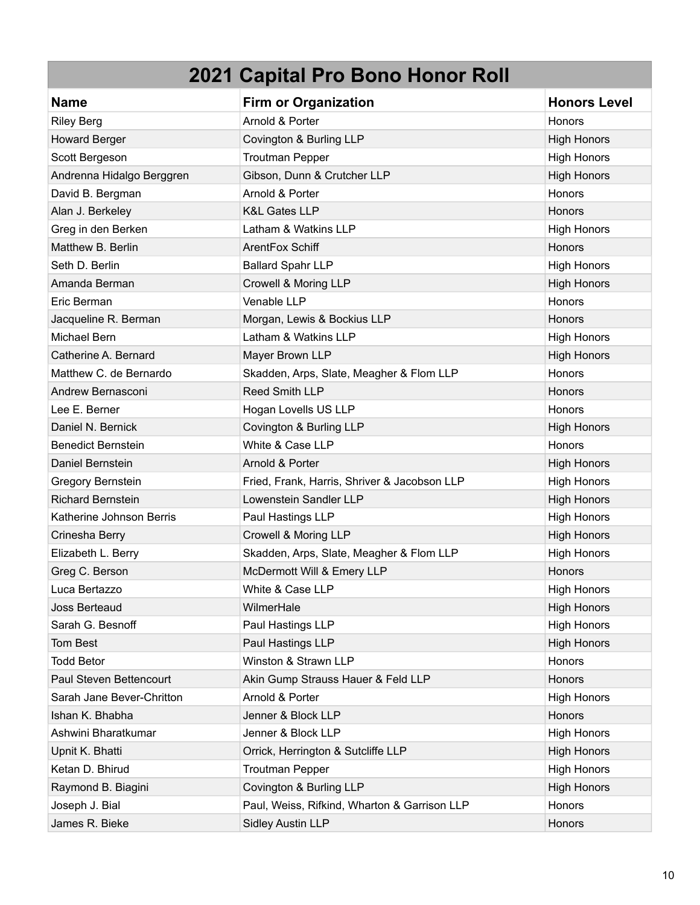## 2021 Capital Pro Bono Honor Roll

| Name | Firm or Organization | Honors Level |
|---|---|---|
| Riley Berg | Arnold & Porter | Honors |
| Howard Berger | Covington & Burling LLP | High Honors |
| Scott Bergeson | Troutman Pepper | High Honors |
| Andrenna Hidalgo Berggren | Gibson, Dunn & Crutcher LLP | High Honors |
| David B. Bergman | Arnold & Porter | Honors |
| Alan J. Berkeley | K&L Gates LLP | Honors |
| Greg in den Berken | Latham & Watkins LLP | High Honors |
| Matthew B. Berlin | ArentFox Schiff | Honors |
| Seth D. Berlin | Ballard Spahr LLP | High Honors |
| Amanda Berman | Crowell & Moring LLP | High Honors |
| Eric Berman | Venable LLP | Honors |
| Jacqueline R. Berman | Morgan, Lewis & Bockius LLP | Honors |
| Michael Bern | Latham & Watkins LLP | High Honors |
| Catherine A. Bernard | Mayer Brown LLP | High Honors |
| Matthew C. de Bernardo | Skadden, Arps, Slate, Meagher & Flom LLP | Honors |
| Andrew Bernasconi | Reed Smith LLP | Honors |
| Lee E. Berner | Hogan Lovells US LLP | Honors |
| Daniel N. Bernick | Covington & Burling LLP | High Honors |
| Benedict Bernstein | White & Case LLP | Honors |
| Daniel Bernstein | Arnold & Porter | High Honors |
| Gregory Bernstein | Fried, Frank, Harris, Shriver & Jacobson LLP | High Honors |
| Richard Bernstein | Lowenstein Sandler LLP | High Honors |
| Katherine Johnson Berris | Paul Hastings LLP | High Honors |
| Crinesha Berry | Crowell & Moring LLP | High Honors |
| Elizabeth L. Berry | Skadden, Arps, Slate, Meagher & Flom LLP | High Honors |
| Greg C. Berson | McDermott Will & Emery LLP | Honors |
| Luca Bertazzo | White & Case LLP | High Honors |
| Joss Berteaud | WilmerHale | High Honors |
| Sarah G. Besnoff | Paul Hastings LLP | High Honors |
| Tom Best | Paul Hastings LLP | High Honors |
| Todd Betor | Winston & Strawn LLP | Honors |
| Paul Steven Bettencourt | Akin Gump Strauss Hauer & Feld LLP | Honors |
| Sarah Jane Bever-Chritton | Arnold & Porter | High Honors |
| Ishan K. Bhabha | Jenner & Block LLP | Honors |
| Ashwini Bharatkumar | Jenner & Block LLP | High Honors |
| Upnit K. Bhatti | Orrick, Herrington & Sutcliffe LLP | High Honors |
| Ketan D. Bhirud | Troutman Pepper | High Honors |
| Raymond B. Biagini | Covington & Burling LLP | High Honors |
| Joseph J. Bial | Paul, Weiss, Rifkind, Wharton & Garrison LLP | Honors |
| James R. Bieke | Sidley Austin LLP | Honors |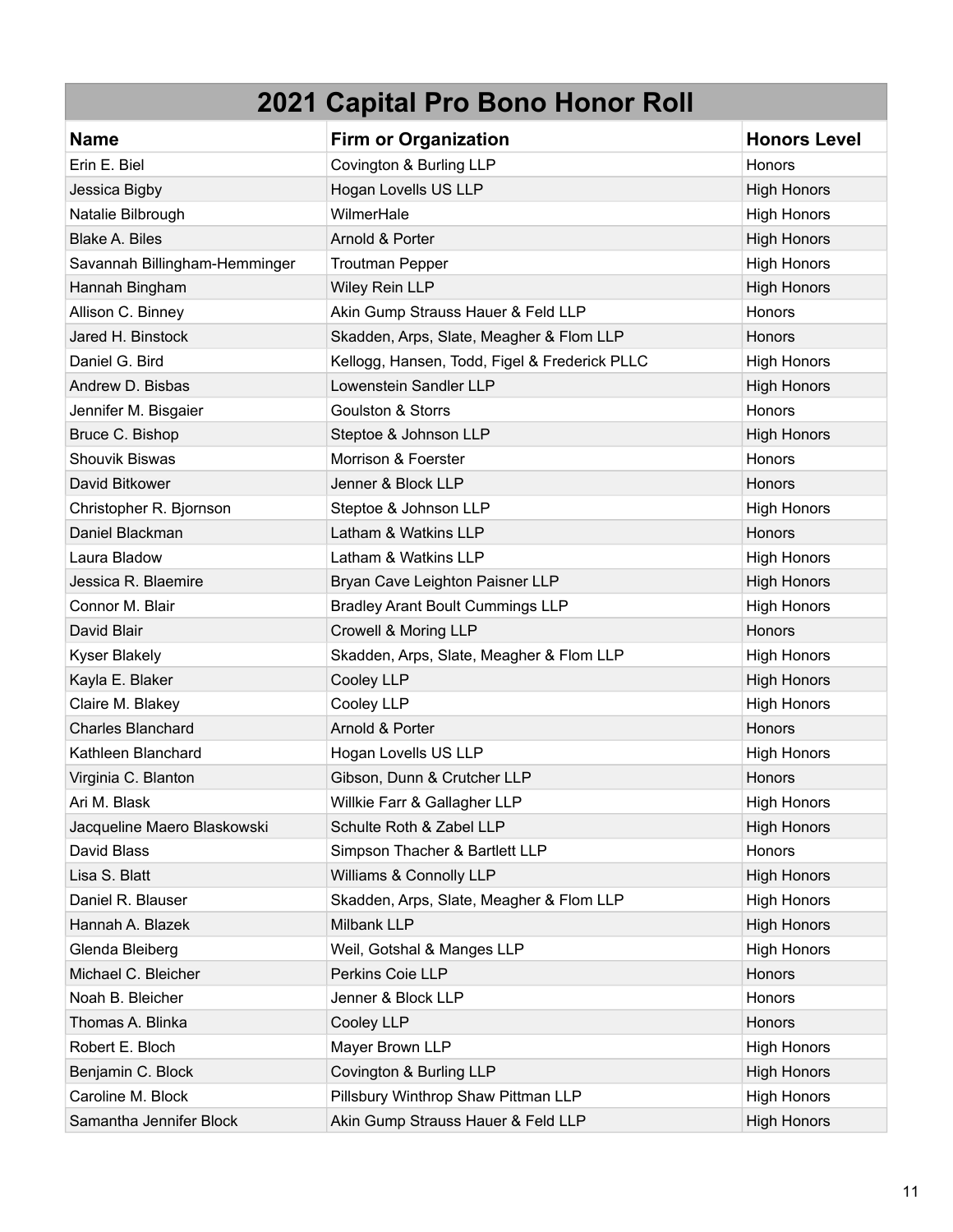# 2021 Capital Pro Bono Honor Roll

| Name | Firm or Organization | Honors Level |
|---|---|---|
| Erin E. Biel | Covington & Burling LLP | Honors |
| Jessica Bigby | Hogan Lovells US LLP | High Honors |
| Natalie Bilbrough | WilmerHale | High Honors |
| Blake A. Biles | Arnold & Porter | High Honors |
| Savannah Billingham-Hemminger | Troutman Pepper | High Honors |
| Hannah Bingham | Wiley Rein LLP | High Honors |
| Allison C. Binney | Akin Gump Strauss Hauer & Feld LLP | Honors |
| Jared H. Binstock | Skadden, Arps, Slate, Meagher & Flom LLP | Honors |
| Daniel G. Bird | Kellogg, Hansen, Todd, Figel & Frederick PLLC | High Honors |
| Andrew D. Bisbas | Lowenstein Sandler LLP | High Honors |
| Jennifer M. Bisgaier | Goulston & Storrs | Honors |
| Bruce C. Bishop | Steptoe & Johnson LLP | High Honors |
| Shouvik Biswas | Morrison & Foerster | Honors |
| David Bitkower | Jenner & Block LLP | Honors |
| Christopher R. Bjornson | Steptoe & Johnson LLP | High Honors |
| Daniel Blackman | Latham & Watkins LLP | Honors |
| Laura Bladow | Latham & Watkins LLP | High Honors |
| Jessica R. Blaemire | Bryan Cave Leighton Paisner LLP | High Honors |
| Connor M. Blair | Bradley Arant Boult Cummings LLP | High Honors |
| David Blair | Crowell & Moring LLP | Honors |
| Kyser Blakely | Skadden, Arps, Slate, Meagher & Flom LLP | High Honors |
| Kayla E. Blaker | Cooley LLP | High Honors |
| Claire M. Blakey | Cooley LLP | High Honors |
| Charles Blanchard | Arnold & Porter | Honors |
| Kathleen Blanchard | Hogan Lovells US LLP | High Honors |
| Virginia C. Blanton | Gibson, Dunn & Crutcher LLP | Honors |
| Ari M. Blask | Willkie Farr & Gallagher LLP | High Honors |
| Jacqueline Maero Blaskowski | Schulte Roth & Zabel LLP | High Honors |
| David Blass | Simpson Thacher & Bartlett LLP | Honors |
| Lisa S. Blatt | Williams & Connolly LLP | High Honors |
| Daniel R. Blauser | Skadden, Arps, Slate, Meagher & Flom LLP | High Honors |
| Hannah A. Blazek | Milbank LLP | High Honors |
| Glenda Bleiberg | Weil, Gotshal & Manges LLP | High Honors |
| Michael C. Bleicher | Perkins Coie LLP | Honors |
| Noah B. Bleicher | Jenner & Block LLP | Honors |
| Thomas A. Blinka | Cooley LLP | Honors |
| Robert E. Bloch | Mayer Brown LLP | High Honors |
| Benjamin C. Block | Covington & Burling LLP | High Honors |
| Caroline M. Block | Pillsbury Winthrop Shaw Pittman LLP | High Honors |
| Samantha Jennifer Block | Akin Gump Strauss Hauer & Feld LLP | High Honors |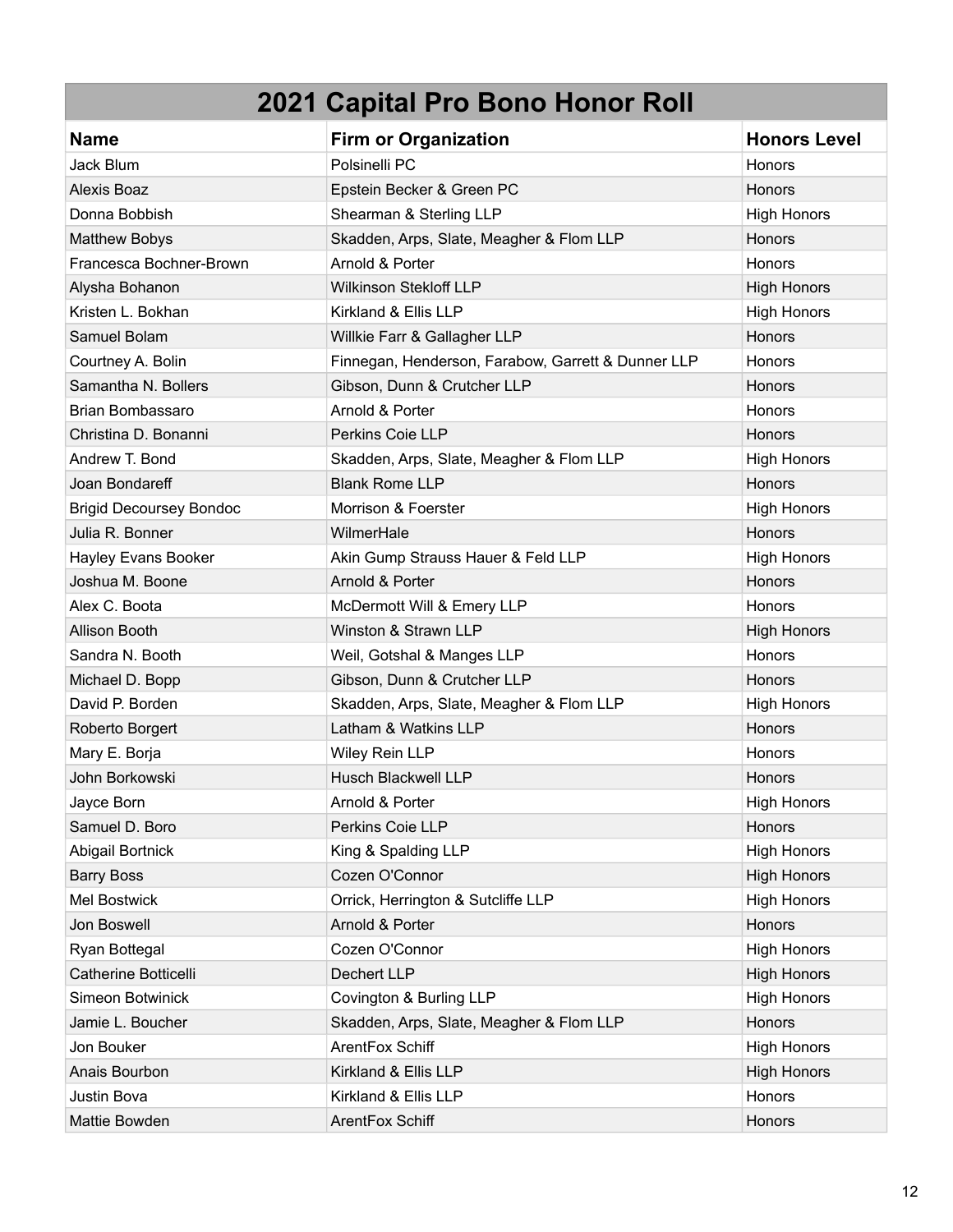| 2021 Capital Pro Bono Honor Roll | | |
|---|---|---|
| **Name** | **Firm or Organization** | **Honors Level** |
| Jack Blum | Polsinelli PC | Honors |
| Alexis Boaz | Epstein Becker & Green PC | Honors |
| Donna Bobbish | Shearman & Sterling LLP | High Honors |
| Matthew Bobys | Skadden, Arps, Slate, Meagher & Flom LLP | Honors |
| Francesca Bochner-Brown | Arnold & Porter | Honors |
| Alysha Bohanon | Wilkinson Stekloff LLP | High Honors |
| Kristen L. Bokhan | Kirkland & Ellis LLP | High Honors |
| Samuel Bolam | Willkie Farr & Gallagher LLP | Honors |
| Courtney A. Bolin | Finnegan, Henderson, Farabow, Garrett & Dunner LLP | Honors |
| Samantha N. Bollers | Gibson, Dunn & Crutcher LLP | Honors |
| Brian Bombassaro | Arnold & Porter | Honors |
| Christina D. Bonanni | Perkins Coie LLP | Honors |
| Andrew T. Bond | Skadden, Arps, Slate, Meagher & Flom LLP | High Honors |
| Joan Bondareff | Blank Rome LLP | Honors |
| Brigid Decoursey Bondoc | Morrison & Foerster | High Honors |
| Julia R. Bonner | WilmerHale | Honors |
| Hayley Evans Booker | Akin Gump Strauss Hauer & Feld LLP | High Honors |
| Joshua M. Boone | Arnold & Porter | Honors |
| Alex C. Boota | McDermott Will & Emery LLP | Honors |
| Allison Booth | Winston & Strawn LLP | High Honors |
| Sandra N. Booth | Weil, Gotshal & Manges LLP | Honors |
| Michael D. Bopp | Gibson, Dunn & Crutcher LLP | Honors |
| David P. Borden | Skadden, Arps, Slate, Meagher & Flom LLP | High Honors |
| Roberto Borgert | Latham & Watkins LLP | Honors |
| Mary E. Borja | Wiley Rein LLP | Honors |
| John Borkowski | Husch Blackwell LLP | Honors |
| Jayce Born | Arnold & Porter | High Honors |
| Samuel D. Boro | Perkins Coie LLP | Honors |
| Abigail Bortnick | King & Spalding LLP | High Honors |
| Barry Boss | Cozen O'Connor | High Honors |
| Mel Bostwick | Orrick, Herrington & Sutcliffe LLP | High Honors |
| Jon Boswell | Arnold & Porter | Honors |
| Ryan Bottegal | Cozen O'Connor | High Honors |
| Catherine Botticelli | Dechert LLP | High Honors |
| Simeon Botwinick | Covington & Burling LLP | High Honors |
| Jamie L. Boucher | Skadden, Arps, Slate, Meagher & Flom LLP | Honors |
| Jon Bouker | ArentFox Schiff | High Honors |
| Anais Bourbon | Kirkland & Ellis LLP | High Honors |
| Justin Bova | Kirkland & Ellis LLP | Honors |
| Mattie Bowden | ArentFox Schiff | Honors |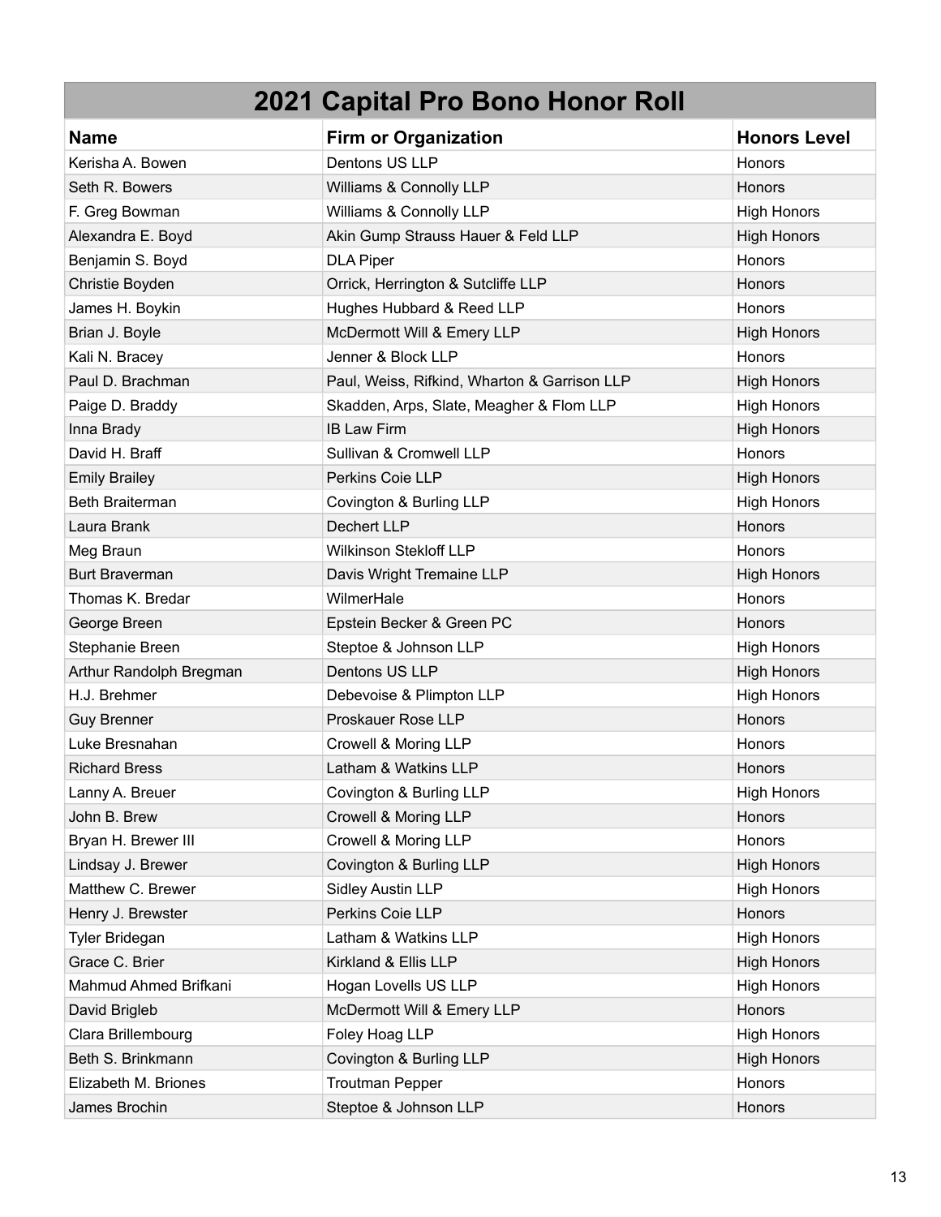## 2021 Capital Pro Bono Honor Roll

| Name | Firm or Organization | Honors Level |
|---|---|---|
| Kerisha A. Bowen | Dentons US LLP | Honors |
| Seth R. Bowers | Williams & Connolly LLP | Honors |
| F. Greg Bowman | Williams & Connolly LLP | High Honors |
| Alexandra E. Boyd | Akin Gump Strauss Hauer & Feld LLP | High Honors |
| Benjamin S. Boyd | DLA Piper | Honors |
| Christie Boyden | Orrick, Herrington & Sutcliffe LLP | Honors |
| James H. Boykin | Hughes Hubbard & Reed LLP | Honors |
| Brian J. Boyle | McDermott Will & Emery LLP | High Honors |
| Kali N. Bracey | Jenner & Block LLP | Honors |
| Paul D. Brachman | Paul, Weiss, Rifkind, Wharton & Garrison LLP | High Honors |
| Paige D. Braddy | Skadden, Arps, Slate, Meagher & Flom LLP | High Honors |
| Inna Brady | IB Law Firm | High Honors |
| David H. Braff | Sullivan & Cromwell LLP | Honors |
| Emily Brailey | Perkins Coie LLP | High Honors |
| Beth Braiterman | Covington & Burling LLP | High Honors |
| Laura Brank | Dechert LLP | Honors |
| Meg Braun | Wilkinson Stekloff LLP | Honors |
| Burt Braverman | Davis Wright Tremaine LLP | High Honors |
| Thomas K. Bredar | WilmerHale | Honors |
| George Breen | Epstein Becker & Green PC | Honors |
| Stephanie Breen | Steptoe & Johnson LLP | High Honors |
| Arthur Randolph Bregman | Dentons US LLP | High Honors |
| H.J. Brehmer | Debevoise & Plimpton LLP | High Honors |
| Guy Brenner | Proskauer Rose LLP | Honors |
| Luke Bresnahan | Crowell & Moring LLP | Honors |
| Richard Bress | Latham & Watkins LLP | Honors |
| Lanny A. Breuer | Covington & Burling LLP | High Honors |
| John B. Brew | Crowell & Moring LLP | Honors |
| Bryan H. Brewer III | Crowell & Moring LLP | Honors |
| Lindsay J. Brewer | Covington & Burling LLP | High Honors |
| Matthew C. Brewer | Sidley Austin LLP | High Honors |
| Henry J. Brewster | Perkins Coie LLP | Honors |
| Tyler Bridegan | Latham & Watkins LLP | High Honors |
| Grace C. Brier | Kirkland & Ellis LLP | High Honors |
| Mahmud Ahmed Brifkani | Hogan Lovells US LLP | High Honors |
| David Brigleb | McDermott Will & Emery LLP | Honors |
| Clara Brillembourg | Foley Hoag LLP | High Honors |
| Beth S. Brinkmann | Covington & Burling LLP | High Honors |
| Elizabeth M. Briones | Troutman Pepper | Honors |
| James Brochin | Steptoe & Johnson LLP | Honors |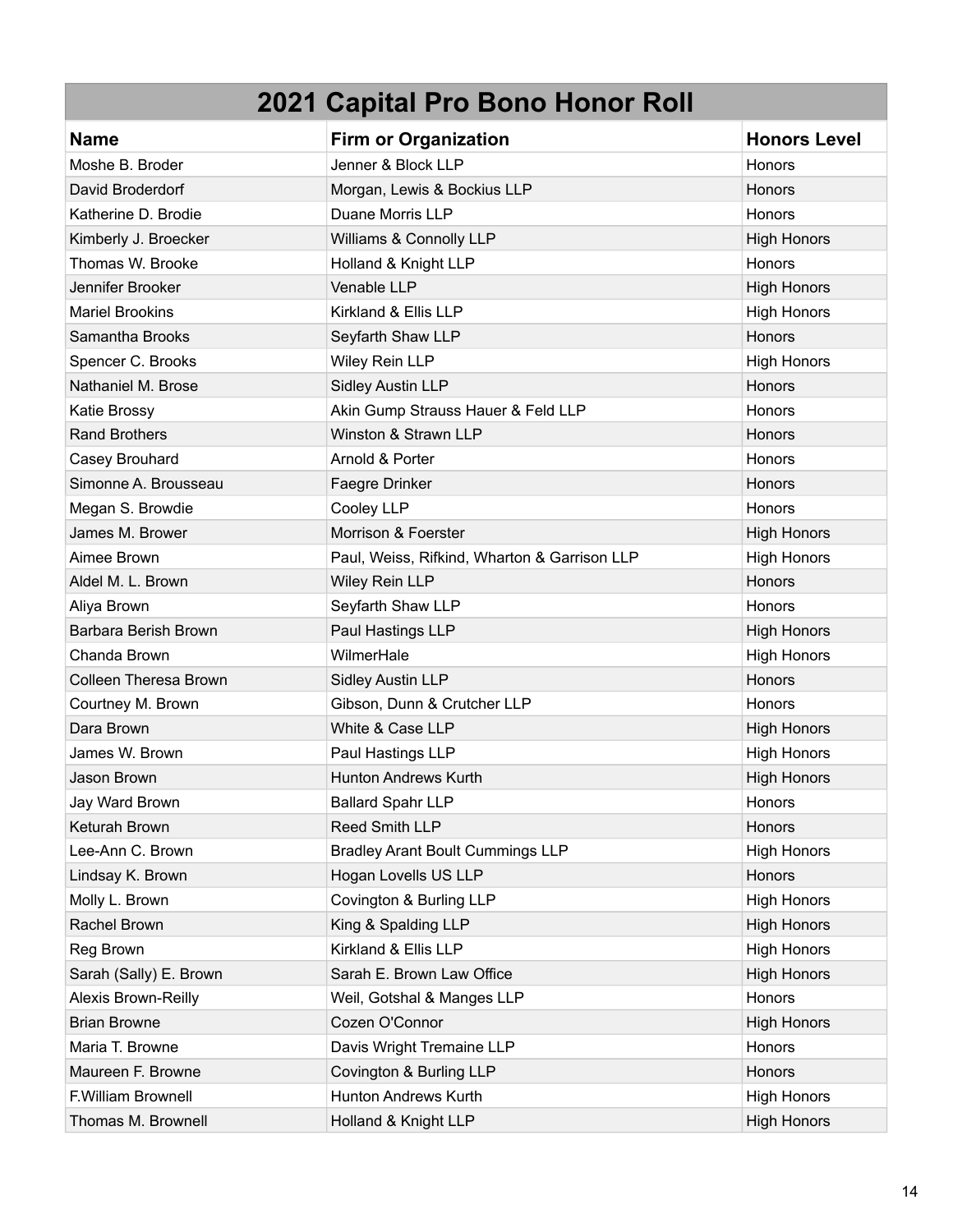# 2021 Capital Pro Bono Honor Roll

| Name | Firm or Organization | Honors Level |
|---|---|---|
| Moshe B. Broder | Jenner & Block LLP | Honors |
| David Broderdorf | Morgan, Lewis & Bockius LLP | Honors |
| Katherine D. Brodie | Duane Morris LLP | Honors |
| Kimberly J. Broecker | Williams & Connolly LLP | High Honors |
| Thomas W. Brooke | Holland & Knight LLP | Honors |
| Jennifer Brooker | Venable LLP | High Honors |
| Mariel Brookins | Kirkland & Ellis LLP | High Honors |
| Samantha Brooks | Seyfarth Shaw LLP | Honors |
| Spencer C. Brooks | Wiley Rein LLP | High Honors |
| Nathaniel M. Brose | Sidley Austin LLP | Honors |
| Katie Brossy | Akin Gump Strauss Hauer & Feld LLP | Honors |
| Rand Brothers | Winston & Strawn LLP | Honors |
| Casey Brouhard | Arnold & Porter | Honors |
| Simonne A. Brousseau | Faegre Drinker | Honors |
| Megan S. Browdie | Cooley LLP | Honors |
| James M. Brower | Morrison & Foerster | High Honors |
| Aimee Brown | Paul, Weiss, Rifkind, Wharton & Garrison LLP | High Honors |
| Aldel M. L. Brown | Wiley Rein LLP | Honors |
| Aliya Brown | Seyfarth Shaw LLP | Honors |
| Barbara Berish Brown | Paul Hastings LLP | High Honors |
| Chanda Brown | WilmerHale | High Honors |
| Colleen Theresa Brown | Sidley Austin LLP | Honors |
| Courtney M. Brown | Gibson, Dunn & Crutcher LLP | Honors |
| Dara Brown | White & Case LLP | High Honors |
| James W. Brown | Paul Hastings LLP | High Honors |
| Jason Brown | Hunton Andrews Kurth | High Honors |
| Jay Ward Brown | Ballard Spahr LLP | Honors |
| Keturah Brown | Reed Smith LLP | Honors |
| Lee-Ann C. Brown | Bradley Arant Boult Cummings LLP | High Honors |
| Lindsay K. Brown | Hogan Lovells US LLP | Honors |
| Molly L. Brown | Covington & Burling LLP | High Honors |
| Rachel Brown | King & Spalding LLP | High Honors |
| Reg Brown | Kirkland & Ellis LLP | High Honors |
| Sarah (Sally) E. Brown | Sarah E. Brown Law Office | High Honors |
| Alexis Brown-Reilly | Weil, Gotshal & Manges LLP | Honors |
| Brian Browne | Cozen O'Connor | High Honors |
| Maria T. Browne | Davis Wright Tremaine LLP | Honors |
| Maureen F. Browne | Covington & Burling LLP | Honors |
| F.William Brownell | Hunton Andrews Kurth | High Honors |
| Thomas M. Brownell | Holland & Knight LLP | High Honors |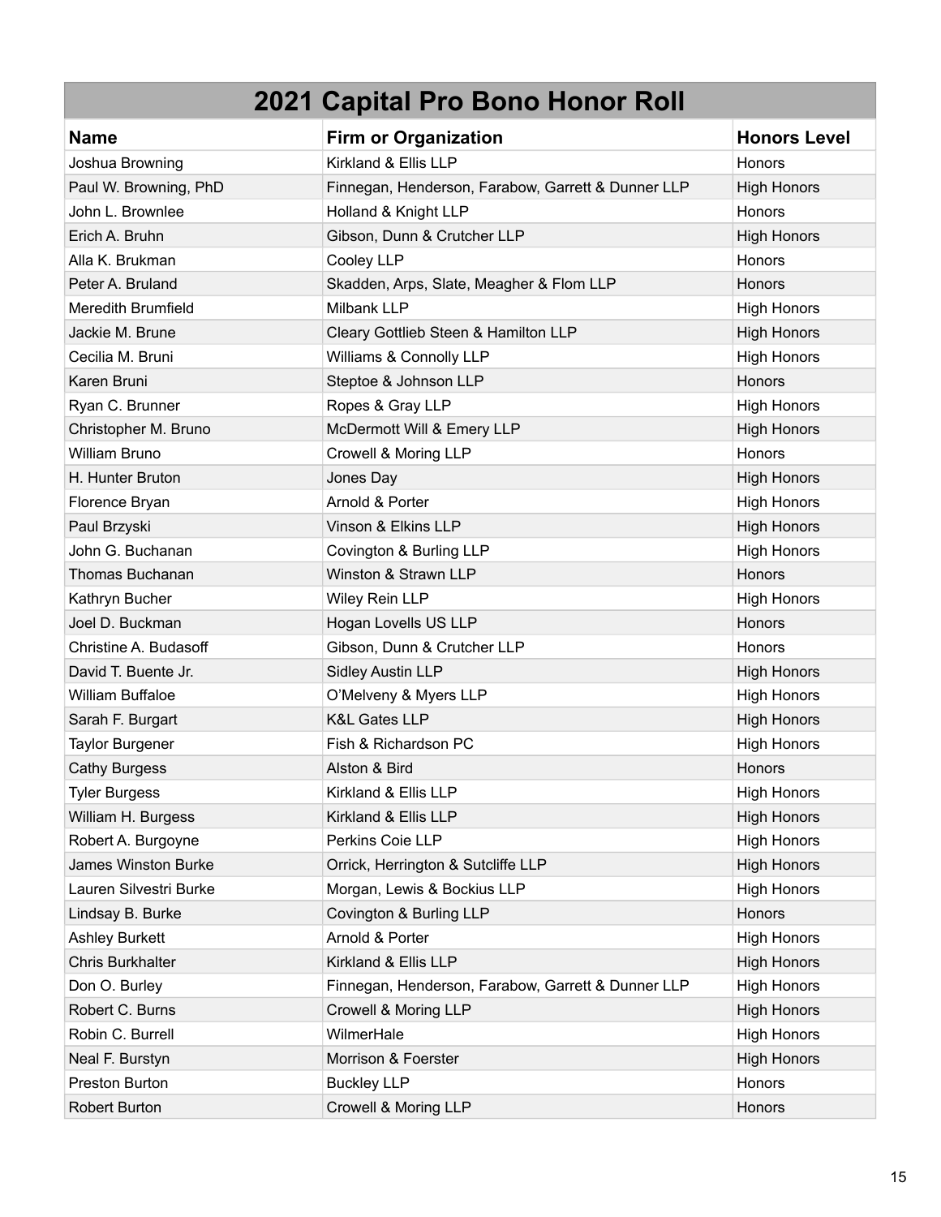# 2021 Capital Pro Bono Honor Roll

| Name | Firm or Organization | Honors Level |
|---|---|---|
| Joshua Browning | Kirkland & Ellis LLP | Honors |
| Paul W. Browning, PhD | Finnegan, Henderson, Farabow, Garrett & Dunner LLP | High Honors |
| John L. Brownlee | Holland & Knight LLP | Honors |
| Erich A. Bruhn | Gibson, Dunn & Crutcher LLP | High Honors |
| Alla K. Brukman | Cooley LLP | Honors |
| Peter A. Bruland | Skadden, Arps, Slate, Meagher & Flom LLP | Honors |
| Meredith Brumfield | Milbank LLP | High Honors |
| Jackie M. Brune | Cleary Gottlieb Steen & Hamilton LLP | High Honors |
| Cecilia M. Bruni | Williams & Connolly LLP | High Honors |
| Karen Bruni | Steptoe & Johnson LLP | Honors |
| Ryan C. Brunner | Ropes & Gray LLP | High Honors |
| Christopher M. Bruno | McDermott Will & Emery LLP | High Honors |
| William Bruno | Crowell & Moring LLP | Honors |
| H. Hunter Bruton | Jones Day | High Honors |
| Florence Bryan | Arnold & Porter | High Honors |
| Paul Brzyski | Vinson & Elkins LLP | High Honors |
| John G. Buchanan | Covington & Burling LLP | High Honors |
| Thomas Buchanan | Winston & Strawn LLP | Honors |
| Kathryn Bucher | Wiley Rein LLP | High Honors |
| Joel D. Buckman | Hogan Lovells US LLP | Honors |
| Christine A. Budasoff | Gibson, Dunn & Crutcher LLP | Honors |
| David T. Buente Jr. | Sidley Austin LLP | High Honors |
| William Buffaloe | O'Melveny & Myers LLP | High Honors |
| Sarah F. Burgart | K&L Gates LLP | High Honors |
| Taylor Burgener | Fish & Richardson PC | High Honors |
| Cathy Burgess | Alston & Bird | Honors |
| Tyler Burgess | Kirkland & Ellis LLP | High Honors |
| William H. Burgess | Kirkland & Ellis LLP | High Honors |
| Robert A. Burgoyne | Perkins Coie LLP | High Honors |
| James Winston Burke | Orrick, Herrington & Sutcliffe LLP | High Honors |
| Lauren Silvestri Burke | Morgan, Lewis & Bockius LLP | High Honors |
| Lindsay B. Burke | Covington & Burling LLP | Honors |
| Ashley Burkett | Arnold & Porter | High Honors |
| Chris Burkhalter | Kirkland & Ellis LLP | High Honors |
| Don O. Burley | Finnegan, Henderson, Farabow, Garrett & Dunner LLP | High Honors |
| Robert C. Burns | Crowell & Moring LLP | High Honors |
| Robin C. Burrell | WilmerHale | High Honors |
| Neal F. Burstyn | Morrison & Foerster | High Honors |
| Preston Burton | Buckley LLP | Honors |
| Robert Burton | Crowell & Moring LLP | Honors |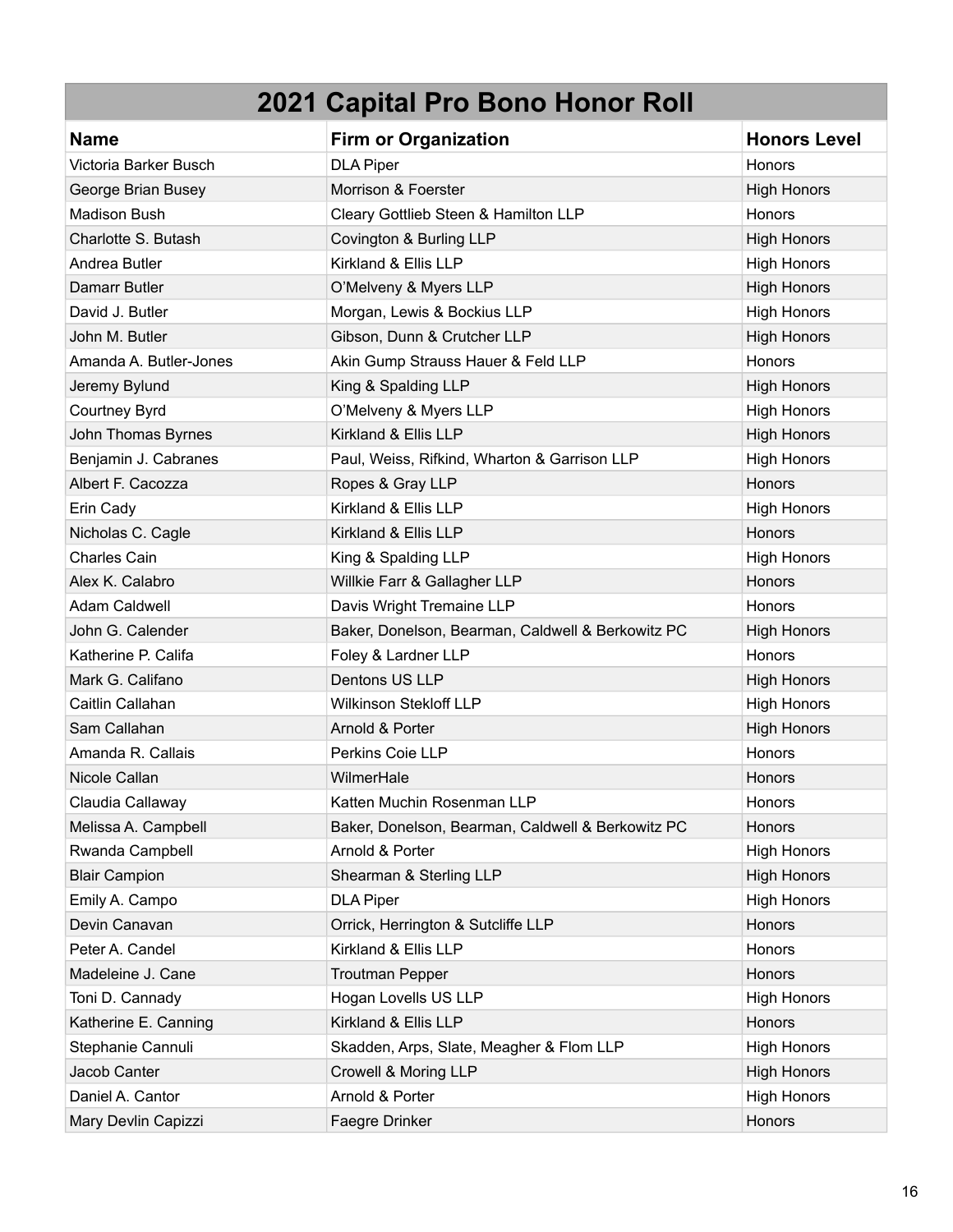| 2021 Capital Pro Bono Honor Roll | | |
|---|---|---|
| **Name** | **Firm or Organization** | **Honors Level** |
| Victoria Barker Busch | DLA Piper | Honors |
| George Brian Busey | Morrison & Foerster | High Honors |
| Madison Bush | Cleary Gottlieb Steen & Hamilton LLP | Honors |
| Charlotte S. Butash | Covington & Burling LLP | High Honors |
| Andrea Butler | Kirkland & Ellis LLP | High Honors |
| Damarr Butler | O'Melveny & Myers LLP | High Honors |
| David J. Butler | Morgan, Lewis & Bockius LLP | High Honors |
| John M. Butler | Gibson, Dunn & Crutcher LLP | High Honors |
| Amanda A. Butler-Jones | Akin Gump Strauss Hauer & Feld LLP | Honors |
| Jeremy Bylund | King & Spalding LLP | High Honors |
| Courtney Byrd | O'Melveny & Myers LLP | High Honors |
| John Thomas Byrnes | Kirkland & Ellis LLP | High Honors |
| Benjamin J. Cabranes | Paul, Weiss, Rifkind, Wharton & Garrison LLP | High Honors |
| Albert F. Cacozza | Ropes & Gray LLP | Honors |
| Erin Cady | Kirkland & Ellis LLP | High Honors |
| Nicholas C. Cagle | Kirkland & Ellis LLP | Honors |
| Charles Cain | King & Spalding LLP | High Honors |
| Alex K. Calabro | Willkie Farr & Gallagher LLP | Honors |
| Adam Caldwell | Davis Wright Tremaine LLP | Honors |
| John G. Calender | Baker, Donelson, Bearman, Caldwell & Berkowitz PC | High Honors |
| Katherine P. Califa | Foley & Lardner LLP | Honors |
| Mark G. Califano | Dentons US LLP | High Honors |
| Caitlin Callahan | Wilkinson Stekloff LLP | High Honors |
| Sam Callahan | Arnold & Porter | High Honors |
| Amanda R. Callais | Perkins Coie LLP | Honors |
| Nicole Callan | WilmerHale | Honors |
| Claudia Callaway | Katten Muchin Rosenman LLP | Honors |
| Melissa A. Campbell | Baker, Donelson, Bearman, Caldwell & Berkowitz PC | Honors |
| Rwanda Campbell | Arnold & Porter | High Honors |
| Blair Campion | Shearman & Sterling LLP | High Honors |
| Emily A. Campo | DLA Piper | High Honors |
| Devin Canavan | Orrick, Herrington & Sutcliffe LLP | Honors |
| Peter A. Candel | Kirkland & Ellis LLP | Honors |
| Madeleine J. Cane | Troutman Pepper | Honors |
| Toni D. Cannady | Hogan Lovells US LLP | High Honors |
| Katherine E. Canning | Kirkland & Ellis LLP | Honors |
| Stephanie Cannuli | Skadden, Arps, Slate, Meagher & Flom LLP | High Honors |
| Jacob Canter | Crowell & Moring LLP | High Honors |
| Daniel A. Cantor | Arnold & Porter | High Honors |
| Mary Devlin Capizzi | Faegre Drinker | Honors |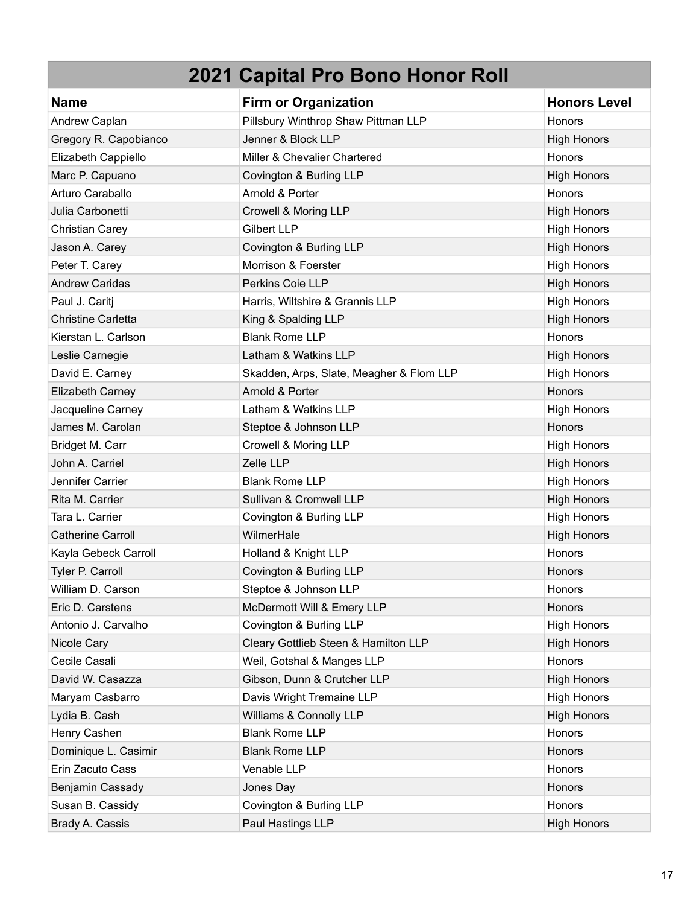# 2021 Capital Pro Bono Honor Roll

| Name | Firm or Organization | Honors Level |
|---|---|---|
| Andrew Caplan | Pillsbury Winthrop Shaw Pittman LLP | Honors |
| Gregory R. Capobianco | Jenner & Block LLP | High Honors |
| Elizabeth Cappiello | Miller & Chevalier Chartered | Honors |
| Marc P. Capuano | Covington & Burling LLP | High Honors |
| Arturo Caraballo | Arnold & Porter | Honors |
| Julia Carbonetti | Crowell & Moring LLP | High Honors |
| Christian Carey | Gilbert LLP | High Honors |
| Jason A. Carey | Covington & Burling LLP | High Honors |
| Peter T. Carey | Morrison & Foerster | High Honors |
| Andrew Caridas | Perkins Coie LLP | High Honors |
| Paul J. Caritj | Harris, Wiltshire & Grannis LLP | High Honors |
| Christine Carletta | King & Spalding LLP | High Honors |
| Kierstan L. Carlson | Blank Rome LLP | Honors |
| Leslie Carnegie | Latham & Watkins LLP | High Honors |
| David E. Carney | Skadden, Arps, Slate, Meagher & Flom LLP | High Honors |
| Elizabeth Carney | Arnold & Porter | Honors |
| Jacqueline Carney | Latham & Watkins LLP | High Honors |
| James M. Carolan | Steptoe & Johnson LLP | Honors |
| Bridget M. Carr | Crowell & Moring LLP | High Honors |
| John A. Carriel | Zelle LLP | High Honors |
| Jennifer Carrier | Blank Rome LLP | High Honors |
| Rita M. Carrier | Sullivan & Cromwell LLP | High Honors |
| Tara L. Carrier | Covington & Burling LLP | High Honors |
| Catherine Carroll | WilmerHale | High Honors |
| Kayla Gebeck Carroll | Holland & Knight LLP | Honors |
| Tyler P. Carroll | Covington & Burling LLP | Honors |
| William D. Carson | Steptoe & Johnson LLP | Honors |
| Eric D. Carstens | McDermott Will & Emery LLP | Honors |
| Antonio J. Carvalho | Covington & Burling LLP | High Honors |
| Nicole Cary | Cleary Gottlieb Steen & Hamilton LLP | High Honors |
| Cecile Casali | Weil, Gotshal & Manges LLP | Honors |
| David W. Casazza | Gibson, Dunn & Crutcher LLP | High Honors |
| Maryam Casbarro | Davis Wright Tremaine LLP | High Honors |
| Lydia B. Cash | Williams & Connolly LLP | High Honors |
| Henry Cashen | Blank Rome LLP | Honors |
| Dominique L. Casimir | Blank Rome LLP | Honors |
| Erin Zacuto Cass | Venable LLP | Honors |
| Benjamin Cassady | Jones Day | Honors |
| Susan B. Cassidy | Covington & Burling LLP | Honors |
| Brady A. Cassis | Paul Hastings LLP | High Honors |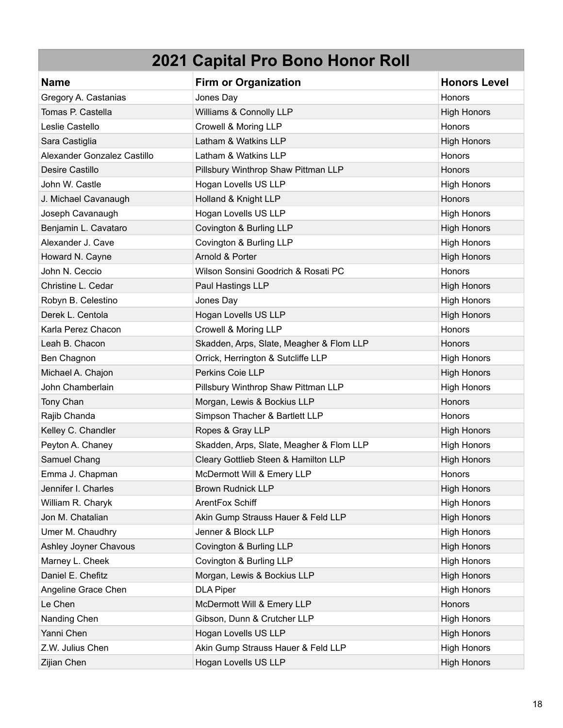# 2021 Capital Pro Bono Honor Roll

| Name | Firm or Organization | Honors Level |
|---|---|---|
| Gregory A. Castanias | Jones Day | Honors |
| Tomas P. Castella | Williams & Connolly LLP | High Honors |
| Leslie Castello | Crowell & Moring LLP | Honors |
| Sara Castiglia | Latham & Watkins LLP | High Honors |
| Alexander Gonzalez Castillo | Latham & Watkins LLP | Honors |
| Desire Castillo | Pillsbury Winthrop Shaw Pittman LLP | Honors |
| John W. Castle | Hogan Lovells US LLP | High Honors |
| J. Michael Cavanaugh | Holland & Knight LLP | Honors |
| Joseph Cavanaugh | Hogan Lovells US LLP | High Honors |
| Benjamin L. Cavataro | Covington & Burling LLP | High Honors |
| Alexander J. Cave | Covington & Burling LLP | High Honors |
| Howard N. Cayne | Arnold & Porter | High Honors |
| John N. Ceccio | Wilson Sonsini Goodrich & Rosati PC | Honors |
| Christine L. Cedar | Paul Hastings LLP | High Honors |
| Robyn B. Celestino | Jones Day | High Honors |
| Derek L. Centola | Hogan Lovells US LLP | High Honors |
| Karla Perez Chacon | Crowell & Moring LLP | Honors |
| Leah B. Chacon | Skadden, Arps, Slate, Meagher & Flom LLP | Honors |
| Ben Chagnon | Orrick, Herrington & Sutcliffe LLP | High Honors |
| Michael A. Chajon | Perkins Coie LLP | High Honors |
| John Chamberlain | Pillsbury Winthrop Shaw Pittman LLP | High Honors |
| Tony Chan | Morgan, Lewis & Bockius LLP | Honors |
| Rajib Chanda | Simpson Thacher & Bartlett LLP | Honors |
| Kelley C. Chandler | Ropes & Gray LLP | High Honors |
| Peyton A. Chaney | Skadden, Arps, Slate, Meagher & Flom LLP | High Honors |
| Samuel Chang | Cleary Gottlieb Steen & Hamilton LLP | High Honors |
| Emma J. Chapman | McDermott Will & Emery LLP | Honors |
| Jennifer I. Charles | Brown Rudnick LLP | High Honors |
| William R. Charyk | ArentFox Schiff | High Honors |
| Jon M. Chatalian | Akin Gump Strauss Hauer & Feld LLP | High Honors |
| Umer M. Chaudhry | Jenner & Block LLP | High Honors |
| Ashley Joyner Chavous | Covington & Burling LLP | High Honors |
| Marney L. Cheek | Covington & Burling LLP | High Honors |
| Daniel E. Chefitz | Morgan, Lewis & Bockius LLP | High Honors |
| Angeline Grace Chen | DLA Piper | High Honors |
| Le Chen | McDermott Will & Emery LLP | Honors |
| Nanding Chen | Gibson, Dunn & Crutcher LLP | High Honors |
| Yanni Chen | Hogan Lovells US LLP | High Honors |
| Z.W. Julius Chen | Akin Gump Strauss Hauer & Feld LLP | High Honors |
| Zijian Chen | Hogan Lovells US LLP | High Honors |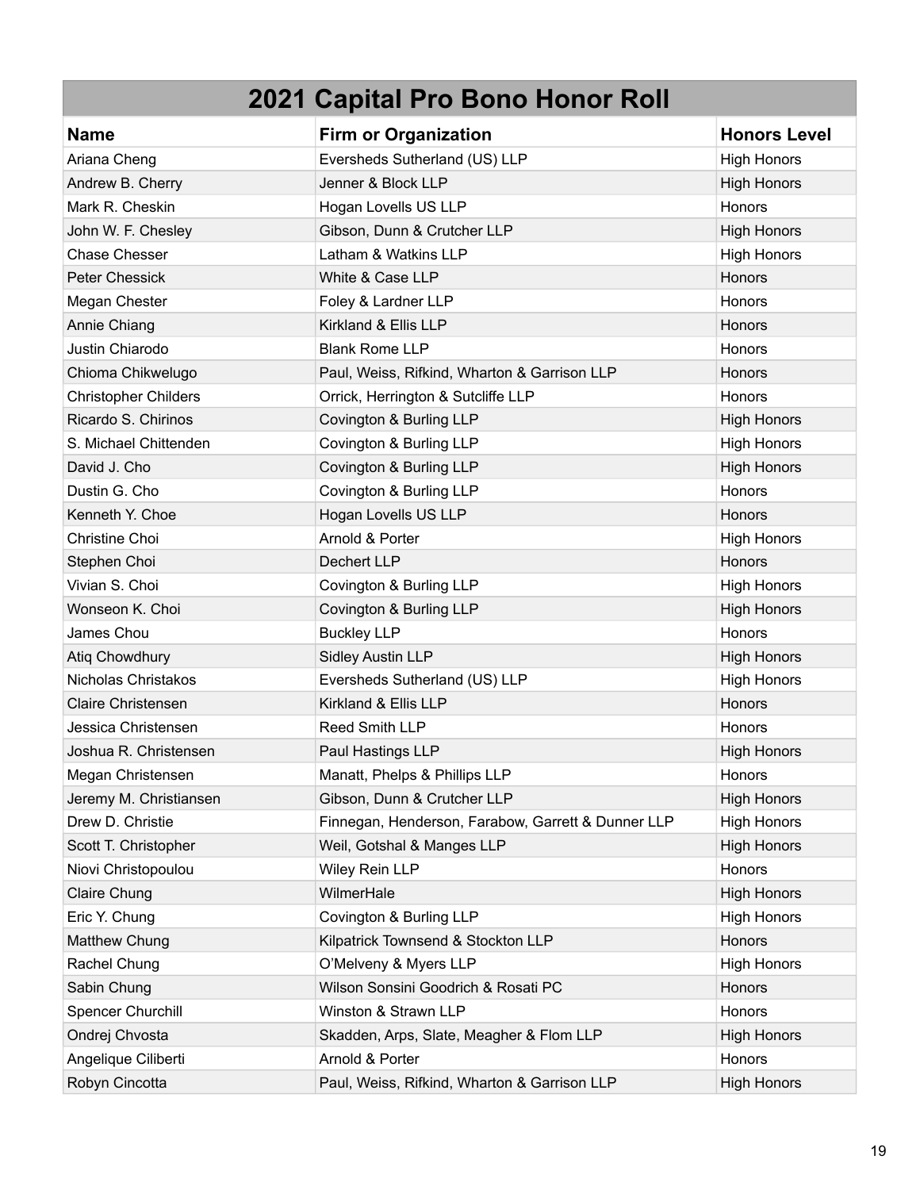# 2021 Capital Pro Bono Honor Roll

| Name | Firm or Organization | Honors Level |
| --- | --- | --- |
| Ariana Cheng | Eversheds Sutherland (US) LLP | High Honors |
| Andrew B. Cherry | Jenner & Block LLP | High Honors |
| Mark R. Cheskin | Hogan Lovells US LLP | Honors |
| John W. F. Chesley | Gibson, Dunn & Crutcher LLP | High Honors |
| Chase Chesser | Latham & Watkins LLP | High Honors |
| Peter Chessick | White & Case LLP | Honors |
| Megan Chester | Foley & Lardner LLP | Honors |
| Annie Chiang | Kirkland & Ellis LLP | Honors |
| Justin Chiarodo | Blank Rome LLP | Honors |
| Chioma Chikwelugo | Paul, Weiss, Rifkind, Wharton & Garrison LLP | Honors |
| Christopher Childers | Orrick, Herrington & Sutcliffe LLP | Honors |
| Ricardo S. Chirinos | Covington & Burling LLP | High Honors |
| S. Michael Chittenden | Covington & Burling LLP | High Honors |
| David J. Cho | Covington & Burling LLP | High Honors |
| Dustin G. Cho | Covington & Burling LLP | Honors |
| Kenneth Y. Choe | Hogan Lovells US LLP | Honors |
| Christine Choi | Arnold & Porter | High Honors |
| Stephen Choi | Dechert LLP | Honors |
| Vivian S. Choi | Covington & Burling LLP | High Honors |
| Wonseon K. Choi | Covington & Burling LLP | High Honors |
| James Chou | Buckley LLP | Honors |
| Atiq Chowdhury | Sidley Austin LLP | High Honors |
| Nicholas Christakos | Eversheds Sutherland (US) LLP | High Honors |
| Claire Christensen | Kirkland & Ellis LLP | Honors |
| Jessica Christensen | Reed Smith LLP | Honors |
| Joshua R. Christensen | Paul Hastings LLP | High Honors |
| Megan Christensen | Manatt, Phelps & Phillips LLP | Honors |
| Jeremy M. Christiansen | Gibson, Dunn & Crutcher LLP | High Honors |
| Drew D. Christie | Finnegan, Henderson, Farabow, Garrett & Dunner LLP | High Honors |
| Scott T. Christopher | Weil, Gotshal & Manges LLP | High Honors |
| Niovi Christopoulou | Wiley Rein LLP | Honors |
| Claire Chung | WilmerHale | High Honors |
| Eric Y. Chung | Covington & Burling LLP | High Honors |
| Matthew Chung | Kilpatrick Townsend & Stockton LLP | Honors |
| Rachel Chung | O'Melveny & Myers LLP | High Honors |
| Sabin Chung | Wilson Sonsini Goodrich & Rosati PC | Honors |
| Spencer Churchill | Winston & Strawn LLP | Honors |
| Ondrej Chvosta | Skadden, Arps, Slate, Meagher & Flom LLP | High Honors |
| Angelique Ciliberti | Arnold & Porter | Honors |
| Robyn Cincotta | Paul, Weiss, Rifkind, Wharton & Garrison LLP | High Honors |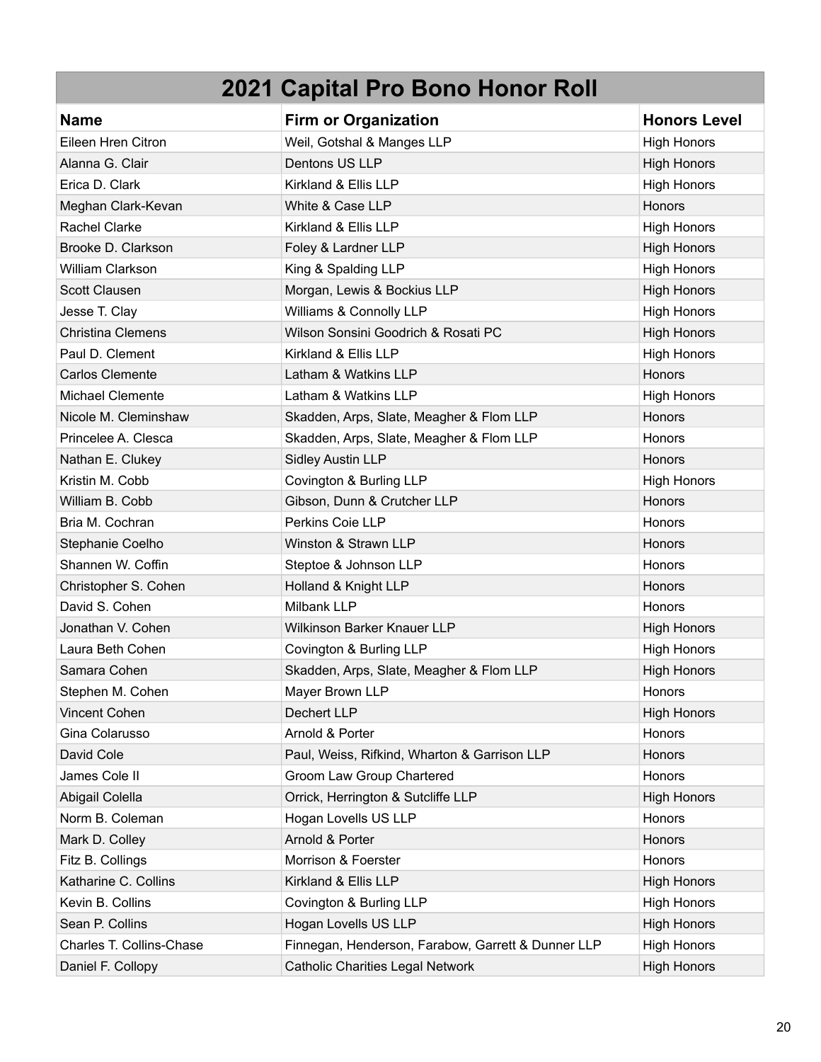| 2021 Capital Pro Bono Honor Roll | | |
|---|---|---|
| **Name** | **Firm or Organization** | **Honors Level** |
| Eileen Hren Citron | Weil, Gotshal & Manges LLP | High Honors |
| Alanna G. Clair | Dentons US LLP | High Honors |
| Erica D. Clark | Kirkland & Ellis LLP | High Honors |
| Meghan Clark-Kevan | White & Case LLP | Honors |
| Rachel Clarke | Kirkland & Ellis LLP | High Honors |
| Brooke D. Clarkson | Foley & Lardner LLP | High Honors |
| William Clarkson | King & Spalding LLP | High Honors |
| Scott Clausen | Morgan, Lewis & Bockius LLP | High Honors |
| Jesse T. Clay | Williams & Connolly LLP | High Honors |
| Christina Clemens | Wilson Sonsini Goodrich & Rosati PC | High Honors |
| Paul D. Clement | Kirkland & Ellis LLP | High Honors |
| Carlos Clemente | Latham & Watkins LLP | Honors |
| Michael Clemente | Latham & Watkins LLP | High Honors |
| Nicole M. Cleminshaw | Skadden, Arps, Slate, Meagher & Flom LLP | Honors |
| Princelee A. Clesca | Skadden, Arps, Slate, Meagher & Flom LLP | Honors |
| Nathan E. Clukey | Sidley Austin LLP | Honors |
| Kristin M. Cobb | Covington & Burling LLP | High Honors |
| William B. Cobb | Gibson, Dunn & Crutcher LLP | Honors |
| Bria M. Cochran | Perkins Coie LLP | Honors |
| Stephanie Coelho | Winston & Strawn LLP | Honors |
| Shannen W. Coffin | Steptoe & Johnson LLP | Honors |
| Christopher S. Cohen | Holland & Knight LLP | Honors |
| David S. Cohen | Milbank LLP | Honors |
| Jonathan V. Cohen | Wilkinson Barker Knauer LLP | High Honors |
| Laura Beth Cohen | Covington & Burling LLP | High Honors |
| Samara Cohen | Skadden, Arps, Slate, Meagher & Flom LLP | High Honors |
| Stephen M. Cohen | Mayer Brown LLP | Honors |
| Vincent Cohen | Dechert LLP | High Honors |
| Gina Colarusso | Arnold & Porter | Honors |
| David Cole | Paul, Weiss, Rifkind, Wharton & Garrison LLP | Honors |
| James Cole II | Groom Law Group Chartered | Honors |
| Abigail Colella | Orrick, Herrington & Sutcliffe LLP | High Honors |
| Norm B. Coleman | Hogan Lovells US LLP | Honors |
| Mark D. Colley | Arnold & Porter | Honors |
| Fitz B. Collings | Morrison & Foerster | Honors |
| Katharine C. Collins | Kirkland & Ellis LLP | High Honors |
| Kevin B. Collins | Covington & Burling LLP | High Honors |
| Sean P. Collins | Hogan Lovells US LLP | High Honors |
| Charles T. Collins-Chase | Finnegan, Henderson, Farabow, Garrett & Dunner LLP | High Honors |
| Daniel F. Collopy | Catholic Charities Legal Network | High Honors |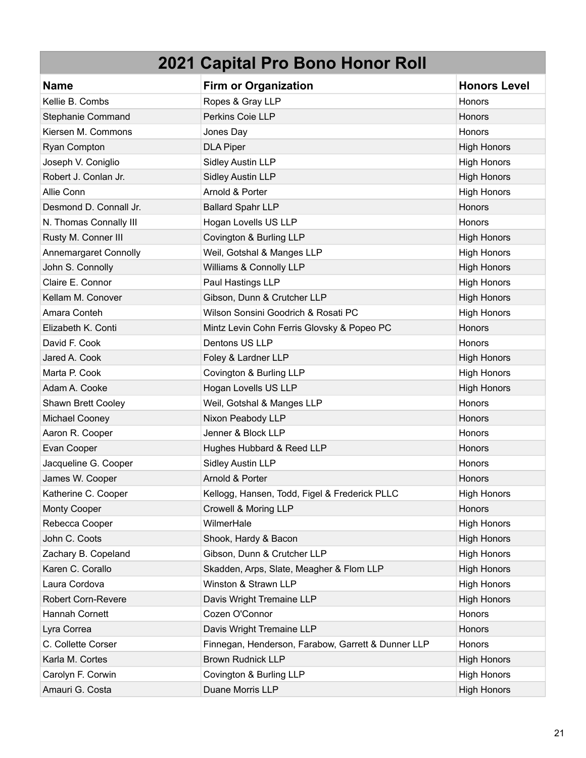# 2021 Capital Pro Bono Honor Roll

| Name | Firm or Organization | Honors Level |
|---|---|---|
| Kellie B. Combs | Ropes & Gray LLP | Honors |
| Stephanie Command | Perkins Coie LLP | Honors |
| Kiersen M. Commons | Jones Day | Honors |
| Ryan Compton | DLA Piper | High Honors |
| Joseph V. Coniglio | Sidley Austin LLP | High Honors |
| Robert J. Conlan Jr. | Sidley Austin LLP | High Honors |
| Allie Conn | Arnold & Porter | High Honors |
| Desmond D. Connall Jr. | Ballard Spahr LLP | Honors |
| N. Thomas Connally III | Hogan Lovells US LLP | Honors |
| Rusty M. Conner III | Covington & Burling LLP | High Honors |
| Annemargaret Connolly | Weil, Gotshal & Manges LLP | High Honors |
| John S. Connolly | Williams & Connolly LLP | High Honors |
| Claire E. Connor | Paul Hastings LLP | High Honors |
| Kellam M. Conover | Gibson, Dunn & Crutcher LLP | High Honors |
| Amara Conteh | Wilson Sonsini Goodrich & Rosati PC | High Honors |
| Elizabeth K. Conti | Mintz Levin Cohn Ferris Glovsky & Popeo PC | Honors |
| David F. Cook | Dentons US LLP | Honors |
| Jared A. Cook | Foley & Lardner LLP | High Honors |
| Marta P. Cook | Covington & Burling LLP | High Honors |
| Adam A. Cooke | Hogan Lovells US LLP | High Honors |
| Shawn Brett Cooley | Weil, Gotshal & Manges LLP | Honors |
| Michael Cooney | Nixon Peabody LLP | Honors |
| Aaron R. Cooper | Jenner & Block LLP | Honors |
| Evan Cooper | Hughes Hubbard & Reed LLP | Honors |
| Jacqueline G. Cooper | Sidley Austin LLP | Honors |
| James W. Cooper | Arnold & Porter | Honors |
| Katherine C. Cooper | Kellogg, Hansen, Todd, Figel & Frederick PLLC | High Honors |
| Monty Cooper | Crowell & Moring LLP | Honors |
| Rebecca Cooper | WilmerHale | High Honors |
| John C. Coots | Shook, Hardy & Bacon | High Honors |
| Zachary B. Copeland | Gibson, Dunn & Crutcher LLP | High Honors |
| Karen C. Corallo | Skadden, Arps, Slate, Meagher & Flom LLP | High Honors |
| Laura Cordova | Winston & Strawn LLP | High Honors |
| Robert Corn-Revere | Davis Wright Tremaine LLP | High Honors |
| Hannah Cornett | Cozen O'Connor | Honors |
| Lyra Correa | Davis Wright Tremaine LLP | Honors |
| C. Collette Corser | Finnegan, Henderson, Farabow, Garrett & Dunner LLP | Honors |
| Karla M. Cortes | Brown Rudnick LLP | High Honors |
| Carolyn F. Corwin | Covington & Burling LLP | High Honors |
| Amauri G. Costa | Duane Morris LLP | High Honors |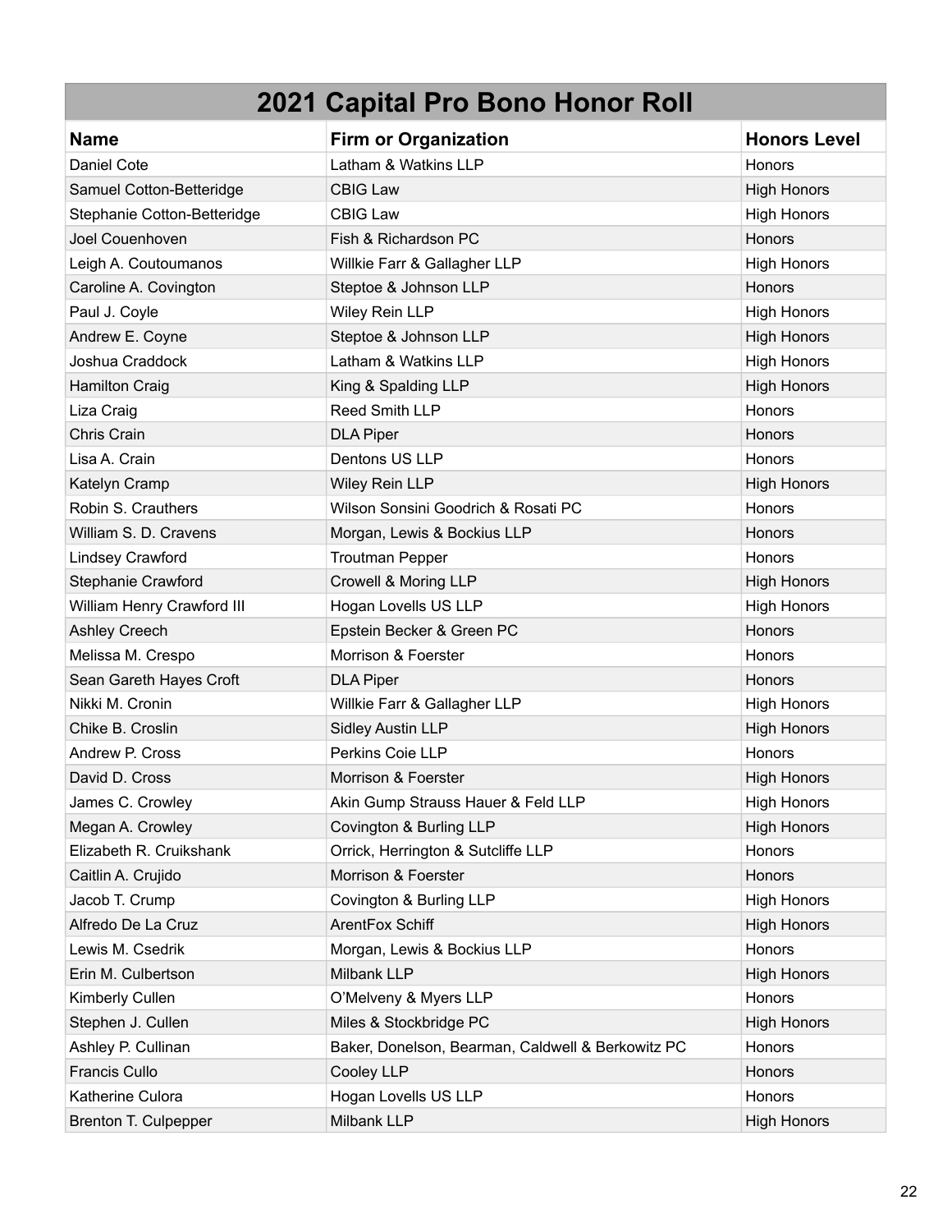# 2021 Capital Pro Bono Honor Roll

| Name | Firm or Organization | Honors Level |
|---|---|---|
| Daniel Cote | Latham & Watkins LLP | Honors |
| Samuel Cotton-Betteridge | CBIG Law | High Honors |
| Stephanie Cotton-Betteridge | CBIG Law | High Honors |
| Joel Couenhoven | Fish & Richardson PC | Honors |
| Leigh A. Coutoumanos | Willkie Farr & Gallagher LLP | High Honors |
| Caroline A. Covington | Steptoe & Johnson LLP | Honors |
| Paul J. Coyle | Wiley Rein LLP | High Honors |
| Andrew E. Coyne | Steptoe & Johnson LLP | High Honors |
| Joshua Craddock | Latham & Watkins LLP | High Honors |
| Hamilton Craig | King & Spalding LLP | High Honors |
| Liza Craig | Reed Smith LLP | Honors |
| Chris Crain | DLA Piper | Honors |
| Lisa A. Crain | Dentons US LLP | Honors |
| Katelyn Cramp | Wiley Rein LLP | High Honors |
| Robin S. Crauthers | Wilson Sonsini Goodrich & Rosati PC | Honors |
| William S. D. Cravens | Morgan, Lewis & Bockius LLP | Honors |
| Lindsey Crawford | Troutman Pepper | Honors |
| Stephanie Crawford | Crowell & Moring LLP | High Honors |
| William Henry Crawford III | Hogan Lovells US LLP | High Honors |
| Ashley Creech | Epstein Becker & Green PC | Honors |
| Melissa M. Crespo | Morrison & Foerster | Honors |
| Sean Gareth Hayes Croft | DLA Piper | Honors |
| Nikki M. Cronin | Willkie Farr & Gallagher LLP | High Honors |
| Chike B. Croslin | Sidley Austin LLP | High Honors |
| Andrew P. Cross | Perkins Coie LLP | Honors |
| David D. Cross | Morrison & Foerster | High Honors |
| James C. Crowley | Akin Gump Strauss Hauer & Feld LLP | High Honors |
| Megan A. Crowley | Covington & Burling LLP | High Honors |
| Elizabeth R. Cruikshank | Orrick, Herrington & Sutcliffe LLP | Honors |
| Caitlin A. Crujido | Morrison & Foerster | Honors |
| Jacob T. Crump | Covington & Burling LLP | High Honors |
| Alfredo De La Cruz | ArentFox Schiff | High Honors |
| Lewis M. Csedrik | Morgan, Lewis & Bockius LLP | Honors |
| Erin M. Culbertson | Milbank LLP | High Honors |
| Kimberly Cullen | O'Melveny & Myers LLP | Honors |
| Stephen J. Cullen | Miles & Stockbridge PC | High Honors |
| Ashley P. Cullinan | Baker, Donelson, Bearman, Caldwell & Berkowitz PC | Honors |
| Francis Cullo | Cooley LLP | Honors |
| Katherine Culora | Hogan Lovells US LLP | Honors |
| Brenton T. Culpepper | Milbank LLP | High Honors |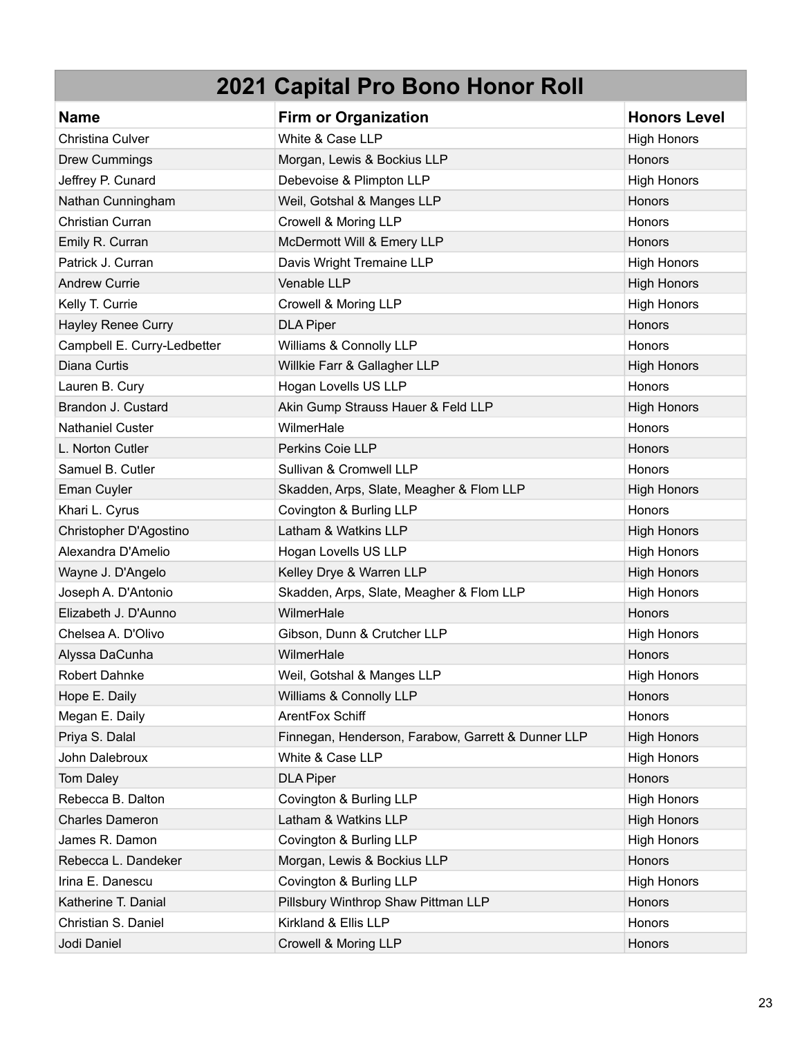# 2021 Capital Pro Bono Honor Roll

| Name | Firm or Organization | Honors Level |
|---|---|---|
| Christina Culver | White & Case LLP | High Honors |
| Drew Cummings | Morgan, Lewis & Bockius LLP | Honors |
| Jeffrey P. Cunard | Debevoise & Plimpton LLP | High Honors |
| Nathan Cunningham | Weil, Gotshal & Manges LLP | Honors |
| Christian Curran | Crowell & Moring LLP | Honors |
| Emily R. Curran | McDermott Will & Emery LLP | Honors |
| Patrick J. Curran | Davis Wright Tremaine LLP | High Honors |
| Andrew Currie | Venable LLP | High Honors |
| Kelly T. Currie | Crowell & Moring LLP | High Honors |
| Hayley Renee Curry | DLA Piper | Honors |
| Campbell E. Curry-Ledbetter | Williams & Connolly LLP | Honors |
| Diana Curtis | Willkie Farr & Gallagher LLP | High Honors |
| Lauren B. Cury | Hogan Lovells US LLP | Honors |
| Brandon J. Custard | Akin Gump Strauss Hauer & Feld LLP | High Honors |
| Nathaniel Custer | WilmerHale | Honors |
| L. Norton Cutler | Perkins Coie LLP | Honors |
| Samuel B. Cutler | Sullivan & Cromwell LLP | Honors |
| Eman Cuyler | Skadden, Arps, Slate, Meagher & Flom LLP | High Honors |
| Khari L. Cyrus | Covington & Burling LLP | Honors |
| Christopher D'Agostino | Latham & Watkins LLP | High Honors |
| Alexandra D'Amelio | Hogan Lovells US LLP | High Honors |
| Wayne J. D'Angelo | Kelley Drye & Warren LLP | High Honors |
| Joseph A. D'Antonio | Skadden, Arps, Slate, Meagher & Flom LLP | High Honors |
| Elizabeth J. D'Aunno | WilmerHale | Honors |
| Chelsea A. D'Olivo | Gibson, Dunn & Crutcher LLP | High Honors |
| Alyssa DaCunha | WilmerHale | Honors |
| Robert Dahnke | Weil, Gotshal & Manges LLP | High Honors |
| Hope E. Daily | Williams & Connolly LLP | Honors |
| Megan E. Daily | ArentFox Schiff | Honors |
| Priya S. Dalal | Finnegan, Henderson, Farabow, Garrett & Dunner LLP | High Honors |
| John Dalebroux | White & Case LLP | High Honors |
| Tom Daley | DLA Piper | Honors |
| Rebecca B. Dalton | Covington & Burling LLP | High Honors |
| Charles Dameron | Latham & Watkins LLP | High Honors |
| James R. Damon | Covington & Burling LLP | High Honors |
| Rebecca L. Dandeker | Morgan, Lewis & Bockius LLP | Honors |
| Irina E. Danescu | Covington & Burling LLP | High Honors |
| Katherine T. Danial | Pillsbury Winthrop Shaw Pittman LLP | Honors |
| Christian S. Daniel | Kirkland & Ellis LLP | Honors |
| Jodi Daniel | Crowell & Moring LLP | Honors |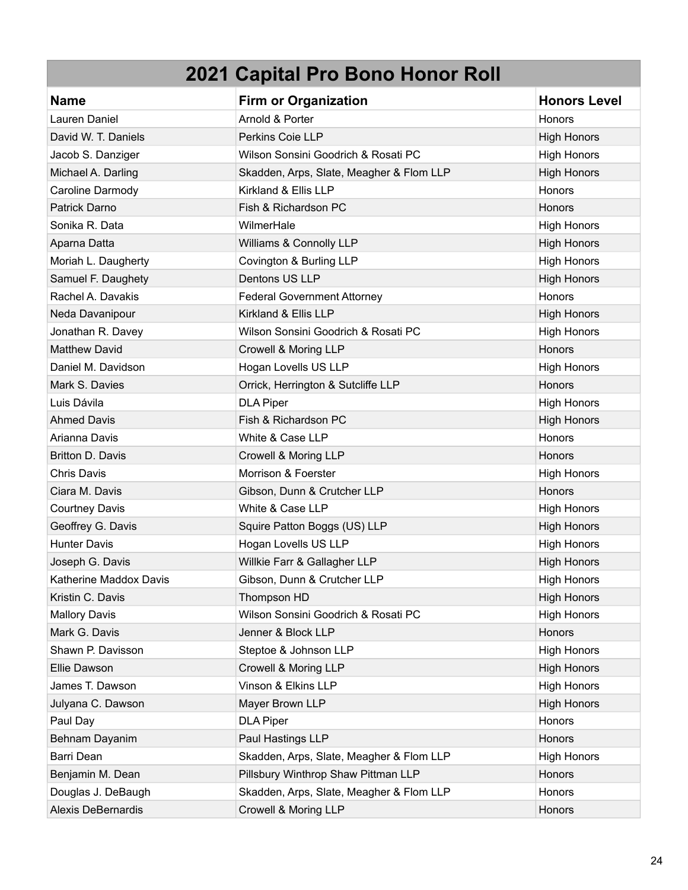# 2021 Capital Pro Bono Honor Roll

| Name | Firm or Organization | Honors Level |
|---|---|---|
| Lauren Daniel | Arnold & Porter | Honors |
| David W. T. Daniels | Perkins Coie LLP | High Honors |
| Jacob S. Danziger | Wilson Sonsini Goodrich & Rosati PC | High Honors |
| Michael A. Darling | Skadden, Arps, Slate, Meagher & Flom LLP | High Honors |
| Caroline Darmody | Kirkland & Ellis LLP | Honors |
| Patrick Darno | Fish & Richardson PC | Honors |
| Sonika R. Data | WilmerHale | High Honors |
| Aparna Datta | Williams & Connolly LLP | High Honors |
| Moriah L. Daugherty | Covington & Burling LLP | High Honors |
| Samuel F. Daughety | Dentons US LLP | High Honors |
| Rachel A. Davakis | Federal Government Attorney | Honors |
| Neda Davanipour | Kirkland & Ellis LLP | High Honors |
| Jonathan R. Davey | Wilson Sonsini Goodrich & Rosati PC | High Honors |
| Matthew David | Crowell & Moring LLP | Honors |
| Daniel M. Davidson | Hogan Lovells US LLP | High Honors |
| Mark S. Davies | Orrick, Herrington & Sutcliffe LLP | Honors |
| Luis Dávila | DLA Piper | High Honors |
| Ahmed Davis | Fish & Richardson PC | High Honors |
| Arianna Davis | White & Case LLP | Honors |
| Britton D. Davis | Crowell & Moring LLP | Honors |
| Chris Davis | Morrison & Foerster | High Honors |
| Ciara M. Davis | Gibson, Dunn & Crutcher LLP | Honors |
| Courtney Davis | White & Case LLP | High Honors |
| Geoffrey G. Davis | Squire Patton Boggs (US) LLP | High Honors |
| Hunter Davis | Hogan Lovells US LLP | High Honors |
| Joseph G. Davis | Willkie Farr & Gallagher LLP | High Honors |
| Katherine Maddox Davis | Gibson, Dunn & Crutcher LLP | High Honors |
| Kristin C. Davis | Thompson HD | High Honors |
| Mallory Davis | Wilson Sonsini Goodrich & Rosati PC | High Honors |
| Mark G. Davis | Jenner & Block LLP | Honors |
| Shawn P. Davisson | Steptoe & Johnson LLP | High Honors |
| Ellie Dawson | Crowell & Moring LLP | High Honors |
| James T. Dawson | Vinson & Elkins LLP | High Honors |
| Julyana C. Dawson | Mayer Brown LLP | High Honors |
| Paul Day | DLA Piper | Honors |
| Behnam Dayanim | Paul Hastings LLP | Honors |
| Barri Dean | Skadden, Arps, Slate, Meagher & Flom LLP | High Honors |
| Benjamin M. Dean | Pillsbury Winthrop Shaw Pittman LLP | Honors |
| Douglas J. DeBaugh | Skadden, Arps, Slate, Meagher & Flom LLP | Honors |
| Alexis DeBernardis | Crowell & Moring LLP | Honors |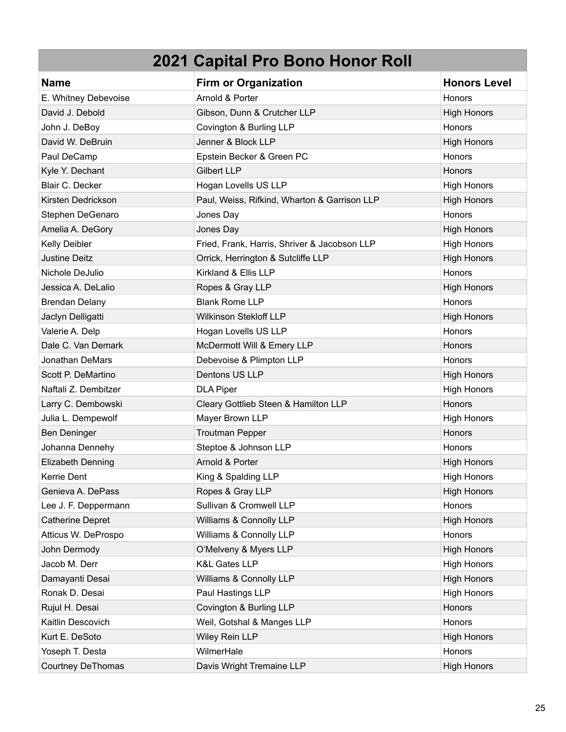| 2021 Capital Pro Bono Honor Roll | | |
|---|---|---|
| **Name** | **Firm or Organization** | **Honors Level** |
| E. Whitney Debevoise | Arnold & Porter | Honors |
| David J. Debold | Gibson, Dunn & Crutcher LLP | High Honors |
| John J. DeBoy | Covington & Burling LLP | Honors |
| David W. DeBruin | Jenner & Block LLP | High Honors |
| Paul DeCamp | Epstein Becker & Green PC | Honors |
| Kyle Y. Dechant | Gilbert LLP | Honors |
| Blair C. Decker | Hogan Lovells US LLP | High Honors |
| Kirsten Dedrickson | Paul, Weiss, Rifkind, Wharton & Garrison LLP | High Honors |
| Stephen DeGenaro | Jones Day | Honors |
| Amelia A. DeGory | Jones Day | High Honors |
| Kelly Deibler | Fried, Frank, Harris, Shriver & Jacobson LLP | High Honors |
| Justine Deitz | Orrick, Herrington & Sutcliffe LLP | High Honors |
| Nichole DeJulio | Kirkland & Ellis LLP | Honors |
| Jessica A. DeLalio | Ropes & Gray LLP | High Honors |
| Brendan Delany | Blank Rome LLP | Honors |
| Jaclyn Delligatti | Wilkinson Stekloff LLP | High Honors |
| Valerie A. Delp | Hogan Lovells US LLP | Honors |
| Dale C. Van Demark | McDermott Will & Emery LLP | Honors |
| Jonathan DeMars | Debevoise & Plimpton LLP | Honors |
| Scott P. DeMartino | Dentons US LLP | High Honors |
| Naftali Z. Dembitzer | DLA Piper | High Honors |
| Larry C. Dembowski | Cleary Gottlieb Steen & Hamilton LLP | Honors |
| Julia L. Dempewolf | Mayer Brown LLP | High Honors |
| Ben Deninger | Troutman Pepper | Honors |
| Johanna Dennehy | Steptoe & Johnson LLP | Honors |
| Elizabeth Denning | Arnold & Porter | High Honors |
| Kerrie Dent | King & Spalding LLP | High Honors |
| Genieva A. DePass | Ropes & Gray LLP | High Honors |
| Lee J. F. Deppermann | Sullivan & Cromwell LLP | Honors |
| Catherine Depret | Williams & Connolly LLP | High Honors |
| Atticus W. DeProspo | Williams & Connolly LLP | Honors |
| John Dermody | O'Melveny & Myers LLP | High Honors |
| Jacob M. Derr | K&L Gates LLP | High Honors |
| Damayanti Desai | Williams & Connolly LLP | High Honors |
| Ronak D. Desai | Paul Hastings LLP | High Honors |
| Rujul H. Desai | Covington & Burling LLP | Honors |
| Kaitlin Descovich | Weil, Gotshal & Manges LLP | Honors |
| Kurt E. DeSoto | Wiley Rein LLP | High Honors |
| Yoseph T. Desta | WilmerHale | Honors |
| Courtney DeThomas | Davis Wright Tremaine LLP | High Honors |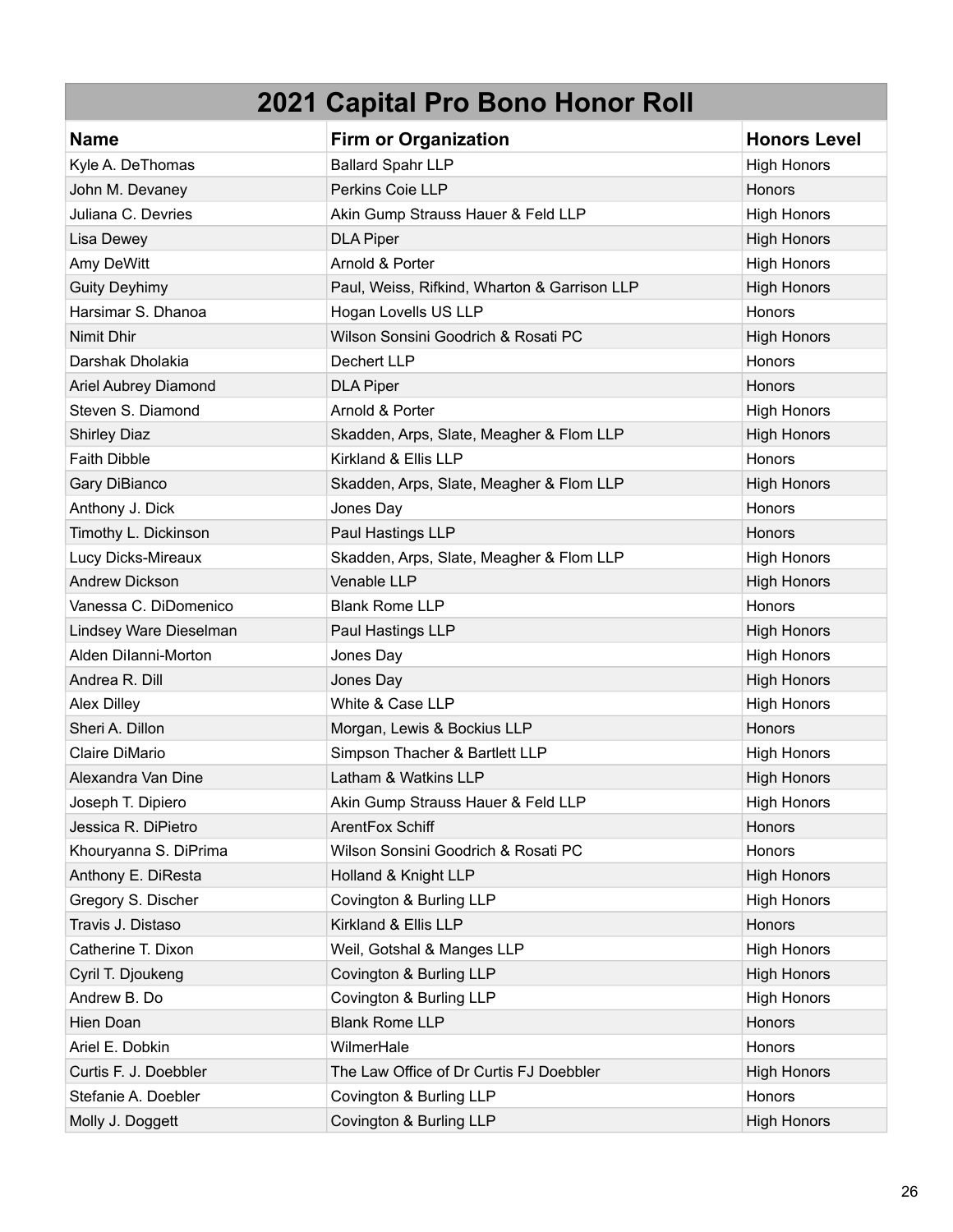| 2021 Capital Pro Bono Honor Roll | | |
|---|---|---|
| **Name** | **Firm or Organization** | **Honors Level** |
| Kyle A. DeThomas | Ballard Spahr LLP | High Honors |
| John M. Devaney | Perkins Coie LLP | Honors |
| Juliana C. Devries | Akin Gump Strauss Hauer & Feld LLP | High Honors |
| Lisa Dewey | DLA Piper | High Honors |
| Amy DeWitt | Arnold & Porter | High Honors |
| Guity Deyhimy | Paul, Weiss, Rifkind, Wharton & Garrison LLP | High Honors |
| Harsimar S. Dhanoa | Hogan Lovells US LLP | Honors |
| Nimit Dhir | Wilson Sonsini Goodrich & Rosati PC | High Honors |
| Darshak Dholakia | Dechert LLP | Honors |
| Ariel Aubrey Diamond | DLA Piper | Honors |
| Steven S. Diamond | Arnold & Porter | High Honors |
| Shirley Diaz | Skadden, Arps, Slate, Meagher & Flom LLP | High Honors |
| Faith Dibble | Kirkland & Ellis LLP | Honors |
| Gary DiBianco | Skadden, Arps, Slate, Meagher & Flom LLP | High Honors |
| Anthony J. Dick | Jones Day | Honors |
| Timothy L. Dickinson | Paul Hastings LLP | Honors |
| Lucy Dicks-Mireaux | Skadden, Arps, Slate, Meagher & Flom LLP | High Honors |
| Andrew Dickson | Venable LLP | High Honors |
| Vanessa C. DiDomenico | Blank Rome LLP | Honors |
| Lindsey Ware Dieselman | Paul Hastings LLP | High Honors |
| Alden DiIanni-Morton | Jones Day | High Honors |
| Andrea R. Dill | Jones Day | High Honors |
| Alex Dilley | White & Case LLP | High Honors |
| Sheri A. Dillon | Morgan, Lewis & Bockius LLP | Honors |
| Claire DiMario | Simpson Thacher & Bartlett LLP | High Honors |
| Alexandra Van Dine | Latham & Watkins LLP | High Honors |
| Joseph T. Dipiero | Akin Gump Strauss Hauer & Feld LLP | High Honors |
| Jessica R. DiPietro | ArentFox Schiff | Honors |
| Khouryanna S. DiPrima | Wilson Sonsini Goodrich & Rosati PC | Honors |
| Anthony E. DiResta | Holland & Knight LLP | High Honors |
| Gregory S. Discher | Covington & Burling LLP | High Honors |
| Travis J. Distaso | Kirkland & Ellis LLP | Honors |
| Catherine T. Dixon | Weil, Gotshal & Manges LLP | High Honors |
| Cyril T. Djoukeng | Covington & Burling LLP | High Honors |
| Andrew B. Do | Covington & Burling LLP | High Honors |
| Hien Doan | Blank Rome LLP | Honors |
| Ariel E. Dobkin | WilmerHale | Honors |
| Curtis F. J. Doebbler | The Law Office of Dr Curtis FJ Doebbler | High Honors |
| Stefanie A. Doebler | Covington & Burling LLP | Honors |
| Molly J. Doggett | Covington & Burling LLP | High Honors |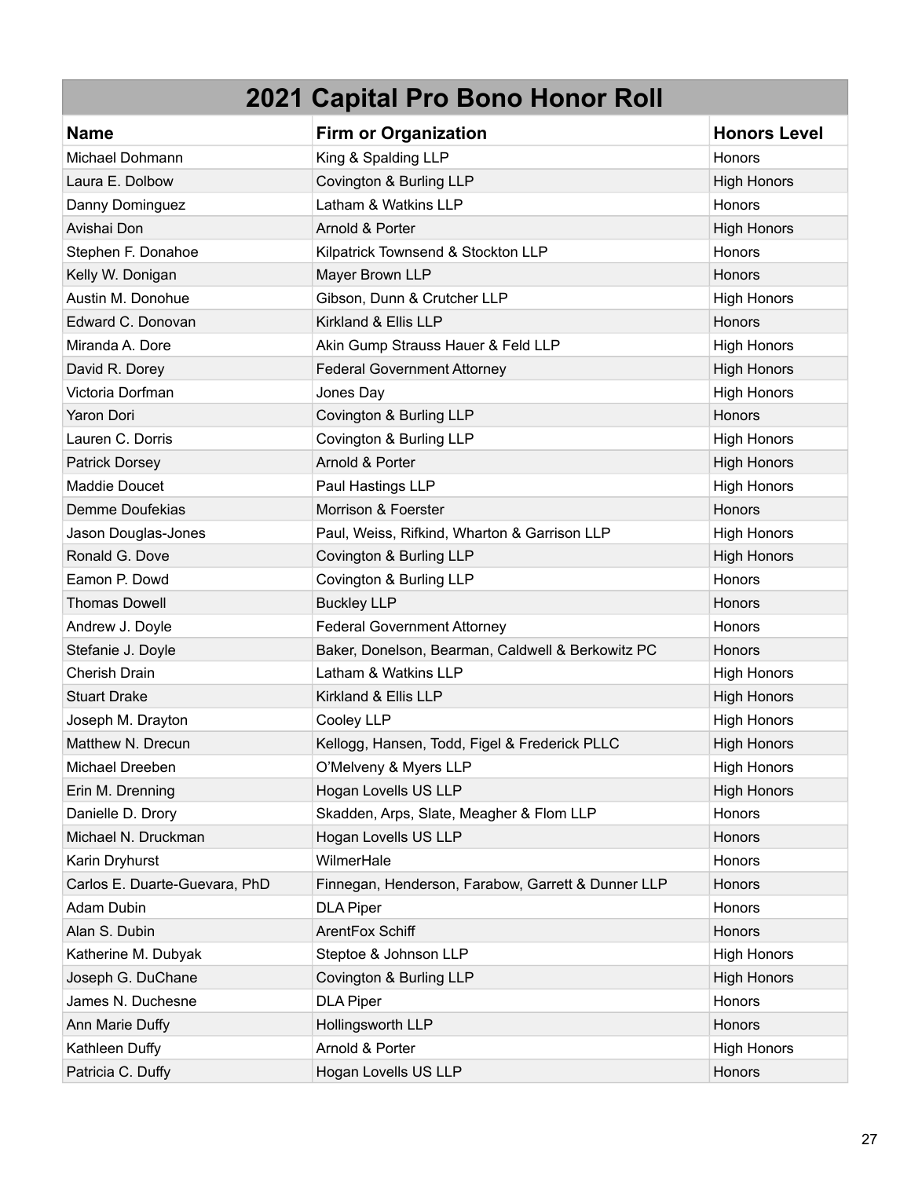# 2021 Capital Pro Bono Honor Roll

| Name | Firm or Organization | Honors Level |
|---|---|---|
| Michael Dohmann | King & Spalding LLP | Honors |
| Laura E. Dolbow | Covington & Burling LLP | High Honors |
| Danny Dominguez | Latham & Watkins LLP | Honors |
| Avishai Don | Arnold & Porter | High Honors |
| Stephen F. Donahoe | Kilpatrick Townsend & Stockton LLP | Honors |
| Kelly W. Donigan | Mayer Brown LLP | Honors |
| Austin M. Donohue | Gibson, Dunn & Crutcher LLP | High Honors |
| Edward C. Donovan | Kirkland & Ellis LLP | Honors |
| Miranda A. Dore | Akin Gump Strauss Hauer & Feld LLP | High Honors |
| David R. Dorey | Federal Government Attorney | High Honors |
| Victoria Dorfman | Jones Day | High Honors |
| Yaron Dori | Covington & Burling LLP | Honors |
| Lauren C. Dorris | Covington & Burling LLP | High Honors |
| Patrick Dorsey | Arnold & Porter | High Honors |
| Maddie Doucet | Paul Hastings LLP | High Honors |
| Demme Doufekias | Morrison & Foerster | Honors |
| Jason Douglas-Jones | Paul, Weiss, Rifkind, Wharton & Garrison LLP | High Honors |
| Ronald G. Dove | Covington & Burling LLP | High Honors |
| Eamon P. Dowd | Covington & Burling LLP | Honors |
| Thomas Dowell | Buckley LLP | Honors |
| Andrew J. Doyle | Federal Government Attorney | Honors |
| Stefanie J. Doyle | Baker, Donelson, Bearman, Caldwell & Berkowitz PC | Honors |
| Cherish Drain | Latham & Watkins LLP | High Honors |
| Stuart Drake | Kirkland & Ellis LLP | High Honors |
| Joseph M. Drayton | Cooley LLP | High Honors |
| Matthew N. Drecun | Kellogg, Hansen, Todd, Figel & Frederick PLLC | High Honors |
| Michael Dreeben | O'Melveny & Myers LLP | High Honors |
| Erin M. Drenning | Hogan Lovells US LLP | High Honors |
| Danielle D. Drory | Skadden, Arps, Slate, Meagher & Flom LLP | Honors |
| Michael N. Druckman | Hogan Lovells US LLP | Honors |
| Karin Dryhurst | WilmerHale | Honors |
| Carlos E. Duarte-Guevara, PhD | Finnegan, Henderson, Farabow, Garrett & Dunner LLP | Honors |
| Adam Dubin | DLA Piper | Honors |
| Alan S. Dubin | ArentFox Schiff | Honors |
| Katherine M. Dubyak | Steptoe & Johnson LLP | High Honors |
| Joseph G. DuChane | Covington & Burling LLP | High Honors |
| James N. Duchesne | DLA Piper | Honors |
| Ann Marie Duffy | Hollingsworth LLP | Honors |
| Kathleen Duffy | Arnold & Porter | High Honors |
| Patricia C. Duffy | Hogan Lovells US LLP | Honors |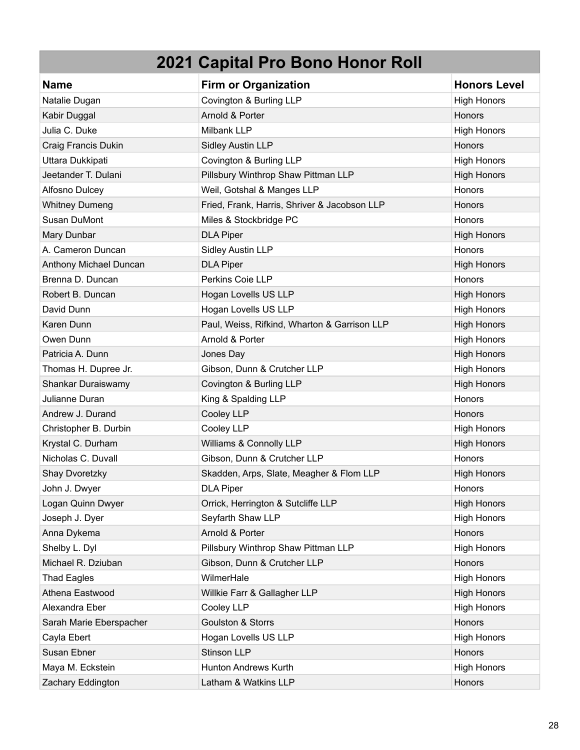# 2021 Capital Pro Bono Honor Roll

| Name | Firm or Organization | Honors Level |
|---|---|---|
| Natalie Dugan | Covington & Burling LLP | High Honors |
| Kabir Duggal | Arnold & Porter | Honors |
| Julia C. Duke | Milbank LLP | High Honors |
| Craig Francis Dukin | Sidley Austin LLP | Honors |
| Uttara Dukkipati | Covington & Burling LLP | High Honors |
| Jeetander T. Dulani | Pillsbury Winthrop Shaw Pittman LLP | High Honors |
| Alfosno Dulcey | Weil, Gotshal & Manges LLP | Honors |
| Whitney Dumeng | Fried, Frank, Harris, Shriver & Jacobson LLP | Honors |
| Susan DuMont | Miles & Stockbridge PC | Honors |
| Mary Dunbar | DLA Piper | High Honors |
| A. Cameron Duncan | Sidley Austin LLP | Honors |
| Anthony Michael Duncan | DLA Piper | High Honors |
| Brenna D. Duncan | Perkins Coie LLP | Honors |
| Robert B. Duncan | Hogan Lovells US LLP | High Honors |
| David Dunn | Hogan Lovells US LLP | High Honors |
| Karen Dunn | Paul, Weiss, Rifkind, Wharton & Garrison LLP | High Honors |
| Owen Dunn | Arnold & Porter | High Honors |
| Patricia A. Dunn | Jones Day | High Honors |
| Thomas H. Dupree Jr. | Gibson, Dunn & Crutcher LLP | High Honors |
| Shankar Duraiswamy | Covington & Burling LLP | High Honors |
| Julianne Duran | King & Spalding LLP | Honors |
| Andrew J. Durand | Cooley LLP | Honors |
| Christopher B. Durbin | Cooley LLP | High Honors |
| Krystal C. Durham | Williams & Connolly LLP | High Honors |
| Nicholas C. Duvall | Gibson, Dunn & Crutcher LLP | Honors |
| Shay Dvoretzky | Skadden, Arps, Slate, Meagher & Flom LLP | High Honors |
| John J. Dwyer | DLA Piper | Honors |
| Logan Quinn Dwyer | Orrick, Herrington & Sutcliffe LLP | High Honors |
| Joseph J. Dyer | Seyfarth Shaw LLP | High Honors |
| Anna Dykema | Arnold & Porter | Honors |
| Shelby L. Dyl | Pillsbury Winthrop Shaw Pittman LLP | High Honors |
| Michael R. Dziuban | Gibson, Dunn & Crutcher LLP | Honors |
| Thad Eagles | WilmerHale | High Honors |
| Athena Eastwood | Willkie Farr & Gallagher LLP | High Honors |
| Alexandra Eber | Cooley LLP | High Honors |
| Sarah Marie Eberspacher | Goulston & Storrs | Honors |
| Cayla Ebert | Hogan Lovells US LLP | High Honors |
| Susan Ebner | Stinson LLP | Honors |
| Maya M. Eckstein | Hunton Andrews Kurth | High Honors |
| Zachary Eddington | Latham & Watkins LLP | Honors |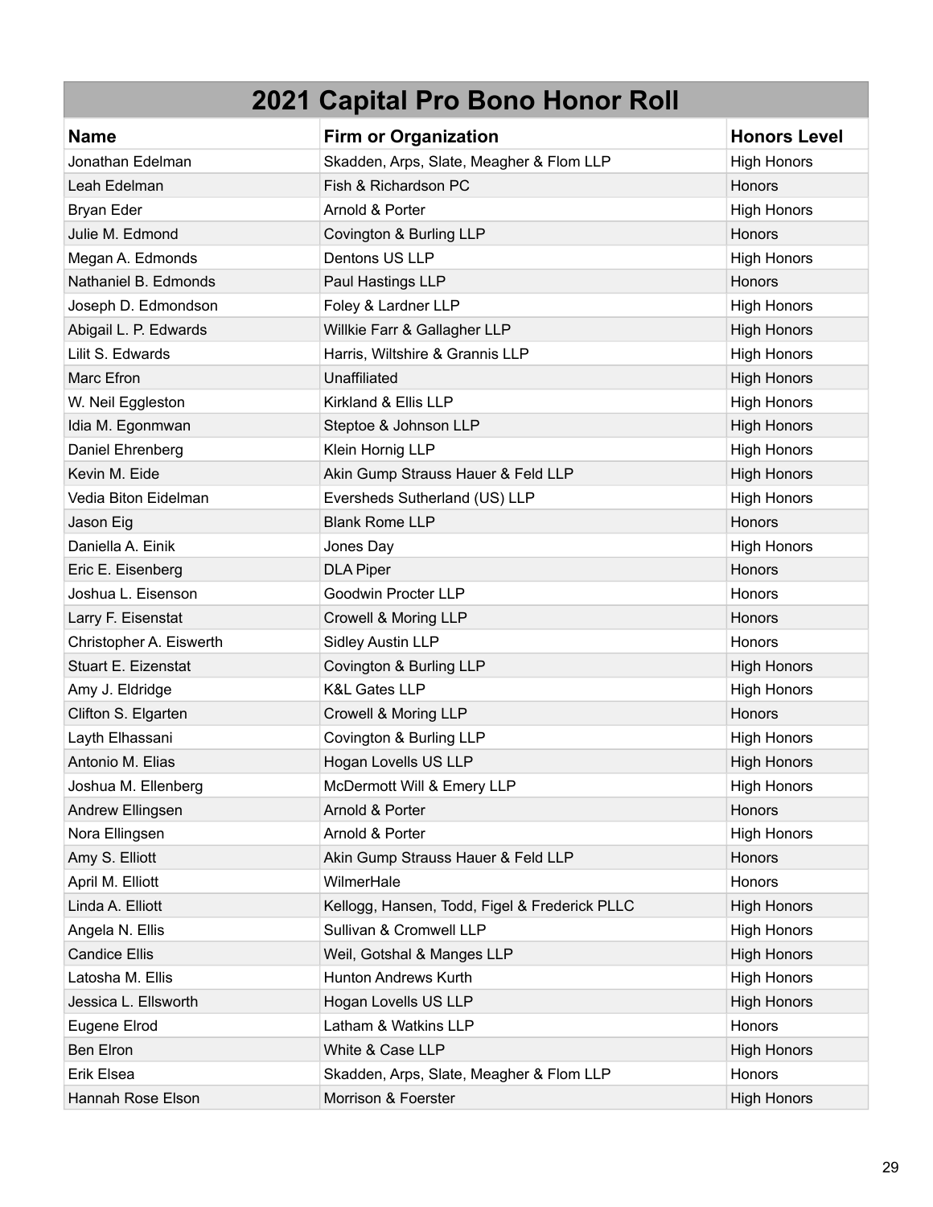# 2021 Capital Pro Bono Honor Roll

| Name | Firm or Organization | Honors Level |
|---|---|---|
| Jonathan Edelman | Skadden, Arps, Slate, Meagher & Flom LLP | High Honors |
| Leah Edelman | Fish & Richardson PC | Honors |
| Bryan Eder | Arnold & Porter | High Honors |
| Julie M. Edmond | Covington & Burling LLP | Honors |
| Megan A. Edmonds | Dentons US LLP | High Honors |
| Nathaniel B. Edmonds | Paul Hastings LLP | Honors |
| Joseph D. Edmondson | Foley & Lardner LLP | High Honors |
| Abigail L. P. Edwards | Willkie Farr & Gallagher LLP | High Honors |
| Lilit S. Edwards | Harris, Wiltshire & Grannis LLP | High Honors |
| Marc Efron | Unaffiliated | High Honors |
| W. Neil Eggleston | Kirkland & Ellis LLP | High Honors |
| Idia M. Egonmwan | Steptoe & Johnson LLP | High Honors |
| Daniel Ehrenberg | Klein Hornig LLP | High Honors |
| Kevin M. Eide | Akin Gump Strauss Hauer & Feld LLP | High Honors |
| Vedia Biton Eidelman | Eversheds Sutherland (US) LLP | High Honors |
| Jason Eig | Blank Rome LLP | Honors |
| Daniella A. Einik | Jones Day | High Honors |
| Eric E. Eisenberg | DLA Piper | Honors |
| Joshua L. Eisenson | Goodwin Procter LLP | Honors |
| Larry F. Eisenstat | Crowell & Moring LLP | Honors |
| Christopher A. Eiswerth | Sidley Austin LLP | Honors |
| Stuart E. Eizenstat | Covington & Burling LLP | High Honors |
| Amy J. Eldridge | K&L Gates LLP | High Honors |
| Clifton S. Elgarten | Crowell & Moring LLP | Honors |
| Layth Elhassani | Covington & Burling LLP | High Honors |
| Antonio M. Elias | Hogan Lovells US LLP | High Honors |
| Joshua M. Ellenberg | McDermott Will & Emery LLP | High Honors |
| Andrew Ellingsen | Arnold & Porter | Honors |
| Nora Ellingsen | Arnold & Porter | High Honors |
| Amy S. Elliott | Akin Gump Strauss Hauer & Feld LLP | Honors |
| April M. Elliott | WilmerHale | Honors |
| Linda A. Elliott | Kellogg, Hansen, Todd, Figel & Frederick PLLC | High Honors |
| Angela N. Ellis | Sullivan & Cromwell LLP | High Honors |
| Candice Ellis | Weil, Gotshal & Manges LLP | High Honors |
| Latosha M. Ellis | Hunton Andrews Kurth | High Honors |
| Jessica L. Ellsworth | Hogan Lovells US LLP | High Honors |
| Eugene Elrod | Latham & Watkins LLP | Honors |
| Ben Elron | White & Case LLP | High Honors |
| Erik Elsea | Skadden, Arps, Slate, Meagher & Flom LLP | Honors |
| Hannah Rose Elson | Morrison & Foerster | High Honors |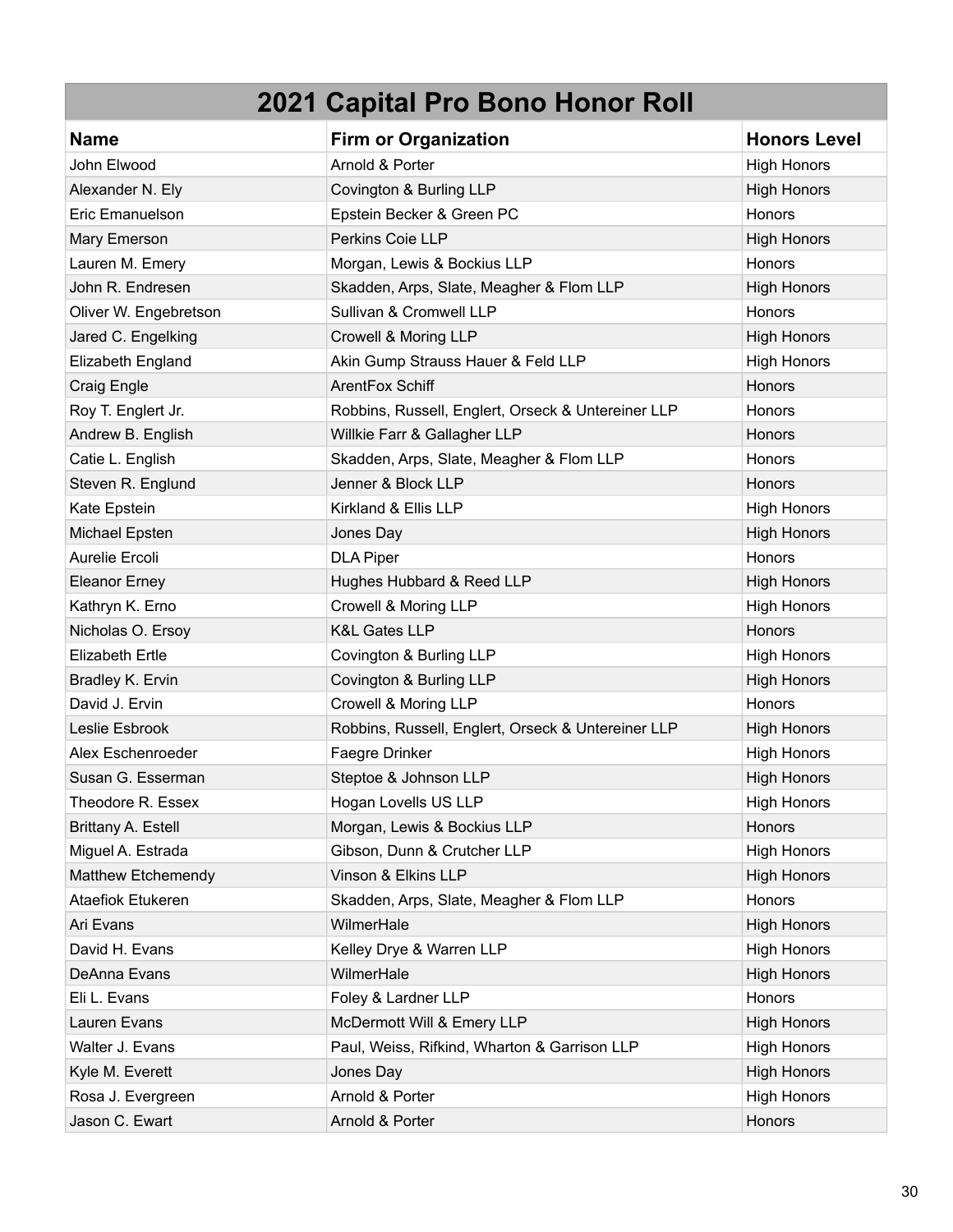# 2021 Capital Pro Bono Honor Roll

| Name | Firm or Organization | Honors Level |
| --- | --- | --- |
| John Elwood | Arnold & Porter | High Honors |
| Alexander N. Ely | Covington & Burling LLP | High Honors |
| Eric Emanuelson | Epstein Becker & Green PC | Honors |
| Mary Emerson | Perkins Coie LLP | High Honors |
| Lauren M. Emery | Morgan, Lewis & Bockius LLP | Honors |
| John R. Endresen | Skadden, Arps, Slate, Meagher & Flom LLP | High Honors |
| Oliver W. Engebretson | Sullivan & Cromwell LLP | Honors |
| Jared C. Engelking | Crowell & Moring LLP | High Honors |
| Elizabeth England | Akin Gump Strauss Hauer & Feld LLP | High Honors |
| Craig Engle | ArentFox Schiff | Honors |
| Roy T. Englert Jr. | Robbins, Russell, Englert, Orseck & Untereiner LLP | Honors |
| Andrew B. English | Willkie Farr & Gallagher LLP | Honors |
| Catie L. English | Skadden, Arps, Slate, Meagher & Flom LLP | Honors |
| Steven R. Englund | Jenner & Block LLP | Honors |
| Kate Epstein | Kirkland & Ellis LLP | High Honors |
| Michael Epsten | Jones Day | High Honors |
| Aurelie Ercoli | DLA Piper | Honors |
| Eleanor Erney | Hughes Hubbard & Reed LLP | High Honors |
| Kathryn K. Erno | Crowell & Moring LLP | High Honors |
| Nicholas O. Ersoy | K&L Gates LLP | Honors |
| Elizabeth Ertle | Covington & Burling LLP | High Honors |
| Bradley K. Ervin | Covington & Burling LLP | High Honors |
| David J. Ervin | Crowell & Moring LLP | Honors |
| Leslie Esbrook | Robbins, Russell, Englert, Orseck & Untereiner LLP | High Honors |
| Alex Eschenroeder | Faegre Drinker | High Honors |
| Susan G. Esserman | Steptoe & Johnson LLP | High Honors |
| Theodore R. Essex | Hogan Lovells US LLP | High Honors |
| Brittany A. Estell | Morgan, Lewis & Bockius LLP | Honors |
| Miguel A. Estrada | Gibson, Dunn & Crutcher LLP | High Honors |
| Matthew Etchemendy | Vinson & Elkins LLP | High Honors |
| Ataefiok Etukeren | Skadden, Arps, Slate, Meagher & Flom LLP | Honors |
| Ari Evans | WilmerHale | High Honors |
| David H. Evans | Kelley Drye & Warren LLP | High Honors |
| DeAnna Evans | WilmerHale | High Honors |
| Eli L. Evans | Foley & Lardner LLP | Honors |
| Lauren Evans | McDermott Will & Emery LLP | High Honors |
| Walter J. Evans | Paul, Weiss, Rifkind, Wharton & Garrison LLP | High Honors |
| Kyle M. Everett | Jones Day | High Honors |
| Rosa J. Evergreen | Arnold & Porter | High Honors |
| Jason C. Ewart | Arnold & Porter | Honors |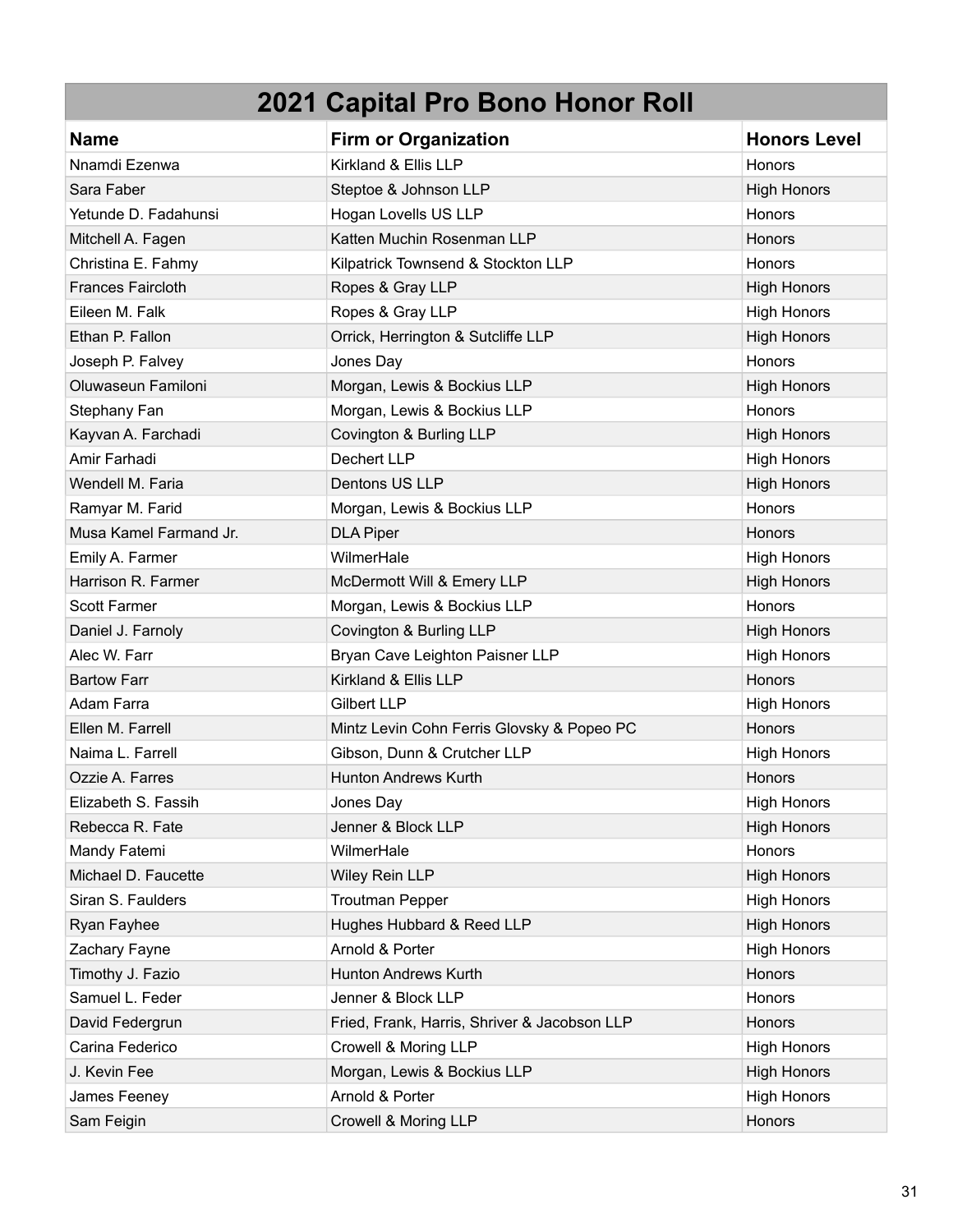## 2021 Capital Pro Bono Honor Roll

| Name | Firm or Organization | Honors Level |
|---|---|---|
| Nnamdi Ezenwa | Kirkland & Ellis LLP | Honors |
| Sara Faber | Steptoe & Johnson LLP | High Honors |
| Yetunde D. Fadahunsi | Hogan Lovells US LLP | Honors |
| Mitchell A. Fagen | Katten Muchin Rosenman LLP | Honors |
| Christina E. Fahmy | Kilpatrick Townsend & Stockton LLP | Honors |
| Frances Faircloth | Ropes & Gray LLP | High Honors |
| Eileen M. Falk | Ropes & Gray LLP | High Honors |
| Ethan P. Fallon | Orrick, Herrington & Sutcliffe LLP | High Honors |
| Joseph P. Falvey | Jones Day | Honors |
| Oluwaseun Familoni | Morgan, Lewis & Bockius LLP | High Honors |
| Stephany Fan | Morgan, Lewis & Bockius LLP | Honors |
| Kayvan A. Farchadi | Covington & Burling LLP | High Honors |
| Amir Farhadi | Dechert LLP | High Honors |
| Wendell M. Faria | Dentons US LLP | High Honors |
| Ramyar M. Farid | Morgan, Lewis & Bockius LLP | Honors |
| Musa Kamel Farmand Jr. | DLA Piper | Honors |
| Emily A. Farmer | WilmerHale | High Honors |
| Harrison R. Farmer | McDermott Will & Emery LLP | High Honors |
| Scott Farmer | Morgan, Lewis & Bockius LLP | Honors |
| Daniel J. Farnoly | Covington & Burling LLP | High Honors |
| Alec W. Farr | Bryan Cave Leighton Paisner LLP | High Honors |
| Bartow Farr | Kirkland & Ellis LLP | Honors |
| Adam Farra | Gilbert LLP | High Honors |
| Ellen M. Farrell | Mintz Levin Cohn Ferris Glovsky & Popeo PC | Honors |
| Naima L. Farrell | Gibson, Dunn & Crutcher LLP | High Honors |
| Ozzie A. Farres | Hunton Andrews Kurth | Honors |
| Elizabeth S. Fassih | Jones Day | High Honors |
| Rebecca R. Fate | Jenner & Block LLP | High Honors |
| Mandy Fatemi | WilmerHale | Honors |
| Michael D. Faucette | Wiley Rein LLP | High Honors |
| Siran S. Faulders | Troutman Pepper | High Honors |
| Ryan Fayhee | Hughes Hubbard & Reed LLP | High Honors |
| Zachary Fayne | Arnold & Porter | High Honors |
| Timothy J. Fazio | Hunton Andrews Kurth | Honors |
| Samuel L. Feder | Jenner & Block LLP | Honors |
| David Federgrun | Fried, Frank, Harris, Shriver & Jacobson LLP | Honors |
| Carina Federico | Crowell & Moring LLP | High Honors |
| J. Kevin Fee | Morgan, Lewis & Bockius LLP | High Honors |
| James Feeney | Arnold & Porter | High Honors |
| Sam Feigin | Crowell & Moring LLP | Honors |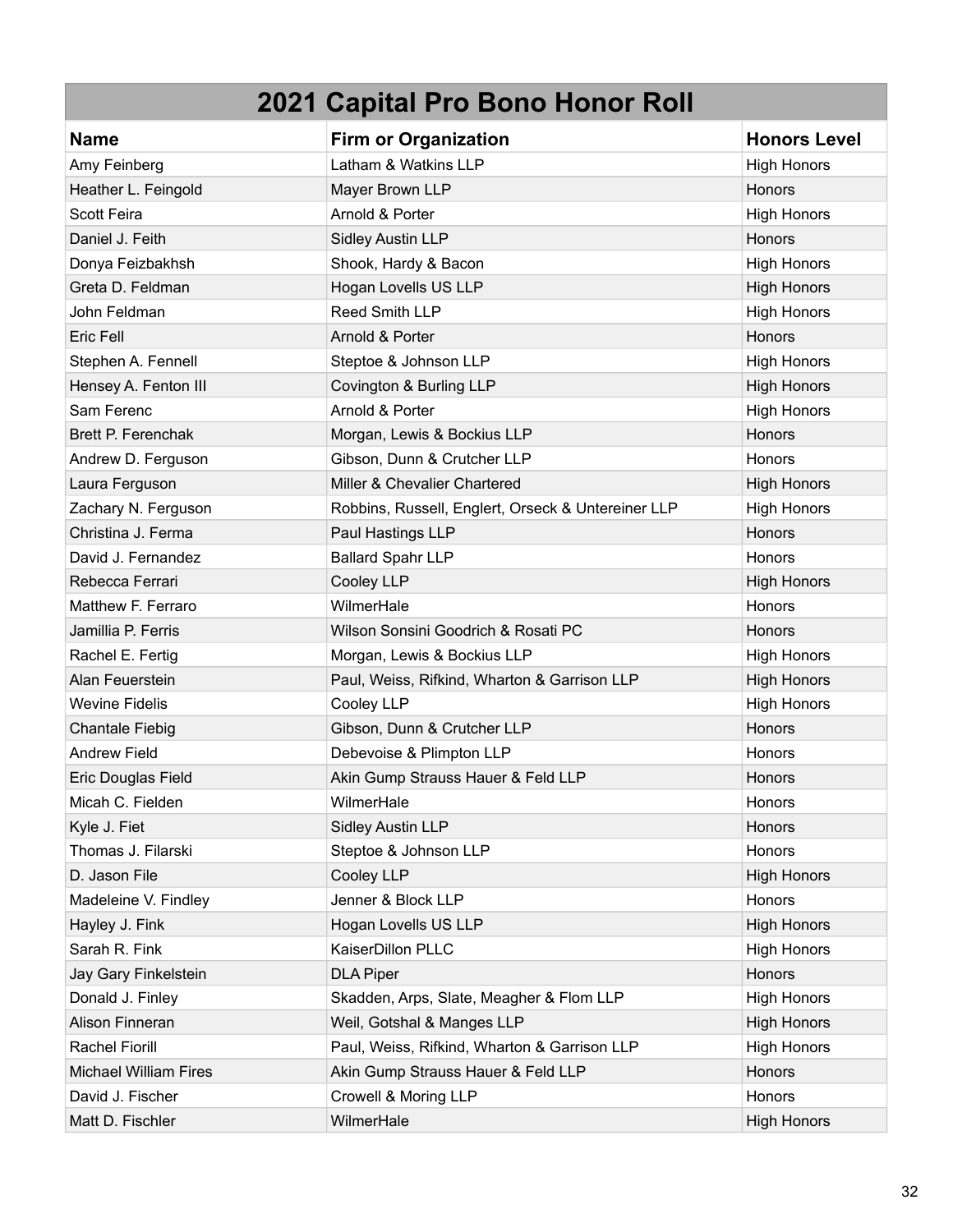# 2021 Capital Pro Bono Honor Roll

| Name | Firm or Organization | Honors Level |
|---|---|---|
| Amy Feinberg | Latham & Watkins LLP | High Honors |
| Heather L. Feingold | Mayer Brown LLP | Honors |
| Scott Feira | Arnold & Porter | High Honors |
| Daniel J. Feith | Sidley Austin LLP | Honors |
| Donya Feizbakhsh | Shook, Hardy & Bacon | High Honors |
| Greta D. Feldman | Hogan Lovells US LLP | High Honors |
| John Feldman | Reed Smith LLP | High Honors |
| Eric Fell | Arnold & Porter | Honors |
| Stephen A. Fennell | Steptoe & Johnson LLP | High Honors |
| Hensey A. Fenton III | Covington & Burling LLP | High Honors |
| Sam Ferenc | Arnold & Porter | High Honors |
| Brett P. Ferenchak | Morgan, Lewis & Bockius LLP | Honors |
| Andrew D. Ferguson | Gibson, Dunn & Crutcher LLP | Honors |
| Laura Ferguson | Miller & Chevalier Chartered | High Honors |
| Zachary N. Ferguson | Robbins, Russell, Englert, Orseck & Untereiner LLP | High Honors |
| Christina J. Ferma | Paul Hastings LLP | Honors |
| David J. Fernandez | Ballard Spahr LLP | Honors |
| Rebecca Ferrari | Cooley LLP | High Honors |
| Matthew F. Ferraro | WilmerHale | Honors |
| Jamillia P. Ferris | Wilson Sonsini Goodrich & Rosati PC | Honors |
| Rachel E. Fertig | Morgan, Lewis & Bockius LLP | High Honors |
| Alan Feuerstein | Paul, Weiss, Rifkind, Wharton & Garrison LLP | High Honors |
| Wevine Fidelis | Cooley LLP | High Honors |
| Chantale Fiebig | Gibson, Dunn & Crutcher LLP | Honors |
| Andrew Field | Debevoise & Plimpton LLP | Honors |
| Eric Douglas Field | Akin Gump Strauss Hauer & Feld LLP | Honors |
| Micah C. Fielden | WilmerHale | Honors |
| Kyle J. Fiet | Sidley Austin LLP | Honors |
| Thomas J. Filarski | Steptoe & Johnson LLP | Honors |
| D. Jason File | Cooley LLP | High Honors |
| Madeleine V. Findley | Jenner & Block LLP | Honors |
| Hayley J. Fink | Hogan Lovells US LLP | High Honors |
| Sarah R. Fink | KaiserDillon PLLC | High Honors |
| Jay Gary Finkelstein | DLA Piper | Honors |
| Donald J. Finley | Skadden, Arps, Slate, Meagher & Flom LLP | High Honors |
| Alison Finneran | Weil, Gotshal & Manges LLP | High Honors |
| Rachel Fiorill | Paul, Weiss, Rifkind, Wharton & Garrison LLP | High Honors |
| Michael William Fires | Akin Gump Strauss Hauer & Feld LLP | Honors |
| David J. Fischer | Crowell & Moring LLP | Honors |
| Matt D. Fischler | WilmerHale | High Honors |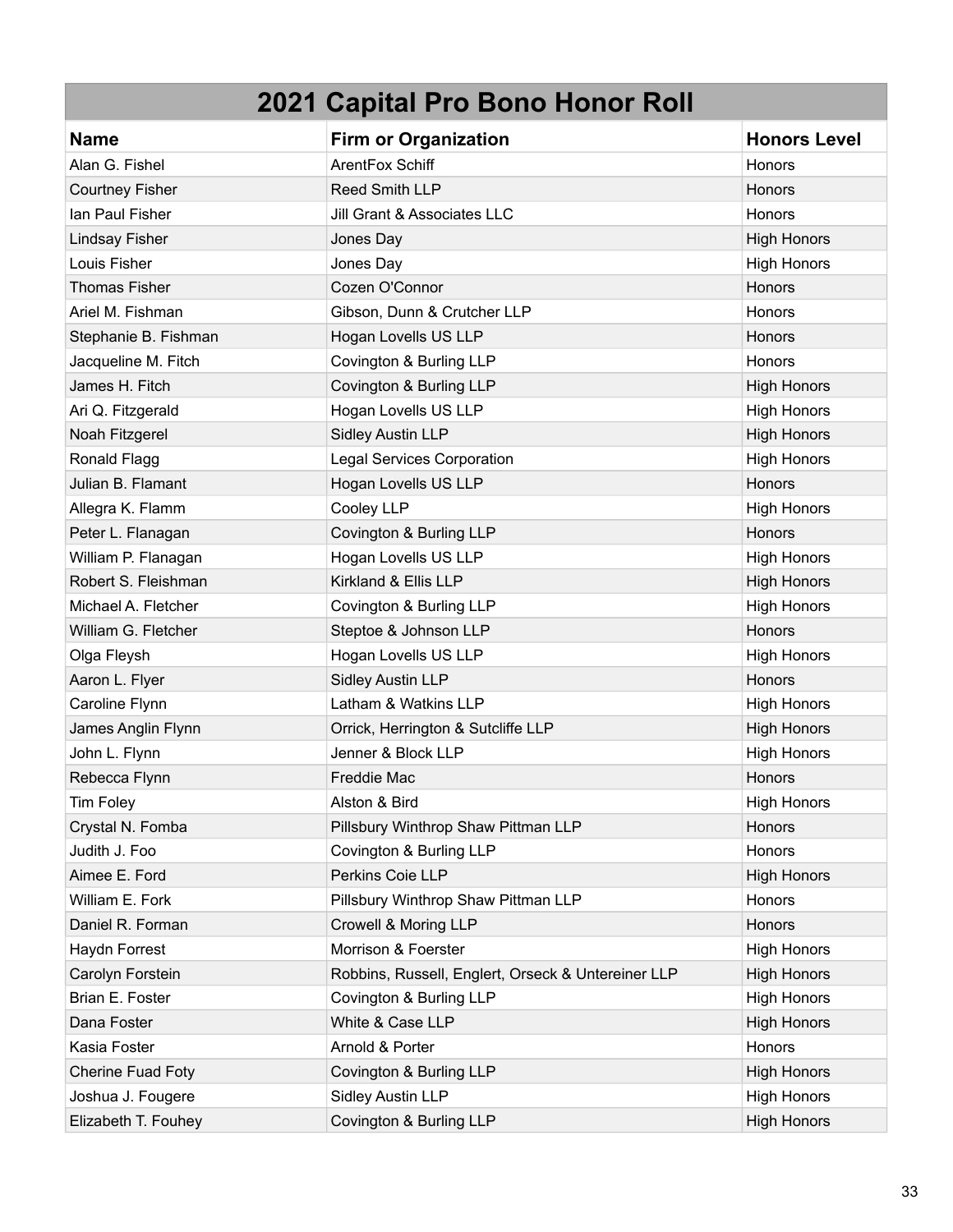| 2021 Capital Pro Bono Honor Roll | | |
|---|---|---|
| **Name** | **Firm or Organization** | **Honors Level** |
| Alan G. Fishel | ArentFox Schiff | Honors |
| Courtney Fisher | Reed Smith LLP | Honors |
| Ian Paul Fisher | Jill Grant & Associates LLC | Honors |
| Lindsay Fisher | Jones Day | High Honors |
| Louis Fisher | Jones Day | High Honors |
| Thomas Fisher | Cozen O'Connor | Honors |
| Ariel M. Fishman | Gibson, Dunn & Crutcher LLP | Honors |
| Stephanie B. Fishman | Hogan Lovells US LLP | Honors |
| Jacqueline M. Fitch | Covington & Burling LLP | Honors |
| James H. Fitch | Covington & Burling LLP | High Honors |
| Ari Q. Fitzgerald | Hogan Lovells US LLP | High Honors |
| Noah Fitzgerel | Sidley Austin LLP | High Honors |
| Ronald Flagg | Legal Services Corporation | High Honors |
| Julian B. Flamant | Hogan Lovells US LLP | Honors |
| Allegra K. Flamm | Cooley LLP | High Honors |
| Peter L. Flanagan | Covington & Burling LLP | Honors |
| William P. Flanagan | Hogan Lovells US LLP | High Honors |
| Robert S. Fleishman | Kirkland & Ellis LLP | High Honors |
| Michael A. Fletcher | Covington & Burling LLP | High Honors |
| William G. Fletcher | Steptoe & Johnson LLP | Honors |
| Olga Fleysh | Hogan Lovells US LLP | High Honors |
| Aaron L. Flyer | Sidley Austin LLP | Honors |
| Caroline Flynn | Latham & Watkins LLP | High Honors |
| James Anglin Flynn | Orrick, Herrington & Sutcliffe LLP | High Honors |
| John L. Flynn | Jenner & Block LLP | High Honors |
| Rebecca Flynn | Freddie Mac | Honors |
| Tim Foley | Alston & Bird | High Honors |
| Crystal N. Fomba | Pillsbury Winthrop Shaw Pittman LLP | Honors |
| Judith J. Foo | Covington & Burling LLP | Honors |
| Aimee E. Ford | Perkins Coie LLP | High Honors |
| William E. Fork | Pillsbury Winthrop Shaw Pittman LLP | Honors |
| Daniel R. Forman | Crowell & Moring LLP | Honors |
| Haydn Forrest | Morrison & Foerster | High Honors |
| Carolyn Forstein | Robbins, Russell, Englert, Orseck & Untereiner LLP | High Honors |
| Brian E. Foster | Covington & Burling LLP | High Honors |
| Dana Foster | White & Case LLP | High Honors |
| Kasia Foster | Arnold & Porter | Honors |
| Cherine Fuad Foty | Covington & Burling LLP | High Honors |
| Joshua J. Fougere | Sidley Austin LLP | High Honors |
| Elizabeth T. Fouhey | Covington & Burling LLP | High Honors |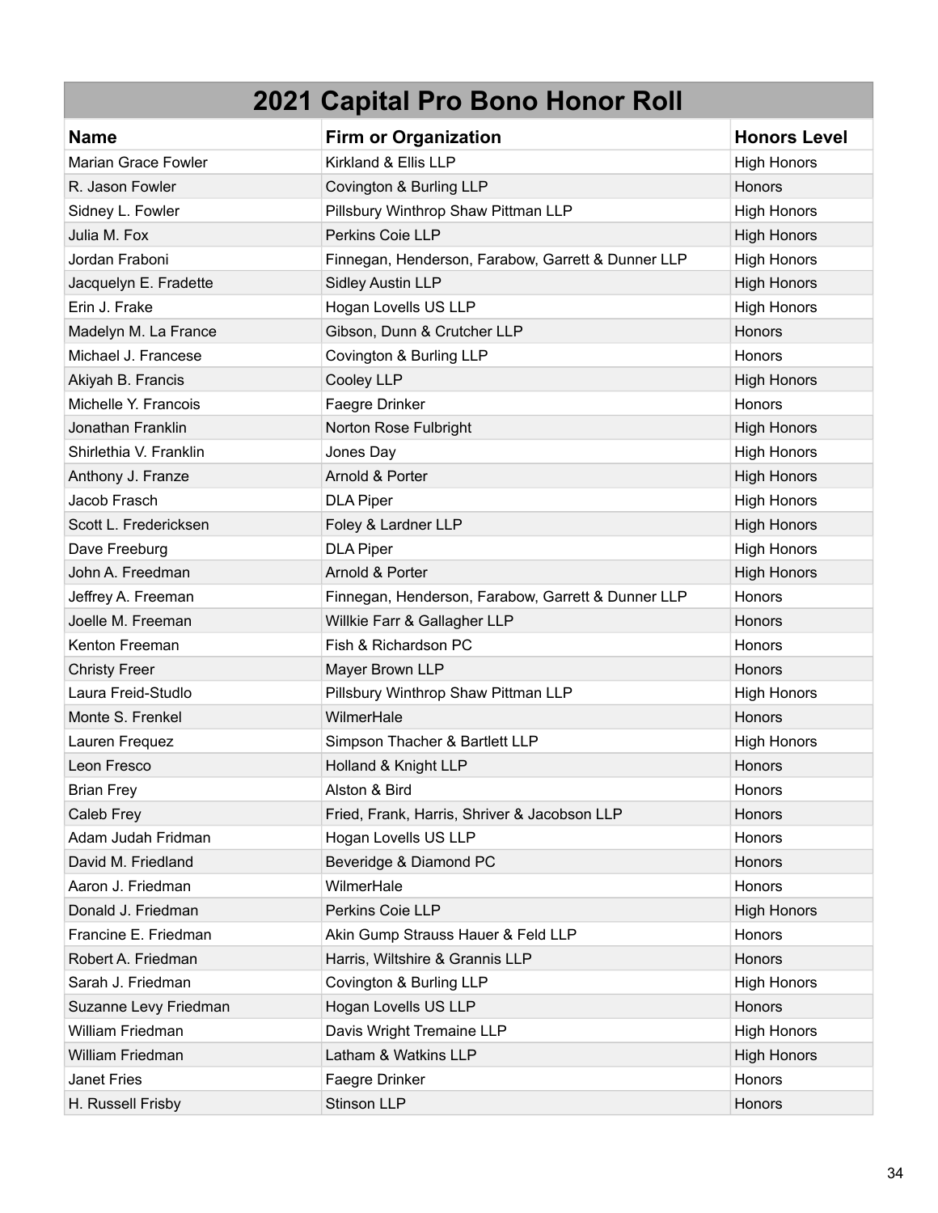# 2021 Capital Pro Bono Honor Roll

| Name | Firm or Organization | Honors Level |
|---|---|---|
| Marian Grace Fowler | Kirkland & Ellis LLP | High Honors |
| R. Jason Fowler | Covington & Burling LLP | Honors |
| Sidney L. Fowler | Pillsbury Winthrop Shaw Pittman LLP | High Honors |
| Julia M. Fox | Perkins Coie LLP | High Honors |
| Jordan Fraboni | Finnegan, Henderson, Farabow, Garrett & Dunner LLP | High Honors |
| Jacquelyn E. Fradette | Sidley Austin LLP | High Honors |
| Erin J. Frake | Hogan Lovells US LLP | High Honors |
| Madelyn M. La France | Gibson, Dunn & Crutcher LLP | Honors |
| Michael J. Francese | Covington & Burling LLP | Honors |
| Akiyah B. Francis | Cooley LLP | High Honors |
| Michelle Y. Francois | Faegre Drinker | Honors |
| Jonathan Franklin | Norton Rose Fulbright | High Honors |
| Shirlethia V. Franklin | Jones Day | High Honors |
| Anthony J. Franze | Arnold & Porter | High Honors |
| Jacob Frasch | DLA Piper | High Honors |
| Scott L. Fredericksen | Foley & Lardner LLP | High Honors |
| Dave Freeburg | DLA Piper | High Honors |
| John A. Freedman | Arnold & Porter | High Honors |
| Jeffrey A. Freeman | Finnegan, Henderson, Farabow, Garrett & Dunner LLP | Honors |
| Joelle M. Freeman | Willkie Farr & Gallagher LLP | Honors |
| Kenton Freeman | Fish & Richardson PC | Honors |
| Christy Freer | Mayer Brown LLP | Honors |
| Laura Freid-Studlo | Pillsbury Winthrop Shaw Pittman LLP | High Honors |
| Monte S. Frenkel | WilmerHale | Honors |
| Lauren Frequez | Simpson Thacher & Bartlett LLP | High Honors |
| Leon Fresco | Holland & Knight LLP | Honors |
| Brian Frey | Alston & Bird | Honors |
| Caleb Frey | Fried, Frank, Harris, Shriver & Jacobson LLP | Honors |
| Adam Judah Fridman | Hogan Lovells US LLP | Honors |
| David M. Friedland | Beveridge & Diamond PC | Honors |
| Aaron J. Friedman | WilmerHale | Honors |
| Donald J. Friedman | Perkins Coie LLP | High Honors |
| Francine E. Friedman | Akin Gump Strauss Hauer & Feld LLP | Honors |
| Robert A. Friedman | Harris, Wiltshire & Grannis LLP | Honors |
| Sarah J. Friedman | Covington & Burling LLP | High Honors |
| Suzanne Levy Friedman | Hogan Lovells US LLP | Honors |
| William Friedman | Davis Wright Tremaine LLP | High Honors |
| William Friedman | Latham & Watkins LLP | High Honors |
| Janet Fries | Faegre Drinker | Honors |
| H. Russell Frisby | Stinson LLP | Honors |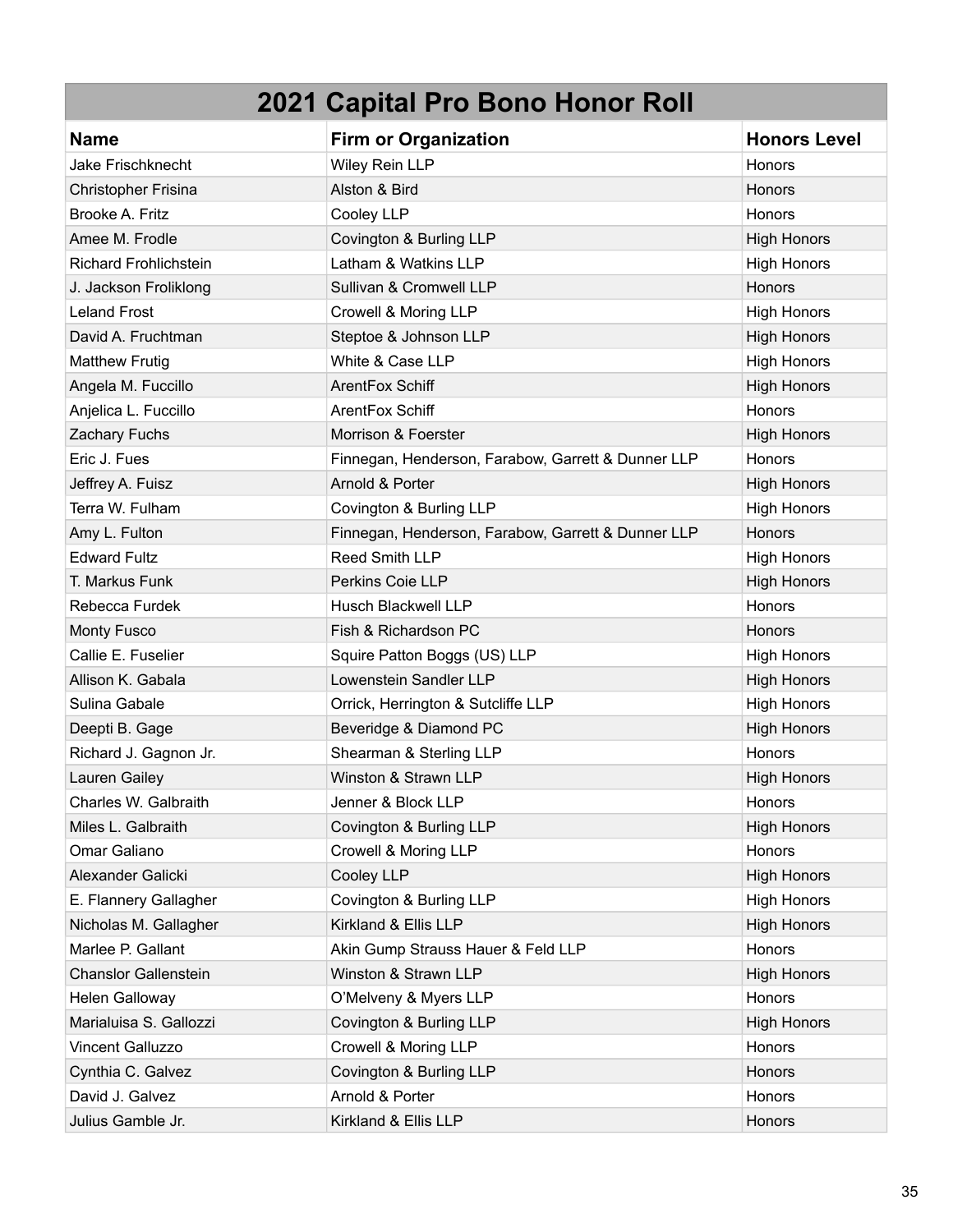# 2021 Capital Pro Bono Honor Roll

| Name | Firm or Organization | Honors Level |
|---|---|---|
| Jake Frischknecht | Wiley Rein LLP | Honors |
| Christopher Frisina | Alston & Bird | Honors |
| Brooke A. Fritz | Cooley LLP | Honors |
| Amee M. Frodle | Covington & Burling LLP | High Honors |
| Richard Frohlichstein | Latham & Watkins LLP | High Honors |
| J. Jackson Froliklong | Sullivan & Cromwell LLP | Honors |
| Leland Frost | Crowell & Moring LLP | High Honors |
| David A. Fruchtman | Steptoe & Johnson LLP | High Honors |
| Matthew Frutig | White & Case LLP | High Honors |
| Angela M. Fuccillo | ArentFox Schiff | High Honors |
| Anjelica L. Fuccillo | ArentFox Schiff | Honors |
| Zachary Fuchs | Morrison & Foerster | High Honors |
| Eric J. Fues | Finnegan, Henderson, Farabow, Garrett & Dunner LLP | Honors |
| Jeffrey A. Fuisz | Arnold & Porter | High Honors |
| Terra W. Fulham | Covington & Burling LLP | High Honors |
| Amy L. Fulton | Finnegan, Henderson, Farabow, Garrett & Dunner LLP | Honors |
| Edward Fultz | Reed Smith LLP | High Honors |
| T. Markus Funk | Perkins Coie LLP | High Honors |
| Rebecca Furdek | Husch Blackwell LLP | Honors |
| Monty Fusco | Fish & Richardson PC | Honors |
| Callie E. Fuselier | Squire Patton Boggs (US) LLP | High Honors |
| Allison K. Gabala | Lowenstein Sandler LLP | High Honors |
| Sulina Gabale | Orrick, Herrington & Sutcliffe LLP | High Honors |
| Deepti B. Gage | Beveridge & Diamond PC | High Honors |
| Richard J. Gagnon Jr. | Shearman & Sterling LLP | Honors |
| Lauren Gailey | Winston & Strawn LLP | High Honors |
| Charles W. Galbraith | Jenner & Block LLP | Honors |
| Miles L. Galbraith | Covington & Burling LLP | High Honors |
| Omar Galiano | Crowell & Moring LLP | Honors |
| Alexander Galicki | Cooley LLP | High Honors |
| E. Flannery Gallagher | Covington & Burling LLP | High Honors |
| Nicholas M. Gallagher | Kirkland & Ellis LLP | High Honors |
| Marlee P. Gallant | Akin Gump Strauss Hauer & Feld LLP | Honors |
| Chanslor Gallenstein | Winston & Strawn LLP | High Honors |
| Helen Galloway | O'Melveny & Myers LLP | Honors |
| Marialuisa S. Gallozzi | Covington & Burling LLP | High Honors |
| Vincent Galluzzo | Crowell & Moring LLP | Honors |
| Cynthia C. Galvez | Covington & Burling LLP | Honors |
| David J. Galvez | Arnold & Porter | Honors |
| Julius Gamble Jr. | Kirkland & Ellis LLP | Honors |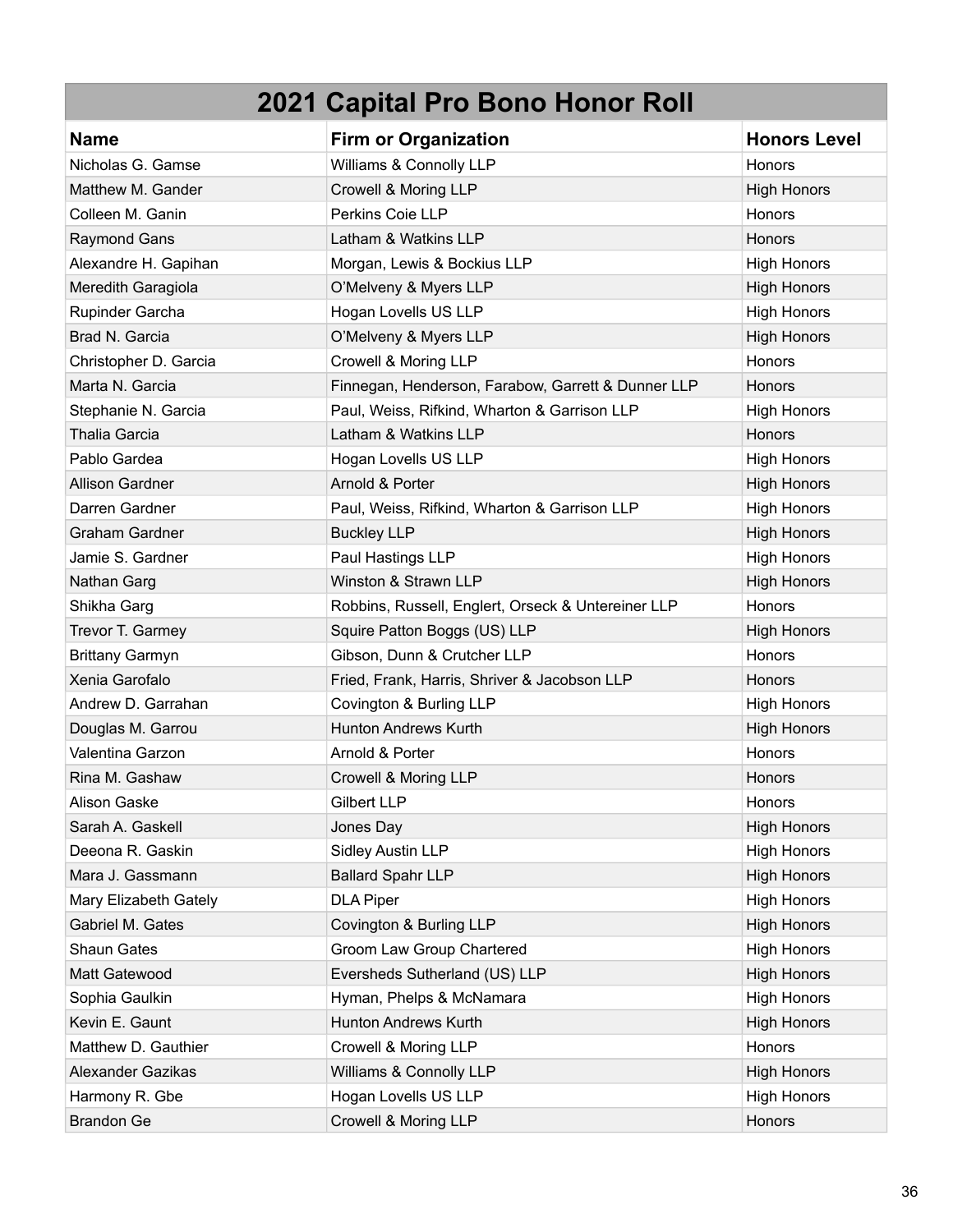# 2021 Capital Pro Bono Honor Roll

| Name | Firm or Organization | Honors Level |
|---|---|---|
| Nicholas G. Gamse | Williams & Connolly LLP | Honors |
| Matthew M. Gander | Crowell & Moring LLP | High Honors |
| Colleen M. Ganin | Perkins Coie LLP | Honors |
| Raymond Gans | Latham & Watkins LLP | Honors |
| Alexandre H. Gapihan | Morgan, Lewis & Bockius LLP | High Honors |
| Meredith Garagiola | O'Melveny & Myers LLP | High Honors |
| Rupinder Garcha | Hogan Lovells US LLP | High Honors |
| Brad N. Garcia | O'Melveny & Myers LLP | High Honors |
| Christopher D. Garcia | Crowell & Moring LLP | Honors |
| Marta N. Garcia | Finnegan, Henderson, Farabow, Garrett & Dunner LLP | Honors |
| Stephanie N. Garcia | Paul, Weiss, Rifkind, Wharton & Garrison LLP | High Honors |
| Thalia Garcia | Latham & Watkins LLP | Honors |
| Pablo Gardea | Hogan Lovells US LLP | High Honors |
| Allison Gardner | Arnold & Porter | High Honors |
| Darren Gardner | Paul, Weiss, Rifkind, Wharton & Garrison LLP | High Honors |
| Graham Gardner | Buckley LLP | High Honors |
| Jamie S. Gardner | Paul Hastings LLP | High Honors |
| Nathan Garg | Winston & Strawn LLP | High Honors |
| Shikha Garg | Robbins, Russell, Englert, Orseck & Untereiner LLP | Honors |
| Trevor T. Garmey | Squire Patton Boggs (US) LLP | High Honors |
| Brittany Garmyn | Gibson, Dunn & Crutcher LLP | Honors |
| Xenia Garofalo | Fried, Frank, Harris, Shriver & Jacobson LLP | Honors |
| Andrew D. Garrahan | Covington & Burling LLP | High Honors |
| Douglas M. Garrou | Hunton Andrews Kurth | High Honors |
| Valentina Garzon | Arnold & Porter | Honors |
| Rina M. Gashaw | Crowell & Moring LLP | Honors |
| Alison Gaske | Gilbert LLP | Honors |
| Sarah A. Gaskell | Jones Day | High Honors |
| Deeona R. Gaskin | Sidley Austin LLP | High Honors |
| Mara J. Gassmann | Ballard Spahr LLP | High Honors |
| Mary Elizabeth Gately | DLA Piper | High Honors |
| Gabriel M. Gates | Covington & Burling LLP | High Honors |
| Shaun Gates | Groom Law Group Chartered | High Honors |
| Matt Gatewood | Eversheds Sutherland (US) LLP | High Honors |
| Sophia Gaulkin | Hyman, Phelps & McNamara | High Honors |
| Kevin E. Gaunt | Hunton Andrews Kurth | High Honors |
| Matthew D. Gauthier | Crowell & Moring LLP | Honors |
| Alexander Gazikas | Williams & Connolly LLP | High Honors |
| Harmony R. Gbe | Hogan Lovells US LLP | High Honors |
| Brandon Ge | Crowell & Moring LLP | Honors |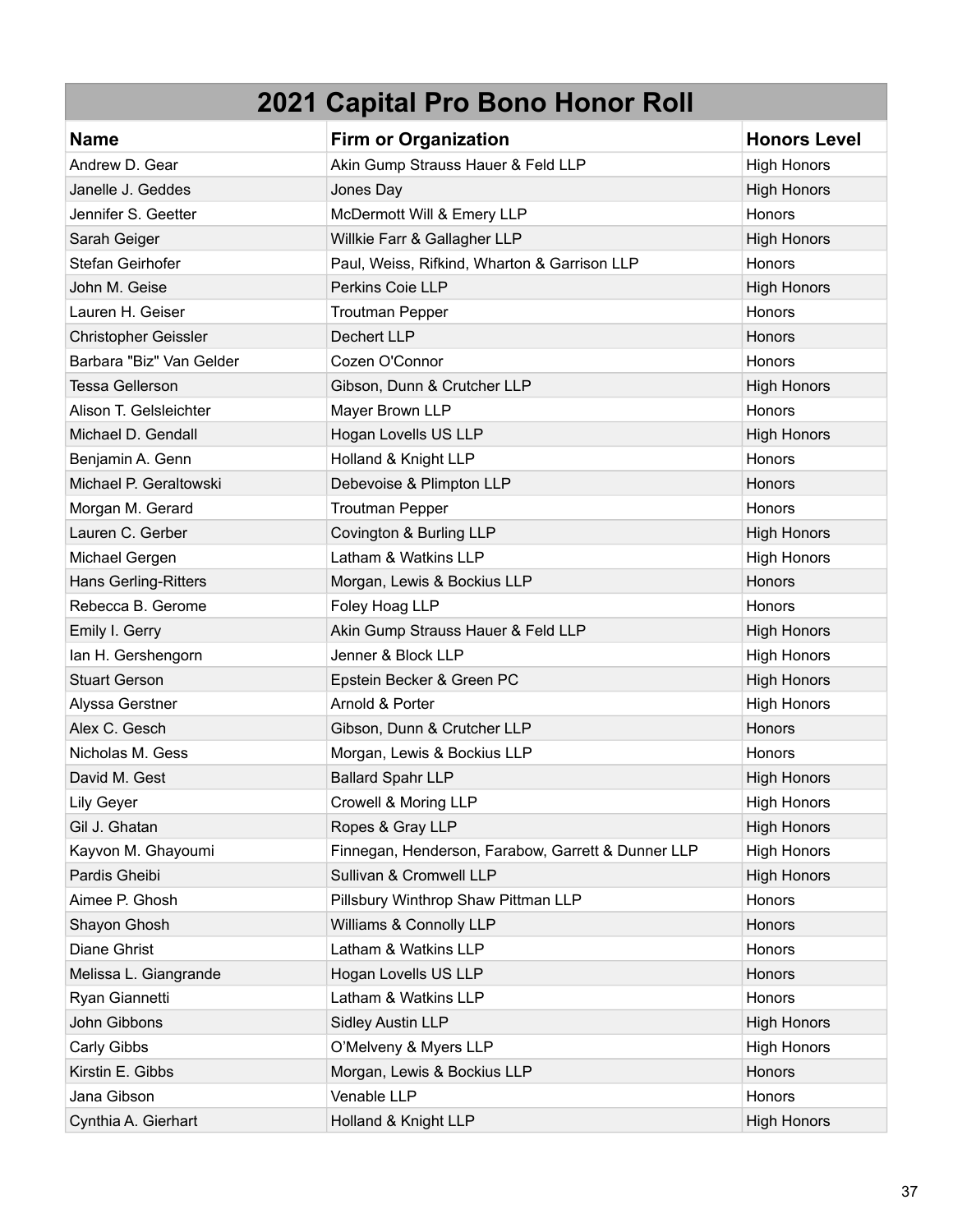## 2021 Capital Pro Bono Honor Roll

| Name | Firm or Organization | Honors Level |
|---|---|---|
| Andrew D. Gear | Akin Gump Strauss Hauer & Feld LLP | High Honors |
| Janelle J. Geddes | Jones Day | High Honors |
| Jennifer S. Geetter | McDermott Will & Emery LLP | Honors |
| Sarah Geiger | Willkie Farr & Gallagher LLP | High Honors |
| Stefan Geirhofer | Paul, Weiss, Rifkind, Wharton & Garrison LLP | Honors |
| John M. Geise | Perkins Coie LLP | High Honors |
| Lauren H. Geiser | Troutman Pepper | Honors |
| Christopher Geissler | Dechert LLP | Honors |
| Barbara "Biz" Van Gelder | Cozen O'Connor | Honors |
| Tessa Gellerson | Gibson, Dunn & Crutcher LLP | High Honors |
| Alison T. Gelsleichter | Mayer Brown LLP | Honors |
| Michael D. Gendall | Hogan Lovells US LLP | High Honors |
| Benjamin A. Genn | Holland & Knight LLP | Honors |
| Michael P. Geraltowski | Debevoise & Plimpton LLP | Honors |
| Morgan M. Gerard | Troutman Pepper | Honors |
| Lauren C. Gerber | Covington & Burling LLP | High Honors |
| Michael Gergen | Latham & Watkins LLP | High Honors |
| Hans Gerling-Ritters | Morgan, Lewis & Bockius LLP | Honors |
| Rebecca B. Gerome | Foley Hoag LLP | Honors |
| Emily I. Gerry | Akin Gump Strauss Hauer & Feld LLP | High Honors |
| Ian H. Gershengorn | Jenner & Block LLP | High Honors |
| Stuart Gerson | Epstein Becker & Green PC | High Honors |
| Alyssa Gerstner | Arnold & Porter | High Honors |
| Alex C. Gesch | Gibson, Dunn & Crutcher LLP | Honors |
| Nicholas M. Gess | Morgan, Lewis & Bockius LLP | Honors |
| David M. Gest | Ballard Spahr LLP | High Honors |
| Lily Geyer | Crowell & Moring LLP | High Honors |
| Gil J. Ghatan | Ropes & Gray LLP | High Honors |
| Kayvon M. Ghayoumi | Finnegan, Henderson, Farabow, Garrett & Dunner LLP | High Honors |
| Pardis Gheibi | Sullivan & Cromwell LLP | High Honors |
| Aimee P. Ghosh | Pillsbury Winthrop Shaw Pittman LLP | Honors |
| Shayon Ghosh | Williams & Connolly LLP | Honors |
| Diane Ghrist | Latham & Watkins LLP | Honors |
| Melissa L. Giangrande | Hogan Lovells US LLP | Honors |
| Ryan Giannetti | Latham & Watkins LLP | Honors |
| John Gibbons | Sidley Austin LLP | High Honors |
| Carly Gibbs | O'Melveny & Myers LLP | High Honors |
| Kirstin E. Gibbs | Morgan, Lewis & Bockius LLP | Honors |
| Jana Gibson | Venable LLP | Honors |
| Cynthia A. Gierhart | Holland & Knight LLP | High Honors |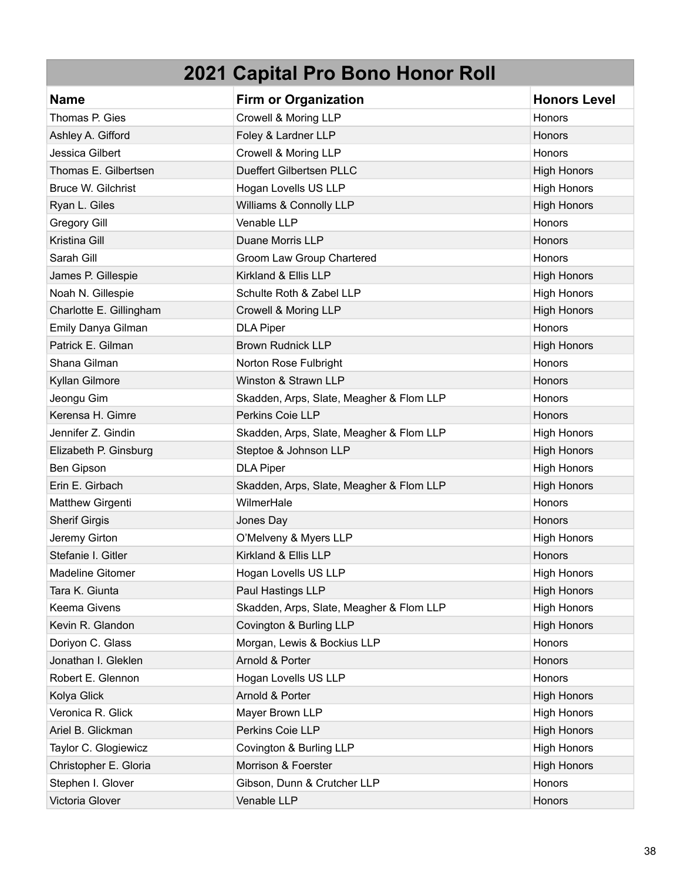# 2021 Capital Pro Bono Honor Roll

| Name | Firm or Organization | Honors Level |
|---|---|---|
| Thomas P. Gies | Crowell & Moring LLP | Honors |
| Ashley A. Gifford | Foley & Lardner LLP | Honors |
| Jessica Gilbert | Crowell & Moring LLP | Honors |
| Thomas E. Gilbertsen | Dueffert Gilbertsen PLLC | High Honors |
| Bruce W. Gilchrist | Hogan Lovells US LLP | High Honors |
| Ryan L. Giles | Williams & Connolly LLP | High Honors |
| Gregory Gill | Venable LLP | Honors |
| Kristina Gill | Duane Morris LLP | Honors |
| Sarah Gill | Groom Law Group Chartered | Honors |
| James P. Gillespie | Kirkland & Ellis LLP | High Honors |
| Noah N. Gillespie | Schulte Roth & Zabel LLP | High Honors |
| Charlotte E. Gillingham | Crowell & Moring LLP | High Honors |
| Emily Danya Gilman | DLA Piper | Honors |
| Patrick E. Gilman | Brown Rudnick LLP | High Honors |
| Shana Gilman | Norton Rose Fulbright | Honors |
| Kyllan Gilmore | Winston & Strawn LLP | Honors |
| Jeongu Gim | Skadden, Arps, Slate, Meagher & Flom LLP | Honors |
| Kerensa H. Gimre | Perkins Coie LLP | Honors |
| Jennifer Z. Gindin | Skadden, Arps, Slate, Meagher & Flom LLP | High Honors |
| Elizabeth P. Ginsburg | Steptoe & Johnson LLP | High Honors |
| Ben Gipson | DLA Piper | High Honors |
| Erin E. Girbach | Skadden, Arps, Slate, Meagher & Flom LLP | High Honors |
| Matthew Girgenti | WilmerHale | Honors |
| Sherif Girgis | Jones Day | Honors |
| Jeremy Girton | O'Melveny & Myers LLP | High Honors |
| Stefanie I. Gitler | Kirkland & Ellis LLP | Honors |
| Madeline Gitomer | Hogan Lovells US LLP | High Honors |
| Tara K. Giunta | Paul Hastings LLP | High Honors |
| Keema Givens | Skadden, Arps, Slate, Meagher & Flom LLP | High Honors |
| Kevin R. Glandon | Covington & Burling LLP | High Honors |
| Doriyon C. Glass | Morgan, Lewis & Bockius LLP | Honors |
| Jonathan I. Gleklen | Arnold & Porter | Honors |
| Robert E. Glennon | Hogan Lovells US LLP | Honors |
| Kolya Glick | Arnold & Porter | High Honors |
| Veronica R. Glick | Mayer Brown LLP | High Honors |
| Ariel B. Glickman | Perkins Coie LLP | High Honors |
| Taylor C. Glogiewicz | Covington & Burling LLP | High Honors |
| Christopher E. Gloria | Morrison & Foerster | High Honors |
| Stephen I. Glover | Gibson, Dunn & Crutcher LLP | Honors |
| Victoria Glover | Venable LLP | Honors |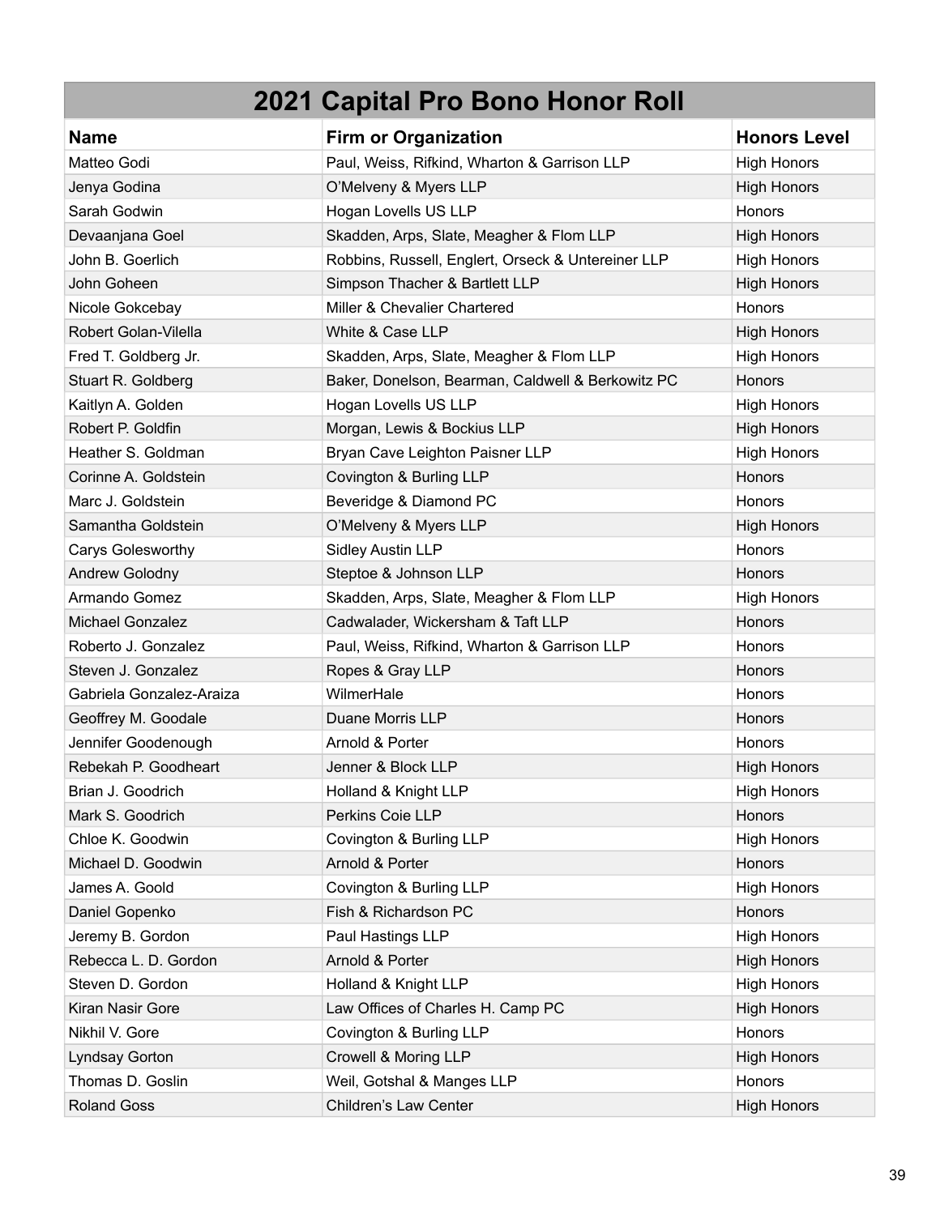# 2021 Capital Pro Bono Honor Roll

| Name | Firm or Organization | Honors Level |
| --- | --- | --- |
| Matteo Godi | Paul, Weiss, Rifkind, Wharton & Garrison LLP | High Honors |
| Jenya Godina | O'Melveny & Myers LLP | High Honors |
| Sarah Godwin | Hogan Lovells US LLP | Honors |
| Devaanjana Goel | Skadden, Arps, Slate, Meagher & Flom LLP | High Honors |
| John B. Goerlich | Robbins, Russell, Englert, Orseck & Untereiner LLP | High Honors |
| John Goheen | Simpson Thacher & Bartlett LLP | High Honors |
| Nicole Gokcebay | Miller & Chevalier Chartered | Honors |
| Robert Golan-Vilella | White & Case LLP | High Honors |
| Fred T. Goldberg Jr. | Skadden, Arps, Slate, Meagher & Flom LLP | High Honors |
| Stuart R. Goldberg | Baker, Donelson, Bearman, Caldwell & Berkowitz PC | Honors |
| Kaitlyn A. Golden | Hogan Lovells US LLP | High Honors |
| Robert P. Goldfin | Morgan, Lewis & Bockius LLP | High Honors |
| Heather S. Goldman | Bryan Cave Leighton Paisner LLP | High Honors |
| Corinne A. Goldstein | Covington & Burling LLP | Honors |
| Marc J. Goldstein | Beveridge & Diamond PC | Honors |
| Samantha Goldstein | O'Melveny & Myers LLP | High Honors |
| Carys Golesworthy | Sidley Austin LLP | Honors |
| Andrew Golodny | Steptoe & Johnson LLP | Honors |
| Armando Gomez | Skadden, Arps, Slate, Meagher & Flom LLP | High Honors |
| Michael Gonzalez | Cadwalader, Wickersham & Taft LLP | Honors |
| Roberto J. Gonzalez | Paul, Weiss, Rifkind, Wharton & Garrison LLP | Honors |
| Steven J. Gonzalez | Ropes & Gray LLP | Honors |
| Gabriela Gonzalez-Araiza | WilmerHale | Honors |
| Geoffrey M. Goodale | Duane Morris LLP | Honors |
| Jennifer Goodenough | Arnold & Porter | Honors |
| Rebekah P. Goodheart | Jenner & Block LLP | High Honors |
| Brian J. Goodrich | Holland & Knight LLP | High Honors |
| Mark S. Goodrich | Perkins Coie LLP | Honors |
| Chloe K. Goodwin | Covington & Burling LLP | High Honors |
| Michael D. Goodwin | Arnold & Porter | Honors |
| James A. Goold | Covington & Burling LLP | High Honors |
| Daniel Gopenko | Fish & Richardson PC | Honors |
| Jeremy B. Gordon | Paul Hastings LLP | High Honors |
| Rebecca L. D. Gordon | Arnold & Porter | High Honors |
| Steven D. Gordon | Holland & Knight LLP | High Honors |
| Kiran Nasir Gore | Law Offices of Charles H. Camp PC | High Honors |
| Nikhil V. Gore | Covington & Burling LLP | Honors |
| Lyndsay Gorton | Crowell & Moring LLP | High Honors |
| Thomas D. Goslin | Weil, Gotshal & Manges LLP | Honors |
| Roland Goss | Children's Law Center | High Honors |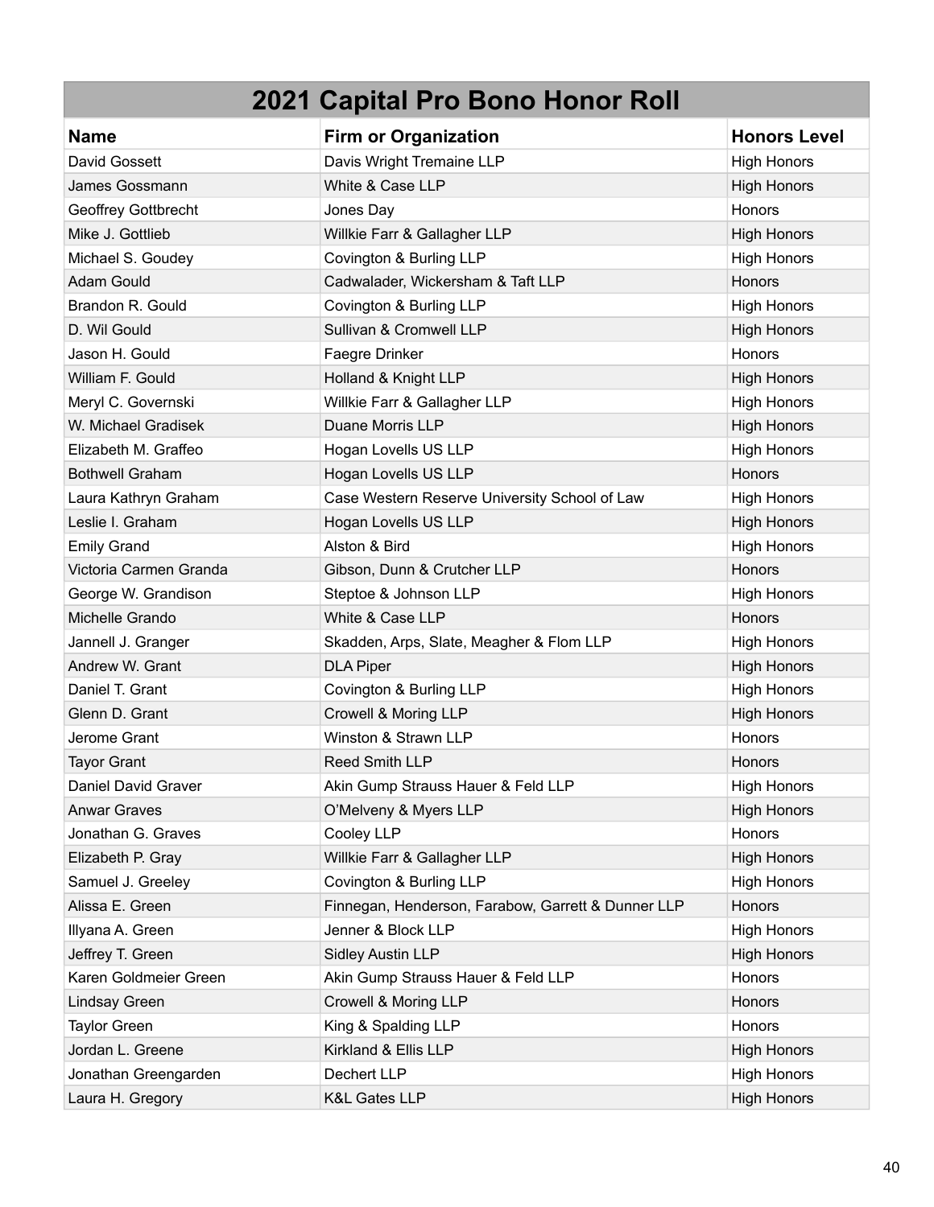# 2021 Capital Pro Bono Honor Roll

| Name | Firm or Organization | Honors Level |
|---|---|---|
| David Gossett | Davis Wright Tremaine LLP | High Honors |
| James Gossmann | White & Case LLP | High Honors |
| Geoffrey Gottbrecht | Jones Day | Honors |
| Mike J. Gottlieb | Willkie Farr & Gallagher LLP | High Honors |
| Michael S. Goudey | Covington & Burling LLP | High Honors |
| Adam Gould | Cadwalader, Wickersham & Taft LLP | Honors |
| Brandon R. Gould | Covington & Burling LLP | High Honors |
| D. Wil Gould | Sullivan & Cromwell LLP | High Honors |
| Jason H. Gould | Faegre Drinker | Honors |
| William F. Gould | Holland & Knight LLP | High Honors |
| Meryl C. Governski | Willkie Farr & Gallagher LLP | High Honors |
| W. Michael Gradisek | Duane Morris LLP | High Honors |
| Elizabeth M. Graffeo | Hogan Lovells US LLP | High Honors |
| Bothwell Graham | Hogan Lovells US LLP | Honors |
| Laura Kathryn Graham | Case Western Reserve University School of Law | High Honors |
| Leslie I. Graham | Hogan Lovells US LLP | High Honors |
| Emily Grand | Alston & Bird | High Honors |
| Victoria Carmen Granda | Gibson, Dunn & Crutcher LLP | Honors |
| George W. Grandison | Steptoe & Johnson LLP | High Honors |
| Michelle Grando | White & Case LLP | Honors |
| Jannell J. Granger | Skadden, Arps, Slate, Meagher & Flom LLP | High Honors |
| Andrew W. Grant | DLA Piper | High Honors |
| Daniel T. Grant | Covington & Burling LLP | High Honors |
| Glenn D. Grant | Crowell & Moring LLP | High Honors |
| Jerome Grant | Winston & Strawn LLP | Honors |
| Tayor Grant | Reed Smith LLP | Honors |
| Daniel David Graver | Akin Gump Strauss Hauer & Feld LLP | High Honors |
| Anwar Graves | O'Melveny & Myers LLP | High Honors |
| Jonathan G. Graves | Cooley LLP | Honors |
| Elizabeth P. Gray | Willkie Farr & Gallagher LLP | High Honors |
| Samuel J. Greeley | Covington & Burling LLP | High Honors |
| Alissa E. Green | Finnegan, Henderson, Farabow, Garrett & Dunner LLP | Honors |
| Illyana A. Green | Jenner & Block LLP | High Honors |
| Jeffrey T. Green | Sidley Austin LLP | High Honors |
| Karen Goldmeier Green | Akin Gump Strauss Hauer & Feld LLP | Honors |
| Lindsay Green | Crowell & Moring LLP | Honors |
| Taylor Green | King & Spalding LLP | Honors |
| Jordan L. Greene | Kirkland & Ellis LLP | High Honors |
| Jonathan Greengarden | Dechert LLP | High Honors |
| Laura H. Gregory | K&L Gates LLP | High Honors |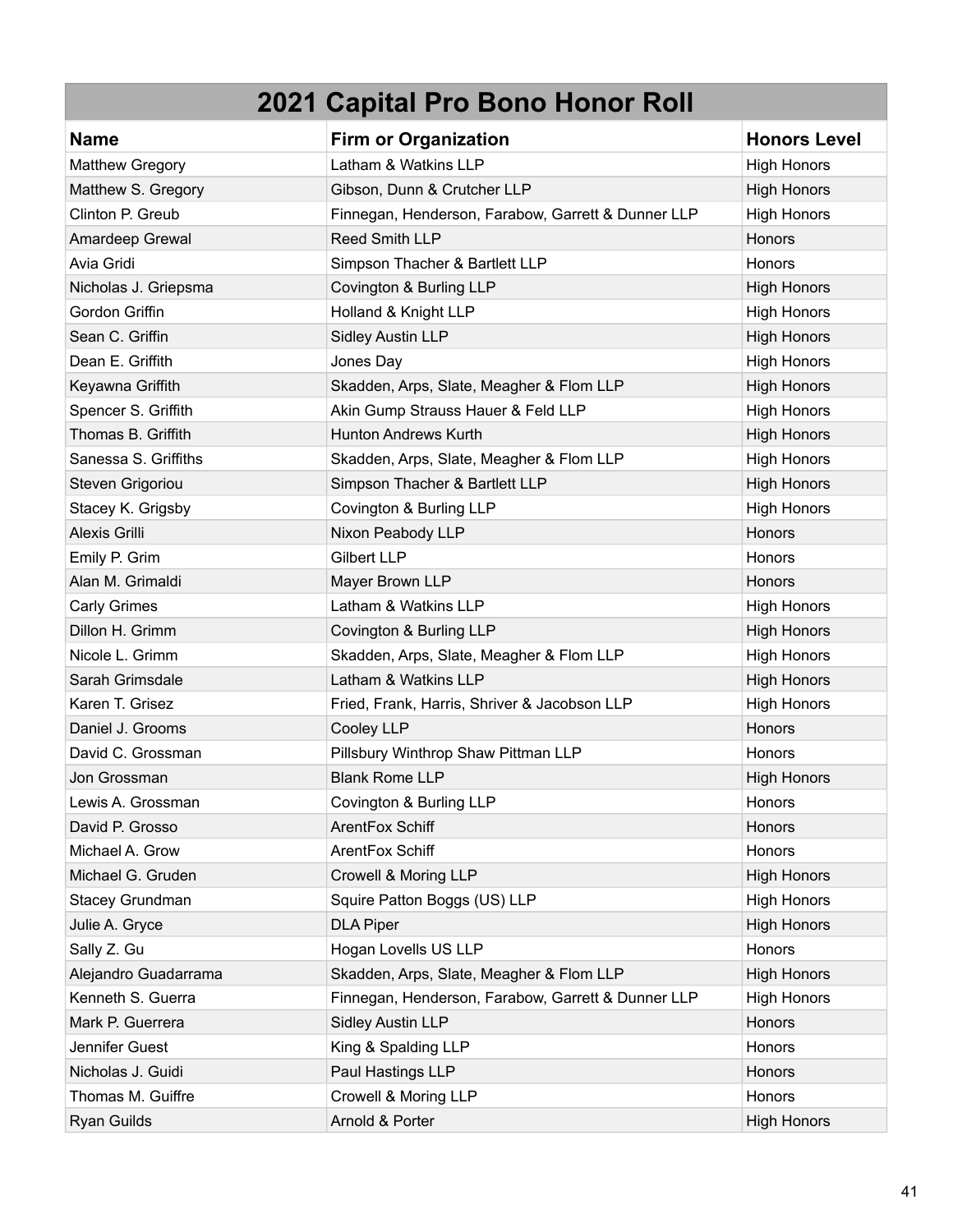# 2021 Capital Pro Bono Honor Roll

| Name | Firm or Organization | Honors Level |
|---|---|---|
| Matthew Gregory | Latham & Watkins LLP | High Honors |
| Matthew S. Gregory | Gibson, Dunn & Crutcher LLP | High Honors |
| Clinton P. Greub | Finnegan, Henderson, Farabow, Garrett & Dunner LLP | High Honors |
| Amardeep Grewal | Reed Smith LLP | Honors |
| Avia Gridi | Simpson Thacher & Bartlett LLP | Honors |
| Nicholas J. Griepsma | Covington & Burling LLP | High Honors |
| Gordon Griffin | Holland & Knight LLP | High Honors |
| Sean C. Griffin | Sidley Austin LLP | High Honors |
| Dean E. Griffith | Jones Day | High Honors |
| Keyawna Griffith | Skadden, Arps, Slate, Meagher & Flom LLP | High Honors |
| Spencer S. Griffith | Akin Gump Strauss Hauer & Feld LLP | High Honors |
| Thomas B. Griffith | Hunton Andrews Kurth | High Honors |
| Sanessa S. Griffiths | Skadden, Arps, Slate, Meagher & Flom LLP | High Honors |
| Steven Grigoriou | Simpson Thacher & Bartlett LLP | High Honors |
| Stacey K. Grigsby | Covington & Burling LLP | High Honors |
| Alexis Grilli | Nixon Peabody LLP | Honors |
| Emily P. Grim | Gilbert LLP | Honors |
| Alan M. Grimaldi | Mayer Brown LLP | Honors |
| Carly Grimes | Latham & Watkins LLP | High Honors |
| Dillon H. Grimm | Covington & Burling LLP | High Honors |
| Nicole L. Grimm | Skadden, Arps, Slate, Meagher & Flom LLP | High Honors |
| Sarah Grimsdale | Latham & Watkins LLP | High Honors |
| Karen T. Grisez | Fried, Frank, Harris, Shriver & Jacobson LLP | High Honors |
| Daniel J. Grooms | Cooley LLP | Honors |
| David C. Grossman | Pillsbury Winthrop Shaw Pittman LLP | Honors |
| Jon Grossman | Blank Rome LLP | High Honors |
| Lewis A. Grossman | Covington & Burling LLP | Honors |
| David P. Grosso | ArentFox Schiff | Honors |
| Michael A. Grow | ArentFox Schiff | Honors |
| Michael G. Gruden | Crowell & Moring LLP | High Honors |
| Stacey Grundman | Squire Patton Boggs (US) LLP | High Honors |
| Julie A. Gryce | DLA Piper | High Honors |
| Sally Z. Gu | Hogan Lovells US LLP | Honors |
| Alejandro Guadarrama | Skadden, Arps, Slate, Meagher & Flom LLP | High Honors |
| Kenneth S. Guerra | Finnegan, Henderson, Farabow, Garrett & Dunner LLP | High Honors |
| Mark P. Guerrera | Sidley Austin LLP | Honors |
| Jennifer Guest | King & Spalding LLP | Honors |
| Nicholas J. Guidi | Paul Hastings LLP | Honors |
| Thomas M. Guiffre | Crowell & Moring LLP | Honors |
| Ryan Guilds | Arnold & Porter | High Honors |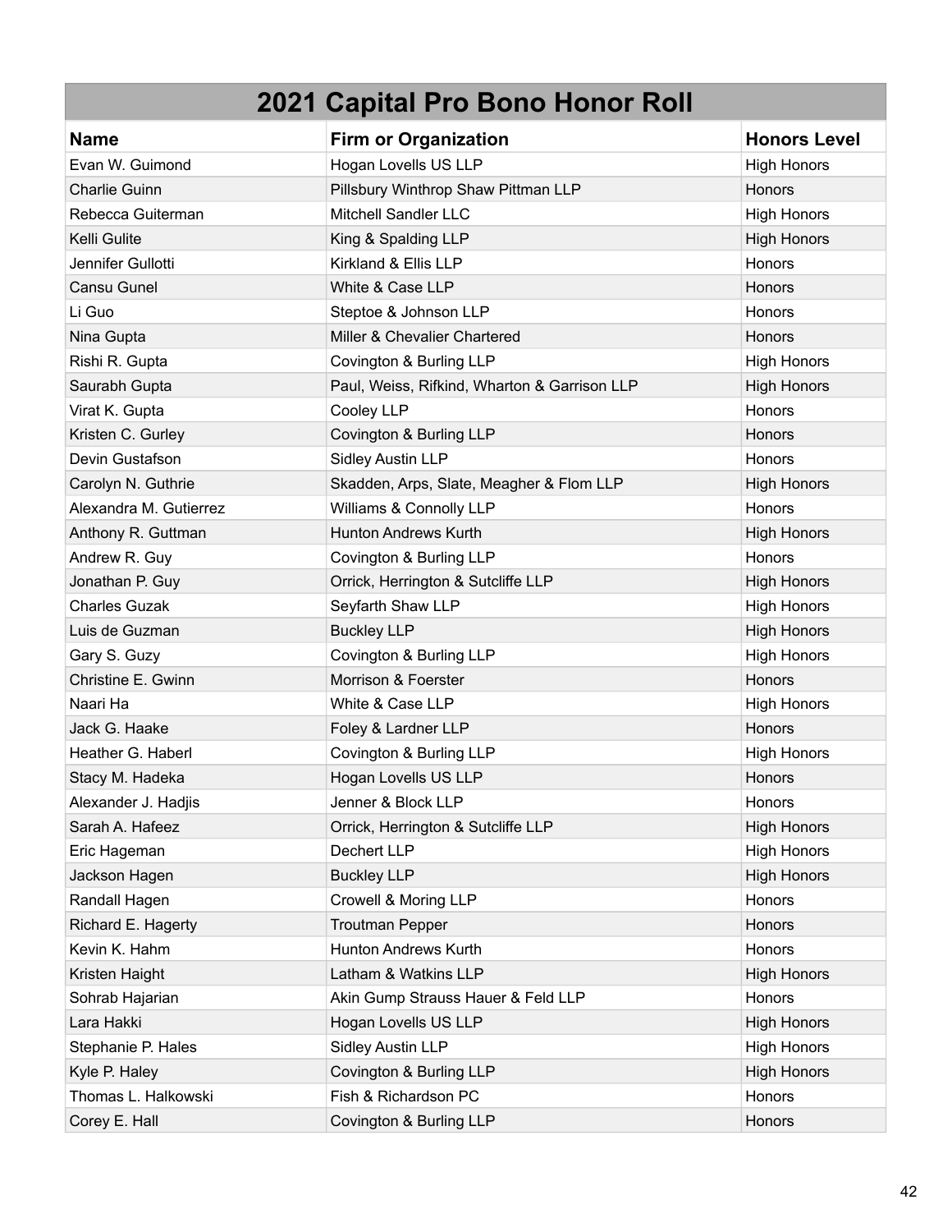| 2021 Capital Pro Bono Honor Roll | | |
|---|---|---|
| **Name** | **Firm or Organization** | **Honors Level** |
| Evan W. Guimond | Hogan Lovells US LLP | High Honors |
| Charlie Guinn | Pillsbury Winthrop Shaw Pittman LLP | Honors |
| Rebecca Guiterman | Mitchell Sandler LLC | High Honors |
| Kelli Gulite | King & Spalding LLP | High Honors |
| Jennifer Gullotti | Kirkland & Ellis LLP | Honors |
| Cansu Gunel | White & Case LLP | Honors |
| Li Guo | Steptoe & Johnson LLP | Honors |
| Nina Gupta | Miller & Chevalier Chartered | Honors |
| Rishi R. Gupta | Covington & Burling LLP | High Honors |
| Saurabh Gupta | Paul, Weiss, Rifkind, Wharton & Garrison LLP | High Honors |
| Virat K. Gupta | Cooley LLP | Honors |
| Kristen C. Gurley | Covington & Burling LLP | Honors |
| Devin Gustafson | Sidley Austin LLP | Honors |
| Carolyn N. Guthrie | Skadden, Arps, Slate, Meagher & Flom LLP | High Honors |
| Alexandra M. Gutierrez | Williams & Connolly LLP | Honors |
| Anthony R. Guttman | Hunton Andrews Kurth | High Honors |
| Andrew R. Guy | Covington & Burling LLP | Honors |
| Jonathan P. Guy | Orrick, Herrington & Sutcliffe LLP | High Honors |
| Charles Guzak | Seyfarth Shaw LLP | High Honors |
| Luis de Guzman | Buckley LLP | High Honors |
| Gary S. Guzy | Covington & Burling LLP | High Honors |
| Christine E. Gwinn | Morrison & Foerster | Honors |
| Naari Ha | White & Case LLP | High Honors |
| Jack G. Haake | Foley & Lardner LLP | Honors |
| Heather G. Haberl | Covington & Burling LLP | High Honors |
| Stacy M. Hadeka | Hogan Lovells US LLP | Honors |
| Alexander J. Hadjis | Jenner & Block LLP | Honors |
| Sarah A. Hafeez | Orrick, Herrington & Sutcliffe LLP | High Honors |
| Eric Hageman | Dechert LLP | High Honors |
| Jackson Hagen | Buckley LLP | High Honors |
| Randall Hagen | Crowell & Moring LLP | Honors |
| Richard E. Hagerty | Troutman Pepper | Honors |
| Kevin K. Hahm | Hunton Andrews Kurth | Honors |
| Kristen Haight | Latham & Watkins LLP | High Honors |
| Sohrab Hajarian | Akin Gump Strauss Hauer & Feld LLP | Honors |
| Lara Hakki | Hogan Lovells US LLP | High Honors |
| Stephanie P. Hales | Sidley Austin LLP | High Honors |
| Kyle P. Haley | Covington & Burling LLP | High Honors |
| Thomas L. Halkowski | Fish & Richardson PC | Honors |
| Corey E. Hall | Covington & Burling LLP | Honors |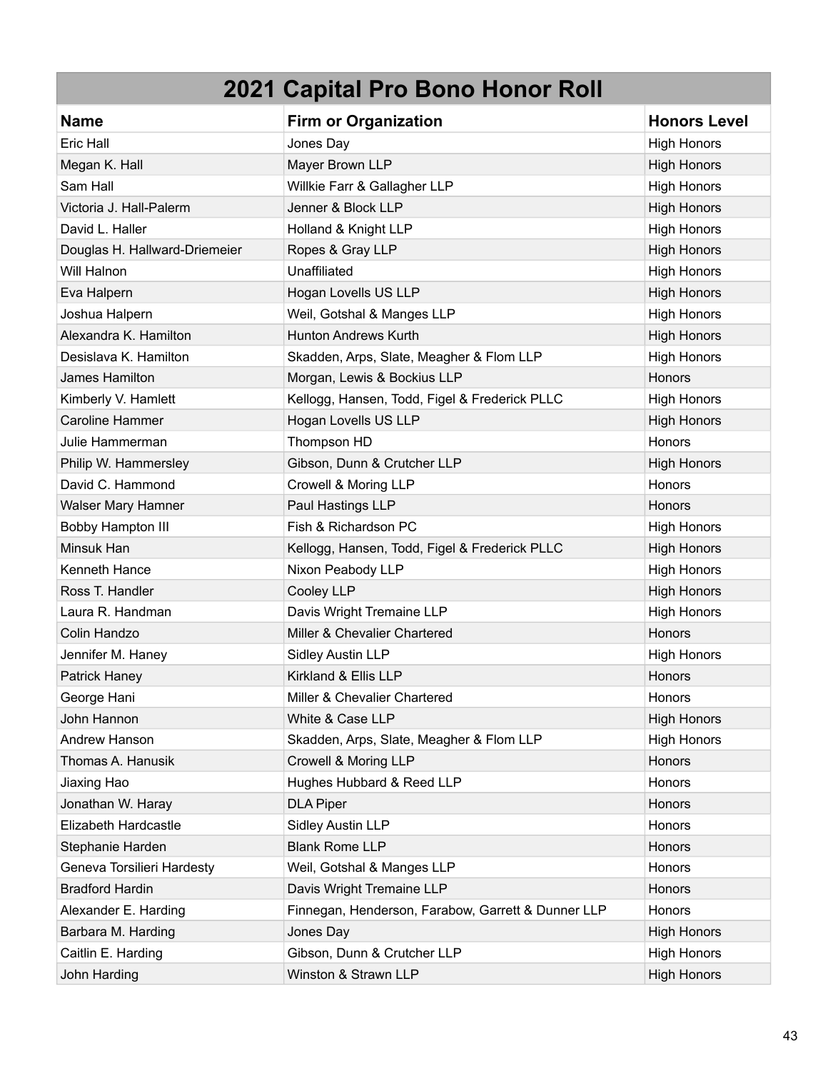## 2021 Capital Pro Bono Honor Roll

| Name | Firm or Organization | Honors Level |
|---|---|---|
| Eric Hall | Jones Day | High Honors |
| Megan K. Hall | Mayer Brown LLP | High Honors |
| Sam Hall | Willkie Farr & Gallagher LLP | High Honors |
| Victoria J. Hall-Palerm | Jenner & Block LLP | High Honors |
| David L. Haller | Holland & Knight LLP | High Honors |
| Douglas H. Hallward-Driemeier | Ropes & Gray LLP | High Honors |
| Will Halnon | Unaffiliated | High Honors |
| Eva Halpern | Hogan Lovells US LLP | High Honors |
| Joshua Halpern | Weil, Gotshal & Manges LLP | High Honors |
| Alexandra K. Hamilton | Hunton Andrews Kurth | High Honors |
| Desislava K. Hamilton | Skadden, Arps, Slate, Meagher & Flom LLP | High Honors |
| James Hamilton | Morgan, Lewis & Bockius LLP | Honors |
| Kimberly V. Hamlett | Kellogg, Hansen, Todd, Figel & Frederick PLLC | High Honors |
| Caroline Hammer | Hogan Lovells US LLP | High Honors |
| Julie Hammerman | Thompson HD | Honors |
| Philip W. Hammersley | Gibson, Dunn & Crutcher LLP | High Honors |
| David C. Hammond | Crowell & Moring LLP | Honors |
| Walser Mary Hamner | Paul Hastings LLP | Honors |
| Bobby Hampton III | Fish & Richardson PC | High Honors |
| Minsuk Han | Kellogg, Hansen, Todd, Figel & Frederick PLLC | High Honors |
| Kenneth Hance | Nixon Peabody LLP | High Honors |
| Ross T. Handler | Cooley LLP | High Honors |
| Laura R. Handman | Davis Wright Tremaine LLP | High Honors |
| Colin Handzo | Miller & Chevalier Chartered | Honors |
| Jennifer M. Haney | Sidley Austin LLP | High Honors |
| Patrick Haney | Kirkland & Ellis LLP | Honors |
| George Hani | Miller & Chevalier Chartered | Honors |
| John Hannon | White & Case LLP | High Honors |
| Andrew Hanson | Skadden, Arps, Slate, Meagher & Flom LLP | High Honors |
| Thomas A. Hanusik | Crowell & Moring LLP | Honors |
| Jiaxing Hao | Hughes Hubbard & Reed LLP | Honors |
| Jonathan W. Haray | DLA Piper | Honors |
| Elizabeth Hardcastle | Sidley Austin LLP | Honors |
| Stephanie Harden | Blank Rome LLP | Honors |
| Geneva Torsilieri Hardesty | Weil, Gotshal & Manges LLP | Honors |
| Bradford Hardin | Davis Wright Tremaine LLP | Honors |
| Alexander E. Harding | Finnegan, Henderson, Farabow, Garrett & Dunner LLP | Honors |
| Barbara M. Harding | Jones Day | High Honors |
| Caitlin E. Harding | Gibson, Dunn & Crutcher LLP | High Honors |
| John Harding | Winston & Strawn LLP | High Honors |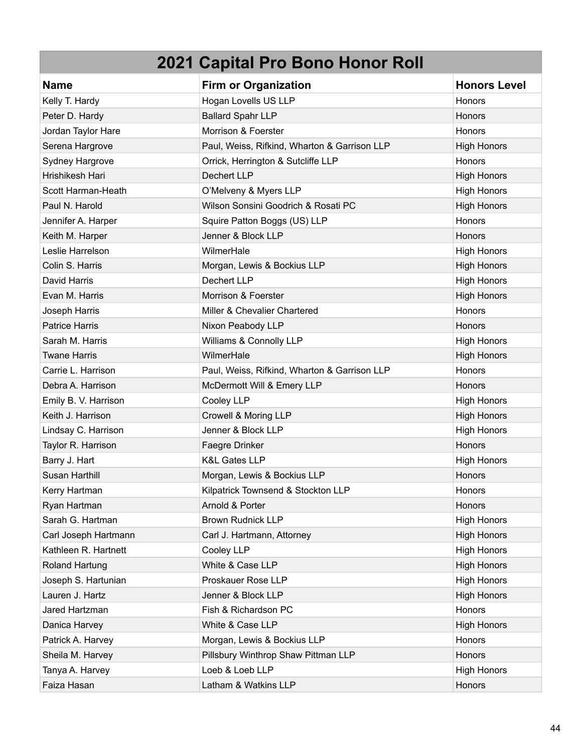# 2021 Capital Pro Bono Honor Roll

| Name | Firm or Organization | Honors Level |
|---|---|---|
| Kelly T. Hardy | Hogan Lovells US LLP | Honors |
| Peter D. Hardy | Ballard Spahr LLP | Honors |
| Jordan Taylor Hare | Morrison & Foerster | Honors |
| Serena Hargrove | Paul, Weiss, Rifkind, Wharton & Garrison LLP | High Honors |
| Sydney Hargrove | Orrick, Herrington & Sutcliffe LLP | Honors |
| Hrishikesh Hari | Dechert LLP | High Honors |
| Scott Harman-Heath | O'Melveny & Myers LLP | High Honors |
| Paul N. Harold | Wilson Sonsini Goodrich & Rosati PC | High Honors |
| Jennifer A. Harper | Squire Patton Boggs (US) LLP | Honors |
| Keith M. Harper | Jenner & Block LLP | Honors |
| Leslie Harrelson | WilmerHale | High Honors |
| Colin S. Harris | Morgan, Lewis & Bockius LLP | High Honors |
| David Harris | Dechert LLP | High Honors |
| Evan M. Harris | Morrison & Foerster | High Honors |
| Joseph Harris | Miller & Chevalier Chartered | Honors |
| Patrice Harris | Nixon Peabody LLP | Honors |
| Sarah M. Harris | Williams & Connolly LLP | High Honors |
| Twane Harris | WilmerHale | High Honors |
| Carrie L. Harrison | Paul, Weiss, Rifkind, Wharton & Garrison LLP | Honors |
| Debra A. Harrison | McDermott Will & Emery LLP | Honors |
| Emily B. V. Harrison | Cooley LLP | High Honors |
| Keith J. Harrison | Crowell & Moring LLP | High Honors |
| Lindsay C. Harrison | Jenner & Block LLP | High Honors |
| Taylor R. Harrison | Faegre Drinker | Honors |
| Barry J. Hart | K&L Gates LLP | High Honors |
| Susan Harthill | Morgan, Lewis & Bockius LLP | Honors |
| Kerry Hartman | Kilpatrick Townsend & Stockton LLP | Honors |
| Ryan Hartman | Arnold & Porter | Honors |
| Sarah G. Hartman | Brown Rudnick LLP | High Honors |
| Carl Joseph Hartmann | Carl J. Hartmann, Attorney | High Honors |
| Kathleen R. Hartnett | Cooley LLP | High Honors |
| Roland Hartung | White & Case LLP | High Honors |
| Joseph S. Hartunian | Proskauer Rose LLP | High Honors |
| Lauren J. Hartz | Jenner & Block LLP | High Honors |
| Jared Hartzman | Fish & Richardson PC | Honors |
| Danica Harvey | White & Case LLP | High Honors |
| Patrick A. Harvey | Morgan, Lewis & Bockius LLP | Honors |
| Sheila M. Harvey | Pillsbury Winthrop Shaw Pittman LLP | Honors |
| Tanya A. Harvey | Loeb & Loeb LLP | High Honors |
| Faiza Hasan | Latham & Watkins LLP | Honors |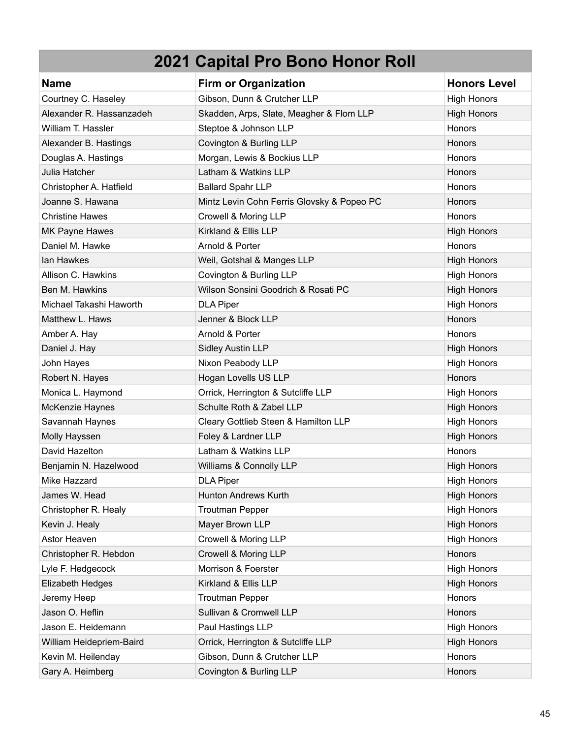## 2021 Capital Pro Bono Honor Roll

| Name | Firm or Organization | Honors Level |
|---|---|---|
| Courtney C. Haseley | Gibson, Dunn & Crutcher LLP | High Honors |
| Alexander R. Hassanzadeh | Skadden, Arps, Slate, Meagher & Flom LLP | High Honors |
| William T. Hassler | Steptoe & Johnson LLP | Honors |
| Alexander B. Hastings | Covington & Burling LLP | Honors |
| Douglas A. Hastings | Morgan, Lewis & Bockius LLP | Honors |
| Julia Hatcher | Latham & Watkins LLP | Honors |
| Christopher A. Hatfield | Ballard Spahr LLP | Honors |
| Joanne S. Hawana | Mintz Levin Cohn Ferris Glovsky & Popeo PC | Honors |
| Christine Hawes | Crowell & Moring LLP | Honors |
| MK Payne Hawes | Kirkland & Ellis LLP | High Honors |
| Daniel M. Hawke | Arnold & Porter | Honors |
| Ian Hawkes | Weil, Gotshal & Manges LLP | High Honors |
| Allison C. Hawkins | Covington & Burling LLP | High Honors |
| Ben M. Hawkins | Wilson Sonsini Goodrich & Rosati PC | High Honors |
| Michael Takashi Haworth | DLA Piper | High Honors |
| Matthew L. Haws | Jenner & Block LLP | Honors |
| Amber A. Hay | Arnold & Porter | Honors |
| Daniel J. Hay | Sidley Austin LLP | High Honors |
| John Hayes | Nixon Peabody LLP | High Honors |
| Robert N. Hayes | Hogan Lovells US LLP | Honors |
| Monica L. Haymond | Orrick, Herrington & Sutcliffe LLP | High Honors |
| McKenzie Haynes | Schulte Roth & Zabel LLP | High Honors |
| Savannah Haynes | Cleary Gottlieb Steen & Hamilton LLP | High Honors |
| Molly Hayssen | Foley & Lardner LLP | High Honors |
| David Hazelton | Latham & Watkins LLP | Honors |
| Benjamin N. Hazelwood | Williams & Connolly LLP | High Honors |
| Mike Hazzard | DLA Piper | High Honors |
| James W. Head | Hunton Andrews Kurth | High Honors |
| Christopher R. Healy | Troutman Pepper | High Honors |
| Kevin J. Healy | Mayer Brown LLP | High Honors |
| Astor Heaven | Crowell & Moring LLP | High Honors |
| Christopher R. Hebdon | Crowell & Moring LLP | Honors |
| Lyle F. Hedgecock | Morrison & Foerster | High Honors |
| Elizabeth Hedges | Kirkland & Ellis LLP | High Honors |
| Jeremy Heep | Troutman Pepper | Honors |
| Jason O. Heflin | Sullivan & Cromwell LLP | Honors |
| Jason E. Heidemann | Paul Hastings LLP | High Honors |
| William Heidepriem-Baird | Orrick, Herrington & Sutcliffe LLP | High Honors |
| Kevin M. Heilenday | Gibson, Dunn & Crutcher LLP | Honors |
| Gary A. Heimberg | Covington & Burling LLP | Honors |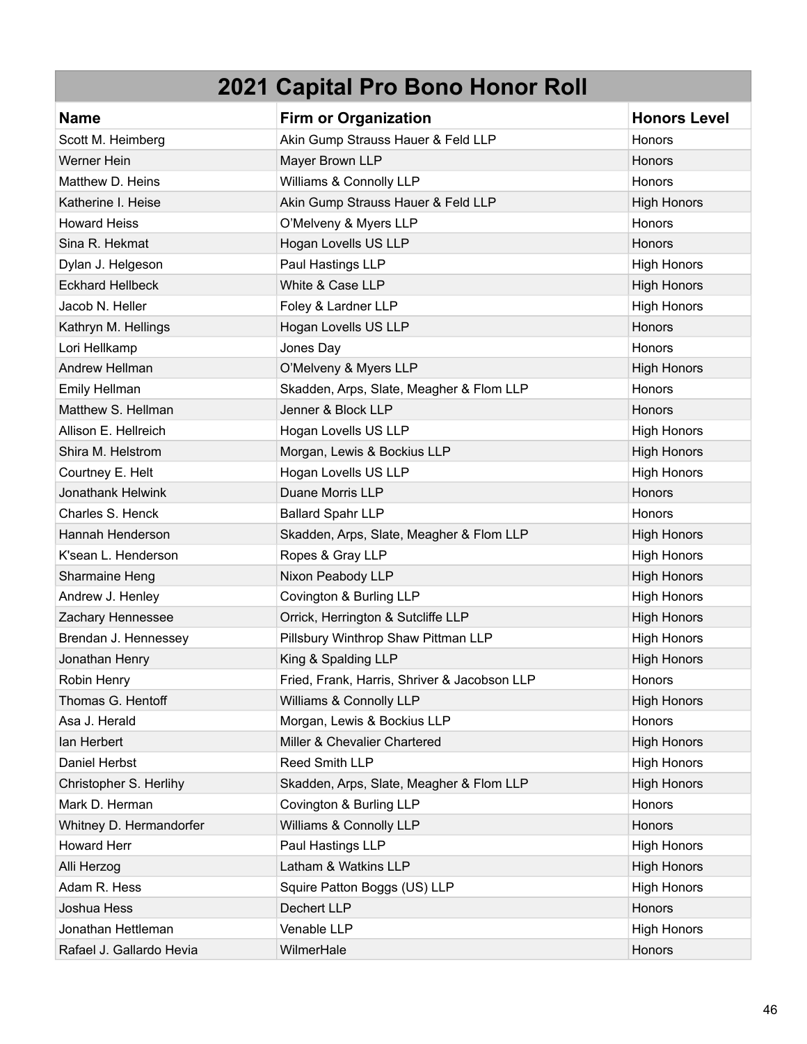# 2021 Capital Pro Bono Honor Roll

| Name | Firm or Organization | Honors Level |
|---|---|---|
| Scott M. Heimberg | Akin Gump Strauss Hauer & Feld LLP | Honors |
| Werner Hein | Mayer Brown LLP | Honors |
| Matthew D. Heins | Williams & Connolly LLP | Honors |
| Katherine I. Heise | Akin Gump Strauss Hauer & Feld LLP | High Honors |
| Howard Heiss | O'Melveny & Myers LLP | Honors |
| Sina R. Hekmat | Hogan Lovells US LLP | Honors |
| Dylan J. Helgeson | Paul Hastings LLP | High Honors |
| Eckhard Hellbeck | White & Case LLP | High Honors |
| Jacob N. Heller | Foley & Lardner LLP | High Honors |
| Kathryn M. Hellings | Hogan Lovells US LLP | Honors |
| Lori Hellkamp | Jones Day | Honors |
| Andrew Hellman | O'Melveny & Myers LLP | High Honors |
| Emily Hellman | Skadden, Arps, Slate, Meagher & Flom LLP | Honors |
| Matthew S. Hellman | Jenner & Block LLP | Honors |
| Allison E. Hellreich | Hogan Lovells US LLP | High Honors |
| Shira M. Helstrom | Morgan, Lewis & Bockius LLP | High Honors |
| Courtney E. Helt | Hogan Lovells US LLP | High Honors |
| Jonathank Helwink | Duane Morris LLP | Honors |
| Charles S. Henck | Ballard Spahr LLP | Honors |
| Hannah Henderson | Skadden, Arps, Slate, Meagher & Flom LLP | High Honors |
| K'sean L. Henderson | Ropes & Gray LLP | High Honors |
| Sharmaine Heng | Nixon Peabody LLP | High Honors |
| Andrew J. Henley | Covington & Burling LLP | High Honors |
| Zachary Hennessee | Orrick, Herrington & Sutcliffe LLP | High Honors |
| Brendan J. Hennessey | Pillsbury Winthrop Shaw Pittman LLP | High Honors |
| Jonathan Henry | King & Spalding LLP | High Honors |
| Robin Henry | Fried, Frank, Harris, Shriver & Jacobson LLP | Honors |
| Thomas G. Hentoff | Williams & Connolly LLP | High Honors |
| Asa J. Herald | Morgan, Lewis & Bockius LLP | Honors |
| Ian Herbert | Miller & Chevalier Chartered | High Honors |
| Daniel Herbst | Reed Smith LLP | High Honors |
| Christopher S. Herlihy | Skadden, Arps, Slate, Meagher & Flom LLP | High Honors |
| Mark D. Herman | Covington & Burling LLP | Honors |
| Whitney D. Hermandorfer | Williams & Connolly LLP | Honors |
| Howard Herr | Paul Hastings LLP | High Honors |
| Alli Herzog | Latham & Watkins LLP | High Honors |
| Adam R. Hess | Squire Patton Boggs (US) LLP | High Honors |
| Joshua Hess | Dechert LLP | Honors |
| Jonathan Hettleman | Venable LLP | High Honors |
| Rafael J. Gallardo Hevia | WilmerHale | Honors |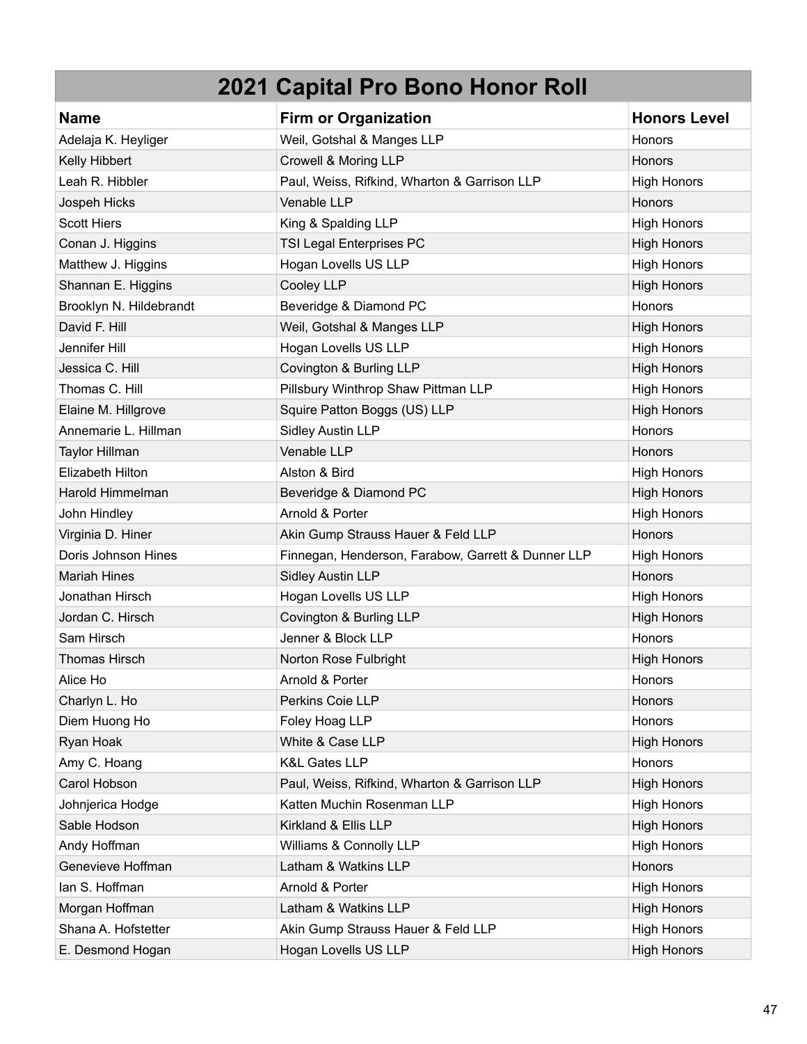# 2021 Capital Pro Bono Honor Roll

| Name | Firm or Organization | Honors Level |
|---|---|---|
| Adelaja K. Heyliger | Weil, Gotshal & Manges LLP | Honors |
| Kelly Hibbert | Crowell & Moring LLP | Honors |
| Leah R. Hibbler | Paul, Weiss, Rifkind, Wharton & Garrison LLP | High Honors |
| Jospeh Hicks | Venable LLP | Honors |
| Scott Hiers | King & Spalding LLP | High Honors |
| Conan J. Higgins | TSI Legal Enterprises PC | High Honors |
| Matthew J. Higgins | Hogan Lovells US LLP | High Honors |
| Shannan E. Higgins | Cooley LLP | High Honors |
| Brooklyn N. Hildebrandt | Beveridge & Diamond PC | Honors |
| David F. Hill | Weil, Gotshal & Manges LLP | High Honors |
| Jennifer Hill | Hogan Lovells US LLP | High Honors |
| Jessica C. Hill | Covington & Burling LLP | High Honors |
| Thomas C. Hill | Pillsbury Winthrop Shaw Pittman LLP | High Honors |
| Elaine M. Hillgrove | Squire Patton Boggs (US) LLP | High Honors |
| Annemarie L. Hillman | Sidley Austin LLP | Honors |
| Taylor Hillman | Venable LLP | Honors |
| Elizabeth Hilton | Alston & Bird | High Honors |
| Harold Himmelman | Beveridge & Diamond PC | High Honors |
| John Hindley | Arnold & Porter | High Honors |
| Virginia D. Hiner | Akin Gump Strauss Hauer & Feld LLP | Honors |
| Doris Johnson Hines | Finnegan, Henderson, Farabow, Garrett & Dunner LLP | High Honors |
| Mariah Hines | Sidley Austin LLP | Honors |
| Jonathan Hirsch | Hogan Lovells US LLP | High Honors |
| Jordan C. Hirsch | Covington & Burling LLP | High Honors |
| Sam Hirsch | Jenner & Block LLP | Honors |
| Thomas Hirsch | Norton Rose Fulbright | High Honors |
| Alice Ho | Arnold & Porter | Honors |
| Charlyn L. Ho | Perkins Coie LLP | Honors |
| Diem Huong Ho | Foley Hoag LLP | Honors |
| Ryan Hoak | White & Case LLP | High Honors |
| Amy C. Hoang | K&L Gates LLP | Honors |
| Carol Hobson | Paul, Weiss, Rifkind, Wharton & Garrison LLP | High Honors |
| Johnjerica Hodge | Katten Muchin Rosenman LLP | High Honors |
| Sable Hodson | Kirkland & Ellis LLP | High Honors |
| Andy Hoffman | Williams & Connolly LLP | High Honors |
| Genevieve Hoffman | Latham & Watkins LLP | Honors |
| Ian S. Hoffman | Arnold & Porter | High Honors |
| Morgan Hoffman | Latham & Watkins LLP | High Honors |
| Shana A. Hofstetter | Akin Gump Strauss Hauer & Feld LLP | High Honors |
| E. Desmond Hogan | Hogan Lovells US LLP | High Honors |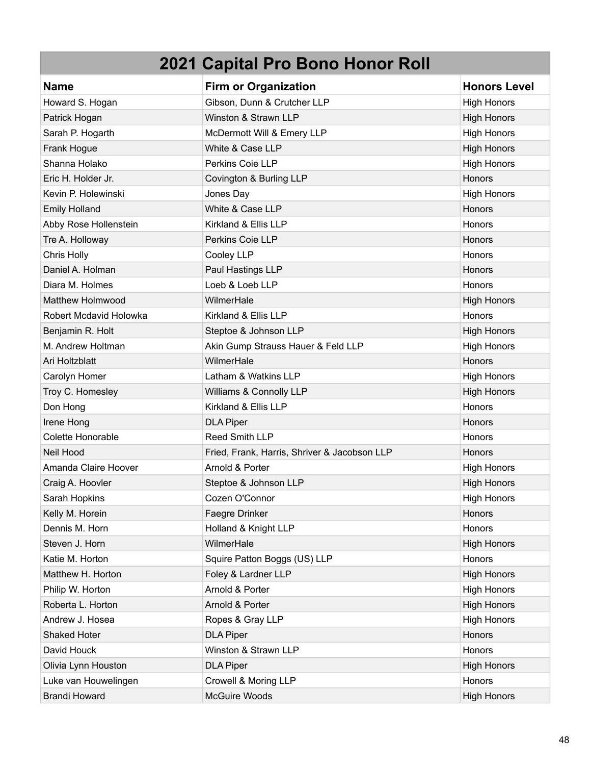# 2021 Capital Pro Bono Honor Roll

| Name | Firm or Organization | Honors Level |
|---|---|---|
| Howard S. Hogan | Gibson, Dunn & Crutcher LLP | High Honors |
| Patrick Hogan | Winston & Strawn LLP | High Honors |
| Sarah P. Hogarth | McDermott Will & Emery LLP | High Honors |
| Frank Hogue | White & Case LLP | High Honors |
| Shanna Holako | Perkins Coie LLP | High Honors |
| Eric H. Holder Jr. | Covington & Burling LLP | Honors |
| Kevin P. Holewinski | Jones Day | High Honors |
| Emily Holland | White & Case LLP | Honors |
| Abby Rose Hollenstein | Kirkland & Ellis LLP | Honors |
| Tre A. Holloway | Perkins Coie LLP | Honors |
| Chris Holly | Cooley LLP | Honors |
| Daniel A. Holman | Paul Hastings LLP | Honors |
| Diara M. Holmes | Loeb & Loeb LLP | Honors |
| Matthew Holmwood | WilmerHale | High Honors |
| Robert Mcdavid Holowka | Kirkland & Ellis LLP | Honors |
| Benjamin R. Holt | Steptoe & Johnson LLP | High Honors |
| M. Andrew Holtman | Akin Gump Strauss Hauer & Feld LLP | High Honors |
| Ari Holtzblatt | WilmerHale | Honors |
| Carolyn Homer | Latham & Watkins LLP | High Honors |
| Troy C. Homesley | Williams & Connolly LLP | High Honors |
| Don Hong | Kirkland & Ellis LLP | Honors |
| Irene Hong | DLA Piper | Honors |
| Colette Honorable | Reed Smith LLP | Honors |
| Neil Hood | Fried, Frank, Harris, Shriver & Jacobson LLP | Honors |
| Amanda Claire Hoover | Arnold & Porter | High Honors |
| Craig A. Hoovler | Steptoe & Johnson LLP | High Honors |
| Sarah Hopkins | Cozen O'Connor | High Honors |
| Kelly M. Horein | Faegre Drinker | Honors |
| Dennis M. Horn | Holland & Knight LLP | Honors |
| Steven J. Horn | WilmerHale | High Honors |
| Katie M. Horton | Squire Patton Boggs (US) LLP | Honors |
| Matthew H. Horton | Foley & Lardner LLP | High Honors |
| Philip W. Horton | Arnold & Porter | High Honors |
| Roberta L. Horton | Arnold & Porter | High Honors |
| Andrew J. Hosea | Ropes & Gray LLP | High Honors |
| Shaked Hoter | DLA Piper | Honors |
| David Houck | Winston & Strawn LLP | Honors |
| Olivia Lynn Houston | DLA Piper | High Honors |
| Luke van Houwelingen | Crowell & Moring LLP | Honors |
| Brandi Howard | McGuire Woods | High Honors |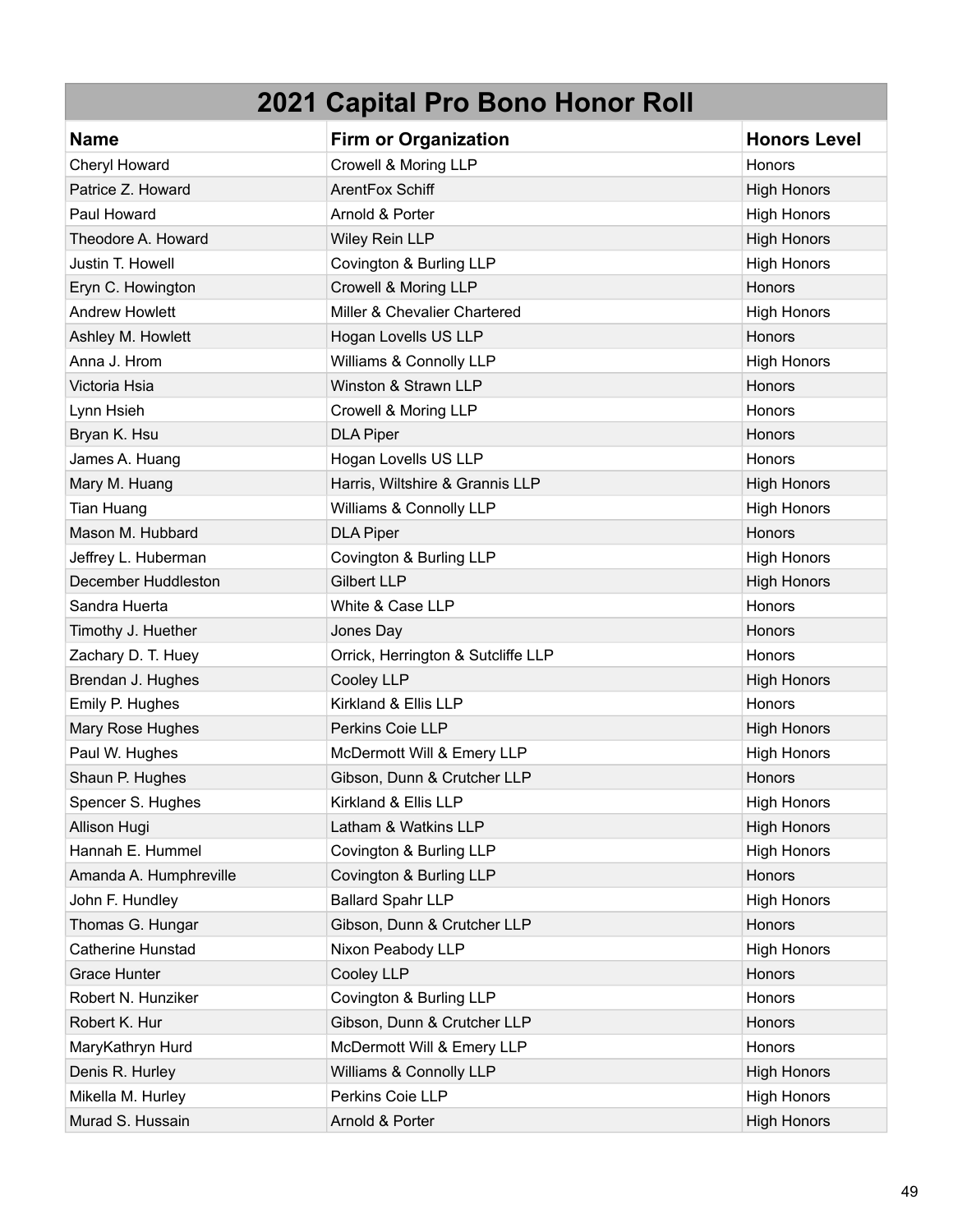# 2021 Capital Pro Bono Honor Roll

| Name | Firm or Organization | Honors Level |
|---|---|---|
| Cheryl Howard | Crowell & Moring LLP | Honors |
| Patrice Z. Howard | ArentFox Schiff | High Honors |
| Paul Howard | Arnold & Porter | High Honors |
| Theodore A. Howard | Wiley Rein LLP | High Honors |
| Justin T. Howell | Covington & Burling LLP | High Honors |
| Eryn C. Howington | Crowell & Moring LLP | Honors |
| Andrew Howlett | Miller & Chevalier Chartered | High Honors |
| Ashley M. Howlett | Hogan Lovells US LLP | Honors |
| Anna J. Hrom | Williams & Connolly LLP | High Honors |
| Victoria Hsia | Winston & Strawn LLP | Honors |
| Lynn Hsieh | Crowell & Moring LLP | Honors |
| Bryan K. Hsu | DLA Piper | Honors |
| James A. Huang | Hogan Lovells US LLP | Honors |
| Mary M. Huang | Harris, Wiltshire & Grannis LLP | High Honors |
| Tian Huang | Williams & Connolly LLP | High Honors |
| Mason M. Hubbard | DLA Piper | Honors |
| Jeffrey L. Huberman | Covington & Burling LLP | High Honors |
| December Huddleston | Gilbert LLP | High Honors |
| Sandra Huerta | White & Case LLP | Honors |
| Timothy J. Huether | Jones Day | Honors |
| Zachary D. T. Huey | Orrick, Herrington & Sutcliffe LLP | Honors |
| Brendan J. Hughes | Cooley LLP | High Honors |
| Emily P. Hughes | Kirkland & Ellis LLP | Honors |
| Mary Rose Hughes | Perkins Coie LLP | High Honors |
| Paul W. Hughes | McDermott Will & Emery LLP | High Honors |
| Shaun P. Hughes | Gibson, Dunn & Crutcher LLP | Honors |
| Spencer S. Hughes | Kirkland & Ellis LLP | High Honors |
| Allison Hugi | Latham & Watkins LLP | High Honors |
| Hannah E. Hummel | Covington & Burling LLP | High Honors |
| Amanda A. Humphreville | Covington & Burling LLP | Honors |
| John F. Hundley | Ballard Spahr LLP | High Honors |
| Thomas G. Hungar | Gibson, Dunn & Crutcher LLP | Honors |
| Catherine Hunstad | Nixon Peabody LLP | High Honors |
| Grace Hunter | Cooley LLP | Honors |
| Robert N. Hunziker | Covington & Burling LLP | Honors |
| Robert K. Hur | Gibson, Dunn & Crutcher LLP | Honors |
| MaryKathryn Hurd | McDermott Will & Emery LLP | Honors |
| Denis R. Hurley | Williams & Connolly LLP | High Honors |
| Mikella M. Hurley | Perkins Coie LLP | High Honors |
| Murad S. Hussain | Arnold & Porter | High Honors |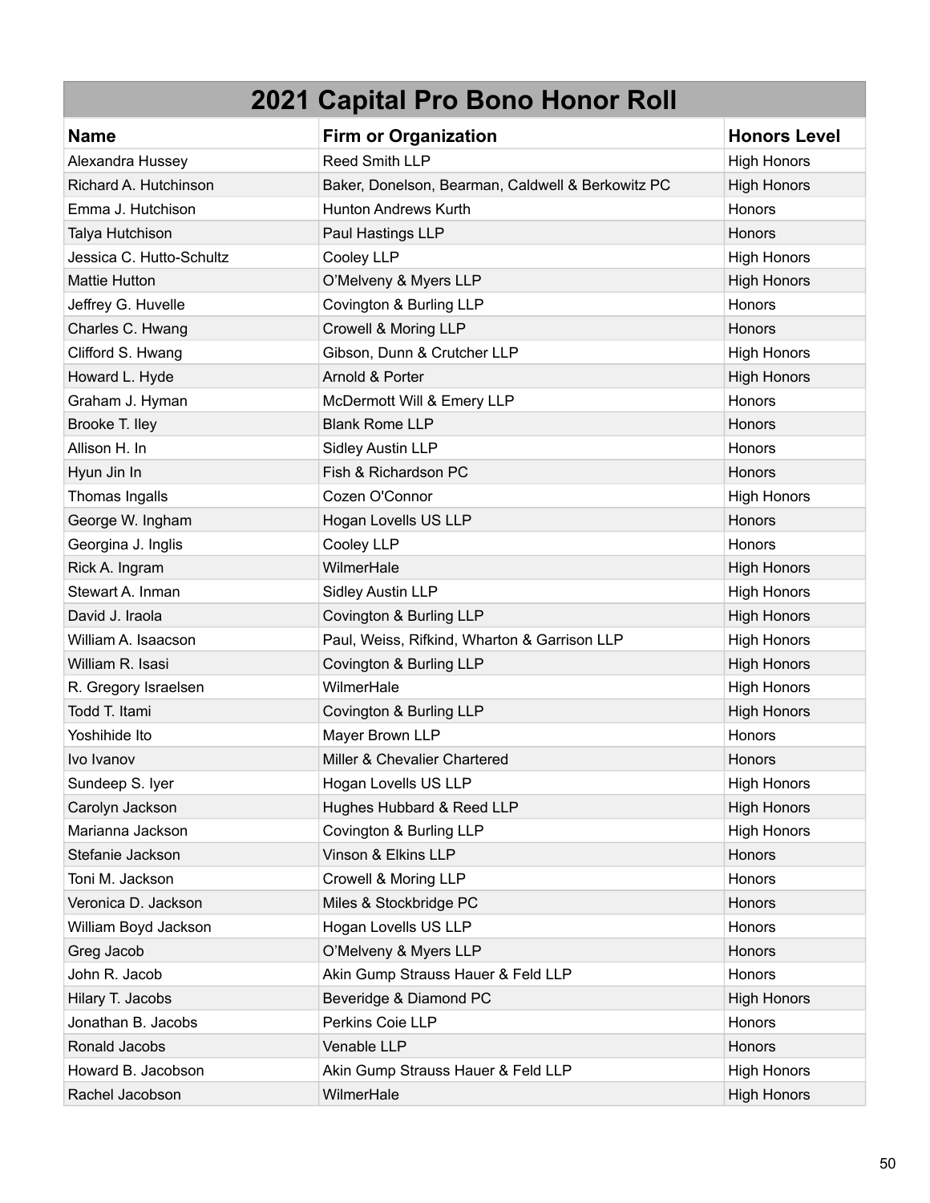# 2021 Capital Pro Bono Honor Roll

| Name | Firm or Organization | Honors Level |
|---|---|---|
| Alexandra Hussey | Reed Smith LLP | High Honors |
| Richard A. Hutchinson | Baker, Donelson, Bearman, Caldwell & Berkowitz PC | High Honors |
| Emma J. Hutchison | Hunton Andrews Kurth | Honors |
| Talya Hutchison | Paul Hastings LLP | Honors |
| Jessica C. Hutto-Schultz | Cooley LLP | High Honors |
| Mattie Hutton | O'Melveny & Myers LLP | High Honors |
| Jeffrey G. Huvelle | Covington & Burling LLP | Honors |
| Charles C. Hwang | Crowell & Moring LLP | Honors |
| Clifford S. Hwang | Gibson, Dunn & Crutcher LLP | High Honors |
| Howard L. Hyde | Arnold & Porter | High Honors |
| Graham J. Hyman | McDermott Will & Emery LLP | Honors |
| Brooke T. Iley | Blank Rome LLP | Honors |
| Allison H. In | Sidley Austin LLP | Honors |
| Hyun Jin In | Fish & Richardson PC | Honors |
| Thomas Ingalls | Cozen O'Connor | High Honors |
| George W. Ingham | Hogan Lovells US LLP | Honors |
| Georgina J. Inglis | Cooley LLP | Honors |
| Rick A. Ingram | WilmerHale | High Honors |
| Stewart A. Inman | Sidley Austin LLP | High Honors |
| David J. Iraola | Covington & Burling LLP | High Honors |
| William A. Isaacson | Paul, Weiss, Rifkind, Wharton & Garrison LLP | High Honors |
| William R. Isasi | Covington & Burling LLP | High Honors |
| R. Gregory Israelsen | WilmerHale | High Honors |
| Todd T. Itami | Covington & Burling LLP | High Honors |
| Yoshihide Ito | Mayer Brown LLP | Honors |
| Ivo Ivanov | Miller & Chevalier Chartered | Honors |
| Sundeep S. Iyer | Hogan Lovells US LLP | High Honors |
| Carolyn Jackson | Hughes Hubbard & Reed LLP | High Honors |
| Marianna Jackson | Covington & Burling LLP | High Honors |
| Stefanie Jackson | Vinson & Elkins LLP | Honors |
| Toni M. Jackson | Crowell & Moring LLP | Honors |
| Veronica D. Jackson | Miles & Stockbridge PC | Honors |
| William Boyd Jackson | Hogan Lovells US LLP | Honors |
| Greg Jacob | O'Melveny & Myers LLP | Honors |
| John R. Jacob | Akin Gump Strauss Hauer & Feld LLP | Honors |
| Hilary T. Jacobs | Beveridge & Diamond PC | High Honors |
| Jonathan B. Jacobs | Perkins Coie LLP | Honors |
| Ronald Jacobs | Venable LLP | Honors |
| Howard B. Jacobson | Akin Gump Strauss Hauer & Feld LLP | High Honors |
| Rachel Jacobson | WilmerHale | High Honors |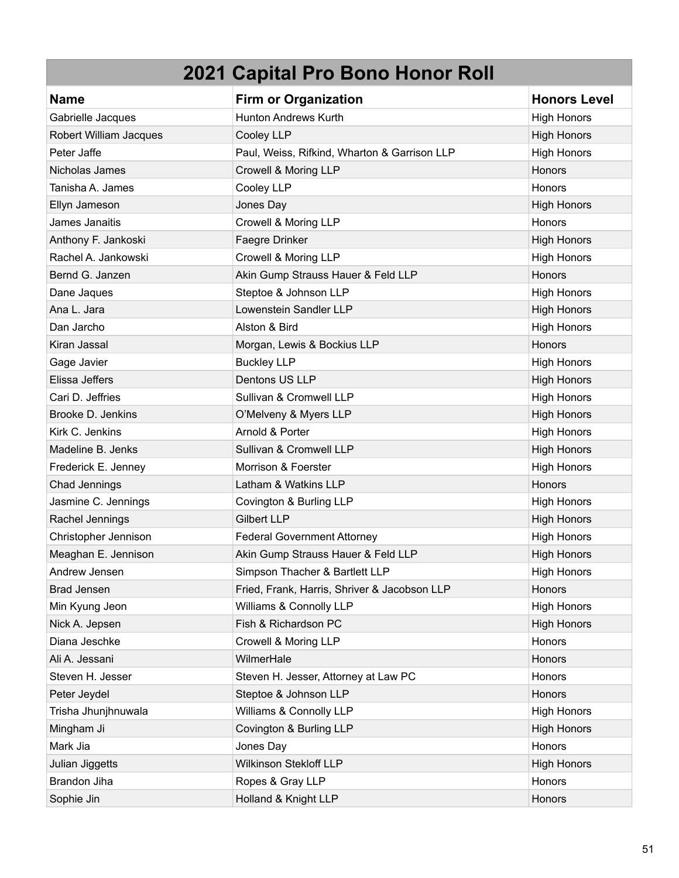# 2021 Capital Pro Bono Honor Roll

| Name | Firm or Organization | Honors Level |
|---|---|---|
| Gabrielle Jacques | Hunton Andrews Kurth | High Honors |
| Robert William Jacques | Cooley LLP | High Honors |
| Peter Jaffe | Paul, Weiss, Rifkind, Wharton & Garrison LLP | High Honors |
| Nicholas James | Crowell & Moring LLP | Honors |
| Tanisha A. James | Cooley LLP | Honors |
| Ellyn Jameson | Jones Day | High Honors |
| James Janaitis | Crowell & Moring LLP | Honors |
| Anthony F. Jankoski | Faegre Drinker | High Honors |
| Rachel A. Jankowski | Crowell & Moring LLP | High Honors |
| Bernd G. Janzen | Akin Gump Strauss Hauer & Feld LLP | Honors |
| Dane Jaques | Steptoe & Johnson LLP | High Honors |
| Ana L. Jara | Lowenstein Sandler LLP | High Honors |
| Dan Jarcho | Alston & Bird | High Honors |
| Kiran Jassal | Morgan, Lewis & Bockius LLP | Honors |
| Gage Javier | Buckley LLP | High Honors |
| Elissa Jeffers | Dentons US LLP | High Honors |
| Cari D. Jeffries | Sullivan & Cromwell LLP | High Honors |
| Brooke D. Jenkins | O’Melveny & Myers LLP | High Honors |
| Kirk C. Jenkins | Arnold & Porter | High Honors |
| Madeline B. Jenks | Sullivan & Cromwell LLP | High Honors |
| Frederick E. Jenney | Morrison & Foerster | High Honors |
| Chad Jennings | Latham & Watkins LLP | Honors |
| Jasmine C. Jennings | Covington & Burling LLP | High Honors |
| Rachel Jennings | Gilbert LLP | High Honors |
| Christopher Jennison | Federal Government Attorney | High Honors |
| Meaghan E. Jennison | Akin Gump Strauss Hauer & Feld LLP | High Honors |
| Andrew Jensen | Simpson Thacher & Bartlett LLP | High Honors |
| Brad Jensen | Fried, Frank, Harris, Shriver & Jacobson LLP | Honors |
| Min Kyung Jeon | Williams & Connolly LLP | High Honors |
| Nick A. Jepsen | Fish & Richardson PC | High Honors |
| Diana Jeschke | Crowell & Moring LLP | Honors |
| Ali A. Jessani | WilmerHale | Honors |
| Steven H. Jesser | Steven H. Jesser, Attorney at Law PC | Honors |
| Peter Jeydel | Steptoe & Johnson LLP | Honors |
| Trisha Jhunjhnuwala | Williams & Connolly LLP | High Honors |
| Mingham Ji | Covington & Burling LLP | High Honors |
| Mark Jia | Jones Day | Honors |
| Julian Jiggetts | Wilkinson Stekloff LLP | High Honors |
| Brandon Jiha | Ropes & Gray LLP | Honors |
| Sophie Jin | Holland & Knight LLP | Honors |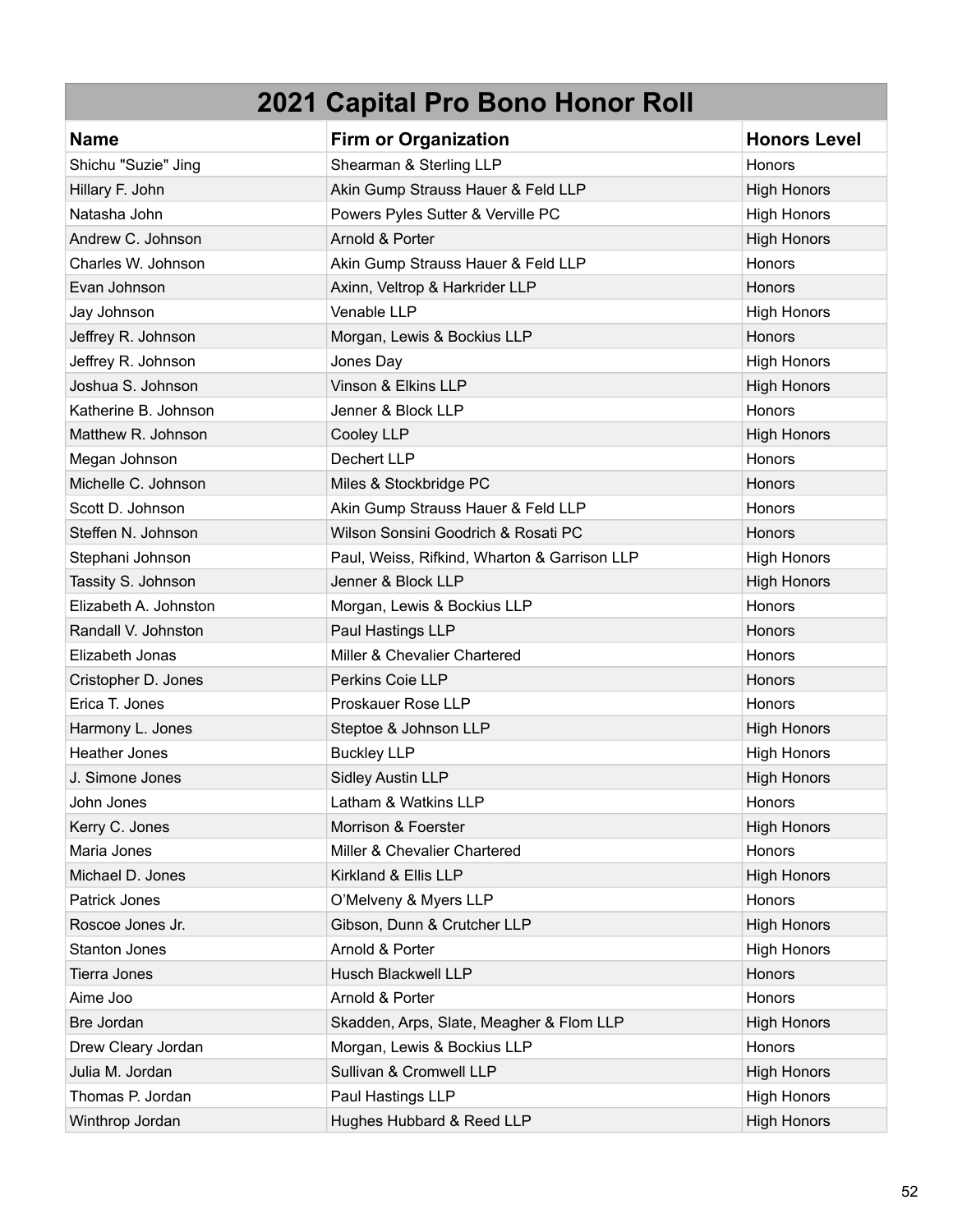# 2021 Capital Pro Bono Honor Roll

| Name | Firm or Organization | Honors Level |
|---|---|---|
| Shichu "Suzie" Jing | Shearman & Sterling LLP | Honors |
| Hillary F. John | Akin Gump Strauss Hauer & Feld LLP | High Honors |
| Natasha John | Powers Pyles Sutter & Verville PC | High Honors |
| Andrew C. Johnson | Arnold & Porter | High Honors |
| Charles W. Johnson | Akin Gump Strauss Hauer & Feld LLP | Honors |
| Evan Johnson | Axinn, Veltrop & Harkrider LLP | Honors |
| Jay Johnson | Venable LLP | High Honors |
| Jeffrey R. Johnson | Morgan, Lewis & Bockius LLP | Honors |
| Jeffrey R. Johnson | Jones Day | High Honors |
| Joshua S. Johnson | Vinson & Elkins LLP | High Honors |
| Katherine B. Johnson | Jenner & Block LLP | Honors |
| Matthew R. Johnson | Cooley LLP | High Honors |
| Megan Johnson | Dechert LLP | Honors |
| Michelle C. Johnson | Miles & Stockbridge PC | Honors |
| Scott D. Johnson | Akin Gump Strauss Hauer & Feld LLP | Honors |
| Steffen N. Johnson | Wilson Sonsini Goodrich & Rosati PC | Honors |
| Stephani Johnson | Paul, Weiss, Rifkind, Wharton & Garrison LLP | High Honors |
| Tassity S. Johnson | Jenner & Block LLP | High Honors |
| Elizabeth A. Johnston | Morgan, Lewis & Bockius LLP | Honors |
| Randall V. Johnston | Paul Hastings LLP | Honors |
| Elizabeth Jonas | Miller & Chevalier Chartered | Honors |
| Cristopher D. Jones | Perkins Coie LLP | Honors |
| Erica T. Jones | Proskauer Rose LLP | Honors |
| Harmony L. Jones | Steptoe & Johnson LLP | High Honors |
| Heather Jones | Buckley LLP | High Honors |
| J. Simone Jones | Sidley Austin LLP | High Honors |
| John Jones | Latham & Watkins LLP | Honors |
| Kerry C. Jones | Morrison & Foerster | High Honors |
| Maria Jones | Miller & Chevalier Chartered | Honors |
| Michael D. Jones | Kirkland & Ellis LLP | High Honors |
| Patrick Jones | O'Melveny & Myers LLP | Honors |
| Roscoe Jones Jr. | Gibson, Dunn & Crutcher LLP | High Honors |
| Stanton Jones | Arnold & Porter | High Honors |
| Tierra Jones | Husch Blackwell LLP | Honors |
| Aime Joo | Arnold & Porter | Honors |
| Bre Jordan | Skadden, Arps, Slate, Meagher & Flom LLP | High Honors |
| Drew Cleary Jordan | Morgan, Lewis & Bockius LLP | Honors |
| Julia M. Jordan | Sullivan & Cromwell LLP | High Honors |
| Thomas P. Jordan | Paul Hastings LLP | High Honors |
| Winthrop Jordan | Hughes Hubbard & Reed LLP | High Honors |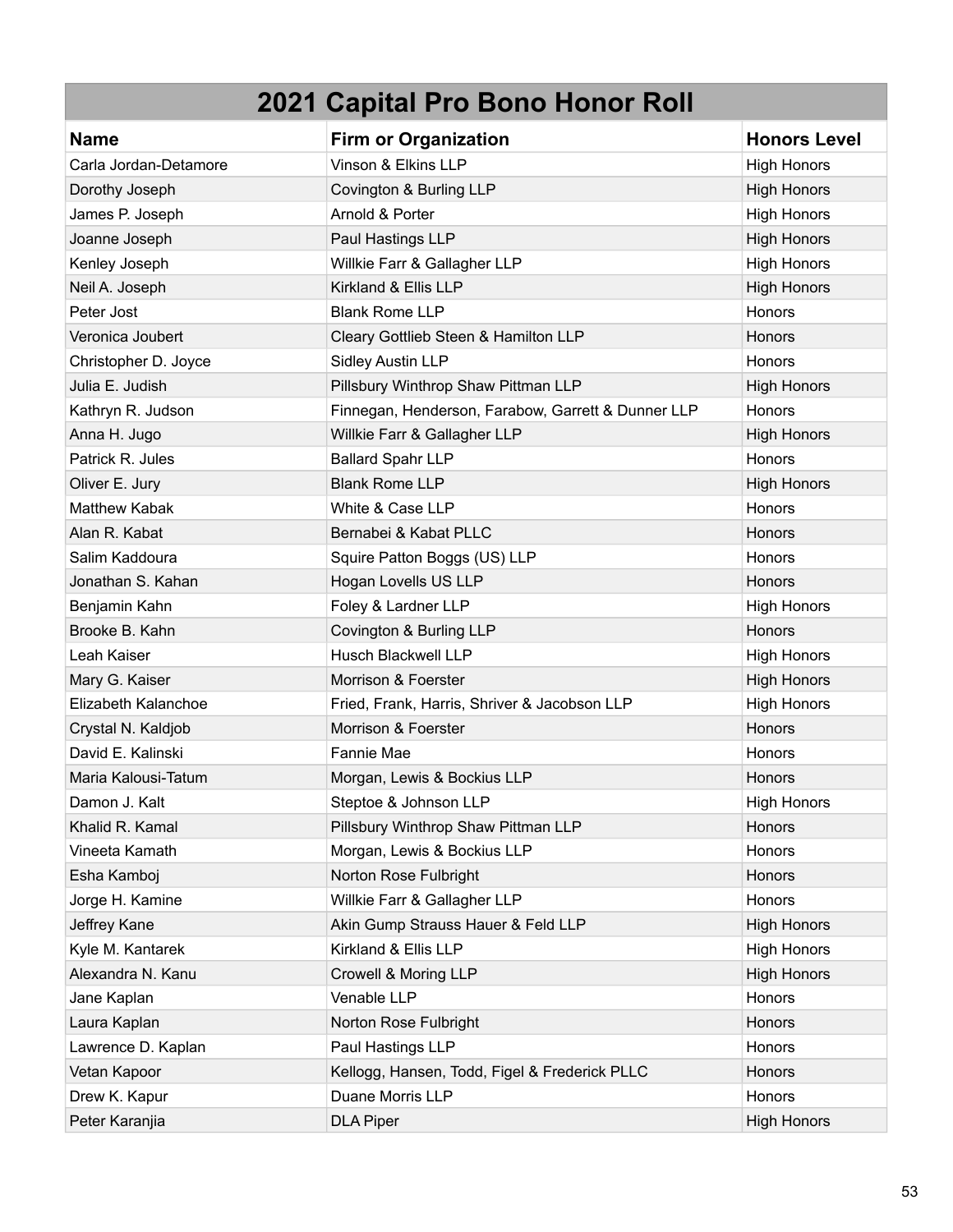## 2021 Capital Pro Bono Honor Roll

| Name | Firm or Organization | Honors Level |
|---|---|---|
| Carla Jordan-Detamore | Vinson & Elkins LLP | High Honors |
| Dorothy Joseph | Covington & Burling LLP | High Honors |
| James P. Joseph | Arnold & Porter | High Honors |
| Joanne Joseph | Paul Hastings LLP | High Honors |
| Kenley Joseph | Willkie Farr & Gallagher LLP | High Honors |
| Neil A. Joseph | Kirkland & Ellis LLP | High Honors |
| Peter Jost | Blank Rome LLP | Honors |
| Veronica Joubert | Cleary Gottlieb Steen & Hamilton LLP | Honors |
| Christopher D. Joyce | Sidley Austin LLP | Honors |
| Julia E. Judish | Pillsbury Winthrop Shaw Pittman LLP | High Honors |
| Kathryn R. Judson | Finnegan, Henderson, Farabow, Garrett & Dunner LLP | Honors |
| Anna H. Jugo | Willkie Farr & Gallagher LLP | High Honors |
| Patrick R. Jules | Ballard Spahr LLP | Honors |
| Oliver E. Jury | Blank Rome LLP | High Honors |
| Matthew Kabak | White & Case LLP | Honors |
| Alan R. Kabat | Bernabei & Kabat PLLC | Honors |
| Salim Kaddoura | Squire Patton Boggs (US) LLP | Honors |
| Jonathan S. Kahan | Hogan Lovells US LLP | Honors |
| Benjamin Kahn | Foley & Lardner LLP | High Honors |
| Brooke B. Kahn | Covington & Burling LLP | Honors |
| Leah Kaiser | Husch Blackwell LLP | High Honors |
| Mary G. Kaiser | Morrison & Foerster | High Honors |
| Elizabeth Kalanchoe | Fried, Frank, Harris, Shriver & Jacobson LLP | High Honors |
| Crystal N. Kaldjob | Morrison & Foerster | Honors |
| David E. Kalinski | Fannie Mae | Honors |
| Maria Kalousi-Tatum | Morgan, Lewis & Bockius LLP | Honors |
| Damon J. Kalt | Steptoe & Johnson LLP | High Honors |
| Khalid R. Kamal | Pillsbury Winthrop Shaw Pittman LLP | Honors |
| Vineeta Kamath | Morgan, Lewis & Bockius LLP | Honors |
| Esha Kamboj | Norton Rose Fulbright | Honors |
| Jorge H. Kamine | Willkie Farr & Gallagher LLP | Honors |
| Jeffrey Kane | Akin Gump Strauss Hauer & Feld LLP | High Honors |
| Kyle M. Kantarek | Kirkland & Ellis LLP | High Honors |
| Alexandra N. Kanu | Crowell & Moring LLP | High Honors |
| Jane Kaplan | Venable LLP | Honors |
| Laura Kaplan | Norton Rose Fulbright | Honors |
| Lawrence D. Kaplan | Paul Hastings LLP | Honors |
| Vetan Kapoor | Kellogg, Hansen, Todd, Figel & Frederick PLLC | Honors |
| Drew K. Kapur | Duane Morris LLP | Honors |
| Peter Karanjia | DLA Piper | High Honors |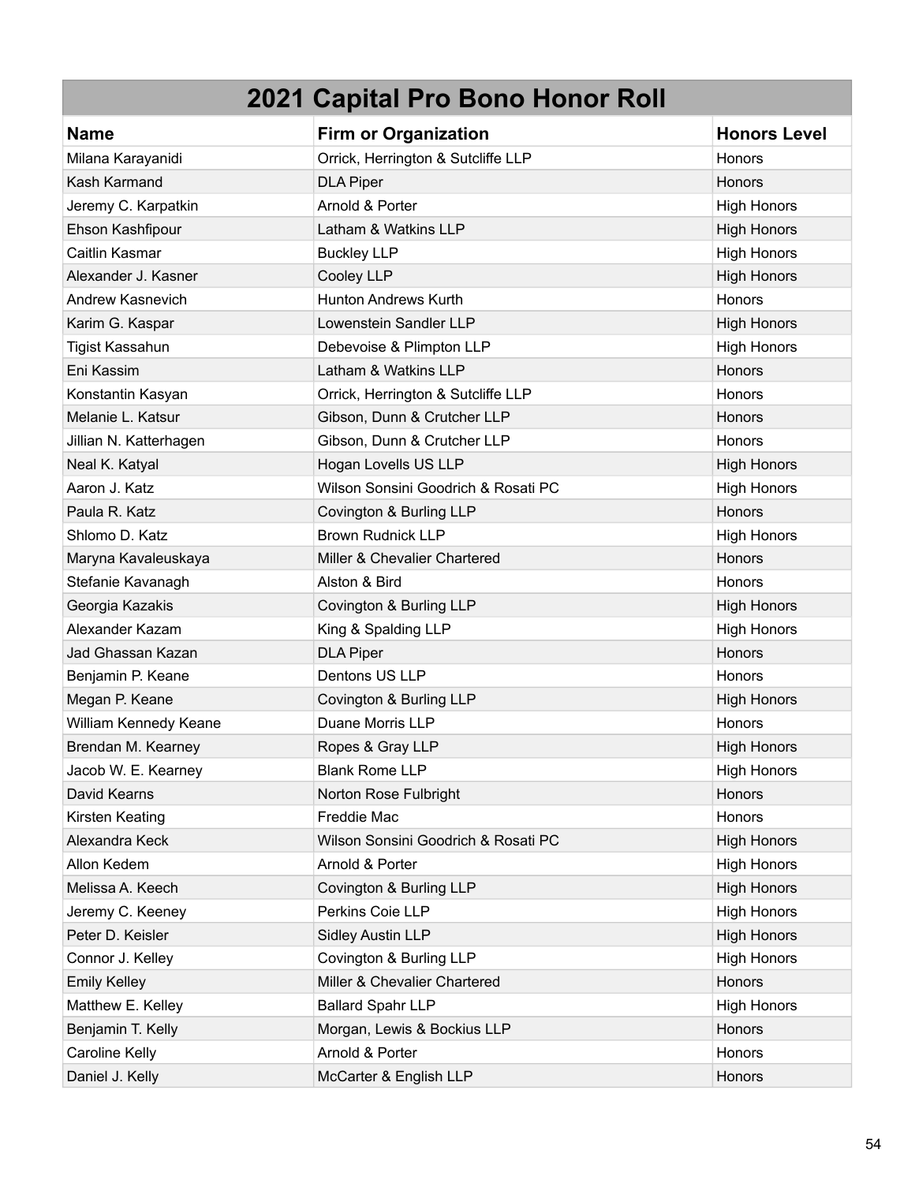| 2021 Capital Pro Bono Honor Roll | | |
|---|---|---|
| **Name** | **Firm or Organization** | **Honors Level** |
| Milana Karayanidi | Orrick, Herrington & Sutcliffe LLP | Honors |
| Kash Karmand | DLA Piper | Honors |
| Jeremy C. Karpatkin | Arnold & Porter | High Honors |
| Ehson Kashfipour | Latham & Watkins LLP | High Honors |
| Caitlin Kasmar | Buckley LLP | High Honors |
| Alexander J. Kasner | Cooley LLP | High Honors |
| Andrew Kasnevich | Hunton Andrews Kurth | Honors |
| Karim G. Kaspar | Lowenstein Sandler LLP | High Honors |
| Tigist Kassahun | Debevoise & Plimpton LLP | High Honors |
| Eni Kassim | Latham & Watkins LLP | Honors |
| Konstantin Kasyan | Orrick, Herrington & Sutcliffe LLP | Honors |
| Melanie L. Katsur | Gibson, Dunn & Crutcher LLP | Honors |
| Jillian N. Katterhagen | Gibson, Dunn & Crutcher LLP | Honors |
| Neal K. Katyal | Hogan Lovells US LLP | High Honors |
| Aaron J. Katz | Wilson Sonsini Goodrich & Rosati PC | High Honors |
| Paula R. Katz | Covington & Burling LLP | Honors |
| Shlomo D. Katz | Brown Rudnick LLP | High Honors |
| Maryna Kavaleuskaya | Miller & Chevalier Chartered | Honors |
| Stefanie Kavanagh | Alston & Bird | Honors |
| Georgia Kazakis | Covington & Burling LLP | High Honors |
| Alexander Kazam | King & Spalding LLP | High Honors |
| Jad Ghassan Kazan | DLA Piper | Honors |
| Benjamin P. Keane | Dentons US LLP | Honors |
| Megan P. Keane | Covington & Burling LLP | High Honors |
| William Kennedy Keane | Duane Morris LLP | Honors |
| Brendan M. Kearney | Ropes & Gray LLP | High Honors |
| Jacob W. E. Kearney | Blank Rome LLP | High Honors |
| David Kearns | Norton Rose Fulbright | Honors |
| Kirsten Keating | Freddie Mac | Honors |
| Alexandra Keck | Wilson Sonsini Goodrich & Rosati PC | High Honors |
| Allon Kedem | Arnold & Porter | High Honors |
| Melissa A. Keech | Covington & Burling LLP | High Honors |
| Jeremy C. Keeney | Perkins Coie LLP | High Honors |
| Peter D. Keisler | Sidley Austin LLP | High Honors |
| Connor J. Kelley | Covington & Burling LLP | High Honors |
| Emily Kelley | Miller & Chevalier Chartered | Honors |
| Matthew E. Kelley | Ballard Spahr LLP | High Honors |
| Benjamin T. Kelly | Morgan, Lewis & Bockius LLP | Honors |
| Caroline Kelly | Arnold & Porter | Honors |
| Daniel J. Kelly | McCarter & English LLP | Honors |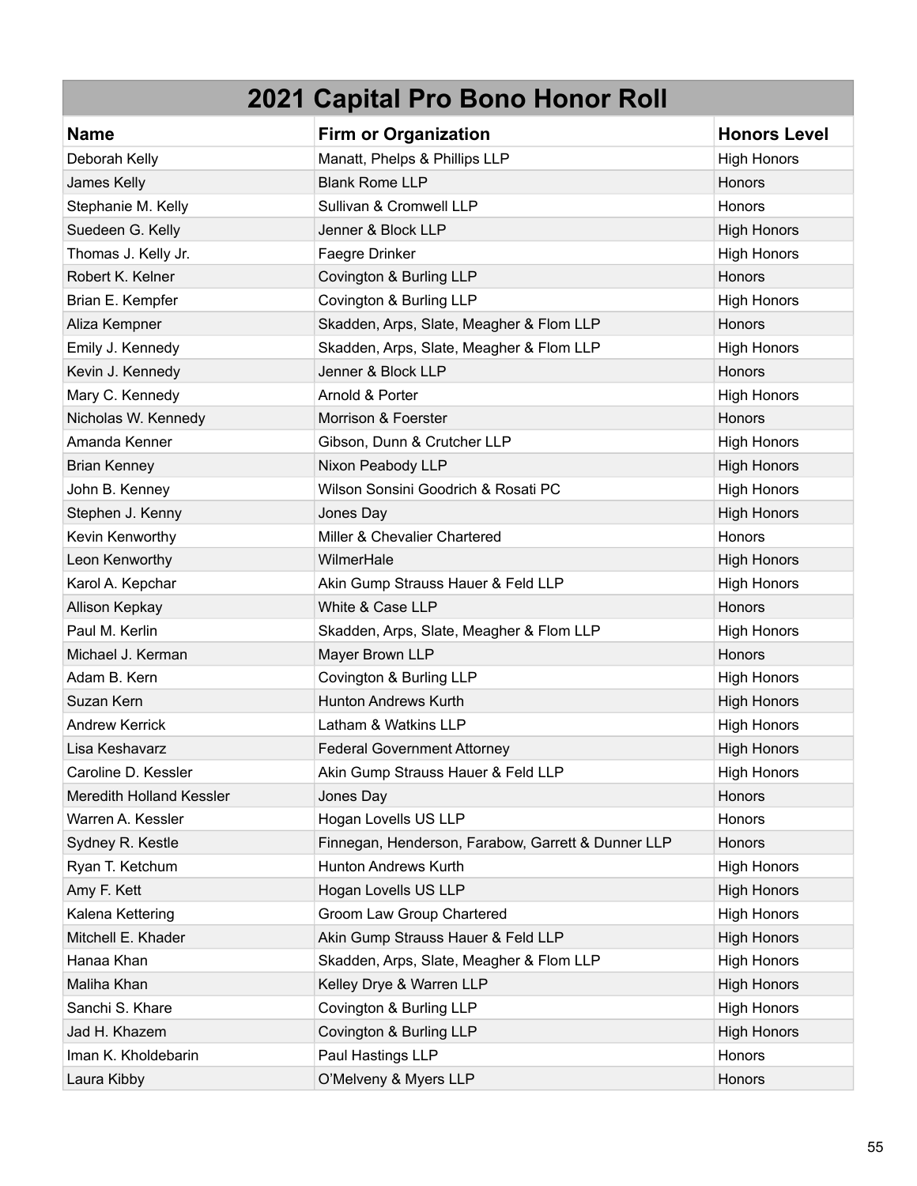# 2021 Capital Pro Bono Honor Roll

| Name | Firm or Organization | Honors Level |
|---|---|---|
| Deborah Kelly | Manatt, Phelps & Phillips LLP | High Honors |
| James Kelly | Blank Rome LLP | Honors |
| Stephanie M. Kelly | Sullivan & Cromwell LLP | Honors |
| Suedeen G. Kelly | Jenner & Block LLP | High Honors |
| Thomas J. Kelly Jr. | Faegre Drinker | High Honors |
| Robert K. Kelner | Covington & Burling LLP | Honors |
| Brian E. Kempfer | Covington & Burling LLP | High Honors |
| Aliza Kempner | Skadden, Arps, Slate, Meagher & Flom LLP | Honors |
| Emily J. Kennedy | Skadden, Arps, Slate, Meagher & Flom LLP | High Honors |
| Kevin J. Kennedy | Jenner & Block LLP | Honors |
| Mary C. Kennedy | Arnold & Porter | High Honors |
| Nicholas W. Kennedy | Morrison & Foerster | Honors |
| Amanda Kenner | Gibson, Dunn & Crutcher LLP | High Honors |
| Brian Kenney | Nixon Peabody LLP | High Honors |
| John B. Kenney | Wilson Sonsini Goodrich & Rosati PC | High Honors |
| Stephen J. Kenny | Jones Day | High Honors |
| Kevin Kenworthy | Miller & Chevalier Chartered | Honors |
| Leon Kenworthy | WilmerHale | High Honors |
| Karol A. Kepchar | Akin Gump Strauss Hauer & Feld LLP | High Honors |
| Allison Kepkay | White & Case LLP | Honors |
| Paul M. Kerlin | Skadden, Arps, Slate, Meagher & Flom LLP | High Honors |
| Michael J. Kerman | Mayer Brown LLP | Honors |
| Adam B. Kern | Covington & Burling LLP | High Honors |
| Suzan Kern | Hunton Andrews Kurth | High Honors |
| Andrew Kerrick | Latham & Watkins LLP | High Honors |
| Lisa Keshavarz | Federal Government Attorney | High Honors |
| Caroline D. Kessler | Akin Gump Strauss Hauer & Feld LLP | High Honors |
| Meredith Holland Kessler | Jones Day | Honors |
| Warren A. Kessler | Hogan Lovells US LLP | Honors |
| Sydney R. Kestle | Finnegan, Henderson, Farabow, Garrett & Dunner LLP | Honors |
| Ryan T. Ketchum | Hunton Andrews Kurth | High Honors |
| Amy F. Kett | Hogan Lovells US LLP | High Honors |
| Kalena Kettering | Groom Law Group Chartered | High Honors |
| Mitchell E. Khader | Akin Gump Strauss Hauer & Feld LLP | High Honors |
| Hanaa Khan | Skadden, Arps, Slate, Meagher & Flom LLP | High Honors |
| Maliha Khan | Kelley Drye & Warren LLP | High Honors |
| Sanchi S. Khare | Covington & Burling LLP | High Honors |
| Jad H. Khazem | Covington & Burling LLP | High Honors |
| Iman K. Kholdebarin | Paul Hastings LLP | Honors |
| Laura Kibby | O'Melveny & Myers LLP | Honors |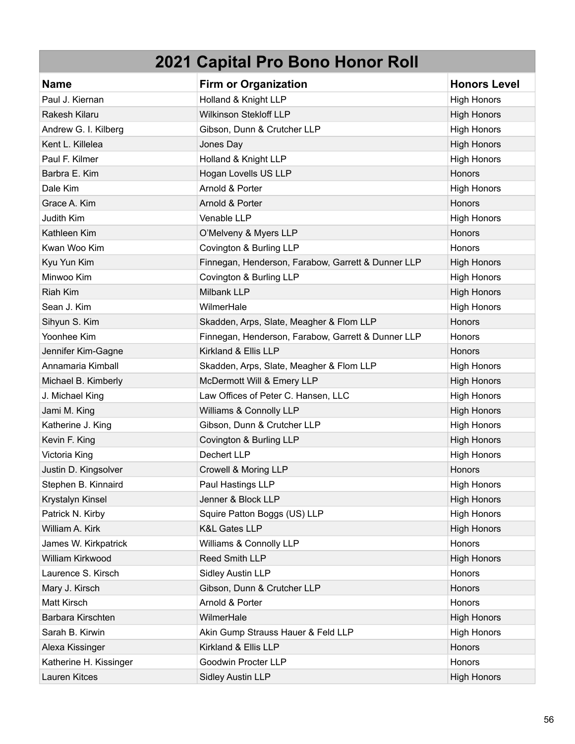# 2021 Capital Pro Bono Honor Roll

| Name | Firm or Organization | Honors Level |
|---|---|---|
| Paul J. Kiernan | Holland & Knight LLP | High Honors |
| Rakesh Kilaru | Wilkinson Stekloff LLP | High Honors |
| Andrew G. I. Kilberg | Gibson, Dunn & Crutcher LLP | High Honors |
| Kent L. Killelea | Jones Day | High Honors |
| Paul F. Kilmer | Holland & Knight LLP | High Honors |
| Barbra E. Kim | Hogan Lovells US LLP | Honors |
| Dale Kim | Arnold & Porter | High Honors |
| Grace A. Kim | Arnold & Porter | Honors |
| Judith Kim | Venable LLP | High Honors |
| Kathleen Kim | O'Melveny & Myers LLP | Honors |
| Kwan Woo Kim | Covington & Burling LLP | Honors |
| Kyu Yun Kim | Finnegan, Henderson, Farabow, Garrett & Dunner LLP | High Honors |
| Minwoo Kim | Covington & Burling LLP | High Honors |
| Riah Kim | Milbank LLP | High Honors |
| Sean J. Kim | WilmerHale | High Honors |
| Sihyun S. Kim | Skadden, Arps, Slate, Meagher & Flom LLP | Honors |
| Yoonhee Kim | Finnegan, Henderson, Farabow, Garrett & Dunner LLP | Honors |
| Jennifer Kim-Gagne | Kirkland & Ellis LLP | Honors |
| Annamaria Kimball | Skadden, Arps, Slate, Meagher & Flom LLP | High Honors |
| Michael B. Kimberly | McDermott Will & Emery LLP | High Honors |
| J. Michael King | Law Offices of Peter C. Hansen, LLC | High Honors |
| Jami M. King | Williams & Connolly LLP | High Honors |
| Katherine J. King | Gibson, Dunn & Crutcher LLP | High Honors |
| Kevin F. King | Covington & Burling LLP | High Honors |
| Victoria King | Dechert LLP | High Honors |
| Justin D. Kingsolver | Crowell & Moring LLP | Honors |
| Stephen B. Kinnaird | Paul Hastings LLP | High Honors |
| Krystalyn Kinsel | Jenner & Block LLP | High Honors |
| Patrick N. Kirby | Squire Patton Boggs (US) LLP | High Honors |
| William A. Kirk | K&L Gates LLP | High Honors |
| James W. Kirkpatrick | Williams & Connolly LLP | Honors |
| William Kirkwood | Reed Smith LLP | High Honors |
| Laurence S. Kirsch | Sidley Austin LLP | Honors |
| Mary J. Kirsch | Gibson, Dunn & Crutcher LLP | Honors |
| Matt Kirsch | Arnold & Porter | Honors |
| Barbara Kirschten | WilmerHale | High Honors |
| Sarah B. Kirwin | Akin Gump Strauss Hauer & Feld LLP | High Honors |
| Alexa Kissinger | Kirkland & Ellis LLP | Honors |
| Katherine H. Kissinger | Goodwin Procter LLP | Honors |
| Lauren Kitces | Sidley Austin LLP | High Honors |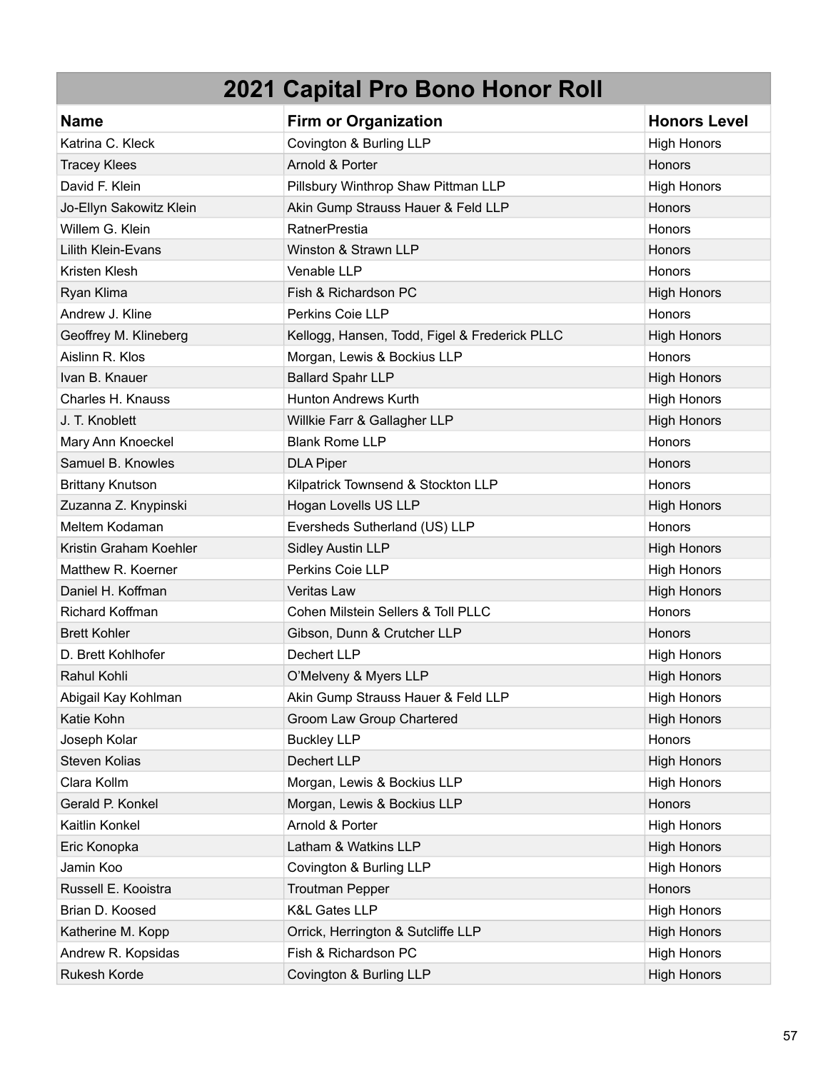# 2021 Capital Pro Bono Honor Roll

| Name | Firm or Organization | Honors Level |
|---|---|---|
| Katrina C. Kleck | Covington & Burling LLP | High Honors |
| Tracey Klees | Arnold & Porter | Honors |
| David F. Klein | Pillsbury Winthrop Shaw Pittman LLP | High Honors |
| Jo-Ellyn Sakowitz Klein | Akin Gump Strauss Hauer & Feld LLP | Honors |
| Willem G. Klein | RatnerPrestia | Honors |
| Lilith Klein-Evans | Winston & Strawn LLP | Honors |
| Kristen Klesh | Venable LLP | Honors |
| Ryan Klima | Fish & Richardson PC | High Honors |
| Andrew J. Kline | Perkins Coie LLP | Honors |
| Geoffrey M. Klineberg | Kellogg, Hansen, Todd, Figel & Frederick PLLC | High Honors |
| Aislinn R. Klos | Morgan, Lewis & Bockius LLP | Honors |
| Ivan B. Knauer | Ballard Spahr LLP | High Honors |
| Charles H. Knauss | Hunton Andrews Kurth | High Honors |
| J. T. Knoblett | Willkie Farr & Gallagher LLP | High Honors |
| Mary Ann Knoeckel | Blank Rome LLP | Honors |
| Samuel B. Knowles | DLA Piper | Honors |
| Brittany Knutson | Kilpatrick Townsend & Stockton LLP | Honors |
| Zuzanna Z. Knypinski | Hogan Lovells US LLP | High Honors |
| Meltem Kodaman | Eversheds Sutherland (US) LLP | Honors |
| Kristin Graham Koehler | Sidley Austin LLP | High Honors |
| Matthew R. Koerner | Perkins Coie LLP | High Honors |
| Daniel H. Koffman | Veritas Law | High Honors |
| Richard Koffman | Cohen Milstein Sellers & Toll PLLC | Honors |
| Brett Kohler | Gibson, Dunn & Crutcher LLP | Honors |
| D. Brett Kohlhofer | Dechert LLP | High Honors |
| Rahul Kohli | O'Melveny & Myers LLP | High Honors |
| Abigail Kay Kohlman | Akin Gump Strauss Hauer & Feld LLP | High Honors |
| Katie Kohn | Groom Law Group Chartered | High Honors |
| Joseph Kolar | Buckley LLP | Honors |
| Steven Kolias | Dechert LLP | High Honors |
| Clara Kollm | Morgan, Lewis & Bockius LLP | High Honors |
| Gerald P. Konkel | Morgan, Lewis & Bockius LLP | Honors |
| Kaitlin Konkel | Arnold & Porter | High Honors |
| Eric Konopka | Latham & Watkins LLP | High Honors |
| Jamin Koo | Covington & Burling LLP | High Honors |
| Russell E. Kooistra | Troutman Pepper | Honors |
| Brian D. Koosed | K&L Gates LLP | High Honors |
| Katherine M. Kopp | Orrick, Herrington & Sutcliffe LLP | High Honors |
| Andrew R. Kopsidas | Fish & Richardson PC | High Honors |
| Rukesh Korde | Covington & Burling LLP | High Honors |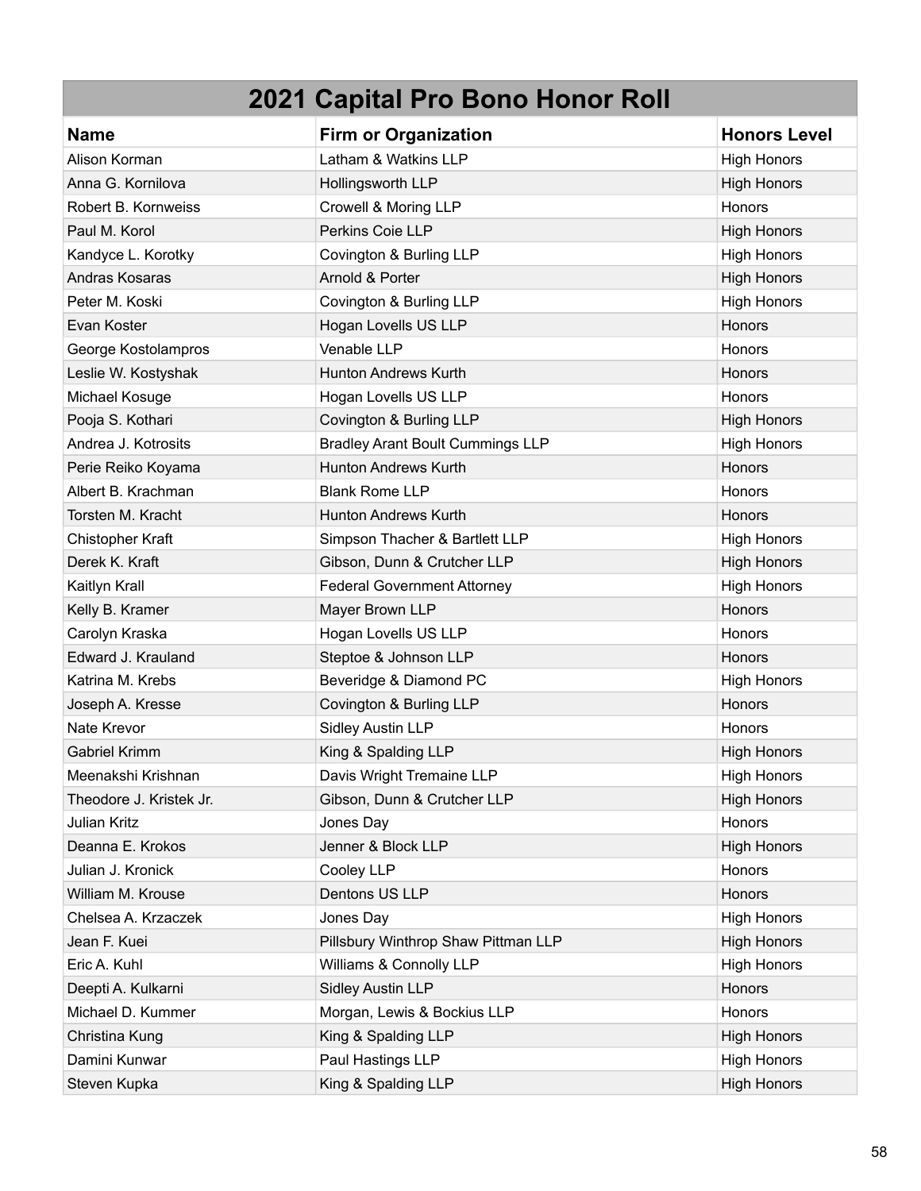# 2021 Capital Pro Bono Honor Roll

| Name | Firm or Organization | Honors Level |
|---|---|---|
| Alison Korman | Latham & Watkins LLP | High Honors |
| Anna G. Kornilova | Hollingsworth LLP | High Honors |
| Robert B. Kornweiss | Crowell & Moring LLP | Honors |
| Paul M. Korol | Perkins Coie LLP | High Honors |
| Kandyce L. Korotky | Covington & Burling LLP | High Honors |
| Andras Kosaras | Arnold & Porter | High Honors |
| Peter M. Koski | Covington & Burling LLP | High Honors |
| Evan Koster | Hogan Lovells US LLP | Honors |
| George Kostolampros | Venable LLP | Honors |
| Leslie W. Kostyshak | Hunton Andrews Kurth | Honors |
| Michael Kosuge | Hogan Lovells US LLP | Honors |
| Pooja S. Kothari | Covington & Burling LLP | High Honors |
| Andrea J. Kotrosits | Bradley Arant Boult Cummings LLP | High Honors |
| Perie Reiko Koyama | Hunton Andrews Kurth | Honors |
| Albert B. Krachman | Blank Rome LLP | Honors |
| Torsten M. Kracht | Hunton Andrews Kurth | Honors |
| Chistopher Kraft | Simpson Thacher & Bartlett LLP | High Honors |
| Derek K. Kraft | Gibson, Dunn & Crutcher LLP | High Honors |
| Kaitlyn Krall | Federal Government Attorney | High Honors |
| Kelly B. Kramer | Mayer Brown LLP | Honors |
| Carolyn Kraska | Hogan Lovells US LLP | Honors |
| Edward J. Krauland | Steptoe & Johnson LLP | Honors |
| Katrina M. Krebs | Beveridge & Diamond PC | High Honors |
| Joseph A. Kresse | Covington & Burling LLP | Honors |
| Nate Krevor | Sidley Austin LLP | Honors |
| Gabriel Krimm | King & Spalding LLP | High Honors |
| Meenakshi Krishnan | Davis Wright Tremaine LLP | High Honors |
| Theodore J. Kristek Jr. | Gibson, Dunn & Crutcher LLP | High Honors |
| Julian Kritz | Jones Day | Honors |
| Deanna E. Krokos | Jenner & Block LLP | High Honors |
| Julian J. Kronick | Cooley LLP | Honors |
| William M. Krouse | Dentons US LLP | Honors |
| Chelsea A. Krzaczek | Jones Day | High Honors |
| Jean F. Kuei | Pillsbury Winthrop Shaw Pittman LLP | High Honors |
| Eric A. Kuhl | Williams & Connolly LLP | High Honors |
| Deepti A. Kulkarni | Sidley Austin LLP | Honors |
| Michael D. Kummer | Morgan, Lewis & Bockius LLP | Honors |
| Christina Kung | King & Spalding LLP | High Honors |
| Damini Kunwar | Paul Hastings LLP | High Honors |
| Steven Kupka | King & Spalding LLP | High Honors |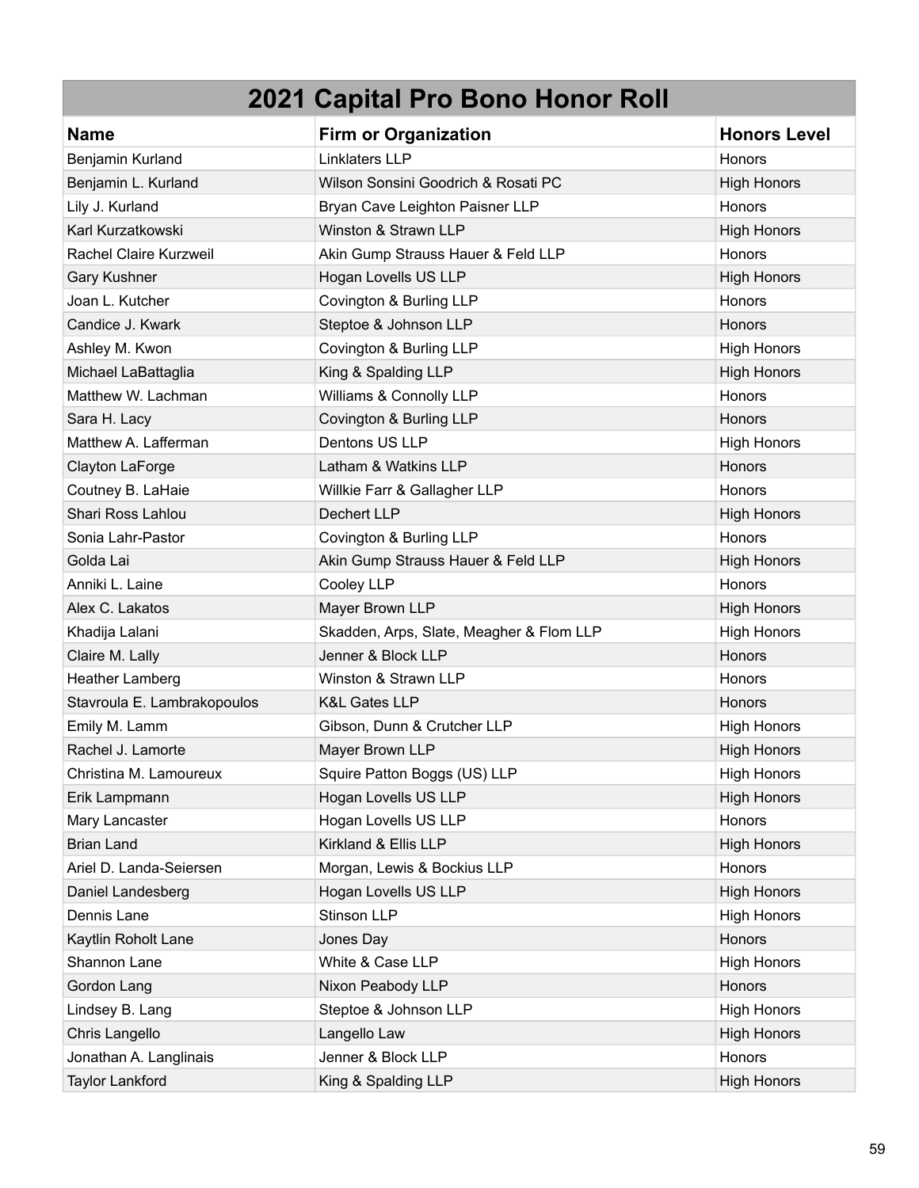| 2021 Capital Pro Bono Honor Roll | | |
|---|---|---|
| **Name** | **Firm or Organization** | **Honors Level** |
| Benjamin Kurland | Linklaters LLP | Honors |
| Benjamin L. Kurland | Wilson Sonsini Goodrich & Rosati PC | High Honors |
| Lily J. Kurland | Bryan Cave Leighton Paisner LLP | Honors |
| Karl Kurzatkowski | Winston & Strawn LLP | High Honors |
| Rachel Claire Kurzweil | Akin Gump Strauss Hauer & Feld LLP | Honors |
| Gary Kushner | Hogan Lovells US LLP | High Honors |
| Joan L. Kutcher | Covington & Burling LLP | Honors |
| Candice J. Kwark | Steptoe & Johnson LLP | Honors |
| Ashley M. Kwon | Covington & Burling LLP | High Honors |
| Michael LaBattaglia | King & Spalding LLP | High Honors |
| Matthew W. Lachman | Williams & Connolly LLP | Honors |
| Sara H. Lacy | Covington & Burling LLP | Honors |
| Matthew A. Lafferman | Dentons US LLP | High Honors |
| Clayton LaForge | Latham & Watkins LLP | Honors |
| Coutney B. LaHaie | Willkie Farr & Gallagher LLP | Honors |
| Shari Ross Lahlou | Dechert LLP | High Honors |
| Sonia Lahr-Pastor | Covington & Burling LLP | Honors |
| Golda Lai | Akin Gump Strauss Hauer & Feld LLP | High Honors |
| Anniki L. Laine | Cooley LLP | Honors |
| Alex C. Lakatos | Mayer Brown LLP | High Honors |
| Khadija Lalani | Skadden, Arps, Slate, Meagher & Flom LLP | High Honors |
| Claire M. Lally | Jenner & Block LLP | Honors |
| Heather Lamberg | Winston & Strawn LLP | Honors |
| Stavroula E. Lambrakopoulos | K&L Gates LLP | Honors |
| Emily M. Lamm | Gibson, Dunn & Crutcher LLP | High Honors |
| Rachel J. Lamorte | Mayer Brown LLP | High Honors |
| Christina M. Lamoureux | Squire Patton Boggs (US) LLP | High Honors |
| Erik Lampmann | Hogan Lovells US LLP | High Honors |
| Mary Lancaster | Hogan Lovells US LLP | Honors |
| Brian Land | Kirkland & Ellis LLP | High Honors |
| Ariel D. Landa-Seiersen | Morgan, Lewis & Bockius LLP | Honors |
| Daniel Landesberg | Hogan Lovells US LLP | High Honors |
| Dennis Lane | Stinson LLP | High Honors |
| Kaytlin Roholt Lane | Jones Day | Honors |
| Shannon Lane | White & Case LLP | High Honors |
| Gordon Lang | Nixon Peabody LLP | Honors |
| Lindsey B. Lang | Steptoe & Johnson LLP | High Honors |
| Chris Langello | Langello Law | High Honors |
| Jonathan A. Langlinais | Jenner & Block LLP | Honors |
| Taylor Lankford | King & Spalding LLP | High Honors |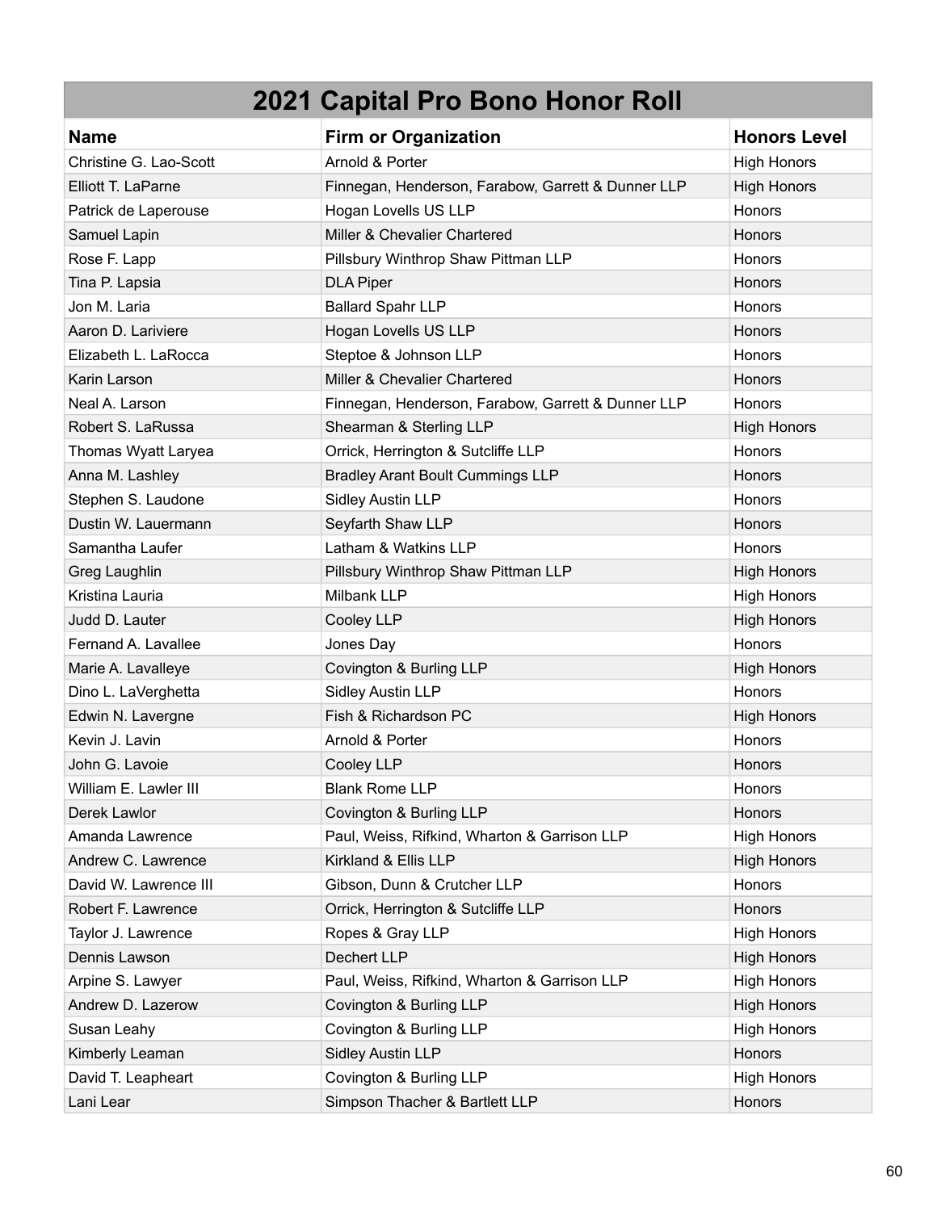# 2021 Capital Pro Bono Honor Roll

| Name | Firm or Organization | Honors Level |
| --- | --- | --- |
| Christine G. Lao-Scott | Arnold & Porter | High Honors |
| Elliott T. LaParne | Finnegan, Henderson, Farabow, Garrett & Dunner LLP | High Honors |
| Patrick de Laperouse | Hogan Lovells US LLP | Honors |
| Samuel Lapin | Miller & Chevalier Chartered | Honors |
| Rose F. Lapp | Pillsbury Winthrop Shaw Pittman LLP | Honors |
| Tina P. Lapsia | DLA Piper | Honors |
| Jon M. Laria | Ballard Spahr LLP | Honors |
| Aaron D. Lariviere | Hogan Lovells US LLP | Honors |
| Elizabeth L. LaRocca | Steptoe & Johnson LLP | Honors |
| Karin Larson | Miller & Chevalier Chartered | Honors |
| Neal A. Larson | Finnegan, Henderson, Farabow, Garrett & Dunner LLP | Honors |
| Robert S. LaRussa | Shearman & Sterling LLP | High Honors |
| Thomas Wyatt Laryea | Orrick, Herrington & Sutcliffe LLP | Honors |
| Anna M. Lashley | Bradley Arant Boult Cummings LLP | Honors |
| Stephen S. Laudone | Sidley Austin LLP | Honors |
| Dustin W. Lauermann | Seyfarth Shaw LLP | Honors |
| Samantha Laufer | Latham & Watkins LLP | Honors |
| Greg Laughlin | Pillsbury Winthrop Shaw Pittman LLP | High Honors |
| Kristina Lauria | Milbank LLP | High Honors |
| Judd D. Lauter | Cooley LLP | High Honors |
| Fernand A. Lavallee | Jones Day | Honors |
| Marie A. Lavalleye | Covington & Burling LLP | High Honors |
| Dino L. LaVerghetta | Sidley Austin LLP | Honors |
| Edwin N. Lavergne | Fish & Richardson PC | High Honors |
| Kevin J. Lavin | Arnold & Porter | Honors |
| John G. Lavoie | Cooley LLP | Honors |
| William E. Lawler III | Blank Rome LLP | Honors |
| Derek Lawlor | Covington & Burling LLP | Honors |
| Amanda Lawrence | Paul, Weiss, Rifkind, Wharton & Garrison LLP | High Honors |
| Andrew C. Lawrence | Kirkland & Ellis LLP | High Honors |
| David W. Lawrence III | Gibson, Dunn & Crutcher LLP | Honors |
| Robert F. Lawrence | Orrick, Herrington & Sutcliffe LLP | Honors |
| Taylor J. Lawrence | Ropes & Gray LLP | High Honors |
| Dennis Lawson | Dechert LLP | High Honors |
| Arpine S. Lawyer | Paul, Weiss, Rifkind, Wharton & Garrison LLP | High Honors |
| Andrew D. Lazerow | Covington & Burling LLP | High Honors |
| Susan Leahy | Covington & Burling LLP | High Honors |
| Kimberly Leaman | Sidley Austin LLP | Honors |
| David T. Leapheart | Covington & Burling LLP | High Honors |
| Lani Lear | Simpson Thacher & Bartlett LLP | Honors |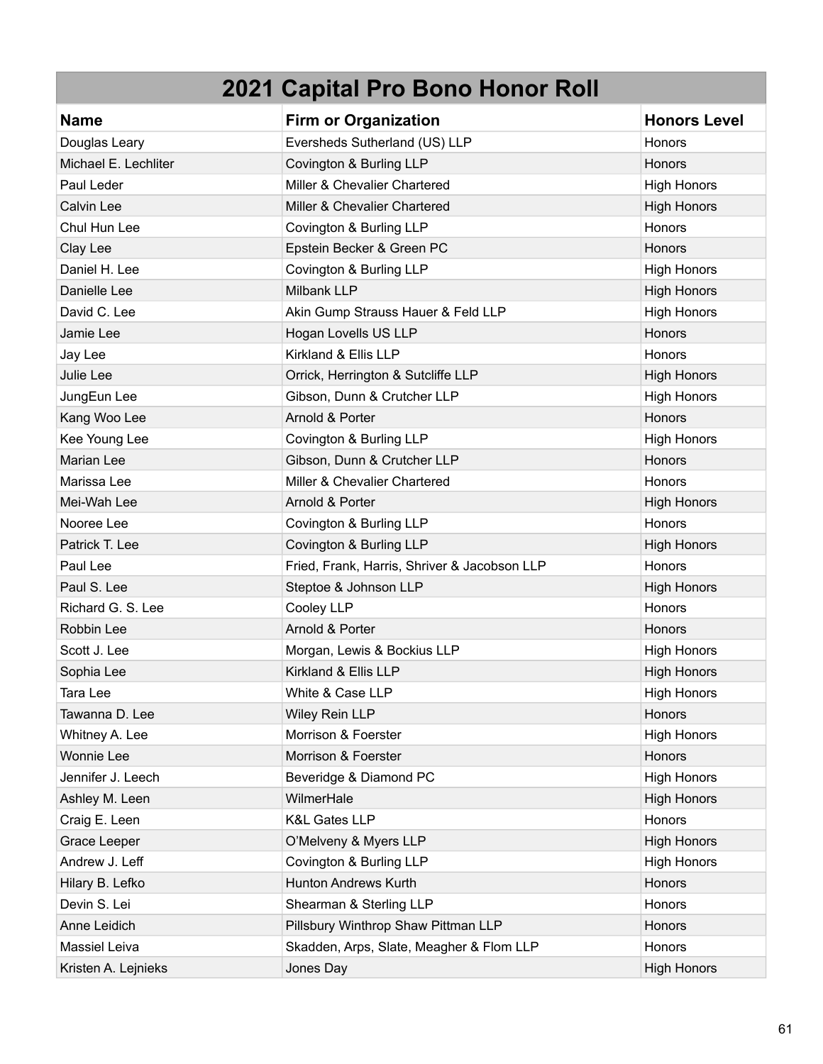| 2021 Capital Pro Bono Honor Roll | | |
|---|---|---|
| **Name** | **Firm or Organization** | **Honors Level** |
| Douglas Leary | Eversheds Sutherland (US) LLP | Honors |
| Michael E. Lechliter | Covington & Burling LLP | Honors |
| Paul Leder | Miller & Chevalier Chartered | High Honors |
| Calvin Lee | Miller & Chevalier Chartered | High Honors |
| Chul Hun Lee | Covington & Burling LLP | Honors |
| Clay Lee | Epstein Becker & Green PC | Honors |
| Daniel H. Lee | Covington & Burling LLP | High Honors |
| Danielle Lee | Milbank LLP | High Honors |
| David C. Lee | Akin Gump Strauss Hauer & Feld LLP | High Honors |
| Jamie Lee | Hogan Lovells US LLP | Honors |
| Jay Lee | Kirkland & Ellis LLP | Honors |
| Julie Lee | Orrick, Herrington & Sutcliffe LLP | High Honors |
| JungEun Lee | Gibson, Dunn & Crutcher LLP | High Honors |
| Kang Woo Lee | Arnold & Porter | Honors |
| Kee Young Lee | Covington & Burling LLP | High Honors |
| Marian Lee | Gibson, Dunn & Crutcher LLP | Honors |
| Marissa Lee | Miller & Chevalier Chartered | Honors |
| Mei-Wah Lee | Arnold & Porter | High Honors |
| Nooree Lee | Covington & Burling LLP | Honors |
| Patrick T. Lee | Covington & Burling LLP | High Honors |
| Paul Lee | Fried, Frank, Harris, Shriver & Jacobson LLP | Honors |
| Paul S. Lee | Steptoe & Johnson LLP | High Honors |
| Richard G. S. Lee | Cooley LLP | Honors |
| Robbin Lee | Arnold & Porter | Honors |
| Scott J. Lee | Morgan, Lewis & Bockius LLP | High Honors |
| Sophia Lee | Kirkland & Ellis LLP | High Honors |
| Tara Lee | White & Case LLP | High Honors |
| Tawanna D. Lee | Wiley Rein LLP | Honors |
| Whitney A. Lee | Morrison & Foerster | High Honors |
| Wonnie Lee | Morrison & Foerster | Honors |
| Jennifer J. Leech | Beveridge & Diamond PC | High Honors |
| Ashley M. Leen | WilmerHale | High Honors |
| Craig E. Leen | K&L Gates LLP | Honors |
| Grace Leeper | O'Melveny & Myers LLP | High Honors |
| Andrew J. Leff | Covington & Burling LLP | High Honors |
| Hilary B. Lefko | Hunton Andrews Kurth | Honors |
| Devin S. Lei | Shearman & Sterling LLP | Honors |
| Anne Leidich | Pillsbury Winthrop Shaw Pittman LLP | Honors |
| Massiel Leiva | Skadden, Arps, Slate, Meagher & Flom LLP | Honors |
| Kristen A. Lejnieks | Jones Day | High Honors |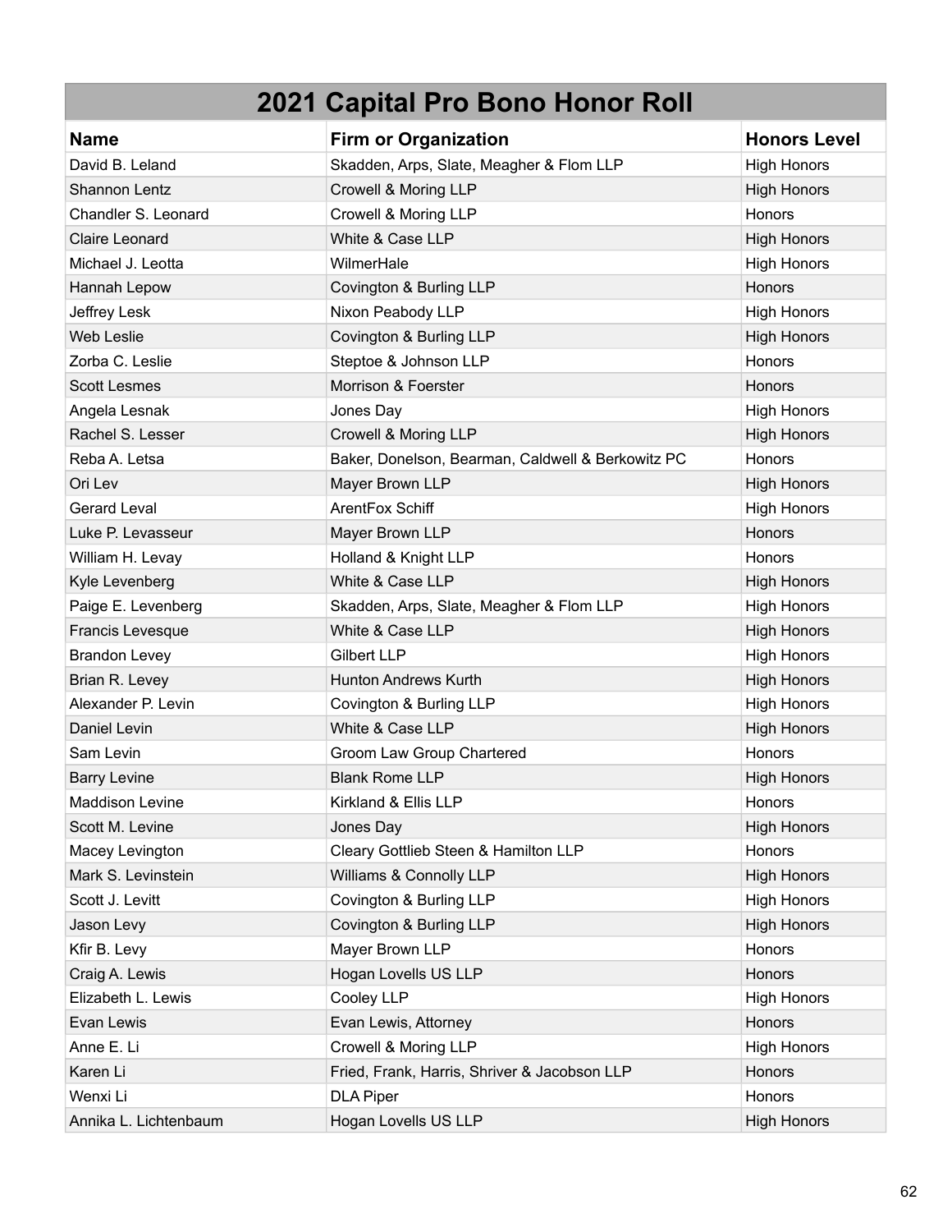# 2021 Capital Pro Bono Honor Roll

| Name | Firm or Organization | Honors Level |
|---|---|---|
| David B. Leland | Skadden, Arps, Slate, Meagher & Flom LLP | High Honors |
| Shannon Lentz | Crowell & Moring LLP | High Honors |
| Chandler S. Leonard | Crowell & Moring LLP | Honors |
| Claire Leonard | White & Case LLP | High Honors |
| Michael J. Leotta | WilmerHale | High Honors |
| Hannah Lepow | Covington & Burling LLP | Honors |
| Jeffrey Lesk | Nixon Peabody LLP | High Honors |
| Web Leslie | Covington & Burling LLP | High Honors |
| Zorba C. Leslie | Steptoe & Johnson LLP | Honors |
| Scott Lesmes | Morrison & Foerster | Honors |
| Angela Lesnak | Jones Day | High Honors |
| Rachel S. Lesser | Crowell & Moring LLP | High Honors |
| Reba A. Letsa | Baker, Donelson, Bearman, Caldwell & Berkowitz PC | Honors |
| Ori Lev | Mayer Brown LLP | High Honors |
| Gerard Leval | ArentFox Schiff | High Honors |
| Luke P. Levasseur | Mayer Brown LLP | Honors |
| William H. Levay | Holland & Knight LLP | Honors |
| Kyle Levenberg | White & Case LLP | High Honors |
| Paige E. Levenberg | Skadden, Arps, Slate, Meagher & Flom LLP | High Honors |
| Francis Levesque | White & Case LLP | High Honors |
| Brandon Levey | Gilbert LLP | High Honors |
| Brian R. Levey | Hunton Andrews Kurth | High Honors |
| Alexander P. Levin | Covington & Burling LLP | High Honors |
| Daniel Levin | White & Case LLP | High Honors |
| Sam Levin | Groom Law Group Chartered | Honors |
| Barry Levine | Blank Rome LLP | High Honors |
| Maddison Levine | Kirkland & Ellis LLP | Honors |
| Scott M. Levine | Jones Day | High Honors |
| Macey Levington | Cleary Gottlieb Steen & Hamilton LLP | Honors |
| Mark S. Levinstein | Williams & Connolly LLP | High Honors |
| Scott J. Levitt | Covington & Burling LLP | High Honors |
| Jason Levy | Covington & Burling LLP | High Honors |
| Kfir B. Levy | Mayer Brown LLP | Honors |
| Craig A. Lewis | Hogan Lovells US LLP | Honors |
| Elizabeth L. Lewis | Cooley LLP | High Honors |
| Evan Lewis | Evan Lewis, Attorney | Honors |
| Anne E. Li | Crowell & Moring LLP | High Honors |
| Karen Li | Fried, Frank, Harris, Shriver & Jacobson LLP | Honors |
| Wenxi Li | DLA Piper | Honors |
| Annika L. Lichtenbaum | Hogan Lovells US LLP | High Honors |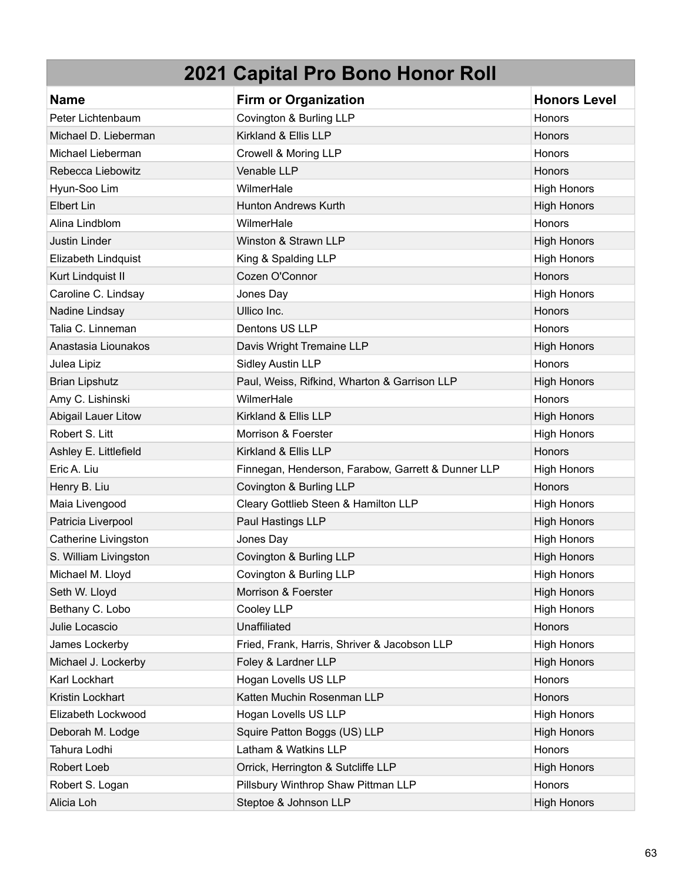| 2021 Capital Pro Bono Honor Roll | | |
|---|---|---|
| **Name** | **Firm or Organization** | **Honors Level** |
| Peter Lichtenbaum | Covington & Burling LLP | Honors |
| Michael D. Lieberman | Kirkland & Ellis LLP | Honors |
| Michael Lieberman | Crowell & Moring LLP | Honors |
| Rebecca Liebowitz | Venable LLP | Honors |
| Hyun-Soo Lim | WilmerHale | High Honors |
| Elbert Lin | Hunton Andrews Kurth | High Honors |
| Alina Lindblom | WilmerHale | Honors |
| Justin Linder | Winston & Strawn LLP | High Honors |
| Elizabeth Lindquist | King & Spalding LLP | High Honors |
| Kurt Lindquist II | Cozen O'Connor | Honors |
| Caroline C. Lindsay | Jones Day | High Honors |
| Nadine Lindsay | Ullico Inc. | Honors |
| Talia C. Linneman | Dentons US LLP | Honors |
| Anastasia Liounakos | Davis Wright Tremaine LLP | High Honors |
| Julea Lipiz | Sidley Austin LLP | Honors |
| Brian Lipshutz | Paul, Weiss, Rifkind, Wharton & Garrison LLP | High Honors |
| Amy C. Lishinski | WilmerHale | Honors |
| Abigail Lauer Litow | Kirkland & Ellis LLP | High Honors |
| Robert S. Litt | Morrison & Foerster | High Honors |
| Ashley E. Littlefield | Kirkland & Ellis LLP | Honors |
| Eric A. Liu | Finnegan, Henderson, Farabow, Garrett & Dunner LLP | High Honors |
| Henry B. Liu | Covington & Burling LLP | Honors |
| Maia Livengood | Cleary Gottlieb Steen & Hamilton LLP | High Honors |
| Patricia Liverpool | Paul Hastings LLP | High Honors |
| Catherine Livingston | Jones Day | High Honors |
| S. William Livingston | Covington & Burling LLP | High Honors |
| Michael M. Lloyd | Covington & Burling LLP | High Honors |
| Seth W. Lloyd | Morrison & Foerster | High Honors |
| Bethany C. Lobo | Cooley LLP | High Honors |
| Julie Locascio | Unaffiliated | Honors |
| James Lockerby | Fried, Frank, Harris, Shriver & Jacobson LLP | High Honors |
| Michael J. Lockerby | Foley & Lardner LLP | High Honors |
| Karl Lockhart | Hogan Lovells US LLP | Honors |
| Kristin Lockhart | Katten Muchin Rosenman LLP | Honors |
| Elizabeth Lockwood | Hogan Lovells US LLP | High Honors |
| Deborah M. Lodge | Squire Patton Boggs (US) LLP | High Honors |
| Tahura Lodhi | Latham & Watkins LLP | Honors |
| Robert Loeb | Orrick, Herrington & Sutcliffe LLP | High Honors |
| Robert S. Logan | Pillsbury Winthrop Shaw Pittman LLP | Honors |
| Alicia Loh | Steptoe & Johnson LLP | High Honors |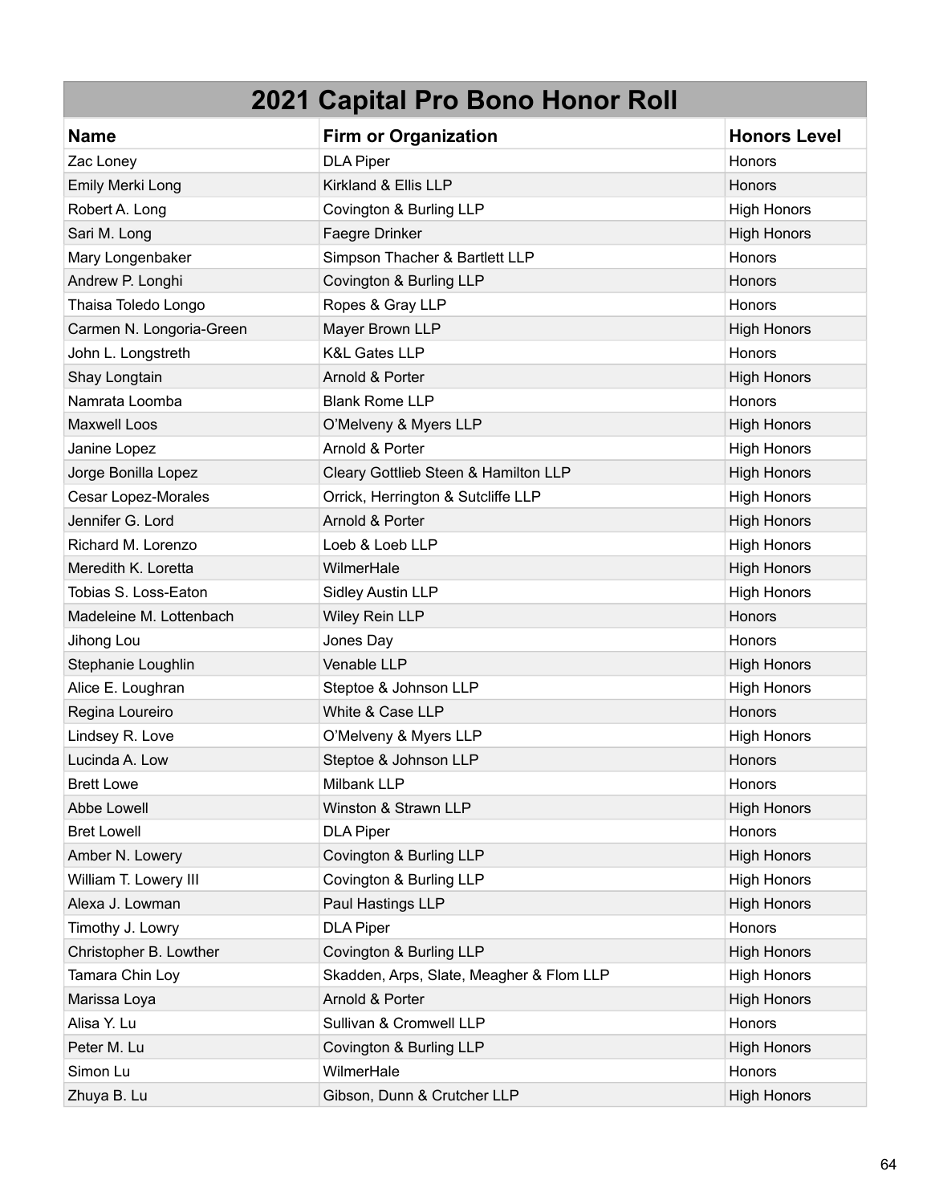# 2021 Capital Pro Bono Honor Roll

| Name | Firm or Organization | Honors Level |
| --- | --- | --- |
| Zac Loney | DLA Piper | Honors |
| Emily Merki Long | Kirkland & Ellis LLP | Honors |
| Robert A. Long | Covington & Burling LLP | High Honors |
| Sari M. Long | Faegre Drinker | High Honors |
| Mary Longenbaker | Simpson Thacher & Bartlett LLP | Honors |
| Andrew P. Longhi | Covington & Burling LLP | Honors |
| Thaisa Toledo Longo | Ropes & Gray LLP | Honors |
| Carmen N. Longoria-Green | Mayer Brown LLP | High Honors |
| John L. Longstreth | K&L Gates LLP | Honors |
| Shay Longtain | Arnold & Porter | High Honors |
| Namrata Loomba | Blank Rome LLP | Honors |
| Maxwell Loos | O'Melveny & Myers LLP | High Honors |
| Janine Lopez | Arnold & Porter | High Honors |
| Jorge Bonilla Lopez | Cleary Gottlieb Steen & Hamilton LLP | High Honors |
| Cesar Lopez-Morales | Orrick, Herrington & Sutcliffe LLP | High Honors |
| Jennifer G. Lord | Arnold & Porter | High Honors |
| Richard M. Lorenzo | Loeb & Loeb LLP | High Honors |
| Meredith K. Loretta | WilmerHale | High Honors |
| Tobias S. Loss-Eaton | Sidley Austin LLP | High Honors |
| Madeleine M. Lottenbach | Wiley Rein LLP | Honors |
| Jihong Lou | Jones Day | Honors |
| Stephanie Loughlin | Venable LLP | High Honors |
| Alice E. Loughran | Steptoe & Johnson LLP | High Honors |
| Regina Loureiro | White & Case LLP | Honors |
| Lindsey R. Love | O'Melveny & Myers LLP | High Honors |
| Lucinda A. Low | Steptoe & Johnson LLP | Honors |
| Brett Lowe | Milbank LLP | Honors |
| Abbe Lowell | Winston & Strawn LLP | High Honors |
| Bret Lowell | DLA Piper | Honors |
| Amber N. Lowery | Covington & Burling LLP | High Honors |
| William T. Lowery III | Covington & Burling LLP | High Honors |
| Alexa J. Lowman | Paul Hastings LLP | High Honors |
| Timothy J. Lowry | DLA Piper | Honors |
| Christopher B. Lowther | Covington & Burling LLP | High Honors |
| Tamara Chin Loy | Skadden, Arps, Slate, Meagher & Flom LLP | High Honors |
| Marissa Loya | Arnold & Porter | High Honors |
| Alisa Y. Lu | Sullivan & Cromwell LLP | Honors |
| Peter M. Lu | Covington & Burling LLP | High Honors |
| Simon Lu | WilmerHale | Honors |
| Zhuya B. Lu | Gibson, Dunn & Crutcher LLP | High Honors |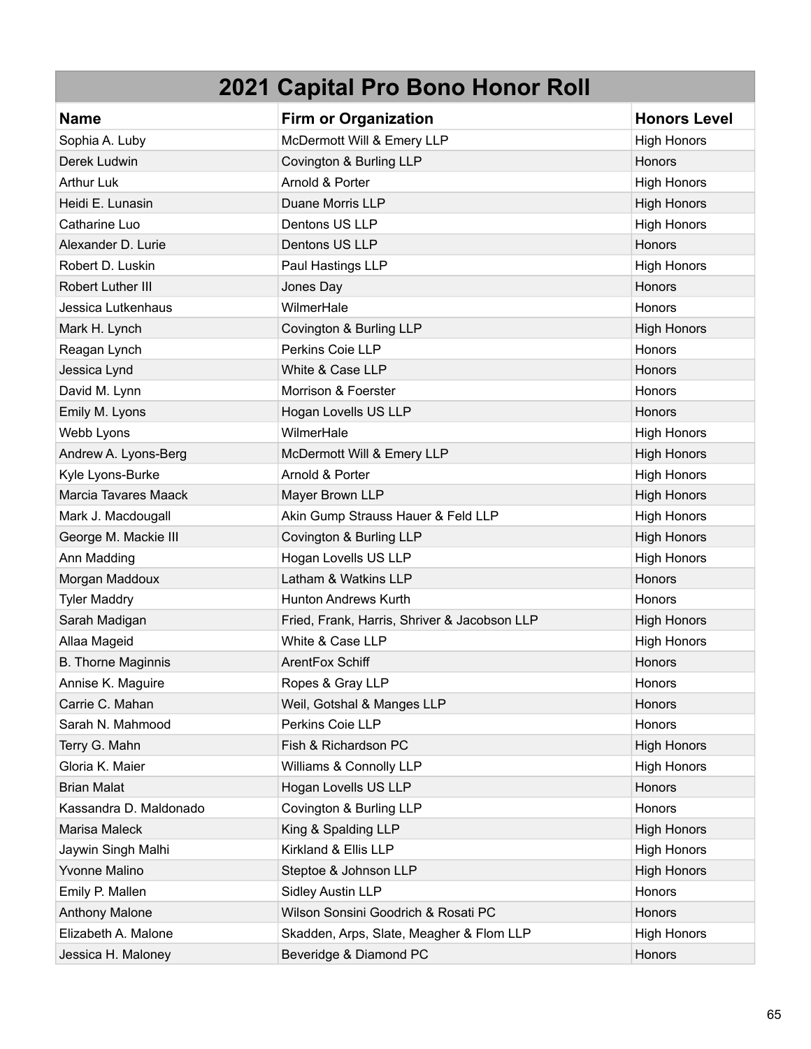# 2021 Capital Pro Bono Honor Roll

| Name | Firm or Organization | Honors Level |
|---|---|---|
| Sophia A. Luby | McDermott Will & Emery LLP | High Honors |
| Derek Ludwin | Covington & Burling LLP | Honors |
| Arthur Luk | Arnold & Porter | High Honors |
| Heidi E. Lunasin | Duane Morris LLP | High Honors |
| Catharine Luo | Dentons US LLP | High Honors |
| Alexander D. Lurie | Dentons US LLP | Honors |
| Robert D. Luskin | Paul Hastings LLP | High Honors |
| Robert Luther III | Jones Day | Honors |
| Jessica Lutkenhaus | WilmerHale | Honors |
| Mark H. Lynch | Covington & Burling LLP | High Honors |
| Reagan Lynch | Perkins Coie LLP | Honors |
| Jessica Lynd | White & Case LLP | Honors |
| David M. Lynn | Morrison & Foerster | Honors |
| Emily M. Lyons | Hogan Lovells US LLP | Honors |
| Webb Lyons | WilmerHale | High Honors |
| Andrew A. Lyons-Berg | McDermott Will & Emery LLP | High Honors |
| Kyle Lyons-Burke | Arnold & Porter | High Honors |
| Marcia Tavares Maack | Mayer Brown LLP | High Honors |
| Mark J. Macdougall | Akin Gump Strauss Hauer & Feld LLP | High Honors |
| George M. Mackie III | Covington & Burling LLP | High Honors |
| Ann Madding | Hogan Lovells US LLP | High Honors |
| Morgan Maddoux | Latham & Watkins LLP | Honors |
| Tyler Maddry | Hunton Andrews Kurth | Honors |
| Sarah Madigan | Fried, Frank, Harris, Shriver & Jacobson LLP | High Honors |
| Allaa Mageid | White & Case LLP | High Honors |
| B. Thorne Maginnis | ArentFox Schiff | Honors |
| Annise K. Maguire | Ropes & Gray LLP | Honors |
| Carrie C. Mahan | Weil, Gotshal & Manges LLP | Honors |
| Sarah N. Mahmood | Perkins Coie LLP | Honors |
| Terry G. Mahn | Fish & Richardson PC | High Honors |
| Gloria K. Maier | Williams & Connolly LLP | High Honors |
| Brian Malat | Hogan Lovells US LLP | Honors |
| Kassandra D. Maldonado | Covington & Burling LLP | Honors |
| Marisa Maleck | King & Spalding LLP | High Honors |
| Jaywin Singh Malhi | Kirkland & Ellis LLP | High Honors |
| Yvonne Malino | Steptoe & Johnson LLP | High Honors |
| Emily P. Mallen | Sidley Austin LLP | Honors |
| Anthony Malone | Wilson Sonsini Goodrich & Rosati PC | Honors |
| Elizabeth A. Malone | Skadden, Arps, Slate, Meagher & Flom LLP | High Honors |
| Jessica H. Maloney | Beveridge & Diamond PC | Honors |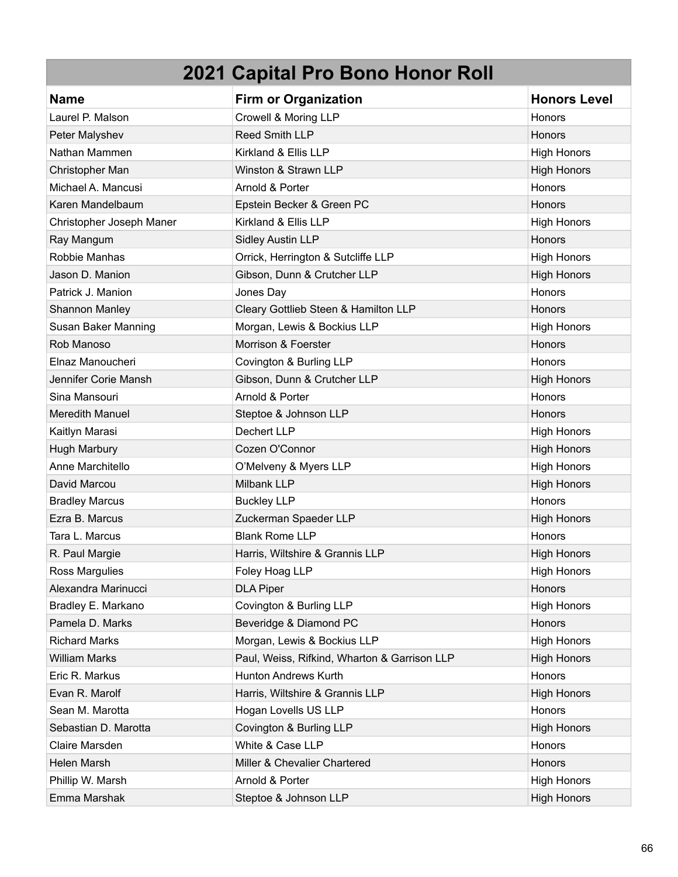# 2021 Capital Pro Bono Honor Roll

| Name | Firm or Organization | Honors Level |
|---|---|---|
| Laurel P. Malson | Crowell & Moring LLP | Honors |
| Peter Malyshev | Reed Smith LLP | Honors |
| Nathan Mammen | Kirkland & Ellis LLP | High Honors |
| Christopher Man | Winston & Strawn LLP | High Honors |
| Michael A. Mancusi | Arnold & Porter | Honors |
| Karen Mandelbaum | Epstein Becker & Green PC | Honors |
| Christopher Joseph Maner | Kirkland & Ellis LLP | High Honors |
| Ray Mangum | Sidley Austin LLP | Honors |
| Robbie Manhas | Orrick, Herrington & Sutcliffe LLP | High Honors |
| Jason D. Manion | Gibson, Dunn & Crutcher LLP | High Honors |
| Patrick J. Manion | Jones Day | Honors |
| Shannon Manley | Cleary Gottlieb Steen & Hamilton LLP | Honors |
| Susan Baker Manning | Morgan, Lewis & Bockius LLP | High Honors |
| Rob Manoso | Morrison & Foerster | Honors |
| Elnaz Manoucheri | Covington & Burling LLP | Honors |
| Jennifer Corie Mansh | Gibson, Dunn & Crutcher LLP | High Honors |
| Sina Mansouri | Arnold & Porter | Honors |
| Meredith Manuel | Steptoe & Johnson LLP | Honors |
| Kaitlyn Marasi | Dechert LLP | High Honors |
| Hugh Marbury | Cozen O'Connor | High Honors |
| Anne Marchitello | O'Melveny & Myers LLP | High Honors |
| David Marcou | Milbank LLP | High Honors |
| Bradley Marcus | Buckley LLP | Honors |
| Ezra B. Marcus | Zuckerman Spaeder LLP | High Honors |
| Tara L. Marcus | Blank Rome LLP | Honors |
| R. Paul Margie | Harris, Wiltshire & Grannis LLP | High Honors |
| Ross Margulies | Foley Hoag LLP | High Honors |
| Alexandra Marinucci | DLA Piper | Honors |
| Bradley E. Markano | Covington & Burling LLP | High Honors |
| Pamela D. Marks | Beveridge & Diamond PC | Honors |
| Richard Marks | Morgan, Lewis & Bockius LLP | High Honors |
| William Marks | Paul, Weiss, Rifkind, Wharton & Garrison LLP | High Honors |
| Eric R. Markus | Hunton Andrews Kurth | Honors |
| Evan R. Marolf | Harris, Wiltshire & Grannis LLP | High Honors |
| Sean M. Marotta | Hogan Lovells US LLP | Honors |
| Sebastian D. Marotta | Covington & Burling LLP | High Honors |
| Claire Marsden | White & Case LLP | Honors |
| Helen Marsh | Miller & Chevalier Chartered | Honors |
| Phillip W. Marsh | Arnold & Porter | High Honors |
| Emma Marshak | Steptoe & Johnson LLP | High Honors |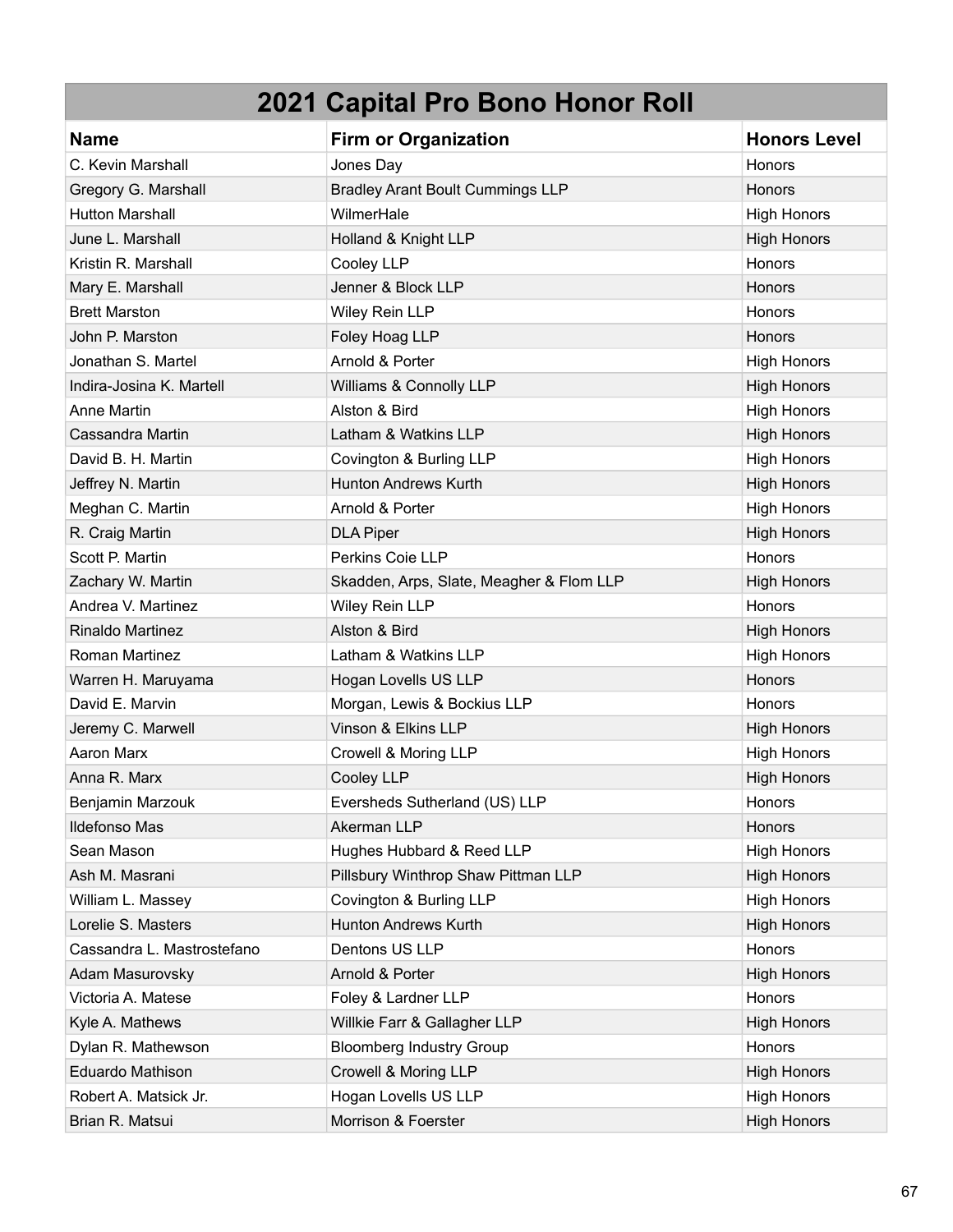# 2021 Capital Pro Bono Honor Roll

| Name | Firm or Organization | Honors Level |
| --- | --- | --- |
| C. Kevin Marshall | Jones Day | Honors |
| Gregory G. Marshall | Bradley Arant Boult Cummings LLP | Honors |
| Hutton Marshall | WilmerHale | High Honors |
| June L. Marshall | Holland & Knight LLP | High Honors |
| Kristin R. Marshall | Cooley LLP | Honors |
| Mary E. Marshall | Jenner & Block LLP | Honors |
| Brett Marston | Wiley Rein LLP | Honors |
| John P. Marston | Foley Hoag LLP | Honors |
| Jonathan S. Martel | Arnold & Porter | High Honors |
| Indira-Josina K. Martell | Williams & Connolly LLP | High Honors |
| Anne Martin | Alston & Bird | High Honors |
| Cassandra Martin | Latham & Watkins LLP | High Honors |
| David B. H. Martin | Covington & Burling LLP | High Honors |
| Jeffrey N. Martin | Hunton Andrews Kurth | High Honors |
| Meghan C. Martin | Arnold & Porter | High Honors |
| R. Craig Martin | DLA Piper | High Honors |
| Scott P. Martin | Perkins Coie LLP | Honors |
| Zachary W. Martin | Skadden, Arps, Slate, Meagher & Flom LLP | High Honors |
| Andrea V. Martinez | Wiley Rein LLP | Honors |
| Rinaldo Martinez | Alston & Bird | High Honors |
| Roman Martinez | Latham & Watkins LLP | High Honors |
| Warren H. Maruyama | Hogan Lovells US LLP | Honors |
| David E. Marvin | Morgan, Lewis & Bockius LLP | Honors |
| Jeremy C. Marwell | Vinson & Elkins LLP | High Honors |
| Aaron Marx | Crowell & Moring LLP | High Honors |
| Anna R. Marx | Cooley LLP | High Honors |
| Benjamin Marzouk | Eversheds Sutherland (US) LLP | Honors |
| Ildefonso Mas | Akerman LLP | Honors |
| Sean Mason | Hughes Hubbard & Reed LLP | High Honors |
| Ash M. Masrani | Pillsbury Winthrop Shaw Pittman LLP | High Honors |
| William L. Massey | Covington & Burling LLP | High Honors |
| Lorelie S. Masters | Hunton Andrews Kurth | High Honors |
| Cassandra L. Mastrostefano | Dentons US LLP | Honors |
| Adam Masurovsky | Arnold & Porter | High Honors |
| Victoria A. Matese | Foley & Lardner LLP | Honors |
| Kyle A. Mathews | Willkie Farr & Gallagher LLP | High Honors |
| Dylan R. Mathewson | Bloomberg Industry Group | Honors |
| Eduardo Mathison | Crowell & Moring LLP | High Honors |
| Robert A. Matsick Jr. | Hogan Lovells US LLP | High Honors |
| Brian R. Matsui | Morrison & Foerster | High Honors |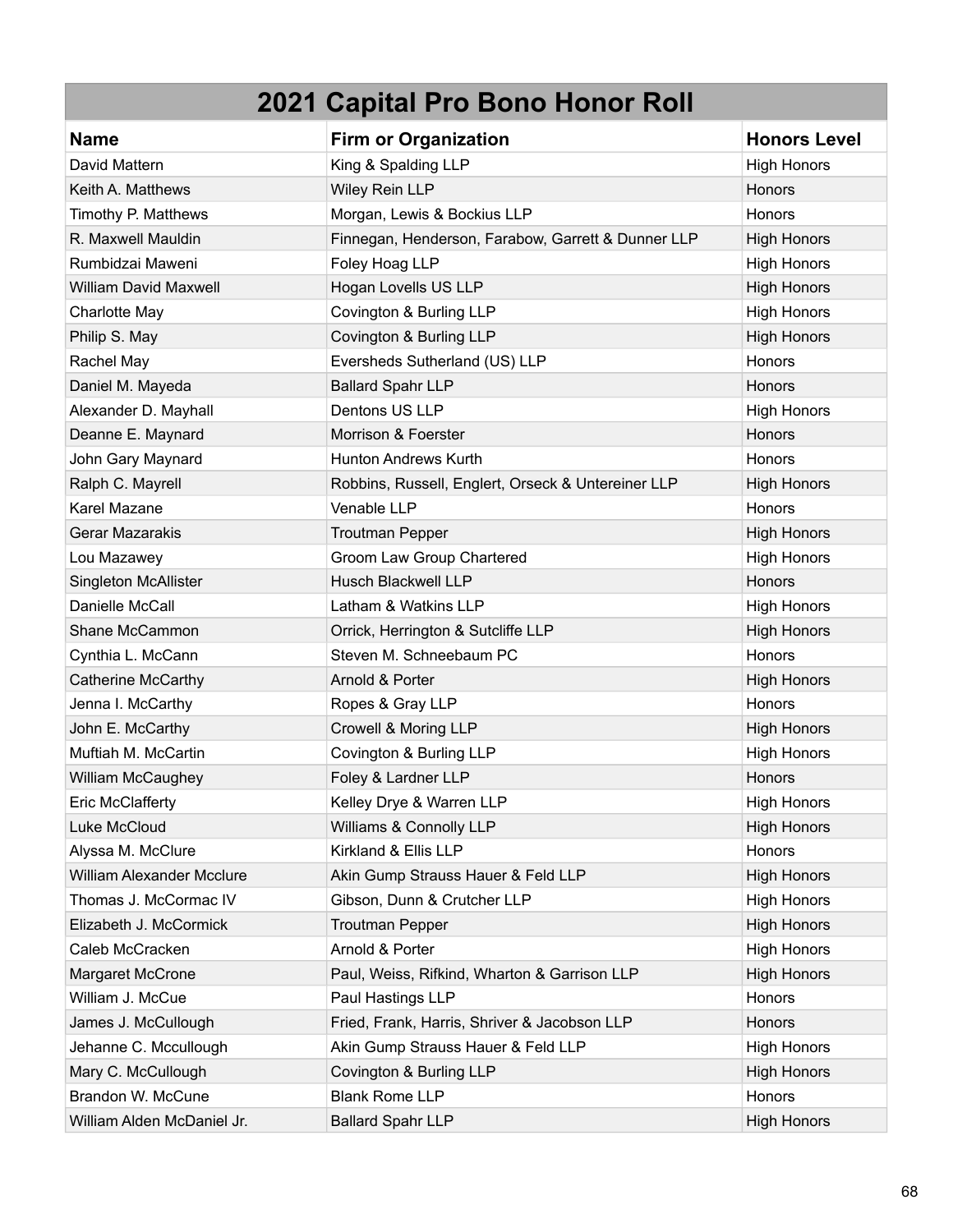# 2021 Capital Pro Bono Honor Roll

| Name | Firm or Organization | Honors Level |
|---|---|---|
| David Mattern | King & Spalding LLP | High Honors |
| Keith A. Matthews | Wiley Rein LLP | Honors |
| Timothy P. Matthews | Morgan, Lewis & Bockius LLP | Honors |
| R. Maxwell Mauldin | Finnegan, Henderson, Farabow, Garrett & Dunner LLP | High Honors |
| Rumbidzai Maweni | Foley Hoag LLP | High Honors |
| William David Maxwell | Hogan Lovells US LLP | High Honors |
| Charlotte May | Covington & Burling LLP | High Honors |
| Philip S. May | Covington & Burling LLP | High Honors |
| Rachel May | Eversheds Sutherland (US) LLP | Honors |
| Daniel M. Mayeda | Ballard Spahr LLP | Honors |
| Alexander D. Mayhall | Dentons US LLP | High Honors |
| Deanne E. Maynard | Morrison & Foerster | Honors |
| John Gary Maynard | Hunton Andrews Kurth | Honors |
| Ralph C. Mayrell | Robbins, Russell, Englert, Orseck & Untereiner LLP | High Honors |
| Karel Mazane | Venable LLP | Honors |
| Gerar Mazarakis | Troutman Pepper | High Honors |
| Lou Mazawey | Groom Law Group Chartered | High Honors |
| Singleton McAllister | Husch Blackwell LLP | Honors |
| Danielle McCall | Latham & Watkins LLP | High Honors |
| Shane McCammon | Orrick, Herrington & Sutcliffe LLP | High Honors |
| Cynthia L. McCann | Steven M. Schneebaum PC | Honors |
| Catherine McCarthy | Arnold & Porter | High Honors |
| Jenna I. McCarthy | Ropes & Gray LLP | Honors |
| John E. McCarthy | Crowell & Moring LLP | High Honors |
| Muftiah M. McCartin | Covington & Burling LLP | High Honors |
| William McCaughey | Foley & Lardner LLP | Honors |
| Eric McClafferty | Kelley Drye & Warren LLP | High Honors |
| Luke McCloud | Williams & Connolly LLP | High Honors |
| Alyssa M. McClure | Kirkland & Ellis LLP | Honors |
| William Alexander Mcclure | Akin Gump Strauss Hauer & Feld LLP | High Honors |
| Thomas J. McCormac IV | Gibson, Dunn & Crutcher LLP | High Honors |
| Elizabeth J. McCormick | Troutman Pepper | High Honors |
| Caleb McCracken | Arnold & Porter | High Honors |
| Margaret McCrone | Paul, Weiss, Rifkind, Wharton & Garrison LLP | High Honors |
| William J. McCue | Paul Hastings LLP | Honors |
| James J. McCullough | Fried, Frank, Harris, Shriver & Jacobson LLP | Honors |
| Jehanne C. Mccullough | Akin Gump Strauss Hauer & Feld LLP | High Honors |
| Mary C. McCullough | Covington & Burling LLP | High Honors |
| Brandon W. McCune | Blank Rome LLP | Honors |
| William Alden McDaniel Jr. | Ballard Spahr LLP | High Honors |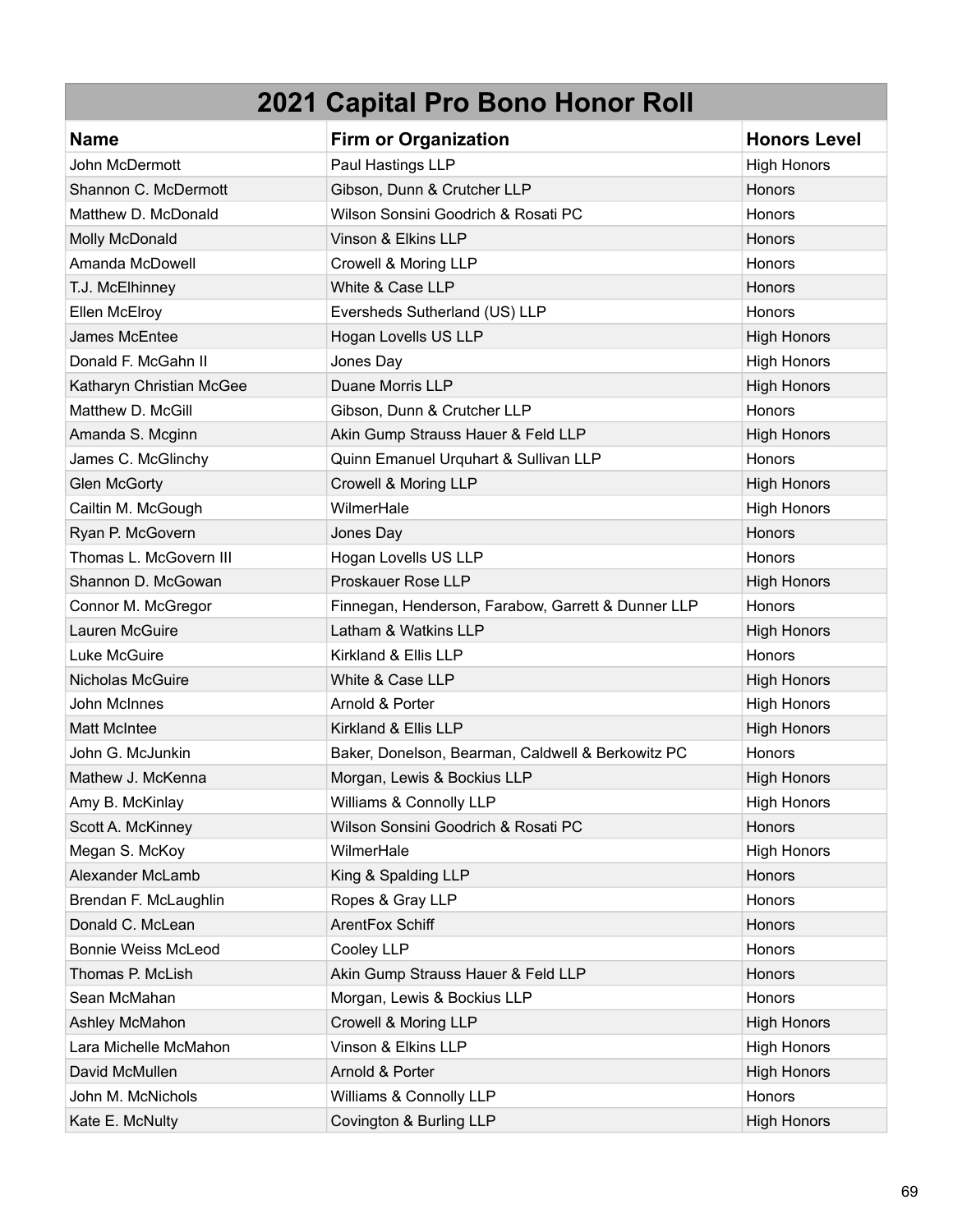# 2021 Capital Pro Bono Honor Roll

| Name | Firm or Organization | Honors Level |
| --- | --- | --- |
| John McDermott | Paul Hastings LLP | High Honors |
| Shannon C. McDermott | Gibson, Dunn & Crutcher LLP | Honors |
| Matthew D. McDonald | Wilson Sonsini Goodrich & Rosati PC | Honors |
| Molly McDonald | Vinson & Elkins LLP | Honors |
| Amanda McDowell | Crowell & Moring LLP | Honors |
| T.J. McElhinney | White & Case LLP | Honors |
| Ellen McElroy | Eversheds Sutherland (US) LLP | Honors |
| James McEntee | Hogan Lovells US LLP | High Honors |
| Donald F. McGahn II | Jones Day | High Honors |
| Katharyn Christian McGee | Duane Morris LLP | High Honors |
| Matthew D. McGill | Gibson, Dunn & Crutcher LLP | Honors |
| Amanda S. Mcginn | Akin Gump Strauss Hauer & Feld LLP | High Honors |
| James C. McGlinchy | Quinn Emanuel Urquhart & Sullivan LLP | Honors |
| Glen McGorty | Crowell & Moring LLP | High Honors |
| Cailtin M. McGough | WilmerHale | High Honors |
| Ryan P. McGovern | Jones Day | Honors |
| Thomas L. McGovern III | Hogan Lovells US LLP | Honors |
| Shannon D. McGowan | Proskauer Rose LLP | High Honors |
| Connor M. McGregor | Finnegan, Henderson, Farabow, Garrett & Dunner LLP | Honors |
| Lauren McGuire | Latham & Watkins LLP | High Honors |
| Luke McGuire | Kirkland & Ellis LLP | Honors |
| Nicholas McGuire | White & Case LLP | High Honors |
| John McInnes | Arnold & Porter | High Honors |
| Matt McIntee | Kirkland & Ellis LLP | High Honors |
| John G. McJunkin | Baker, Donelson, Bearman, Caldwell & Berkowitz PC | Honors |
| Mathew J. McKenna | Morgan, Lewis & Bockius LLP | High Honors |
| Amy B. McKinlay | Williams & Connolly LLP | High Honors |
| Scott A. McKinney | Wilson Sonsini Goodrich & Rosati PC | Honors |
| Megan S. McKoy | WilmerHale | High Honors |
| Alexander McLamb | King & Spalding LLP | Honors |
| Brendan F. McLaughlin | Ropes & Gray LLP | Honors |
| Donald C. McLean | ArentFox Schiff | Honors |
| Bonnie Weiss McLeod | Cooley LLP | Honors |
| Thomas P. McLish | Akin Gump Strauss Hauer & Feld LLP | Honors |
| Sean McMahan | Morgan, Lewis & Bockius LLP | Honors |
| Ashley McMahon | Crowell & Moring LLP | High Honors |
| Lara Michelle McMahon | Vinson & Elkins LLP | High Honors |
| David McMullen | Arnold & Porter | High Honors |
| John M. McNichols | Williams & Connolly LLP | Honors |
| Kate E. McNulty | Covington & Burling LLP | High Honors |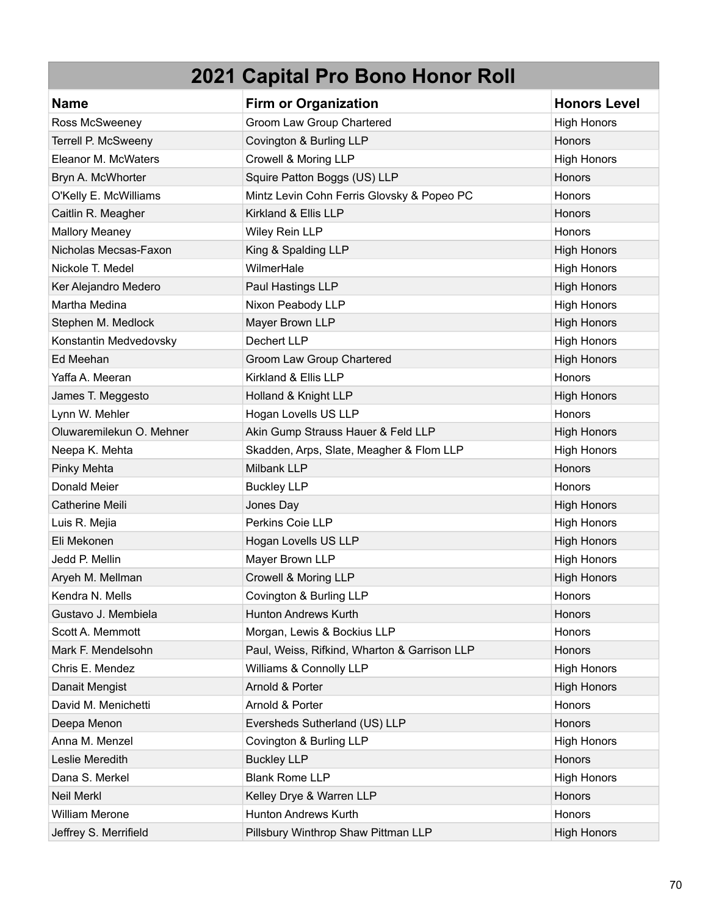## 2021 Capital Pro Bono Honor Roll

| Name | Firm or Organization | Honors Level |
|---|---|---|
| Ross McSweeney | Groom Law Group Chartered | High Honors |
| Terrell P. McSweeny | Covington & Burling LLP | Honors |
| Eleanor M. McWaters | Crowell & Moring LLP | High Honors |
| Bryn A. McWhorter | Squire Patton Boggs (US) LLP | Honors |
| O'Kelly E. McWilliams | Mintz Levin Cohn Ferris Glovsky & Popeo PC | Honors |
| Caitlin R. Meagher | Kirkland & Ellis LLP | Honors |
| Mallory Meaney | Wiley Rein LLP | Honors |
| Nicholas Mecsas-Faxon | King & Spalding LLP | High Honors |
| Nickole T. Medel | WilmerHale | High Honors |
| Ker Alejandro Medero | Paul Hastings LLP | High Honors |
| Martha Medina | Nixon Peabody LLP | High Honors |
| Stephen M. Medlock | Mayer Brown LLP | High Honors |
| Konstantin Medvedovsky | Dechert LLP | High Honors |
| Ed Meehan | Groom Law Group Chartered | High Honors |
| Yaffa A. Meeran | Kirkland & Ellis LLP | Honors |
| James T. Meggesto | Holland & Knight LLP | High Honors |
| Lynn W. Mehler | Hogan Lovells US LLP | Honors |
| Oluwaremilekun O. Mehner | Akin Gump Strauss Hauer & Feld LLP | High Honors |
| Neepa K. Mehta | Skadden, Arps, Slate, Meagher & Flom LLP | High Honors |
| Pinky Mehta | Milbank LLP | Honors |
| Donald Meier | Buckley LLP | Honors |
| Catherine Meili | Jones Day | High Honors |
| Luis R. Mejia | Perkins Coie LLP | High Honors |
| Eli Mekonen | Hogan Lovells US LLP | High Honors |
| Jedd P. Mellin | Mayer Brown LLP | High Honors |
| Aryeh M. Mellman | Crowell & Moring LLP | High Honors |
| Kendra N. Mells | Covington & Burling LLP | Honors |
| Gustavo J. Membiela | Hunton Andrews Kurth | Honors |
| Scott A. Memmott | Morgan, Lewis & Bockius LLP | Honors |
| Mark F. Mendelsohn | Paul, Weiss, Rifkind, Wharton & Garrison LLP | Honors |
| Chris E. Mendez | Williams & Connolly LLP | High Honors |
| Danait Mengist | Arnold & Porter | High Honors |
| David M. Menichetti | Arnold & Porter | Honors |
| Deepa Menon | Eversheds Sutherland (US) LLP | Honors |
| Anna M. Menzel | Covington & Burling LLP | High Honors |
| Leslie Meredith | Buckley LLP | Honors |
| Dana S. Merkel | Blank Rome LLP | High Honors |
| Neil Merkl | Kelley Drye & Warren LLP | Honors |
| William Merone | Hunton Andrews Kurth | Honors |
| Jeffrey S. Merrifield | Pillsbury Winthrop Shaw Pittman LLP | High Honors |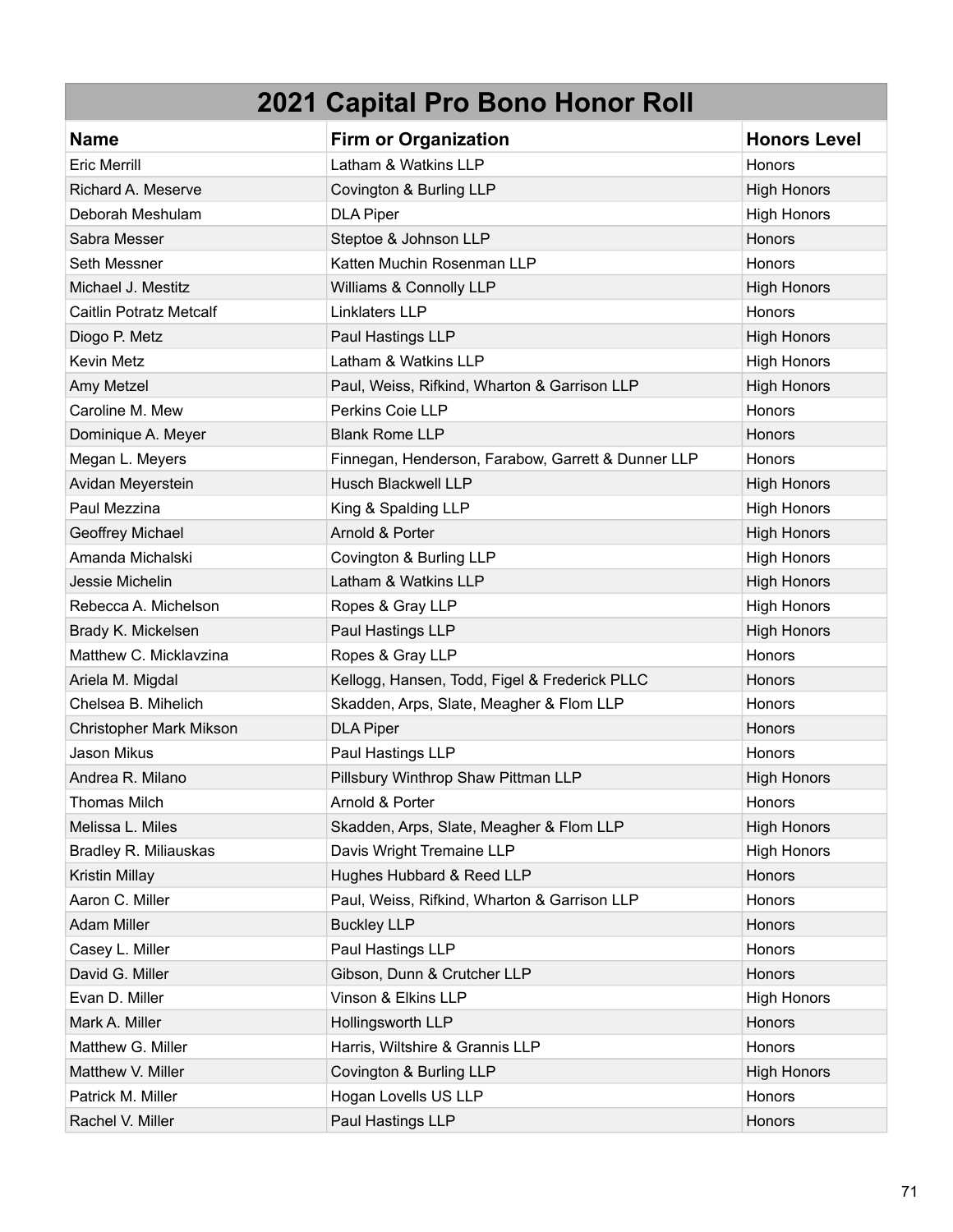# 2021 Capital Pro Bono Honor Roll

| Name | Firm or Organization | Honors Level |
|---|---|---|
| Eric Merrill | Latham & Watkins LLP | Honors |
| Richard A. Meserve | Covington & Burling LLP | High Honors |
| Deborah Meshulam | DLA Piper | High Honors |
| Sabra Messer | Steptoe & Johnson LLP | Honors |
| Seth Messner | Katten Muchin Rosenman LLP | Honors |
| Michael J. Mestitz | Williams & Connolly LLP | High Honors |
| Caitlin Potratz Metcalf | Linklaters LLP | Honors |
| Diogo P. Metz | Paul Hastings LLP | High Honors |
| Kevin Metz | Latham & Watkins LLP | High Honors |
| Amy Metzel | Paul, Weiss, Rifkind, Wharton & Garrison LLP | High Honors |
| Caroline M. Mew | Perkins Coie LLP | Honors |
| Dominique A. Meyer | Blank Rome LLP | Honors |
| Megan L. Meyers | Finnegan, Henderson, Farabow, Garrett & Dunner LLP | Honors |
| Avidan Meyerstein | Husch Blackwell LLP | High Honors |
| Paul Mezzina | King & Spalding LLP | High Honors |
| Geoffrey Michael | Arnold & Porter | High Honors |
| Amanda Michalski | Covington & Burling LLP | High Honors |
| Jessie Michelin | Latham & Watkins LLP | High Honors |
| Rebecca A. Michelson | Ropes & Gray LLP | High Honors |
| Brady K. Mickelsen | Paul Hastings LLP | High Honors |
| Matthew C. Micklavzina | Ropes & Gray LLP | Honors |
| Ariela M. Migdal | Kellogg, Hansen, Todd, Figel & Frederick PLLC | Honors |
| Chelsea B. Mihelich | Skadden, Arps, Slate, Meagher & Flom LLP | Honors |
| Christopher Mark Mikson | DLA Piper | Honors |
| Jason Mikus | Paul Hastings LLP | Honors |
| Andrea R. Milano | Pillsbury Winthrop Shaw Pittman LLP | High Honors |
| Thomas Milch | Arnold & Porter | Honors |
| Melissa L. Miles | Skadden, Arps, Slate, Meagher & Flom LLP | High Honors |
| Bradley R. Miliauskas | Davis Wright Tremaine LLP | High Honors |
| Kristin Millay | Hughes Hubbard & Reed LLP | Honors |
| Aaron C. Miller | Paul, Weiss, Rifkind, Wharton & Garrison LLP | Honors |
| Adam Miller | Buckley LLP | Honors |
| Casey L. Miller | Paul Hastings LLP | Honors |
| David G. Miller | Gibson, Dunn & Crutcher LLP | Honors |
| Evan D. Miller | Vinson & Elkins LLP | High Honors |
| Mark A. Miller | Hollingsworth LLP | Honors |
| Matthew G. Miller | Harris, Wiltshire & Grannis LLP | Honors |
| Matthew V. Miller | Covington & Burling LLP | High Honors |
| Patrick M. Miller | Hogan Lovells US LLP | Honors |
| Rachel V. Miller | Paul Hastings LLP | Honors |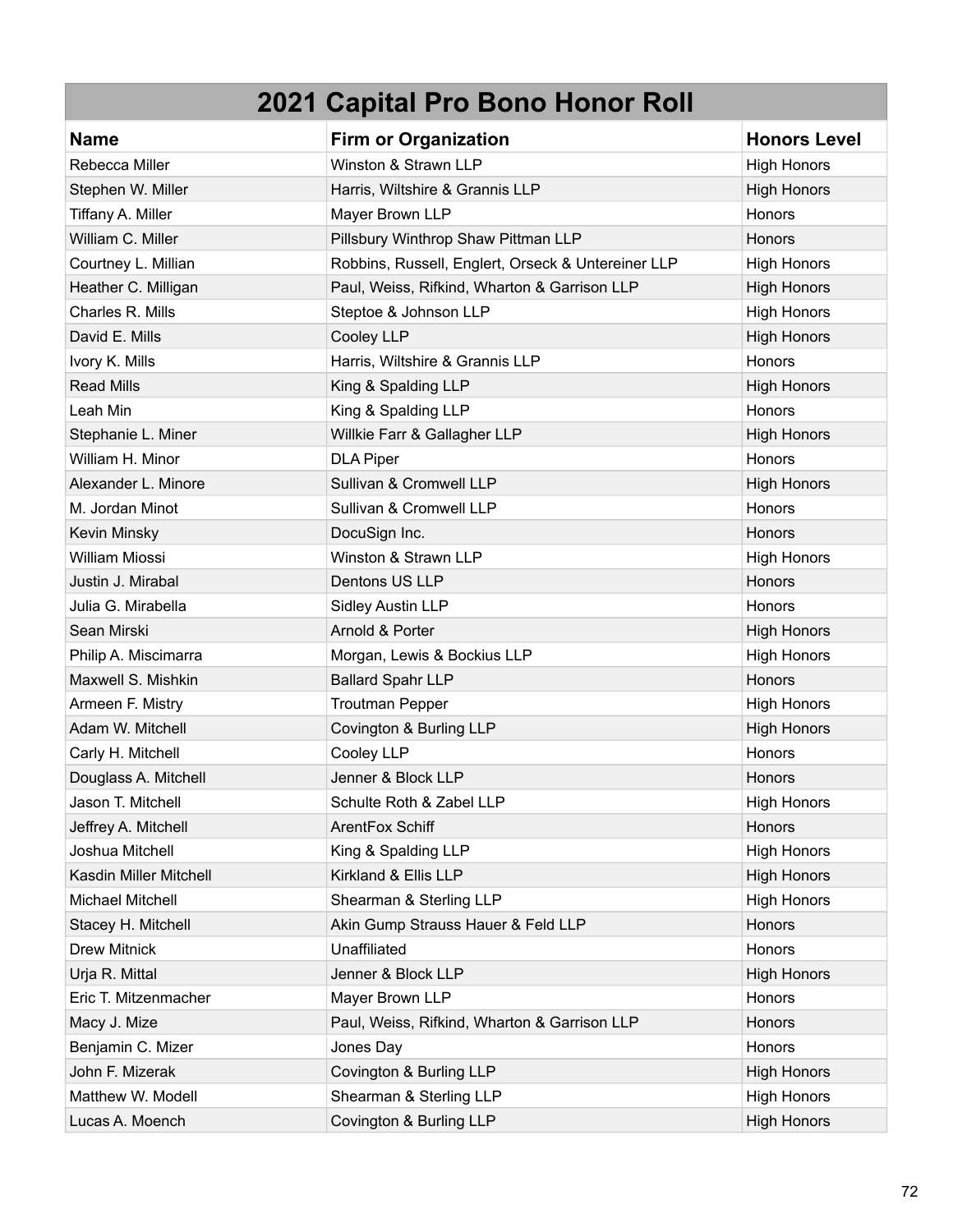# 2021 Capital Pro Bono Honor Roll

| Name | Firm or Organization | Honors Level |
|---|---|---|
| Rebecca Miller | Winston & Strawn LLP | High Honors |
| Stephen W. Miller | Harris, Wiltshire & Grannis LLP | High Honors |
| Tiffany A. Miller | Mayer Brown LLP | Honors |
| William C. Miller | Pillsbury Winthrop Shaw Pittman LLP | Honors |
| Courtney L. Millian | Robbins, Russell, Englert, Orseck & Untereiner LLP | High Honors |
| Heather C. Milligan | Paul, Weiss, Rifkind, Wharton & Garrison LLP | High Honors |
| Charles R. Mills | Steptoe & Johnson LLP | High Honors |
| David E. Mills | Cooley LLP | High Honors |
| Ivory K. Mills | Harris, Wiltshire & Grannis LLP | Honors |
| Read Mills | King & Spalding LLP | High Honors |
| Leah Min | King & Spalding LLP | Honors |
| Stephanie L. Miner | Willkie Farr & Gallagher LLP | High Honors |
| William H. Minor | DLA Piper | Honors |
| Alexander L. Minore | Sullivan & Cromwell LLP | High Honors |
| M. Jordan Minot | Sullivan & Cromwell LLP | Honors |
| Kevin Minsky | DocuSign Inc. | Honors |
| William Miossi | Winston & Strawn LLP | High Honors |
| Justin J. Mirabal | Dentons US LLP | Honors |
| Julia G. Mirabella | Sidley Austin LLP | Honors |
| Sean Mirski | Arnold & Porter | High Honors |
| Philip A. Miscimarra | Morgan, Lewis & Bockius LLP | High Honors |
| Maxwell S. Mishkin | Ballard Spahr LLP | Honors |
| Armeen F. Mistry | Troutman Pepper | High Honors |
| Adam W. Mitchell | Covington & Burling LLP | High Honors |
| Carly H. Mitchell | Cooley LLP | Honors |
| Douglass A. Mitchell | Jenner & Block LLP | Honors |
| Jason T. Mitchell | Schulte Roth & Zabel LLP | High Honors |
| Jeffrey A. Mitchell | ArentFox Schiff | Honors |
| Joshua Mitchell | King & Spalding LLP | High Honors |
| Kasdin Miller Mitchell | Kirkland & Ellis LLP | High Honors |
| Michael Mitchell | Shearman & Sterling LLP | High Honors |
| Stacey H. Mitchell | Akin Gump Strauss Hauer & Feld LLP | Honors |
| Drew Mitnick | Unaffiliated | Honors |
| Urja R. Mittal | Jenner & Block LLP | High Honors |
| Eric T. Mitzenmacher | Mayer Brown LLP | Honors |
| Macy J. Mize | Paul, Weiss, Rifkind, Wharton & Garrison LLP | Honors |
| Benjamin C. Mizer | Jones Day | Honors |
| John F. Mizerak | Covington & Burling LLP | High Honors |
| Matthew W. Modell | Shearman & Sterling LLP | High Honors |
| Lucas A. Moench | Covington & Burling LLP | High Honors |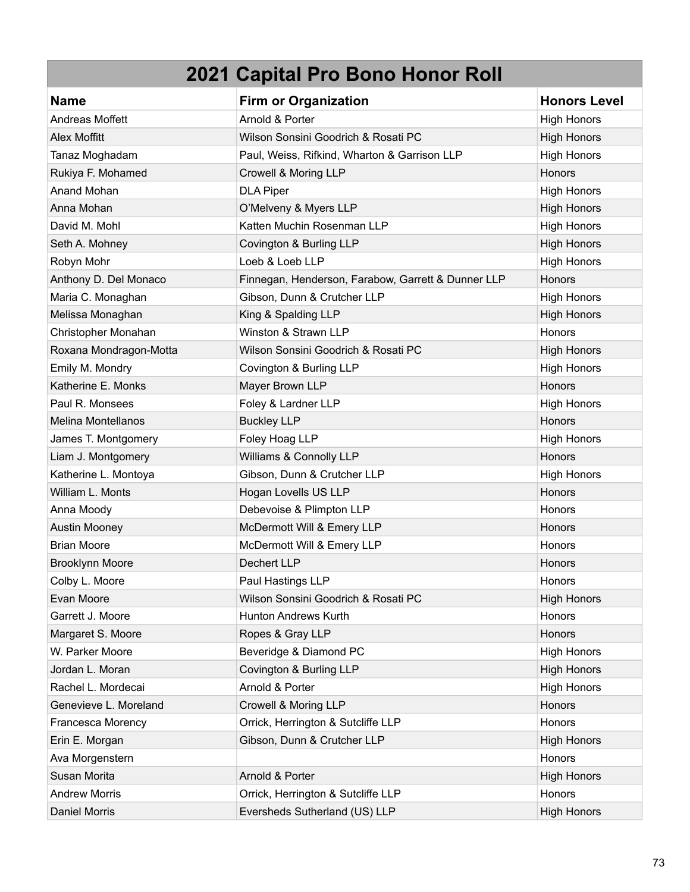| 2021 Capital Pro Bono Honor Roll | | |
|---|---|---|
| **Name** | **Firm or Organization** | **Honors Level** |
| Andreas Moffett | Arnold & Porter | High Honors |
| Alex Moffitt | Wilson Sonsini Goodrich & Rosati PC | High Honors |
| Tanaz Moghadam | Paul, Weiss, Rifkind, Wharton & Garrison LLP | High Honors |
| Rukiya F. Mohamed | Crowell & Moring LLP | Honors |
| Anand Mohan | DLA Piper | High Honors |
| Anna Mohan | O'Melveny & Myers LLP | High Honors |
| David M. Mohl | Katten Muchin Rosenman LLP | High Honors |
| Seth A. Mohney | Covington & Burling LLP | High Honors |
| Robyn Mohr | Loeb & Loeb LLP | High Honors |
| Anthony D. Del Monaco | Finnegan, Henderson, Farabow, Garrett & Dunner LLP | Honors |
| Maria C. Monaghan | Gibson, Dunn & Crutcher LLP | High Honors |
| Melissa Monaghan | King & Spalding LLP | High Honors |
| Christopher Monahan | Winston & Strawn LLP | Honors |
| Roxana Mondragon-Motta | Wilson Sonsini Goodrich & Rosati PC | High Honors |
| Emily M. Mondry | Covington & Burling LLP | High Honors |
| Katherine E. Monks | Mayer Brown LLP | Honors |
| Paul R. Monsees | Foley & Lardner LLP | High Honors |
| Melina Montellanos | Buckley LLP | Honors |
| James T. Montgomery | Foley Hoag LLP | High Honors |
| Liam J. Montgomery | Williams & Connolly LLP | Honors |
| Katherine L. Montoya | Gibson, Dunn & Crutcher LLP | High Honors |
| William L. Monts | Hogan Lovells US LLP | Honors |
| Anna Moody | Debevoise & Plimpton LLP | Honors |
| Austin Mooney | McDermott Will & Emery LLP | Honors |
| Brian Moore | McDermott Will & Emery LLP | Honors |
| Brooklynn Moore | Dechert LLP | Honors |
| Colby L. Moore | Paul Hastings LLP | Honors |
| Evan Moore | Wilson Sonsini Goodrich & Rosati PC | High Honors |
| Garrett J. Moore | Hunton Andrews Kurth | Honors |
| Margaret S. Moore | Ropes & Gray LLP | Honors |
| W. Parker Moore | Beveridge & Diamond PC | High Honors |
| Jordan L. Moran | Covington & Burling LLP | High Honors |
| Rachel L. Mordecai | Arnold & Porter | High Honors |
| Genevieve L. Moreland | Crowell & Moring LLP | Honors |
| Francesca Morency | Orrick, Herrington & Sutcliffe LLP | Honors |
| Erin E. Morgan | Gibson, Dunn & Crutcher LLP | High Honors |
| Ava Morgenstern | | Honors |
| Susan Morita | Arnold & Porter | High Honors |
| Andrew Morris | Orrick, Herrington & Sutcliffe LLP | Honors |
| Daniel Morris | Eversheds Sutherland (US) LLP | High Honors |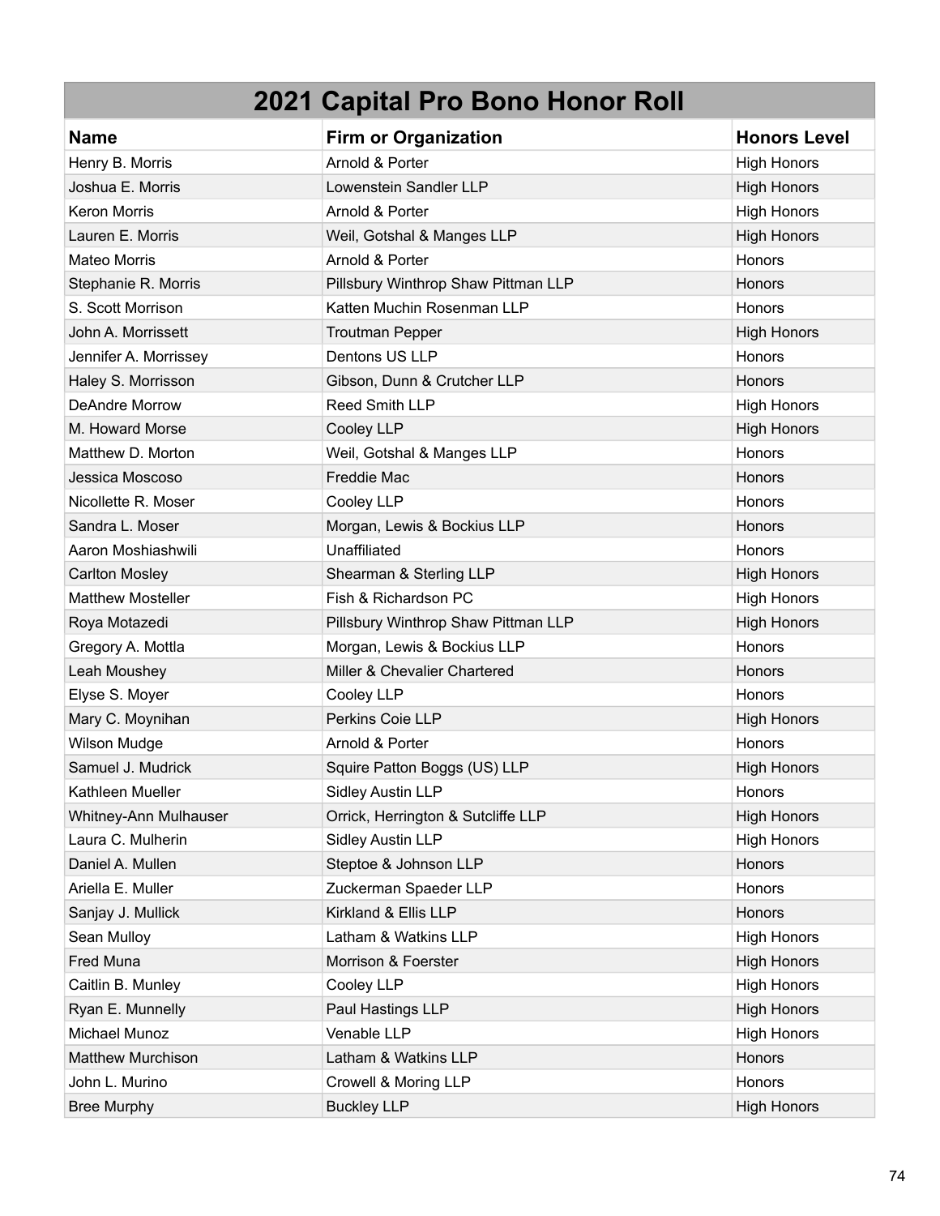# 2021 Capital Pro Bono Honor Roll

| Name | Firm or Organization | Honors Level |
|---|---|---|
| Henry B. Morris | Arnold & Porter | High Honors |
| Joshua E. Morris | Lowenstein Sandler LLP | High Honors |
| Keron Morris | Arnold & Porter | High Honors |
| Lauren E. Morris | Weil, Gotshal & Manges LLP | High Honors |
| Mateo Morris | Arnold & Porter | Honors |
| Stephanie R. Morris | Pillsbury Winthrop Shaw Pittman LLP | Honors |
| S. Scott Morrison | Katten Muchin Rosenman LLP | Honors |
| John A. Morrissett | Troutman Pepper | High Honors |
| Jennifer A. Morrissey | Dentons US LLP | Honors |
| Haley S. Morrisson | Gibson, Dunn & Crutcher LLP | Honors |
| DeAndre Morrow | Reed Smith LLP | High Honors |
| M. Howard Morse | Cooley LLP | High Honors |
| Matthew D. Morton | Weil, Gotshal & Manges LLP | Honors |
| Jessica Moscoso | Freddie Mac | Honors |
| Nicollette R. Moser | Cooley LLP | Honors |
| Sandra L. Moser | Morgan, Lewis & Bockius LLP | Honors |
| Aaron Moshiashwili | Unaffiliated | Honors |
| Carlton Mosley | Shearman & Sterling LLP | High Honors |
| Matthew Mosteller | Fish & Richardson PC | High Honors |
| Roya Motazedi | Pillsbury Winthrop Shaw Pittman LLP | High Honors |
| Gregory A. Mottla | Morgan, Lewis & Bockius LLP | Honors |
| Leah Moushey | Miller & Chevalier Chartered | Honors |
| Elyse S. Moyer | Cooley LLP | Honors |
| Mary C. Moynihan | Perkins Coie LLP | High Honors |
| Wilson Mudge | Arnold & Porter | Honors |
| Samuel J. Mudrick | Squire Patton Boggs (US) LLP | High Honors |
| Kathleen Mueller | Sidley Austin LLP | Honors |
| Whitney-Ann Mulhauser | Orrick, Herrington & Sutcliffe LLP | High Honors |
| Laura C. Mulherin | Sidley Austin LLP | High Honors |
| Daniel A. Mullen | Steptoe & Johnson LLP | Honors |
| Ariella E. Muller | Zuckerman Spaeder LLP | Honors |
| Sanjay J. Mullick | Kirkland & Ellis LLP | Honors |
| Sean Mulloy | Latham & Watkins LLP | High Honors |
| Fred Muna | Morrison & Foerster | High Honors |
| Caitlin B. Munley | Cooley LLP | High Honors |
| Ryan E. Munnelly | Paul Hastings LLP | High Honors |
| Michael Munoz | Venable LLP | High Honors |
| Matthew Murchison | Latham & Watkins LLP | Honors |
| John L. Murino | Crowell & Moring LLP | Honors |
| Bree Murphy | Buckley LLP | High Honors |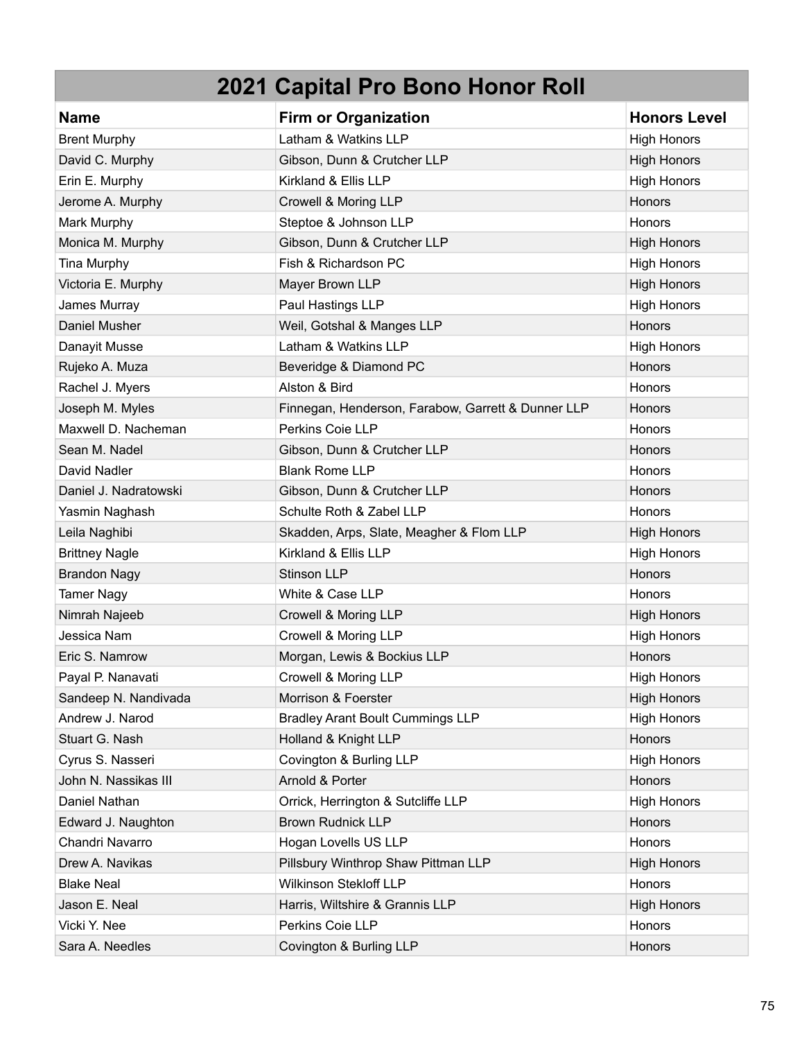# 2021 Capital Pro Bono Honor Roll

| Name | Firm or Organization | Honors Level |
| --- | --- | --- |
| Brent Murphy | Latham & Watkins LLP | High Honors |
| David C. Murphy | Gibson, Dunn & Crutcher LLP | High Honors |
| Erin E. Murphy | Kirkland & Ellis LLP | High Honors |
| Jerome A. Murphy | Crowell & Moring LLP | Honors |
| Mark Murphy | Steptoe & Johnson LLP | Honors |
| Monica M. Murphy | Gibson, Dunn & Crutcher LLP | High Honors |
| Tina Murphy | Fish & Richardson PC | High Honors |
| Victoria E. Murphy | Mayer Brown LLP | High Honors |
| James Murray | Paul Hastings LLP | High Honors |
| Daniel Musher | Weil, Gotshal & Manges LLP | Honors |
| Danayit Musse | Latham & Watkins LLP | High Honors |
| Rujeko A. Muza | Beveridge & Diamond PC | Honors |
| Rachel J. Myers | Alston & Bird | Honors |
| Joseph M. Myles | Finnegan, Henderson, Farabow, Garrett & Dunner LLP | Honors |
| Maxwell D. Nacheman | Perkins Coie LLP | Honors |
| Sean M. Nadel | Gibson, Dunn & Crutcher LLP | Honors |
| David Nadler | Blank Rome LLP | Honors |
| Daniel J. Nadratowski | Gibson, Dunn & Crutcher LLP | Honors |
| Yasmin Naghash | Schulte Roth & Zabel LLP | Honors |
| Leila Naghibi | Skadden, Arps, Slate, Meagher & Flom LLP | High Honors |
| Brittney Nagle | Kirkland & Ellis LLP | High Honors |
| Brandon Nagy | Stinson LLP | Honors |
| Tamer Nagy | White & Case LLP | Honors |
| Nimrah Najeeb | Crowell & Moring LLP | High Honors |
| Jessica Nam | Crowell & Moring LLP | High Honors |
| Eric S. Namrow | Morgan, Lewis & Bockius LLP | Honors |
| Payal P. Nanavati | Crowell & Moring LLP | High Honors |
| Sandeep N. Nandivada | Morrison & Foerster | High Honors |
| Andrew J. Narod | Bradley Arant Boult Cummings LLP | High Honors |
| Stuart G. Nash | Holland & Knight LLP | Honors |
| Cyrus S. Nasseri | Covington & Burling LLP | High Honors |
| John N. Nassikas III | Arnold & Porter | Honors |
| Daniel Nathan | Orrick, Herrington & Sutcliffe LLP | High Honors |
| Edward J. Naughton | Brown Rudnick LLP | Honors |
| Chandri Navarro | Hogan Lovells US LLP | Honors |
| Drew A. Navikas | Pillsbury Winthrop Shaw Pittman LLP | High Honors |
| Blake Neal | Wilkinson Stekloff LLP | Honors |
| Jason E. Neal | Harris, Wiltshire & Grannis LLP | High Honors |
| Vicki Y. Nee | Perkins Coie LLP | Honors |
| Sara A. Needles | Covington & Burling LLP | Honors |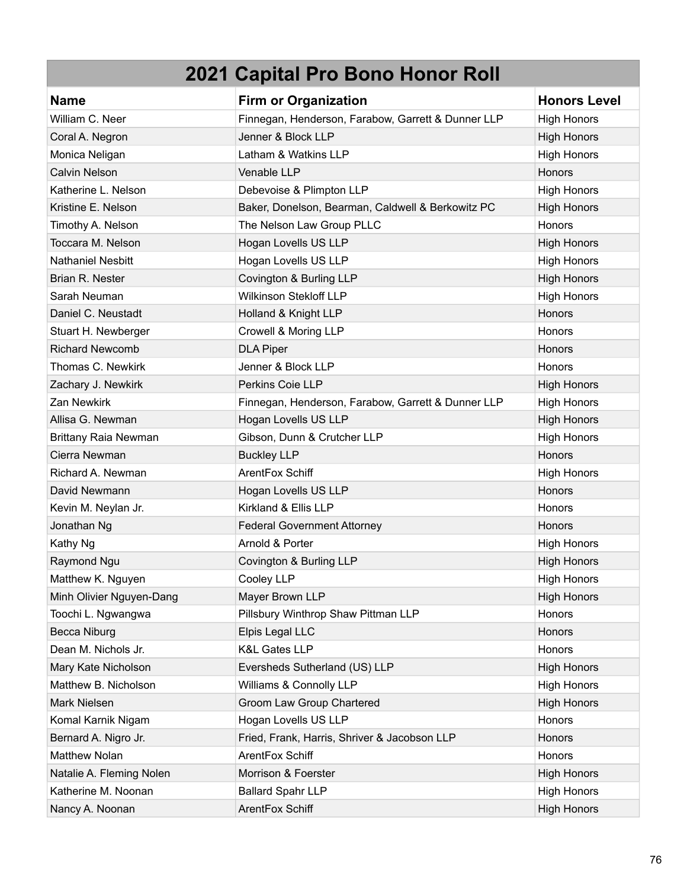# 2021 Capital Pro Bono Honor Roll

| Name | Firm or Organization | Honors Level |
|---|---|---|
| William C. Neer | Finnegan, Henderson, Farabow, Garrett & Dunner LLP | High Honors |
| Coral A. Negron | Jenner & Block LLP | High Honors |
| Monica Neligan | Latham & Watkins LLP | High Honors |
| Calvin Nelson | Venable LLP | Honors |
| Katherine L. Nelson | Debevoise & Plimpton LLP | High Honors |
| Kristine E. Nelson | Baker, Donelson, Bearman, Caldwell & Berkowitz PC | High Honors |
| Timothy A. Nelson | The Nelson Law Group PLLC | Honors |
| Toccara M. Nelson | Hogan Lovells US LLP | High Honors |
| Nathaniel Nesbitt | Hogan Lovells US LLP | High Honors |
| Brian R. Nester | Covington & Burling LLP | High Honors |
| Sarah Neuman | Wilkinson Stekloff LLP | High Honors |
| Daniel C. Neustadt | Holland & Knight LLP | Honors |
| Stuart H. Newberger | Crowell & Moring LLP | Honors |
| Richard Newcomb | DLA Piper | Honors |
| Thomas C. Newkirk | Jenner & Block LLP | Honors |
| Zachary J. Newkirk | Perkins Coie LLP | High Honors |
| Zan Newkirk | Finnegan, Henderson, Farabow, Garrett & Dunner LLP | High Honors |
| Allisa G. Newman | Hogan Lovells US LLP | High Honors |
| Brittany Raia Newman | Gibson, Dunn & Crutcher LLP | High Honors |
| Cierra Newman | Buckley LLP | Honors |
| Richard A. Newman | ArentFox Schiff | High Honors |
| David Newmann | Hogan Lovells US LLP | Honors |
| Kevin M. Neylan Jr. | Kirkland & Ellis LLP | Honors |
| Jonathan Ng | Federal Government Attorney | Honors |
| Kathy Ng | Arnold & Porter | High Honors |
| Raymond Ngu | Covington & Burling LLP | High Honors |
| Matthew K. Nguyen | Cooley LLP | High Honors |
| Minh Olivier Nguyen-Dang | Mayer Brown LLP | High Honors |
| Toochi L. Ngwangwa | Pillsbury Winthrop Shaw Pittman LLP | Honors |
| Becca Niburg | Elpis Legal LLC | Honors |
| Dean M. Nichols Jr. | K&L Gates LLP | Honors |
| Mary Kate Nicholson | Eversheds Sutherland (US) LLP | High Honors |
| Matthew B. Nicholson | Williams & Connolly LLP | High Honors |
| Mark Nielsen | Groom Law Group Chartered | High Honors |
| Komal Karnik Nigam | Hogan Lovells US LLP | Honors |
| Bernard A. Nigro Jr. | Fried, Frank, Harris, Shriver & Jacobson LLP | Honors |
| Matthew Nolan | ArentFox Schiff | Honors |
| Natalie A. Fleming Nolen | Morrison & Foerster | High Honors |
| Katherine M. Noonan | Ballard Spahr LLP | High Honors |
| Nancy A. Noonan | ArentFox Schiff | High Honors |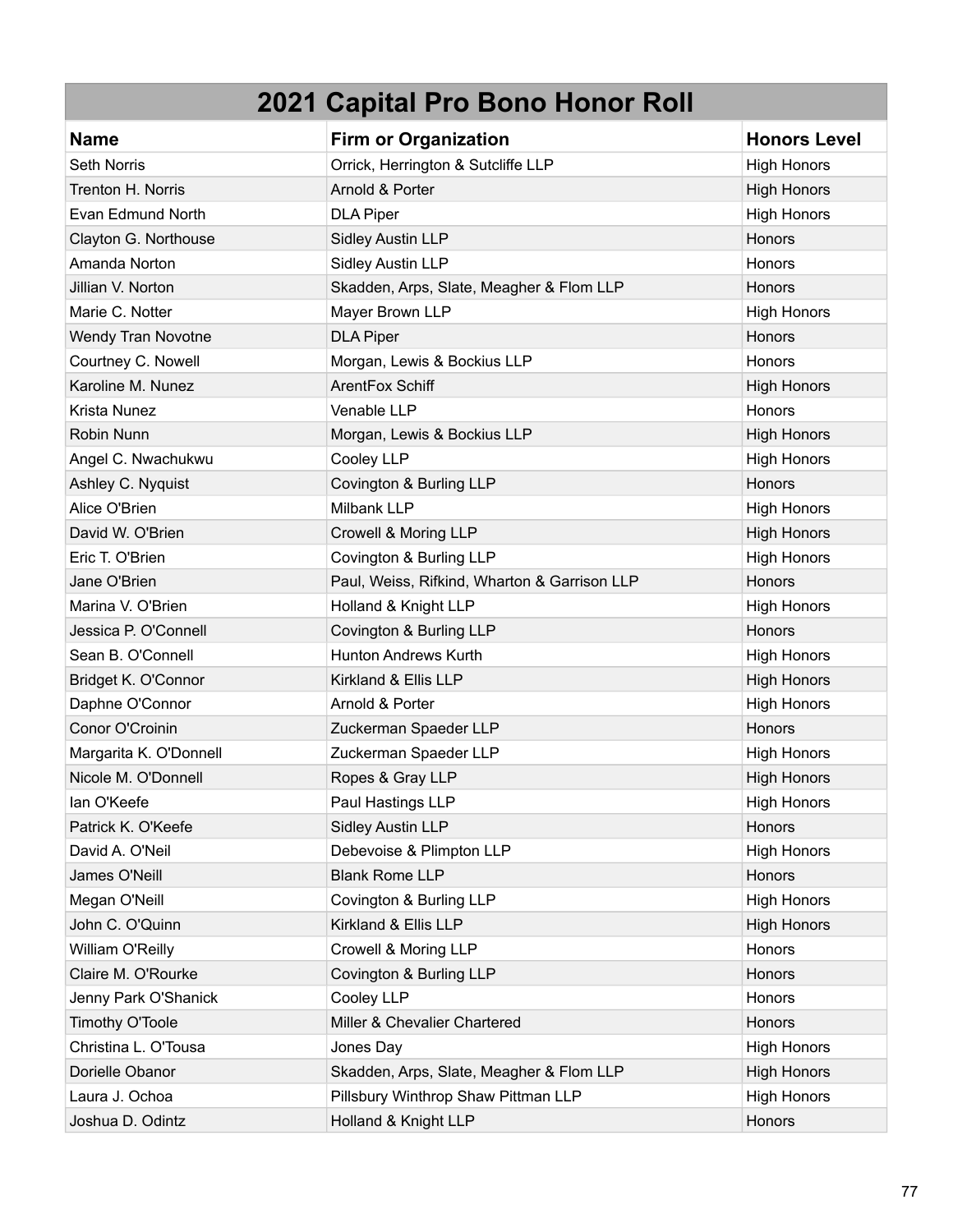# 2021 Capital Pro Bono Honor Roll

| Name | Firm or Organization | Honors Level |
|---|---|---|
| Seth Norris | Orrick, Herrington & Sutcliffe LLP | High Honors |
| Trenton H. Norris | Arnold & Porter | High Honors |
| Evan Edmund North | DLA Piper | High Honors |
| Clayton G. Northouse | Sidley Austin LLP | Honors |
| Amanda Norton | Sidley Austin LLP | Honors |
| Jillian V. Norton | Skadden, Arps, Slate, Meagher & Flom LLP | Honors |
| Marie C. Notter | Mayer Brown LLP | High Honors |
| Wendy Tran Novotne | DLA Piper | Honors |
| Courtney C. Nowell | Morgan, Lewis & Bockius LLP | Honors |
| Karoline M. Nunez | ArentFox Schiff | High Honors |
| Krista Nunez | Venable LLP | Honors |
| Robin Nunn | Morgan, Lewis & Bockius LLP | High Honors |
| Angel C. Nwachukwu | Cooley LLP | High Honors |
| Ashley C. Nyquist | Covington & Burling LLP | Honors |
| Alice O'Brien | Milbank LLP | High Honors |
| David W. O'Brien | Crowell & Moring LLP | High Honors |
| Eric T. O'Brien | Covington & Burling LLP | High Honors |
| Jane O'Brien | Paul, Weiss, Rifkind, Wharton & Garrison LLP | Honors |
| Marina V. O'Brien | Holland & Knight LLP | High Honors |
| Jessica P. O'Connell | Covington & Burling LLP | Honors |
| Sean B. O'Connell | Hunton Andrews Kurth | High Honors |
| Bridget K. O'Connor | Kirkland & Ellis LLP | High Honors |
| Daphne O'Connor | Arnold & Porter | High Honors |
| Conor O'Croinin | Zuckerman Spaeder LLP | Honors |
| Margarita K. O'Donnell | Zuckerman Spaeder LLP | High Honors |
| Nicole M. O'Donnell | Ropes & Gray LLP | High Honors |
| Ian O'Keefe | Paul Hastings LLP | High Honors |
| Patrick K. O'Keefe | Sidley Austin LLP | Honors |
| David A. O'Neil | Debevoise & Plimpton LLP | High Honors |
| James O'Neill | Blank Rome LLP | Honors |
| Megan O'Neill | Covington & Burling LLP | High Honors |
| John C. O'Quinn | Kirkland & Ellis LLP | High Honors |
| William O'Reilly | Crowell & Moring LLP | Honors |
| Claire M. O'Rourke | Covington & Burling LLP | Honors |
| Jenny Park O'Shanick | Cooley LLP | Honors |
| Timothy O'Toole | Miller & Chevalier Chartered | Honors |
| Christina L. O'Tousa | Jones Day | High Honors |
| Dorielle Obanor | Skadden, Arps, Slate, Meagher & Flom LLP | High Honors |
| Laura J. Ochoa | Pillsbury Winthrop Shaw Pittman LLP | High Honors |
| Joshua D. Odintz | Holland & Knight LLP | Honors |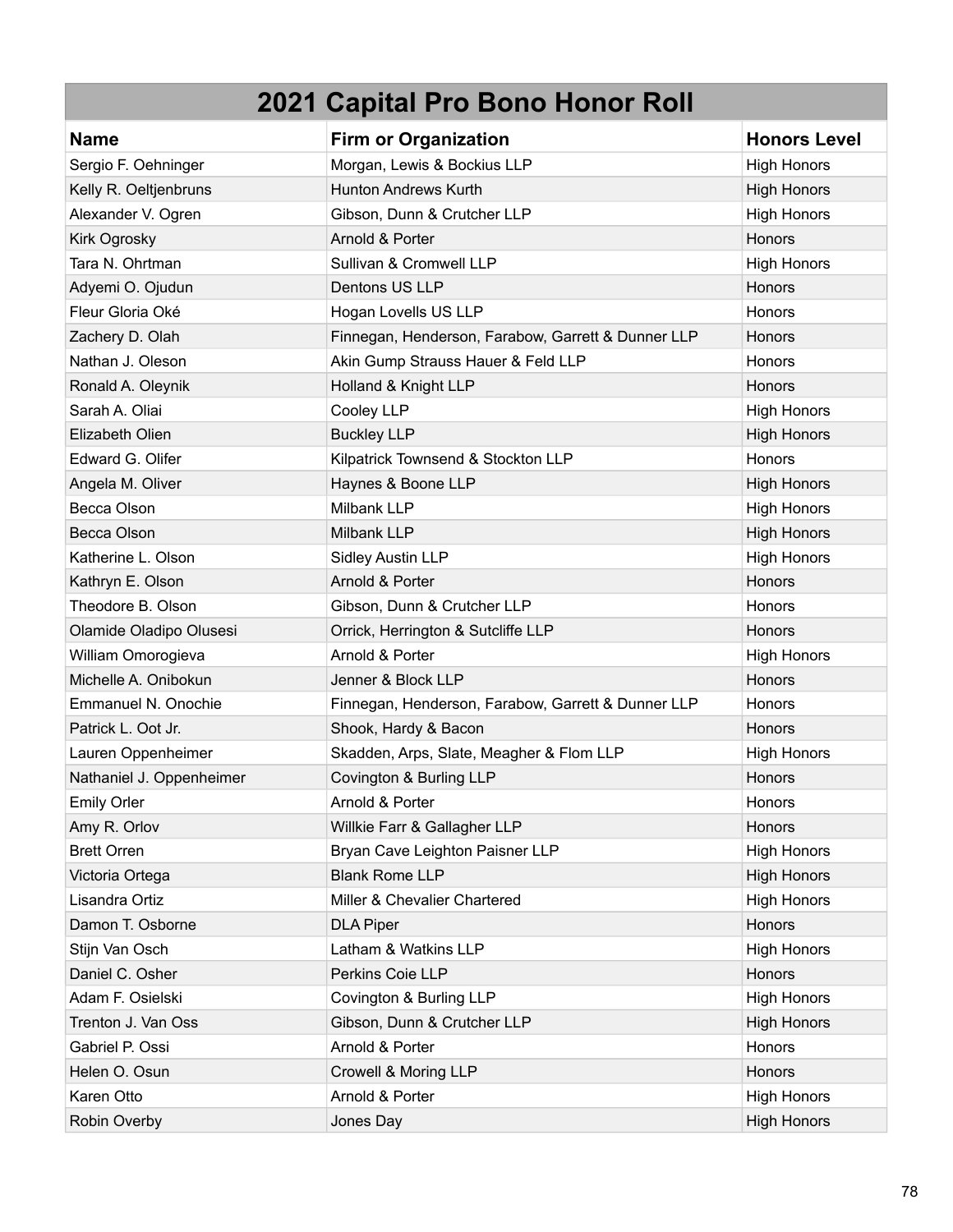# 2021 Capital Pro Bono Honor Roll

| Name | Firm or Organization | Honors Level |
| --- | --- | --- |
| Sergio F. Oehninger | Morgan, Lewis & Bockius LLP | High Honors |
| Kelly R. Oeltjenbruns | Hunton Andrews Kurth | High Honors |
| Alexander V. Ogren | Gibson, Dunn & Crutcher LLP | High Honors |
| Kirk Ogrosky | Arnold & Porter | Honors |
| Tara N. Ohrtman | Sullivan & Cromwell LLP | High Honors |
| Adyemi O. Ojudun | Dentons US LLP | Honors |
| Fleur Gloria Oké | Hogan Lovells US LLP | Honors |
| Zachery D. Olah | Finnegan, Henderson, Farabow, Garrett & Dunner LLP | Honors |
| Nathan J. Oleson | Akin Gump Strauss Hauer & Feld LLP | Honors |
| Ronald A. Oleynik | Holland & Knight LLP | Honors |
| Sarah A. Oliai | Cooley LLP | High Honors |
| Elizabeth Olien | Buckley LLP | High Honors |
| Edward G. Olifer | Kilpatrick Townsend & Stockton LLP | Honors |
| Angela M. Oliver | Haynes & Boone LLP | High Honors |
| Becca Olson | Milbank LLP | High Honors |
| Becca Olson | Milbank LLP | High Honors |
| Katherine L. Olson | Sidley Austin LLP | High Honors |
| Kathryn E. Olson | Arnold & Porter | Honors |
| Theodore B. Olson | Gibson, Dunn & Crutcher LLP | Honors |
| Olamide Oladipo Olusesi | Orrick, Herrington & Sutcliffe LLP | Honors |
| William Omorogieva | Arnold & Porter | High Honors |
| Michelle A. Onibokun | Jenner & Block LLP | Honors |
| Emmanuel N. Onochie | Finnegan, Henderson, Farabow, Garrett & Dunner LLP | Honors |
| Patrick L. Oot Jr. | Shook, Hardy & Bacon | Honors |
| Lauren Oppenheimer | Skadden, Arps, Slate, Meagher & Flom LLP | High Honors |
| Nathaniel J. Oppenheimer | Covington & Burling LLP | Honors |
| Emily Orler | Arnold & Porter | Honors |
| Amy R. Orlov | Willkie Farr & Gallagher LLP | Honors |
| Brett Orren | Bryan Cave Leighton Paisner LLP | High Honors |
| Victoria Ortega | Blank Rome LLP | High Honors |
| Lisandra Ortiz | Miller & Chevalier Chartered | High Honors |
| Damon T. Osborne | DLA Piper | Honors |
| Stijn Van Osch | Latham & Watkins LLP | High Honors |
| Daniel C. Osher | Perkins Coie LLP | Honors |
| Adam F. Osielski | Covington & Burling LLP | High Honors |
| Trenton J. Van Oss | Gibson, Dunn & Crutcher LLP | High Honors |
| Gabriel P. Ossi | Arnold & Porter | Honors |
| Helen O. Osun | Crowell & Moring LLP | Honors |
| Karen Otto | Arnold & Porter | High Honors |
| Robin Overby | Jones Day | High Honors |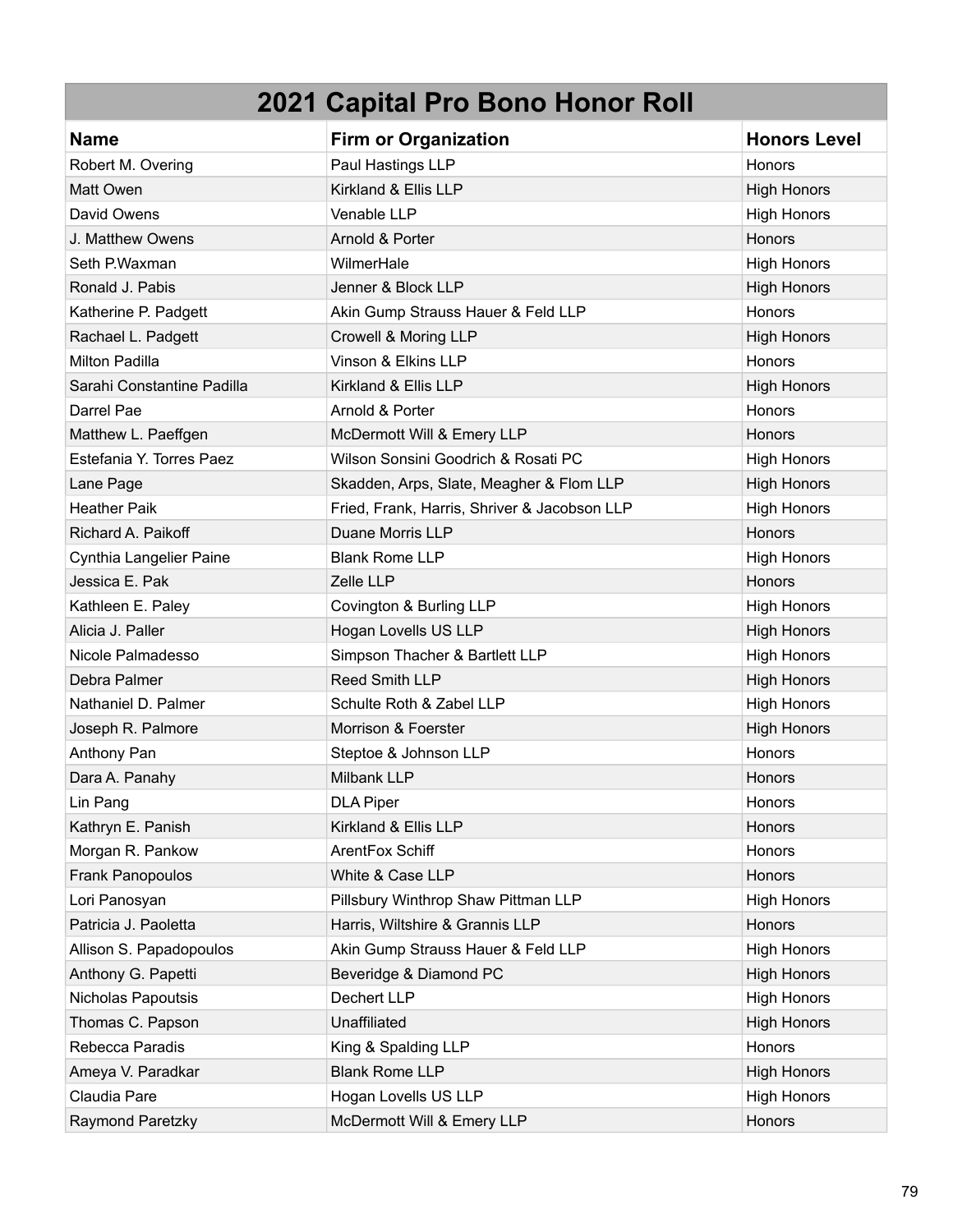# 2021 Capital Pro Bono Honor Roll

| Name | Firm or Organization | Honors Level |
| --- | --- | --- |
| Robert M. Overing | Paul Hastings LLP | Honors |
| Matt Owen | Kirkland & Ellis LLP | High Honors |
| David Owens | Venable LLP | High Honors |
| J. Matthew Owens | Arnold & Porter | Honors |
| Seth P.Waxman | WilmerHale | High Honors |
| Ronald J. Pabis | Jenner & Block LLP | High Honors |
| Katherine P. Padgett | Akin Gump Strauss Hauer & Feld LLP | Honors |
| Rachael L. Padgett | Crowell & Moring LLP | High Honors |
| Milton Padilla | Vinson & Elkins LLP | Honors |
| Sarahi Constantine Padilla | Kirkland & Ellis LLP | High Honors |
| Darrel Pae | Arnold & Porter | Honors |
| Matthew L. Paeffgen | McDermott Will & Emery LLP | Honors |
| Estefania Y. Torres Paez | Wilson Sonsini Goodrich & Rosati PC | High Honors |
| Lane Page | Skadden, Arps, Slate, Meagher & Flom LLP | High Honors |
| Heather Paik | Fried, Frank, Harris, Shriver & Jacobson LLP | High Honors |
| Richard A. Paikoff | Duane Morris LLP | Honors |
| Cynthia Langelier Paine | Blank Rome LLP | High Honors |
| Jessica E. Pak | Zelle LLP | Honors |
| Kathleen E. Paley | Covington & Burling LLP | High Honors |
| Alicia J. Paller | Hogan Lovells US LLP | High Honors |
| Nicole Palmadesso | Simpson Thacher & Bartlett LLP | High Honors |
| Debra Palmer | Reed Smith LLP | High Honors |
| Nathaniel D. Palmer | Schulte Roth & Zabel LLP | High Honors |
| Joseph R. Palmore | Morrison & Foerster | High Honors |
| Anthony Pan | Steptoe & Johnson LLP | Honors |
| Dara A. Panahy | Milbank LLP | Honors |
| Lin Pang | DLA Piper | Honors |
| Kathryn E. Panish | Kirkland & Ellis LLP | Honors |
| Morgan R. Pankow | ArentFox Schiff | Honors |
| Frank Panopoulos | White & Case LLP | Honors |
| Lori Panosyan | Pillsbury Winthrop Shaw Pittman LLP | High Honors |
| Patricia J. Paoletta | Harris, Wiltshire & Grannis LLP | Honors |
| Allison S. Papadopoulos | Akin Gump Strauss Hauer & Feld LLP | High Honors |
| Anthony G. Papetti | Beveridge & Diamond PC | High Honors |
| Nicholas Papoutsis | Dechert LLP | High Honors |
| Thomas C. Papson | Unaffiliated | High Honors |
| Rebecca Paradis | King & Spalding LLP | Honors |
| Ameya V. Paradkar | Blank Rome LLP | High Honors |
| Claudia Pare | Hogan Lovells US LLP | High Honors |
| Raymond Paretzky | McDermott Will & Emery LLP | Honors |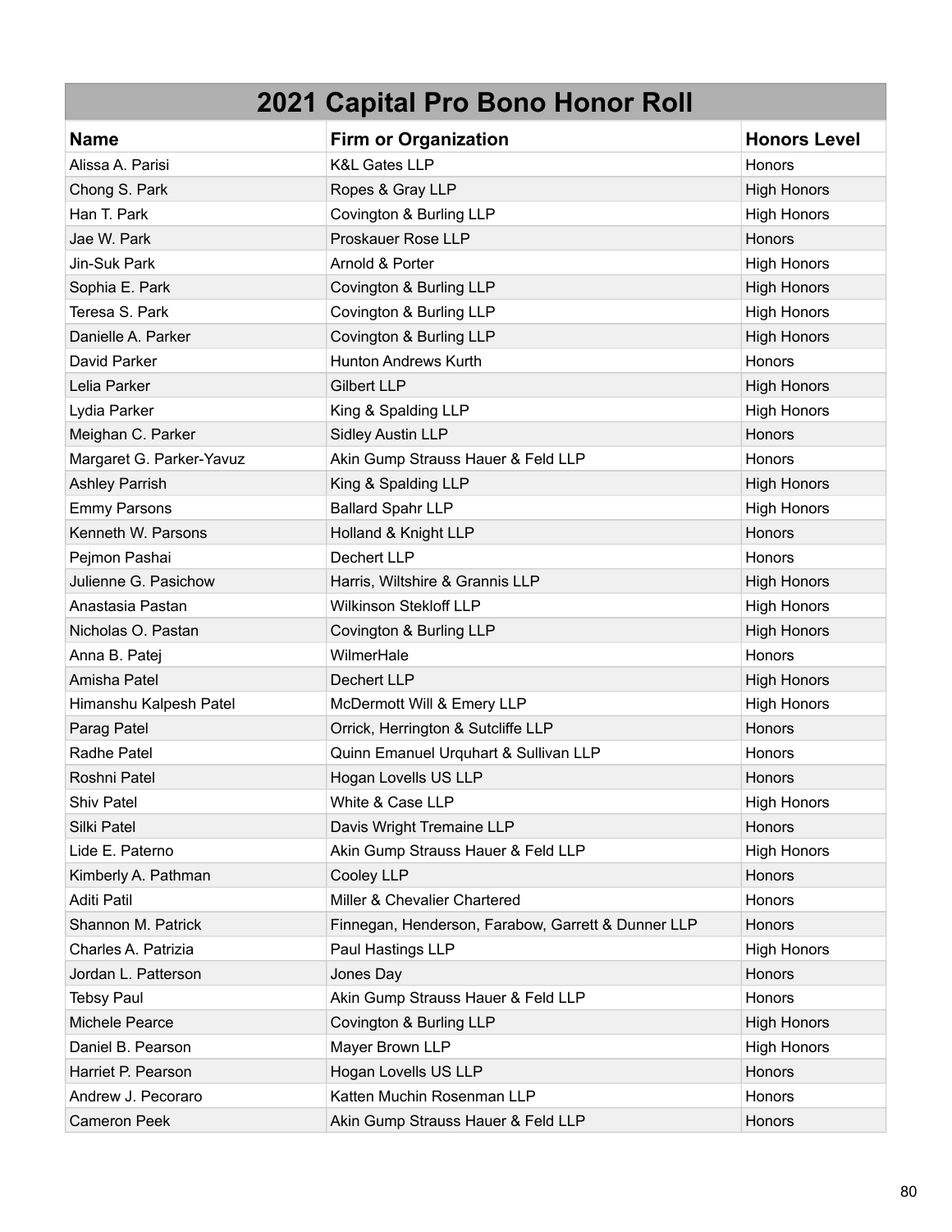| 2021 Capital Pro Bono Honor Roll | | |
|---|---|---|
| **Name** | **Firm or Organization** | **Honors Level** |
| Alissa A. Parisi | K&L Gates LLP | Honors |
| Chong S. Park | Ropes & Gray LLP | High Honors |
| Han T. Park | Covington & Burling LLP | High Honors |
| Jae W. Park | Proskauer Rose LLP | Honors |
| Jin-Suk Park | Arnold & Porter | High Honors |
| Sophia E. Park | Covington & Burling LLP | High Honors |
| Teresa S. Park | Covington & Burling LLP | High Honors |
| Danielle A. Parker | Covington & Burling LLP | High Honors |
| David Parker | Hunton Andrews Kurth | Honors |
| Lelia Parker | Gilbert LLP | High Honors |
| Lydia Parker | King & Spalding LLP | High Honors |
| Meighan C. Parker | Sidley Austin LLP | Honors |
| Margaret G. Parker-Yavuz | Akin Gump Strauss Hauer & Feld LLP | Honors |
| Ashley Parrish | King & Spalding LLP | High Honors |
| Emmy Parsons | Ballard Spahr LLP | High Honors |
| Kenneth W. Parsons | Holland & Knight LLP | Honors |
| Pejmon Pashai | Dechert LLP | Honors |
| Julienne G. Pasichow | Harris, Wiltshire & Grannis LLP | High Honors |
| Anastasia Pastan | Wilkinson Stekloff LLP | High Honors |
| Nicholas O. Pastan | Covington & Burling LLP | High Honors |
| Anna B. Patej | WilmerHale | Honors |
| Amisha Patel | Dechert LLP | High Honors |
| Himanshu Kalpesh Patel | McDermott Will & Emery LLP | High Honors |
| Parag Patel | Orrick, Herrington & Sutcliffe LLP | Honors |
| Radhe Patel | Quinn Emanuel Urquhart & Sullivan LLP | Honors |
| Roshni Patel | Hogan Lovells US LLP | Honors |
| Shiv Patel | White & Case LLP | High Honors |
| Silki Patel | Davis Wright Tremaine LLP | Honors |
| Lide E. Paterno | Akin Gump Strauss Hauer & Feld LLP | High Honors |
| Kimberly A. Pathman | Cooley LLP | Honors |
| Aditi Patil | Miller & Chevalier Chartered | Honors |
| Shannon M. Patrick | Finnegan, Henderson, Farabow, Garrett & Dunner LLP | Honors |
| Charles A. Patrizia | Paul Hastings LLP | High Honors |
| Jordan L. Patterson | Jones Day | Honors |
| Tebsy Paul | Akin Gump Strauss Hauer & Feld LLP | Honors |
| Michele Pearce | Covington & Burling LLP | High Honors |
| Daniel B. Pearson | Mayer Brown LLP | High Honors |
| Harriet P. Pearson | Hogan Lovells US LLP | Honors |
| Andrew J. Pecoraro | Katten Muchin Rosenman LLP | Honors |
| Cameron Peek | Akin Gump Strauss Hauer & Feld LLP | Honors |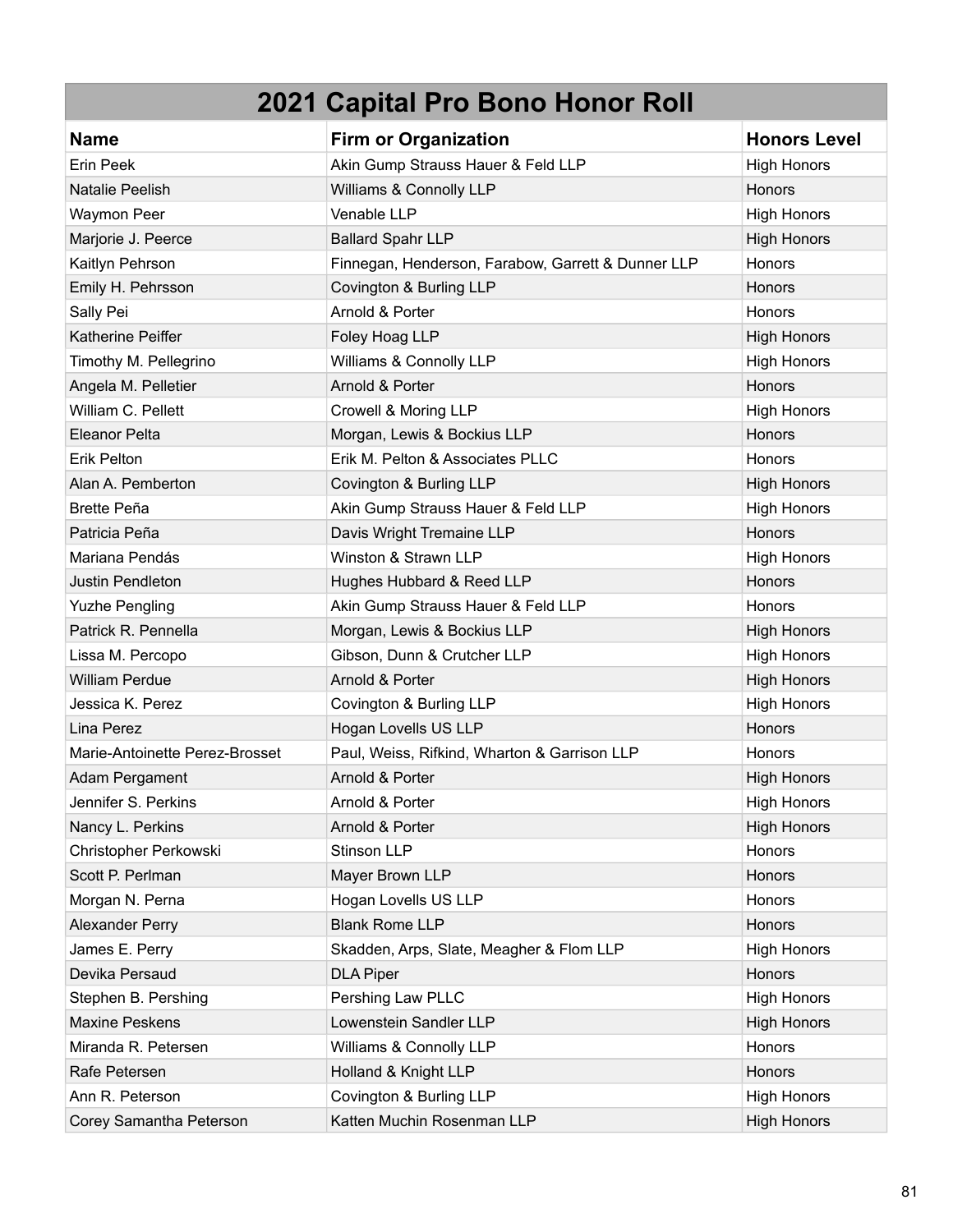| 2021 Capital Pro Bono Honor Roll | | |
|---|---|---|
| **Name** | **Firm or Organization** | **Honors Level** |
| Erin Peek | Akin Gump Strauss Hauer & Feld LLP | High Honors |
| Natalie Peelish | Williams & Connolly LLP | Honors |
| Waymon Peer | Venable LLP | High Honors |
| Marjorie J. Peerce | Ballard Spahr LLP | High Honors |
| Kaitlyn Pehrson | Finnegan, Henderson, Farabow, Garrett & Dunner LLP | Honors |
| Emily H. Pehrsson | Covington & Burling LLP | Honors |
| Sally Pei | Arnold & Porter | Honors |
| Katherine Peiffer | Foley Hoag LLP | High Honors |
| Timothy M. Pellegrino | Williams & Connolly LLP | High Honors |
| Angela M. Pelletier | Arnold & Porter | Honors |
| William C. Pellett | Crowell & Moring LLP | High Honors |
| Eleanor Pelta | Morgan, Lewis & Bockius LLP | Honors |
| Erik Pelton | Erik M. Pelton & Associates PLLC | Honors |
| Alan A. Pemberton | Covington & Burling LLP | High Honors |
| Brette Peña | Akin Gump Strauss Hauer & Feld LLP | High Honors |
| Patricia Peña | Davis Wright Tremaine LLP | Honors |
| Mariana Pendás | Winston & Strawn LLP | High Honors |
| Justin Pendleton | Hughes Hubbard & Reed LLP | Honors |
| Yuzhe Pengling | Akin Gump Strauss Hauer & Feld LLP | Honors |
| Patrick R. Pennella | Morgan, Lewis & Bockius LLP | High Honors |
| Lissa M. Percopo | Gibson, Dunn & Crutcher LLP | High Honors |
| William Perdue | Arnold & Porter | High Honors |
| Jessica K. Perez | Covington & Burling LLP | High Honors |
| Lina Perez | Hogan Lovells US LLP | Honors |
| Marie-Antoinette Perez-Brosset | Paul, Weiss, Rifkind, Wharton & Garrison LLP | Honors |
| Adam Pergament | Arnold & Porter | High Honors |
| Jennifer S. Perkins | Arnold & Porter | High Honors |
| Nancy L. Perkins | Arnold & Porter | High Honors |
| Christopher Perkowski | Stinson LLP | Honors |
| Scott P. Perlman | Mayer Brown LLP | Honors |
| Morgan N. Perna | Hogan Lovells US LLP | Honors |
| Alexander Perry | Blank Rome LLP | Honors |
| James E. Perry | Skadden, Arps, Slate, Meagher & Flom LLP | High Honors |
| Devika Persaud | DLA Piper | Honors |
| Stephen B. Pershing | Pershing Law PLLC | High Honors |
| Maxine Peskens | Lowenstein Sandler LLP | High Honors |
| Miranda R. Petersen | Williams & Connolly LLP | Honors |
| Rafe Petersen | Holland & Knight LLP | Honors |
| Ann R. Peterson | Covington & Burling LLP | High Honors |
| Corey Samantha Peterson | Katten Muchin Rosenman LLP | High Honors |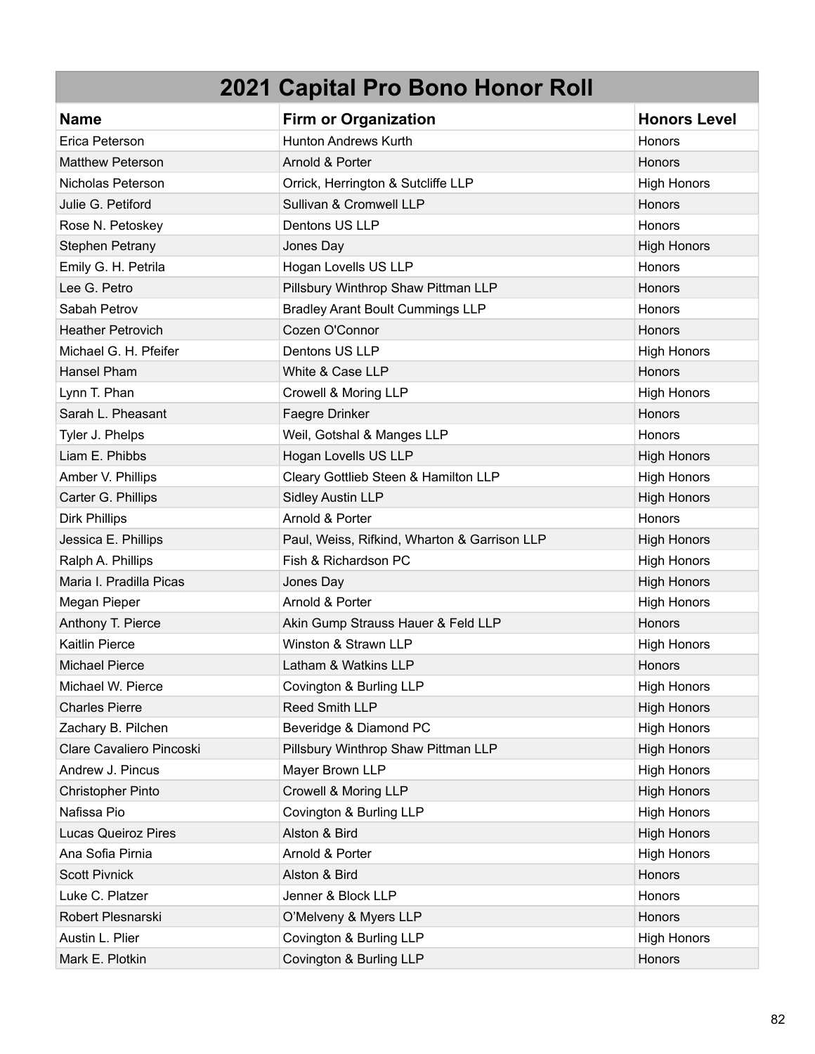| 2021 Capital Pro Bono Honor Roll | | |
|---|---|---|
| **Name** | **Firm or Organization** | **Honors Level** |
| Erica Peterson | Hunton Andrews Kurth | Honors |
| Matthew Peterson | Arnold & Porter | Honors |
| Nicholas Peterson | Orrick, Herrington & Sutcliffe LLP | High Honors |
| Julie G. Petiford | Sullivan & Cromwell LLP | Honors |
| Rose N. Petoskey | Dentons US LLP | Honors |
| Stephen Petrany | Jones Day | High Honors |
| Emily G. H. Petrila | Hogan Lovells US LLP | Honors |
| Lee G. Petro | Pillsbury Winthrop Shaw Pittman LLP | Honors |
| Sabah Petrov | Bradley Arant Boult Cummings LLP | Honors |
| Heather Petrovich | Cozen O'Connor | Honors |
| Michael G. H. Pfeifer | Dentons US LLP | High Honors |
| Hansel Pham | White & Case LLP | Honors |
| Lynn T. Phan | Crowell & Moring LLP | High Honors |
| Sarah L. Pheasant | Faegre Drinker | Honors |
| Tyler J. Phelps | Weil, Gotshal & Manges LLP | Honors |
| Liam E. Phibbs | Hogan Lovells US LLP | High Honors |
| Amber V. Phillips | Cleary Gottlieb Steen & Hamilton LLP | High Honors |
| Carter G. Phillips | Sidley Austin LLP | High Honors |
| Dirk Phillips | Arnold & Porter | Honors |
| Jessica E. Phillips | Paul, Weiss, Rifkind, Wharton & Garrison LLP | High Honors |
| Ralph A. Phillips | Fish & Richardson PC | High Honors |
| Maria I. Pradilla Picas | Jones Day | High Honors |
| Megan Pieper | Arnold & Porter | High Honors |
| Anthony T. Pierce | Akin Gump Strauss Hauer & Feld LLP | Honors |
| Kaitlin Pierce | Winston & Strawn LLP | High Honors |
| Michael Pierce | Latham & Watkins LLP | Honors |
| Michael W. Pierce | Covington & Burling LLP | High Honors |
| Charles Pierre | Reed Smith LLP | High Honors |
| Zachary B. Pilchen | Beveridge & Diamond PC | High Honors |
| Clare Cavaliero Pincoski | Pillsbury Winthrop Shaw Pittman LLP | High Honors |
| Andrew J. Pincus | Mayer Brown LLP | High Honors |
| Christopher Pinto | Crowell & Moring LLP | High Honors |
| Nafissa Pio | Covington & Burling LLP | High Honors |
| Lucas Queiroz Pires | Alston & Bird | High Honors |
| Ana Sofia Pirnia | Arnold & Porter | High Honors |
| Scott Pivnick | Alston & Bird | Honors |
| Luke C. Platzer | Jenner & Block LLP | Honors |
| Robert Plesnarski | O'Melveny & Myers LLP | Honors |
| Austin L. Plier | Covington & Burling LLP | High Honors |
| Mark E. Plotkin | Covington & Burling LLP | Honors |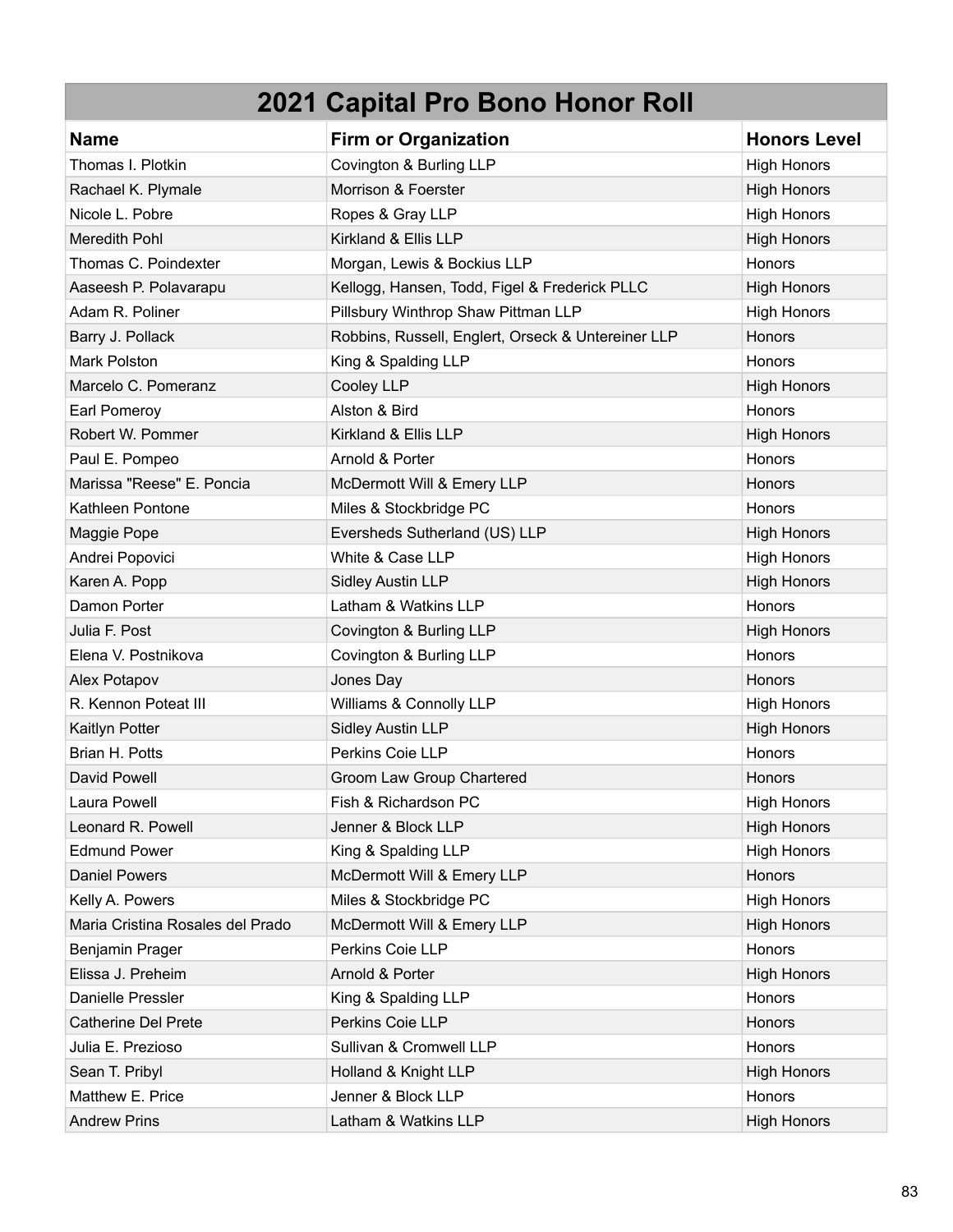## 2021 Capital Pro Bono Honor Roll

| Name | Firm or Organization | Honors Level |
|---|---|---|
| Thomas I. Plotkin | Covington & Burling LLP | High Honors |
| Rachael K. Plymale | Morrison & Foerster | High Honors |
| Nicole L. Pobre | Ropes & Gray LLP | High Honors |
| Meredith Pohl | Kirkland & Ellis LLP | High Honors |
| Thomas C. Poindexter | Morgan, Lewis & Bockius LLP | Honors |
| Aaseesh P. Polavarapu | Kellogg, Hansen, Todd, Figel & Frederick PLLC | High Honors |
| Adam R. Poliner | Pillsbury Winthrop Shaw Pittman LLP | High Honors |
| Barry J. Pollack | Robbins, Russell, Englert, Orseck & Untereiner LLP | Honors |
| Mark Polston | King & Spalding LLP | Honors |
| Marcelo C. Pomeranz | Cooley LLP | High Honors |
| Earl Pomeroy | Alston & Bird | Honors |
| Robert W. Pommer | Kirkland & Ellis LLP | High Honors |
| Paul E. Pompeo | Arnold & Porter | Honors |
| Marissa "Reese" E. Poncia | McDermott Will & Emery LLP | Honors |
| Kathleen Pontone | Miles & Stockbridge PC | Honors |
| Maggie Pope | Eversheds Sutherland (US) LLP | High Honors |
| Andrei Popovici | White & Case LLP | High Honors |
| Karen A. Popp | Sidley Austin LLP | High Honors |
| Damon Porter | Latham & Watkins LLP | Honors |
| Julia F. Post | Covington & Burling LLP | High Honors |
| Elena V. Postnikova | Covington & Burling LLP | Honors |
| Alex Potapov | Jones Day | Honors |
| R. Kennon Poteat III | Williams & Connolly LLP | High Honors |
| Kaitlyn Potter | Sidley Austin LLP | High Honors |
| Brian H. Potts | Perkins Coie LLP | Honors |
| David Powell | Groom Law Group Chartered | Honors |
| Laura Powell | Fish & Richardson PC | High Honors |
| Leonard R. Powell | Jenner & Block LLP | High Honors |
| Edmund Power | King & Spalding LLP | High Honors |
| Daniel Powers | McDermott Will & Emery LLP | Honors |
| Kelly A. Powers | Miles & Stockbridge PC | High Honors |
| Maria Cristina Rosales del Prado | McDermott Will & Emery LLP | High Honors |
| Benjamin Prager | Perkins Coie LLP | Honors |
| Elissa J. Preheim | Arnold & Porter | High Honors |
| Danielle Pressler | King & Spalding LLP | Honors |
| Catherine Del Prete | Perkins Coie LLP | Honors |
| Julia E. Prezioso | Sullivan & Cromwell LLP | Honors |
| Sean T. Pribyl | Holland & Knight LLP | High Honors |
| Matthew E. Price | Jenner & Block LLP | Honors |
| Andrew Prins | Latham & Watkins LLP | High Honors |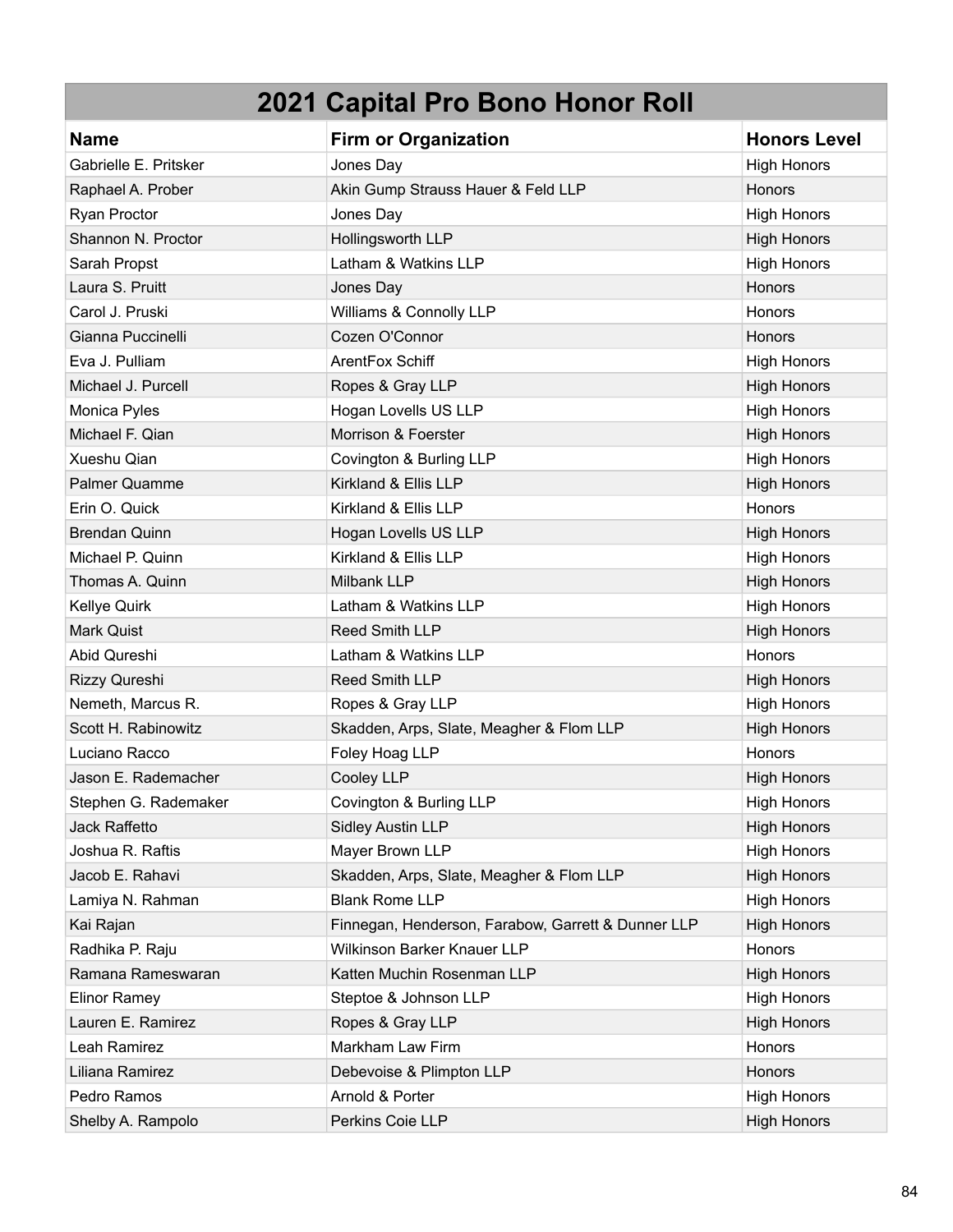# 2021 Capital Pro Bono Honor Roll

| Name | Firm or Organization | Honors Level |
| --- | --- | --- |
| Gabrielle E. Pritsker | Jones Day | High Honors |
| Raphael A. Prober | Akin Gump Strauss Hauer & Feld LLP | Honors |
| Ryan Proctor | Jones Day | High Honors |
| Shannon N. Proctor | Hollingsworth LLP | High Honors |
| Sarah Propst | Latham & Watkins LLP | High Honors |
| Laura S. Pruitt | Jones Day | Honors |
| Carol J. Pruski | Williams & Connolly LLP | Honors |
| Gianna Puccinelli | Cozen O'Connor | Honors |
| Eva J. Pulliam | ArentFox Schiff | High Honors |
| Michael J. Purcell | Ropes & Gray LLP | High Honors |
| Monica Pyles | Hogan Lovells US LLP | High Honors |
| Michael F. Qian | Morrison & Foerster | High Honors |
| Xueshu Qian | Covington & Burling LLP | High Honors |
| Palmer Quamme | Kirkland & Ellis LLP | High Honors |
| Erin O. Quick | Kirkland & Ellis LLP | Honors |
| Brendan Quinn | Hogan Lovells US LLP | High Honors |
| Michael P. Quinn | Kirkland & Ellis LLP | High Honors |
| Thomas A. Quinn | Milbank LLP | High Honors |
| Kellye Quirk | Latham & Watkins LLP | High Honors |
| Mark Quist | Reed Smith LLP | High Honors |
| Abid Qureshi | Latham & Watkins LLP | Honors |
| Rizzy Qureshi | Reed Smith LLP | High Honors |
| Nemeth, Marcus R. | Ropes & Gray LLP | High Honors |
| Scott H. Rabinowitz | Skadden, Arps, Slate, Meagher & Flom LLP | High Honors |
| Luciano Racco | Foley Hoag LLP | Honors |
| Jason E. Rademacher | Cooley LLP | High Honors |
| Stephen G. Rademaker | Covington & Burling LLP | High Honors |
| Jack Raffetto | Sidley Austin LLP | High Honors |
| Joshua R. Raftis | Mayer Brown LLP | High Honors |
| Jacob E. Rahavi | Skadden, Arps, Slate, Meagher & Flom LLP | High Honors |
| Lamiya N. Rahman | Blank Rome LLP | High Honors |
| Kai Rajan | Finnegan, Henderson, Farabow, Garrett & Dunner LLP | High Honors |
| Radhika P. Raju | Wilkinson Barker Knauer LLP | Honors |
| Ramana Rameswaran | Katten Muchin Rosenman LLP | High Honors |
| Elinor Ramey | Steptoe & Johnson LLP | High Honors |
| Lauren E. Ramirez | Ropes & Gray LLP | High Honors |
| Leah Ramirez | Markham Law Firm | Honors |
| Liliana Ramirez | Debevoise & Plimpton LLP | Honors |
| Pedro Ramos | Arnold & Porter | High Honors |
| Shelby A. Rampolo | Perkins Coie LLP | High Honors |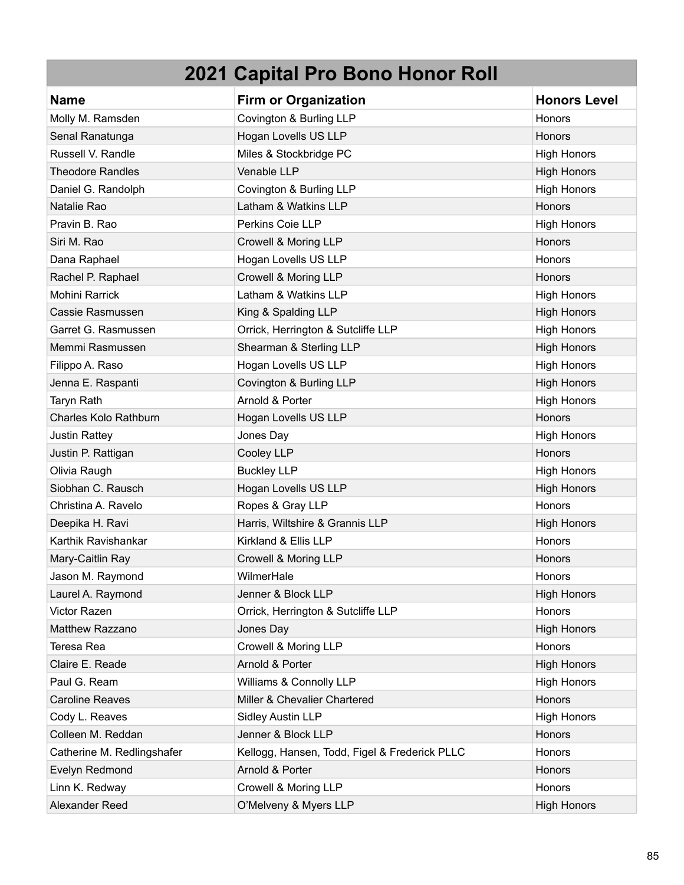# 2021 Capital Pro Bono Honor Roll

| Name | Firm or Organization | Honors Level |
| --- | --- | --- |
| Molly M. Ramsden | Covington & Burling LLP | Honors |
| Senal Ranatunga | Hogan Lovells US LLP | Honors |
| Russell V. Randle | Miles & Stockbridge PC | High Honors |
| Theodore Randles | Venable LLP | High Honors |
| Daniel G. Randolph | Covington & Burling LLP | High Honors |
| Natalie Rao | Latham & Watkins LLP | Honors |
| Pravin B. Rao | Perkins Coie LLP | High Honors |
| Siri M. Rao | Crowell & Moring LLP | Honors |
| Dana Raphael | Hogan Lovells US LLP | Honors |
| Rachel P. Raphael | Crowell & Moring LLP | Honors |
| Mohini Rarrick | Latham & Watkins LLP | High Honors |
| Cassie Rasmussen | King & Spalding LLP | High Honors |
| Garret G. Rasmussen | Orrick, Herrington & Sutcliffe LLP | High Honors |
| Memmi Rasmussen | Shearman & Sterling LLP | High Honors |
| Filippo A. Raso | Hogan Lovells US LLP | High Honors |
| Jenna E. Raspanti | Covington & Burling LLP | High Honors |
| Taryn Rath | Arnold & Porter | High Honors |
| Charles Kolo Rathburn | Hogan Lovells US LLP | Honors |
| Justin Rattey | Jones Day | High Honors |
| Justin P. Rattigan | Cooley LLP | Honors |
| Olivia Raugh | Buckley LLP | High Honors |
| Siobhan C. Rausch | Hogan Lovells US LLP | High Honors |
| Christina A. Ravelo | Ropes & Gray LLP | Honors |
| Deepika H. Ravi | Harris, Wiltshire & Grannis LLP | High Honors |
| Karthik Ravishankar | Kirkland & Ellis LLP | Honors |
| Mary-Caitlin Ray | Crowell & Moring LLP | Honors |
| Jason M. Raymond | WilmerHale | Honors |
| Laurel A. Raymond | Jenner & Block LLP | High Honors |
| Victor Razen | Orrick, Herrington & Sutcliffe LLP | Honors |
| Matthew Razzano | Jones Day | High Honors |
| Teresa Rea | Crowell & Moring LLP | Honors |
| Claire E. Reade | Arnold & Porter | High Honors |
| Paul G. Ream | Williams & Connolly LLP | High Honors |
| Caroline Reaves | Miller & Chevalier Chartered | Honors |
| Cody L. Reaves | Sidley Austin LLP | High Honors |
| Colleen M. Reddan | Jenner & Block LLP | Honors |
| Catherine M. Redlingshafer | Kellogg, Hansen, Todd, Figel & Frederick PLLC | Honors |
| Evelyn Redmond | Arnold & Porter | Honors |
| Linn K. Redway | Crowell & Moring LLP | Honors |
| Alexander Reed | O’Melveny & Myers LLP | High Honors |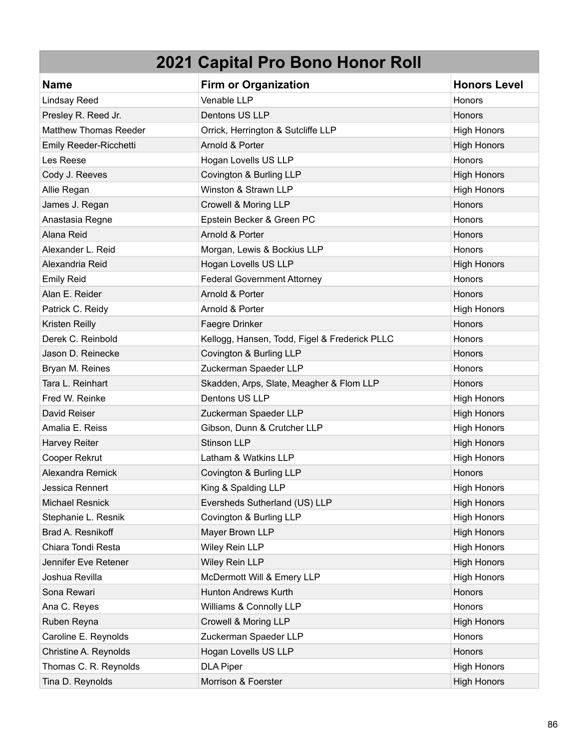# 2021 Capital Pro Bono Honor Roll

| Name | Firm or Organization | Honors Level |
|---|---|---|
| Lindsay Reed | Venable LLP | Honors |
| Presley R. Reed Jr. | Dentons US LLP | Honors |
| Matthew Thomas Reeder | Orrick, Herrington & Sutcliffe LLP | High Honors |
| Emily Reeder-Ricchetti | Arnold & Porter | High Honors |
| Les Reese | Hogan Lovells US LLP | Honors |
| Cody J. Reeves | Covington & Burling LLP | High Honors |
| Allie Regan | Winston & Strawn LLP | High Honors |
| James J. Regan | Crowell & Moring LLP | Honors |
| Anastasia Regne | Epstein Becker & Green PC | Honors |
| Alana Reid | Arnold & Porter | Honors |
| Alexander L. Reid | Morgan, Lewis & Bockius LLP | Honors |
| Alexandria Reid | Hogan Lovells US LLP | High Honors |
| Emily Reid | Federal Government Attorney | Honors |
| Alan E. Reider | Arnold & Porter | Honors |
| Patrick C. Reidy | Arnold & Porter | High Honors |
| Kristen Reilly | Faegre Drinker | Honors |
| Derek C. Reinbold | Kellogg, Hansen, Todd, Figel & Frederick PLLC | Honors |
| Jason D. Reinecke | Covington & Burling LLP | Honors |
| Bryan M. Reines | Zuckerman Spaeder LLP | Honors |
| Tara L. Reinhart | Skadden, Arps, Slate, Meagher & Flom LLP | Honors |
| Fred W. Reinke | Dentons US LLP | High Honors |
| David Reiser | Zuckerman Spaeder LLP | High Honors |
| Amalia E. Reiss | Gibson, Dunn & Crutcher LLP | High Honors |
| Harvey Reiter | Stinson LLP | High Honors |
| Cooper Rekrut | Latham & Watkins LLP | High Honors |
| Alexandra Remick | Covington & Burling LLP | Honors |
| Jessica Rennert | King & Spalding LLP | High Honors |
| Michael Resnick | Eversheds Sutherland (US) LLP | High Honors |
| Stephanie L. Resnik | Covington & Burling LLP | High Honors |
| Brad A. Resnikoff | Mayer Brown LLP | High Honors |
| Chiara Tondi Resta | Wiley Rein LLP | High Honors |
| Jennifer Eve Retener | Wiley Rein LLP | High Honors |
| Joshua Revilla | McDermott Will & Emery LLP | High Honors |
| Sona Rewari | Hunton Andrews Kurth | Honors |
| Ana C. Reyes | Williams & Connolly LLP | Honors |
| Ruben Reyna | Crowell & Moring LLP | High Honors |
| Caroline E. Reynolds | Zuckerman Spaeder LLP | Honors |
| Christine A. Reynolds | Hogan Lovells US LLP | Honors |
| Thomas C. R. Reynolds | DLA Piper | High Honors |
| Tina D. Reynolds | Morrison & Foerster | High Honors |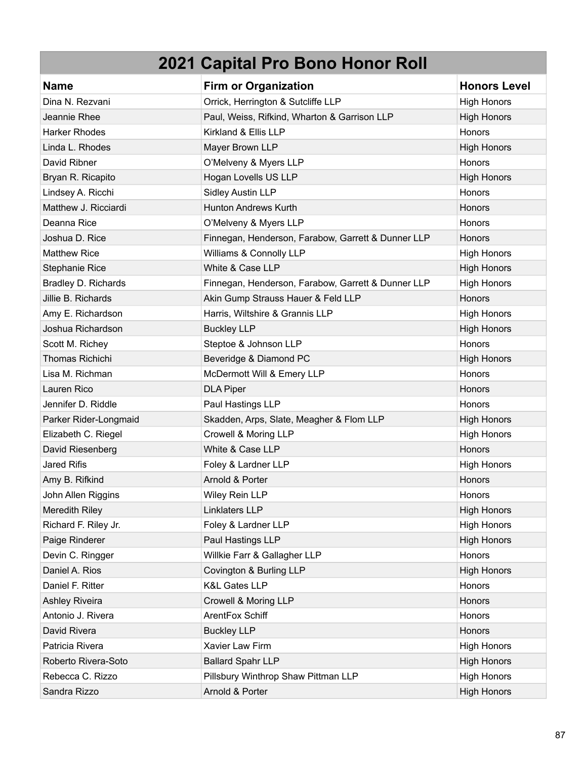# 2021 Capital Pro Bono Honor Roll

| Name | Firm or Organization | Honors Level |
| --- | --- | --- |
| Dina N. Rezvani | Orrick, Herrington & Sutcliffe LLP | High Honors |
| Jeannie Rhee | Paul, Weiss, Rifkind, Wharton & Garrison LLP | High Honors |
| Harker Rhodes | Kirkland & Ellis LLP | Honors |
| Linda L. Rhodes | Mayer Brown LLP | High Honors |
| David Ribner | O'Melveny & Myers LLP | Honors |
| Bryan R. Ricapito | Hogan Lovells US LLP | High Honors |
| Lindsey A. Ricchi | Sidley Austin LLP | Honors |
| Matthew J. Ricciardi | Hunton Andrews Kurth | Honors |
| Deanna Rice | O'Melveny & Myers LLP | Honors |
| Joshua D. Rice | Finnegan, Henderson, Farabow, Garrett & Dunner LLP | Honors |
| Matthew Rice | Williams & Connolly LLP | High Honors |
| Stephanie Rice | White & Case LLP | High Honors |
| Bradley D. Richards | Finnegan, Henderson, Farabow, Garrett & Dunner LLP | High Honors |
| Jillie B. Richards | Akin Gump Strauss Hauer & Feld LLP | Honors |
| Amy E. Richardson | Harris, Wiltshire & Grannis LLP | High Honors |
| Joshua Richardson | Buckley LLP | High Honors |
| Scott M. Richey | Steptoe & Johnson LLP | Honors |
| Thomas Richichi | Beveridge & Diamond PC | High Honors |
| Lisa M. Richman | McDermott Will & Emery LLP | Honors |
| Lauren Rico | DLA Piper | Honors |
| Jennifer D. Riddle | Paul Hastings LLP | Honors |
| Parker Rider-Longmaid | Skadden, Arps, Slate, Meagher & Flom LLP | High Honors |
| Elizabeth C. Riegel | Crowell & Moring LLP | High Honors |
| David Riesenberg | White & Case LLP | Honors |
| Jared Rifis | Foley & Lardner LLP | High Honors |
| Amy B. Rifkind | Arnold & Porter | Honors |
| John Allen Riggins | Wiley Rein LLP | Honors |
| Meredith Riley | Linklaters LLP | High Honors |
| Richard F. Riley Jr. | Foley & Lardner LLP | High Honors |
| Paige Rinderer | Paul Hastings LLP | High Honors |
| Devin C. Ringger | Willkie Farr & Gallagher LLP | Honors |
| Daniel A. Rios | Covington & Burling LLP | High Honors |
| Daniel F. Ritter | K&L Gates LLP | Honors |
| Ashley Riveira | Crowell & Moring LLP | Honors |
| Antonio J. Rivera | ArentFox Schiff | Honors |
| David Rivera | Buckley LLP | Honors |
| Patricia Rivera | Xavier Law Firm | High Honors |
| Roberto Rivera-Soto | Ballard Spahr LLP | High Honors |
| Rebecca C. Rizzo | Pillsbury Winthrop Shaw Pittman LLP | High Honors |
| Sandra Rizzo | Arnold & Porter | High Honors |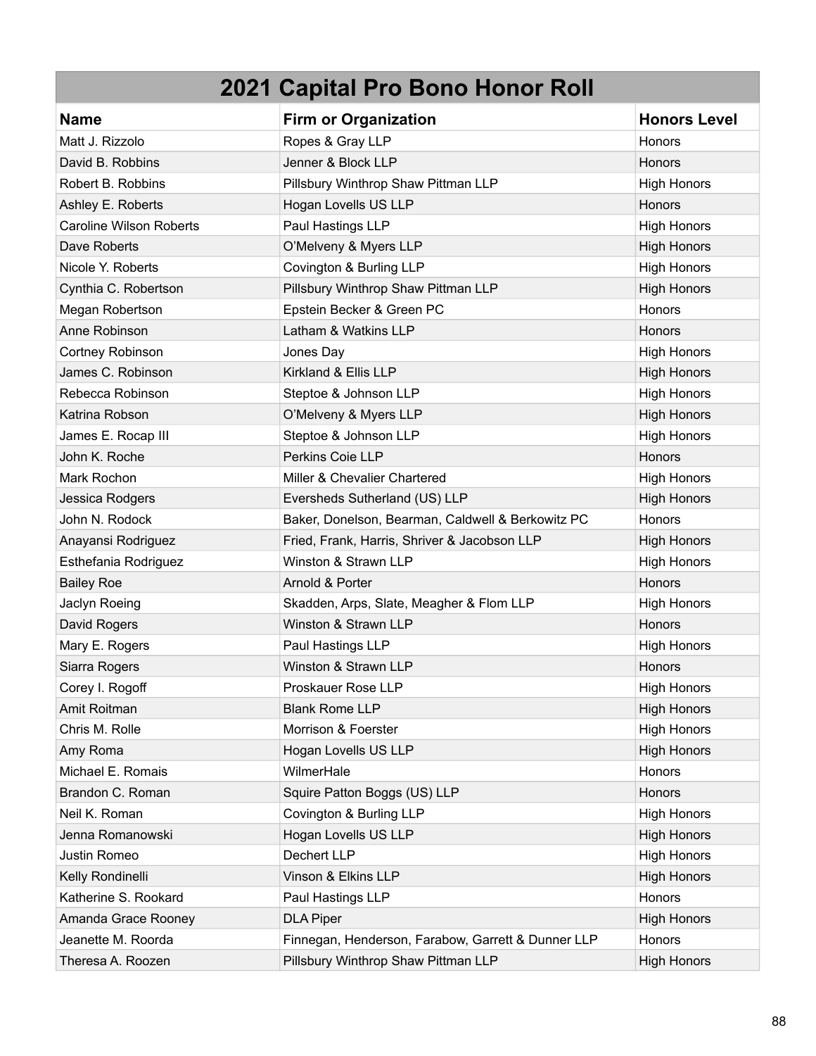# 2021 Capital Pro Bono Honor Roll

| Name | Firm or Organization | Honors Level |
| --- | --- | --- |
| Matt J. Rizzolo | Ropes & Gray LLP | Honors |
| David B. Robbins | Jenner & Block LLP | Honors |
| Robert B. Robbins | Pillsbury Winthrop Shaw Pittman LLP | High Honors |
| Ashley E. Roberts | Hogan Lovells US LLP | Honors |
| Caroline Wilson Roberts | Paul Hastings LLP | High Honors |
| Dave Roberts | O’Melveny & Myers LLP | High Honors |
| Nicole Y. Roberts | Covington & Burling LLP | High Honors |
| Cynthia C. Robertson | Pillsbury Winthrop Shaw Pittman LLP | High Honors |
| Megan Robertson | Epstein Becker & Green PC | Honors |
| Anne Robinson | Latham & Watkins LLP | Honors |
| Cortney Robinson | Jones Day | High Honors |
| James C. Robinson | Kirkland & Ellis LLP | High Honors |
| Rebecca Robinson | Steptoe & Johnson LLP | High Honors |
| Katrina Robson | O’Melveny & Myers LLP | High Honors |
| James E. Rocap III | Steptoe & Johnson LLP | High Honors |
| John K. Roche | Perkins Coie LLP | Honors |
| Mark Rochon | Miller & Chevalier Chartered | High Honors |
| Jessica Rodgers | Eversheds Sutherland (US) LLP | High Honors |
| John N. Rodock | Baker, Donelson, Bearman, Caldwell & Berkowitz PC | Honors |
| Anayansi Rodriguez | Fried, Frank, Harris, Shriver & Jacobson LLP | High Honors |
| Esthefania Rodriguez | Winston & Strawn LLP | High Honors |
| Bailey Roe | Arnold & Porter | Honors |
| Jaclyn Roeing | Skadden, Arps, Slate, Meagher & Flom LLP | High Honors |
| David Rogers | Winston & Strawn LLP | Honors |
| Mary E. Rogers | Paul Hastings LLP | High Honors |
| Siarra Rogers | Winston & Strawn LLP | Honors |
| Corey I. Rogoff | Proskauer Rose LLP | High Honors |
| Amit Roitman | Blank Rome LLP | High Honors |
| Chris M. Rolle | Morrison & Foerster | High Honors |
| Amy Roma | Hogan Lovells US LLP | High Honors |
| Michael E. Romais | WilmerHale | Honors |
| Brandon C. Roman | Squire Patton Boggs (US) LLP | Honors |
| Neil K. Roman | Covington & Burling LLP | High Honors |
| Jenna Romanowski | Hogan Lovells US LLP | High Honors |
| Justin Romeo | Dechert LLP | High Honors |
| Kelly Rondinelli | Vinson & Elkins LLP | High Honors |
| Katherine S. Rookard | Paul Hastings LLP | Honors |
| Amanda Grace Rooney | DLA Piper | High Honors |
| Jeanette M. Roorda | Finnegan, Henderson, Farabow, Garrett & Dunner LLP | Honors |
| Theresa A. Roozen | Pillsbury Winthrop Shaw Pittman LLP | High Honors |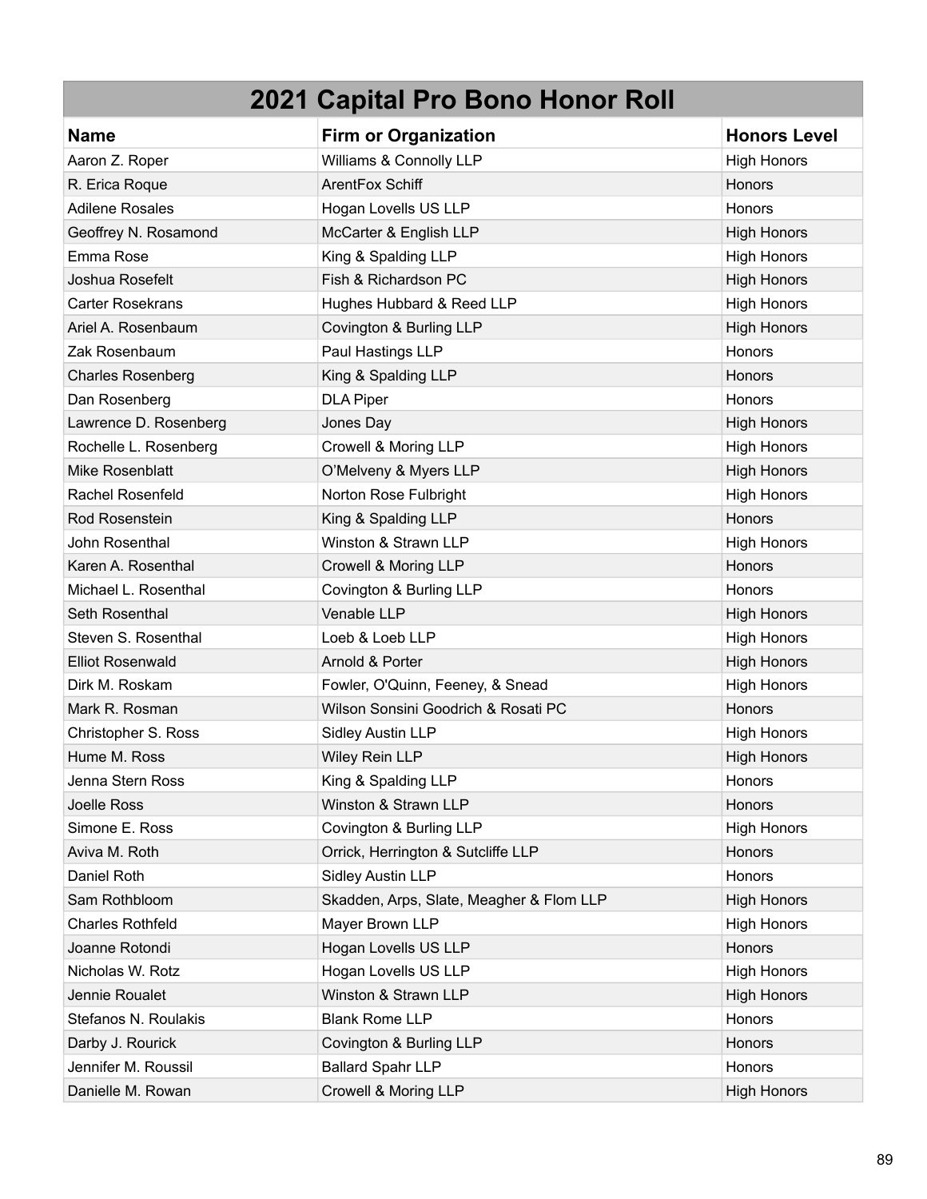# 2021 Capital Pro Bono Honor Roll

| Name | Firm or Organization | Honors Level |
| --- | --- | --- |
| Aaron Z. Roper | Williams & Connolly LLP | High Honors |
| R. Erica Roque | ArentFox Schiff | Honors |
| Adilene Rosales | Hogan Lovells US LLP | Honors |
| Geoffrey N. Rosamond | McCarter & English LLP | High Honors |
| Emma Rose | King & Spalding LLP | High Honors |
| Joshua Rosefelt | Fish & Richardson PC | High Honors |
| Carter Rosekrans | Hughes Hubbard & Reed LLP | High Honors |
| Ariel A. Rosenbaum | Covington & Burling LLP | High Honors |
| Zak Rosenbaum | Paul Hastings LLP | Honors |
| Charles Rosenberg | King & Spalding LLP | Honors |
| Dan Rosenberg | DLA Piper | Honors |
| Lawrence D. Rosenberg | Jones Day | High Honors |
| Rochelle L. Rosenberg | Crowell & Moring LLP | High Honors |
| Mike Rosenblatt | O'Melveny & Myers LLP | High Honors |
| Rachel Rosenfeld | Norton Rose Fulbright | High Honors |
| Rod Rosenstein | King & Spalding LLP | Honors |
| John Rosenthal | Winston & Strawn LLP | High Honors |
| Karen A. Rosenthal | Crowell & Moring LLP | Honors |
| Michael L. Rosenthal | Covington & Burling LLP | Honors |
| Seth Rosenthal | Venable LLP | High Honors |
| Steven S. Rosenthal | Loeb & Loeb LLP | High Honors |
| Elliot Rosenwald | Arnold & Porter | High Honors |
| Dirk M. Roskam | Fowler, O'Quinn, Feeney, & Snead | High Honors |
| Mark R. Rosman | Wilson Sonsini Goodrich & Rosati PC | Honors |
| Christopher S. Ross | Sidley Austin LLP | High Honors |
| Hume M. Ross | Wiley Rein LLP | High Honors |
| Jenna Stern Ross | King & Spalding LLP | Honors |
| Joelle Ross | Winston & Strawn LLP | Honors |
| Simone E. Ross | Covington & Burling LLP | High Honors |
| Aviva M. Roth | Orrick, Herrington & Sutcliffe LLP | Honors |
| Daniel Roth | Sidley Austin LLP | Honors |
| Sam Rothbloom | Skadden, Arps, Slate, Meagher & Flom LLP | High Honors |
| Charles Rothfeld | Mayer Brown LLP | High Honors |
| Joanne Rotondi | Hogan Lovells US LLP | Honors |
| Nicholas W. Rotz | Hogan Lovells US LLP | High Honors |
| Jennie Roualet | Winston & Strawn LLP | High Honors |
| Stefanos N. Roulakis | Blank Rome LLP | Honors |
| Darby J. Rourick | Covington & Burling LLP | Honors |
| Jennifer M. Roussil | Ballard Spahr LLP | Honors |
| Danielle M. Rowan | Crowell & Moring LLP | High Honors |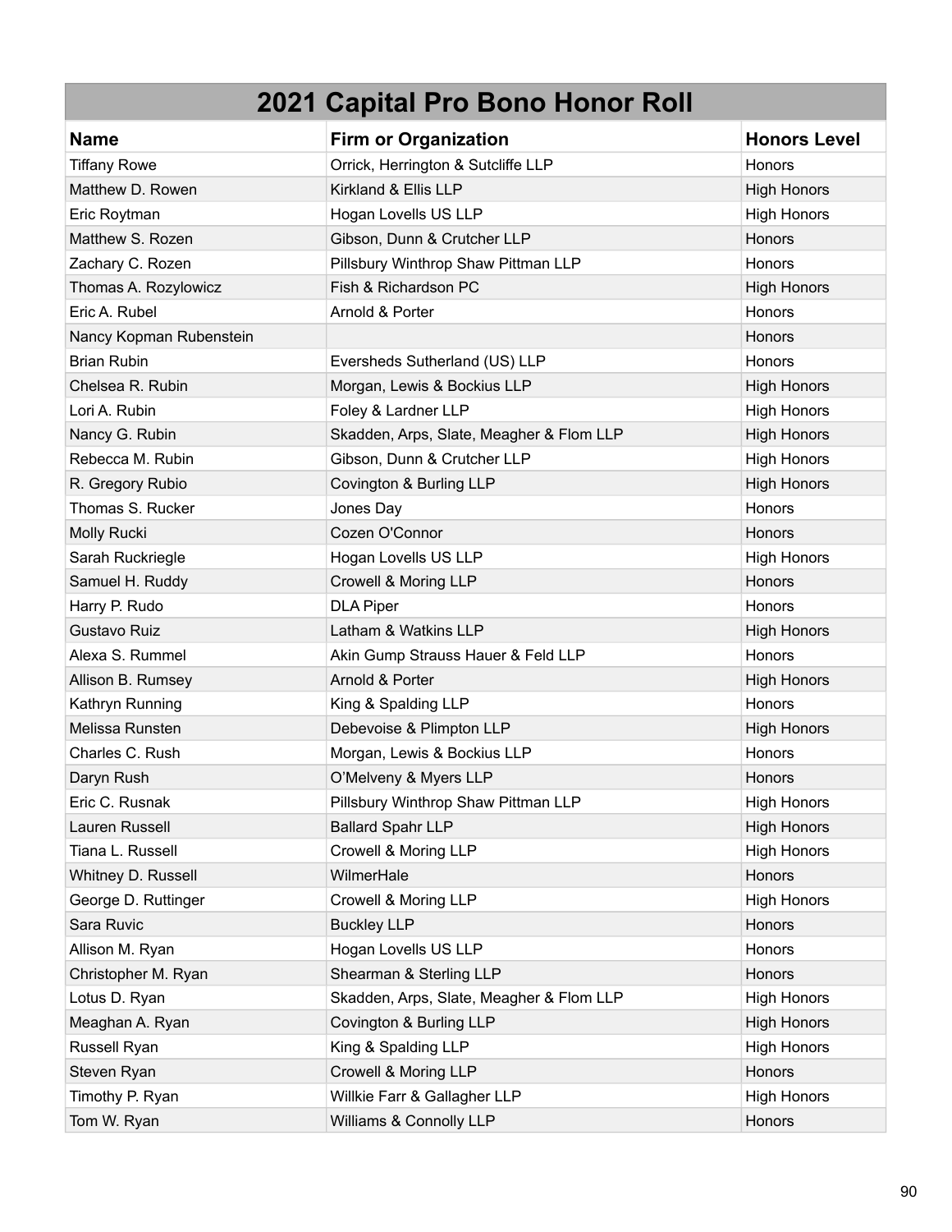# 2021 Capital Pro Bono Honor Roll

| Name | Firm or Organization | Honors Level |
|---|---|---|
| Tiffany Rowe | Orrick, Herrington & Sutcliffe LLP | Honors |
| Matthew D. Rowen | Kirkland & Ellis LLP | High Honors |
| Eric Roytman | Hogan Lovells US LLP | High Honors |
| Matthew S. Rozen | Gibson, Dunn & Crutcher LLP | Honors |
| Zachary C. Rozen | Pillsbury Winthrop Shaw Pittman LLP | Honors |
| Thomas A. Rozylowicz | Fish & Richardson PC | High Honors |
| Eric A. Rubel | Arnold & Porter | Honors |
| Nancy Kopman Rubenstein | | Honors |
| Brian Rubin | Eversheds Sutherland (US) LLP | Honors |
| Chelsea R. Rubin | Morgan, Lewis & Bockius LLP | High Honors |
| Lori A. Rubin | Foley & Lardner LLP | High Honors |
| Nancy G. Rubin | Skadden, Arps, Slate, Meagher & Flom LLP | High Honors |
| Rebecca M. Rubin | Gibson, Dunn & Crutcher LLP | High Honors |
| R. Gregory Rubio | Covington & Burling LLP | High Honors |
| Thomas S. Rucker | Jones Day | Honors |
| Molly Rucki | Cozen O'Connor | Honors |
| Sarah Ruckriegle | Hogan Lovells US LLP | High Honors |
| Samuel H. Ruddy | Crowell & Moring LLP | Honors |
| Harry P. Rudo | DLA Piper | Honors |
| Gustavo Ruiz | Latham & Watkins LLP | High Honors |
| Alexa S. Rummel | Akin Gump Strauss Hauer & Feld LLP | Honors |
| Allison B. Rumsey | Arnold & Porter | High Honors |
| Kathryn Running | King & Spalding LLP | Honors |
| Melissa Runsten | Debevoise & Plimpton LLP | High Honors |
| Charles C. Rush | Morgan, Lewis & Bockius LLP | Honors |
| Daryn Rush | O'Melveny & Myers LLP | Honors |
| Eric C. Rusnak | Pillsbury Winthrop Shaw Pittman LLP | High Honors |
| Lauren Russell | Ballard Spahr LLP | High Honors |
| Tiana L. Russell | Crowell & Moring LLP | High Honors |
| Whitney D. Russell | WilmerHale | Honors |
| George D. Ruttinger | Crowell & Moring LLP | High Honors |
| Sara Ruvic | Buckley LLP | Honors |
| Allison M. Ryan | Hogan Lovells US LLP | Honors |
| Christopher M. Ryan | Shearman & Sterling LLP | Honors |
| Lotus D. Ryan | Skadden, Arps, Slate, Meagher & Flom LLP | High Honors |
| Meaghan A. Ryan | Covington & Burling LLP | High Honors |
| Russell Ryan | King & Spalding LLP | High Honors |
| Steven Ryan | Crowell & Moring LLP | Honors |
| Timothy P. Ryan | Willkie Farr & Gallagher LLP | High Honors |
| Tom W. Ryan | Williams & Connolly LLP | Honors |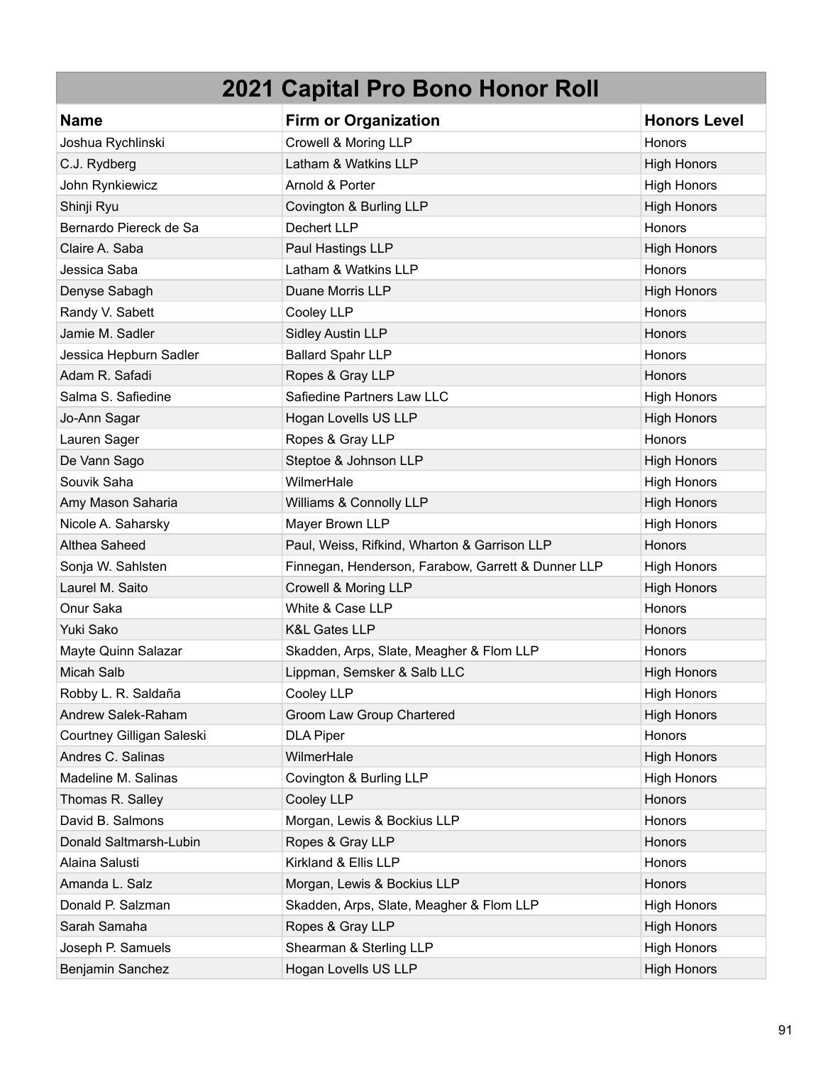# 2021 Capital Pro Bono Honor Roll

| Name | Firm or Organization | Honors Level |
|---|---|---|
| Joshua Rychlinski | Crowell & Moring LLP | Honors |
| C.J. Rydberg | Latham & Watkins LLP | High Honors |
| John Rynkiewicz | Arnold & Porter | High Honors |
| Shinji Ryu | Covington & Burling LLP | High Honors |
| Bernardo Piereck de Sa | Dechert LLP | Honors |
| Claire A. Saba | Paul Hastings LLP | High Honors |
| Jessica Saba | Latham & Watkins LLP | Honors |
| Denyse Sabagh | Duane Morris LLP | High Honors |
| Randy V. Sabett | Cooley LLP | Honors |
| Jamie M. Sadler | Sidley Austin LLP | Honors |
| Jessica Hepburn Sadler | Ballard Spahr LLP | Honors |
| Adam R. Safadi | Ropes & Gray LLP | Honors |
| Salma S. Safiedine | Safiedine Partners Law LLC | High Honors |
| Jo-Ann Sagar | Hogan Lovells US LLP | High Honors |
| Lauren Sager | Ropes & Gray LLP | Honors |
| De Vann Sago | Steptoe & Johnson LLP | High Honors |
| Souvik Saha | WilmerHale | High Honors |
| Amy Mason Saharia | Williams & Connolly LLP | High Honors |
| Nicole A. Saharsky | Mayer Brown LLP | High Honors |
| Althea Saheed | Paul, Weiss, Rifkind, Wharton & Garrison LLP | Honors |
| Sonja W. Sahlsten | Finnegan, Henderson, Farabow, Garrett & Dunner LLP | High Honors |
| Laurel M. Saito | Crowell & Moring LLP | High Honors |
| Onur Saka | White & Case LLP | Honors |
| Yuki Sako | K&L Gates LLP | Honors |
| Mayte Quinn Salazar | Skadden, Arps, Slate, Meagher & Flom LLP | Honors |
| Micah Salb | Lippman, Semsker & Salb LLC | High Honors |
| Robby L. R. Saldaña | Cooley LLP | High Honors |
| Andrew Salek-Raham | Groom Law Group Chartered | High Honors |
| Courtney Gilligan Saleski | DLA Piper | Honors |
| Andres C. Salinas | WilmerHale | High Honors |
| Madeline M. Salinas | Covington & Burling LLP | High Honors |
| Thomas R. Salley | Cooley LLP | Honors |
| David B. Salmons | Morgan, Lewis & Bockius LLP | Honors |
| Donald Saltmarsh-Lubin | Ropes & Gray LLP | Honors |
| Alaina Salusti | Kirkland & Ellis LLP | Honors |
| Amanda L. Salz | Morgan, Lewis & Bockius LLP | Honors |
| Donald P. Salzman | Skadden, Arps, Slate, Meagher & Flom LLP | High Honors |
| Sarah Samaha | Ropes & Gray LLP | High Honors |
| Joseph P. Samuels | Shearman & Sterling LLP | High Honors |
| Benjamin Sanchez | Hogan Lovells US LLP | High Honors |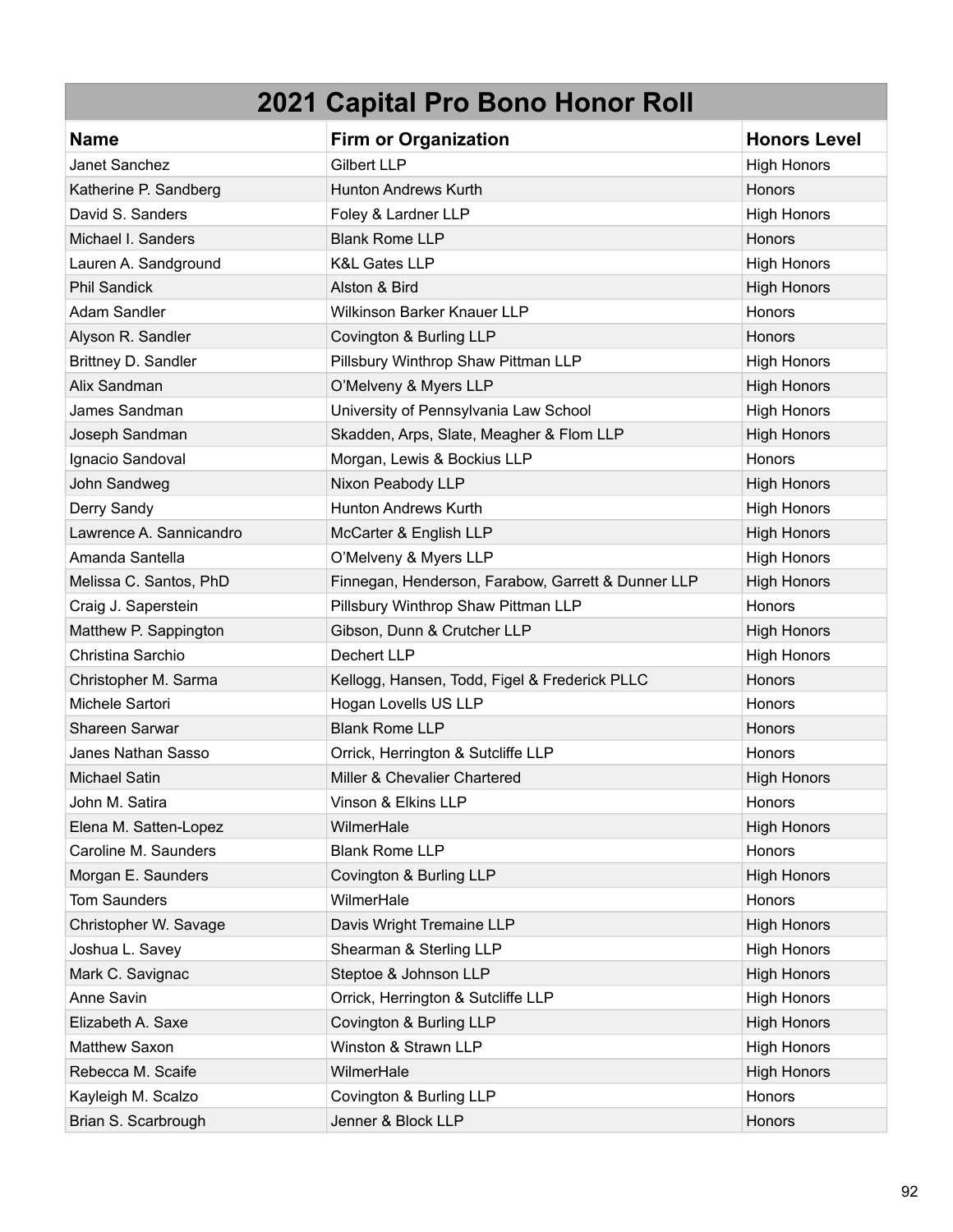# 2021 Capital Pro Bono Honor Roll

| Name | Firm or Organization | Honors Level |
|---|---|---|
| Janet Sanchez | Gilbert LLP | High Honors |
| Katherine P. Sandberg | Hunton Andrews Kurth | Honors |
| David S. Sanders | Foley & Lardner LLP | High Honors |
| Michael I. Sanders | Blank Rome LLP | Honors |
| Lauren A. Sandground | K&L Gates LLP | High Honors |
| Phil Sandick | Alston & Bird | High Honors |
| Adam Sandler | Wilkinson Barker Knauer LLP | Honors |
| Alyson R. Sandler | Covington & Burling LLP | Honors |
| Brittney D. Sandler | Pillsbury Winthrop Shaw Pittman LLP | High Honors |
| Alix Sandman | O'Melveny & Myers LLP | High Honors |
| James Sandman | University of Pennsylvania Law School | High Honors |
| Joseph Sandman | Skadden, Arps, Slate, Meagher & Flom LLP | High Honors |
| Ignacio Sandoval | Morgan, Lewis & Bockius LLP | Honors |
| John Sandweg | Nixon Peabody LLP | High Honors |
| Derry Sandy | Hunton Andrews Kurth | High Honors |
| Lawrence A. Sannicandro | McCarter & English LLP | High Honors |
| Amanda Santella | O'Melveny & Myers LLP | High Honors |
| Melissa C. Santos, PhD | Finnegan, Henderson, Farabow, Garrett & Dunner LLP | High Honors |
| Craig J. Saperstein | Pillsbury Winthrop Shaw Pittman LLP | Honors |
| Matthew P. Sappington | Gibson, Dunn & Crutcher LLP | High Honors |
| Christina Sarchio | Dechert LLP | High Honors |
| Christopher M. Sarma | Kellogg, Hansen, Todd, Figel & Frederick PLLC | Honors |
| Michele Sartori | Hogan Lovells US LLP | Honors |
| Shareen Sarwar | Blank Rome LLP | Honors |
| Janes Nathan Sasso | Orrick, Herrington & Sutcliffe LLP | Honors |
| Michael Satin | Miller & Chevalier Chartered | High Honors |
| John M. Satira | Vinson & Elkins LLP | Honors |
| Elena M. Satten-Lopez | WilmerHale | High Honors |
| Caroline M. Saunders | Blank Rome LLP | Honors |
| Morgan E. Saunders | Covington & Burling LLP | High Honors |
| Tom Saunders | WilmerHale | Honors |
| Christopher W. Savage | Davis Wright Tremaine LLP | High Honors |
| Joshua L. Savey | Shearman & Sterling LLP | High Honors |
| Mark C. Savignac | Steptoe & Johnson LLP | High Honors |
| Anne Savin | Orrick, Herrington & Sutcliffe LLP | High Honors |
| Elizabeth A. Saxe | Covington & Burling LLP | High Honors |
| Matthew Saxon | Winston & Strawn LLP | High Honors |
| Rebecca M. Scaife | WilmerHale | High Honors |
| Kayleigh M. Scalzo | Covington & Burling LLP | Honors |
| Brian S. Scarbrough | Jenner & Block LLP | Honors |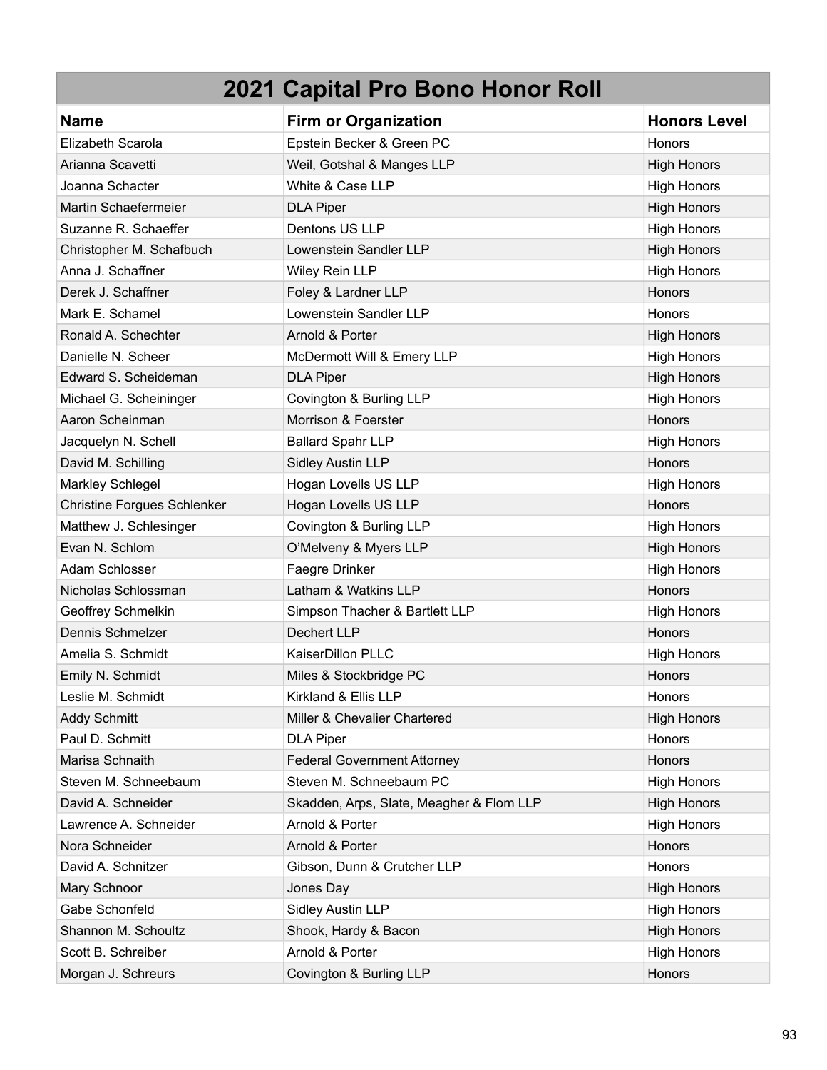# 2021 Capital Pro Bono Honor Roll

| Name | Firm or Organization | Honors Level |
|---|---|---|
| Elizabeth Scarola | Epstein Becker & Green PC | Honors |
| Arianna Scavetti | Weil, Gotshal & Manges LLP | High Honors |
| Joanna Schacter | White & Case LLP | High Honors |
| Martin Schaefermeier | DLA Piper | High Honors |
| Suzanne R. Schaeffer | Dentons US LLP | High Honors |
| Christopher M. Schafbuch | Lowenstein Sandler LLP | High Honors |
| Anna J. Schaffner | Wiley Rein LLP | High Honors |
| Derek J. Schaffner | Foley & Lardner LLP | Honors |
| Mark E. Schamel | Lowenstein Sandler LLP | Honors |
| Ronald A. Schechter | Arnold & Porter | High Honors |
| Danielle N. Scheer | McDermott Will & Emery LLP | High Honors |
| Edward S. Scheideman | DLA Piper | High Honors |
| Michael G. Scheininger | Covington & Burling LLP | High Honors |
| Aaron Scheinman | Morrison & Foerster | Honors |
| Jacquelyn N. Schell | Ballard Spahr LLP | High Honors |
| David M. Schilling | Sidley Austin LLP | Honors |
| Markley Schlegel | Hogan Lovells US LLP | High Honors |
| Christine Forgues Schlenker | Hogan Lovells US LLP | Honors |
| Matthew J. Schlesinger | Covington & Burling LLP | High Honors |
| Evan N. Schlom | O'Melveny & Myers LLP | High Honors |
| Adam Schlosser | Faegre Drinker | High Honors |
| Nicholas Schlossman | Latham & Watkins LLP | Honors |
| Geoffrey Schmelkin | Simpson Thacher & Bartlett LLP | High Honors |
| Dennis Schmelzer | Dechert LLP | Honors |
| Amelia S. Schmidt | KaiserDillon PLLC | High Honors |
| Emily N. Schmidt | Miles & Stockbridge PC | Honors |
| Leslie M. Schmidt | Kirkland & Ellis LLP | Honors |
| Addy Schmitt | Miller & Chevalier Chartered | High Honors |
| Paul D. Schmitt | DLA Piper | Honors |
| Marisa Schnaith | Federal Government Attorney | Honors |
| Steven M. Schneebaum | Steven M. Schneebaum PC | High Honors |
| David A. Schneider | Skadden, Arps, Slate, Meagher & Flom LLP | High Honors |
| Lawrence A. Schneider | Arnold & Porter | High Honors |
| Nora Schneider | Arnold & Porter | Honors |
| David A. Schnitzer | Gibson, Dunn & Crutcher LLP | Honors |
| Mary Schnoor | Jones Day | High Honors |
| Gabe Schonfeld | Sidley Austin LLP | High Honors |
| Shannon M. Schoultz | Shook, Hardy & Bacon | High Honors |
| Scott B. Schreiber | Arnold & Porter | High Honors |
| Morgan J. Schreurs | Covington & Burling LLP | Honors |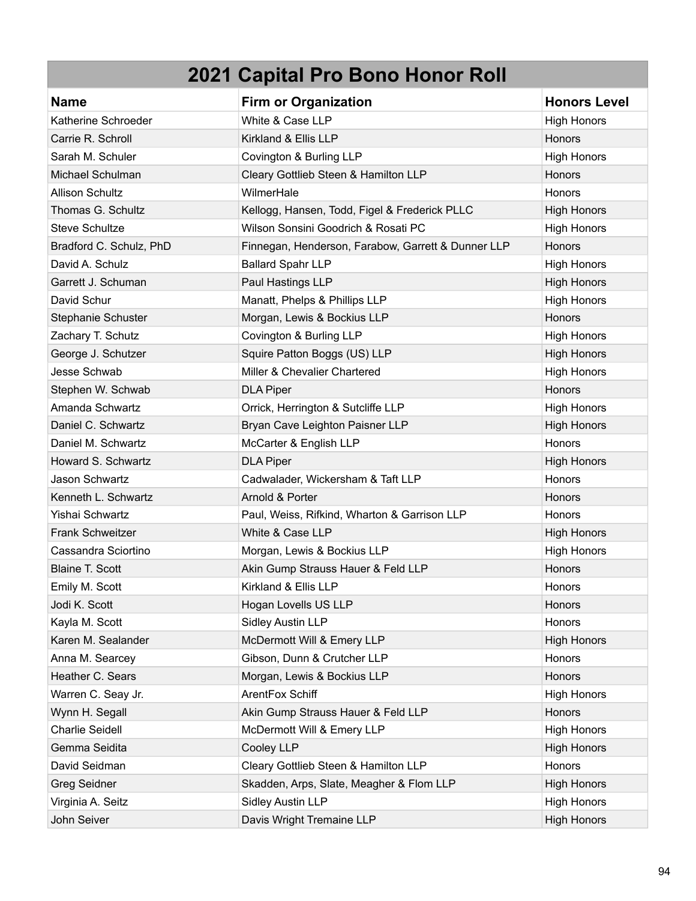# 2021 Capital Pro Bono Honor Roll

| Name | Firm or Organization | Honors Level |
|---|---|---|
| Katherine Schroeder | White & Case LLP | High Honors |
| Carrie R. Schroll | Kirkland & Ellis LLP | Honors |
| Sarah M. Schuler | Covington & Burling LLP | High Honors |
| Michael Schulman | Cleary Gottlieb Steen & Hamilton LLP | Honors |
| Allison Schultz | WilmerHale | Honors |
| Thomas G. Schultz | Kellogg, Hansen, Todd, Figel & Frederick PLLC | High Honors |
| Steve Schultze | Wilson Sonsini Goodrich & Rosati PC | High Honors |
| Bradford C. Schulz, PhD | Finnegan, Henderson, Farabow, Garrett & Dunner LLP | Honors |
| David A. Schulz | Ballard Spahr LLP | High Honors |
| Garrett J. Schuman | Paul Hastings LLP | High Honors |
| David Schur | Manatt, Phelps & Phillips LLP | High Honors |
| Stephanie Schuster | Morgan, Lewis & Bockius LLP | Honors |
| Zachary T. Schutz | Covington & Burling LLP | High Honors |
| George J. Schutzer | Squire Patton Boggs (US) LLP | High Honors |
| Jesse Schwab | Miller & Chevalier Chartered | High Honors |
| Stephen W. Schwab | DLA Piper | Honors |
| Amanda Schwartz | Orrick, Herrington & Sutcliffe LLP | High Honors |
| Daniel C. Schwartz | Bryan Cave Leighton Paisner LLP | High Honors |
| Daniel M. Schwartz | McCarter & English LLP | Honors |
| Howard S. Schwartz | DLA Piper | High Honors |
| Jason Schwartz | Cadwalader, Wickersham & Taft LLP | Honors |
| Kenneth L. Schwartz | Arnold & Porter | Honors |
| Yishai Schwartz | Paul, Weiss, Rifkind, Wharton & Garrison LLP | Honors |
| Frank Schweitzer | White & Case LLP | High Honors |
| Cassandra Sciortino | Morgan, Lewis & Bockius LLP | High Honors |
| Blaine T. Scott | Akin Gump Strauss Hauer & Feld LLP | Honors |
| Emily M. Scott | Kirkland & Ellis LLP | Honors |
| Jodi K. Scott | Hogan Lovells US LLP | Honors |
| Kayla M. Scott | Sidley Austin LLP | Honors |
| Karen M. Sealander | McDermott Will & Emery LLP | High Honors |
| Anna M. Searcey | Gibson, Dunn & Crutcher LLP | Honors |
| Heather C. Sears | Morgan, Lewis & Bockius LLP | Honors |
| Warren C. Seay Jr. | ArentFox Schiff | High Honors |
| Wynn H. Segall | Akin Gump Strauss Hauer & Feld LLP | Honors |
| Charlie Seidell | McDermott Will & Emery LLP | High Honors |
| Gemma Seidita | Cooley LLP | High Honors |
| David Seidman | Cleary Gottlieb Steen & Hamilton LLP | Honors |
| Greg Seidner | Skadden, Arps, Slate, Meagher & Flom LLP | High Honors |
| Virginia A. Seitz | Sidley Austin LLP | High Honors |
| John Seiver | Davis Wright Tremaine LLP | High Honors |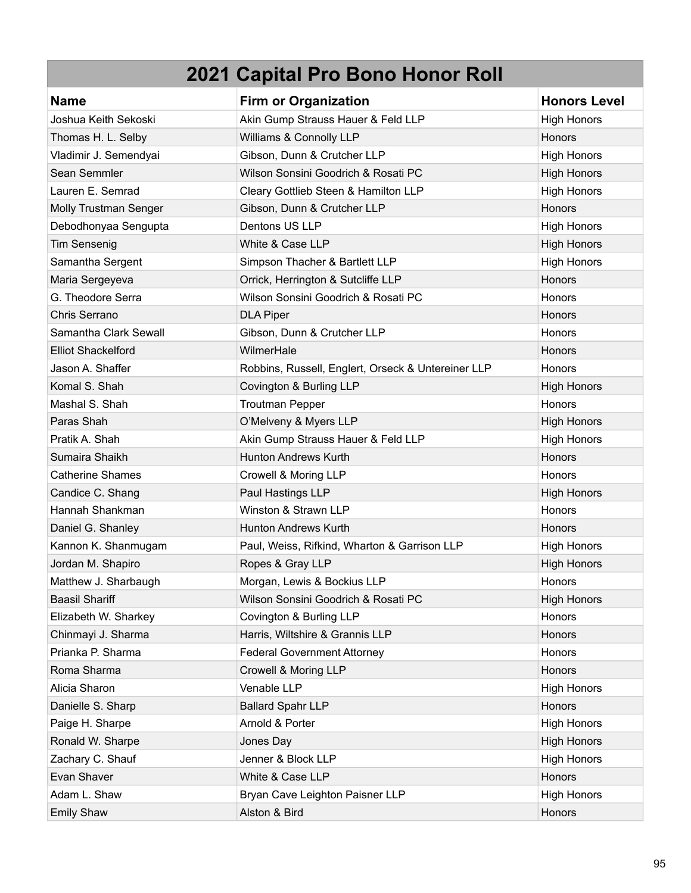| 2021 Capital Pro Bono Honor Roll | | |
|---|---|---|
| **Name** | **Firm or Organization** | **Honors Level** |
| Joshua Keith Sekoski | Akin Gump Strauss Hauer & Feld LLP | High Honors |
| Thomas H. L. Selby | Williams & Connolly LLP | Honors |
| Vladimir J. Semendyai | Gibson, Dunn & Crutcher LLP | High Honors |
| Sean Semmler | Wilson Sonsini Goodrich & Rosati PC | High Honors |
| Lauren E. Semrad | Cleary Gottlieb Steen & Hamilton LLP | High Honors |
| Molly Trustman Senger | Gibson, Dunn & Crutcher LLP | Honors |
| Debodhonyaa Sengupta | Dentons US LLP | High Honors |
| Tim Sensenig | White & Case LLP | High Honors |
| Samantha Sergent | Simpson Thacher & Bartlett LLP | High Honors |
| Maria Sergeyeva | Orrick, Herrington & Sutcliffe LLP | Honors |
| G. Theodore Serra | Wilson Sonsini Goodrich & Rosati PC | Honors |
| Chris Serrano | DLA Piper | Honors |
| Samantha Clark Sewall | Gibson, Dunn & Crutcher LLP | Honors |
| Elliot Shackelford | WilmerHale | Honors |
| Jason A. Shaffer | Robbins, Russell, Englert, Orseck & Untereiner LLP | Honors |
| Komal S. Shah | Covington & Burling LLP | High Honors |
| Mashal S. Shah | Troutman Pepper | Honors |
| Paras Shah | O'Melveny & Myers LLP | High Honors |
| Pratik A. Shah | Akin Gump Strauss Hauer & Feld LLP | High Honors |
| Sumaira Shaikh | Hunton Andrews Kurth | Honors |
| Catherine Shames | Crowell & Moring LLP | Honors |
| Candice C. Shang | Paul Hastings LLP | High Honors |
| Hannah Shankman | Winston & Strawn LLP | Honors |
| Daniel G. Shanley | Hunton Andrews Kurth | Honors |
| Kannon K. Shanmugam | Paul, Weiss, Rifkind, Wharton & Garrison LLP | High Honors |
| Jordan M. Shapiro | Ropes & Gray LLP | High Honors |
| Matthew J. Sharbaugh | Morgan, Lewis & Bockius LLP | Honors |
| Baasil Shariff | Wilson Sonsini Goodrich & Rosati PC | High Honors |
| Elizabeth W. Sharkey | Covington & Burling LLP | Honors |
| Chinmayi J. Sharma | Harris, Wiltshire & Grannis LLP | Honors |
| Prianka P. Sharma | Federal Government Attorney | Honors |
| Roma Sharma | Crowell & Moring LLP | Honors |
| Alicia Sharon | Venable LLP | High Honors |
| Danielle S. Sharp | Ballard Spahr LLP | Honors |
| Paige H. Sharpe | Arnold & Porter | High Honors |
| Ronald W. Sharpe | Jones Day | High Honors |
| Zachary C. Shauf | Jenner & Block LLP | High Honors |
| Evan Shaver | White & Case LLP | Honors |
| Adam L. Shaw | Bryan Cave Leighton Paisner LLP | High Honors |
| Emily Shaw | Alston & Bird | Honors |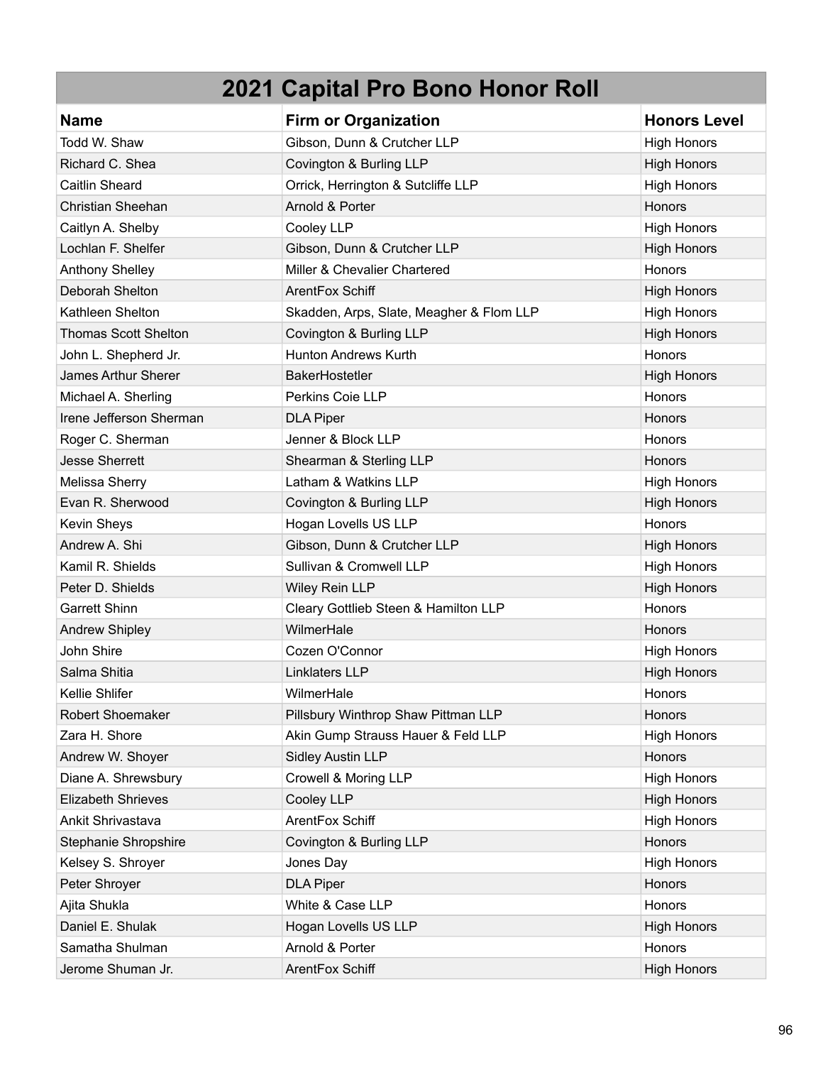# 2021 Capital Pro Bono Honor Roll

| Name | Firm or Organization | Honors Level |
|---|---|---|
| Todd W. Shaw | Gibson, Dunn & Crutcher LLP | High Honors |
| Richard C. Shea | Covington & Burling LLP | High Honors |
| Caitlin Sheard | Orrick, Herrington & Sutcliffe LLP | High Honors |
| Christian Sheehan | Arnold & Porter | Honors |
| Caitlyn A. Shelby | Cooley LLP | High Honors |
| Lochlan F. Shelfer | Gibson, Dunn & Crutcher LLP | High Honors |
| Anthony Shelley | Miller & Chevalier Chartered | Honors |
| Deborah Shelton | ArentFox Schiff | High Honors |
| Kathleen Shelton | Skadden, Arps, Slate, Meagher & Flom LLP | High Honors |
| Thomas Scott Shelton | Covington & Burling LLP | High Honors |
| John L. Shepherd Jr. | Hunton Andrews Kurth | Honors |
| James Arthur Sherer | BakerHostetler | High Honors |
| Michael A. Sherling | Perkins Coie LLP | Honors |
| Irene Jefferson Sherman | DLA Piper | Honors |
| Roger C. Sherman | Jenner & Block LLP | Honors |
| Jesse Sherrett | Shearman & Sterling LLP | Honors |
| Melissa Sherry | Latham & Watkins LLP | High Honors |
| Evan R. Sherwood | Covington & Burling LLP | High Honors |
| Kevin Sheys | Hogan Lovells US LLP | Honors |
| Andrew A. Shi | Gibson, Dunn & Crutcher LLP | High Honors |
| Kamil R. Shields | Sullivan & Cromwell LLP | High Honors |
| Peter D. Shields | Wiley Rein LLP | High Honors |
| Garrett Shinn | Cleary Gottlieb Steen & Hamilton LLP | Honors |
| Andrew Shipley | WilmerHale | Honors |
| John Shire | Cozen O'Connor | High Honors |
| Salma Shitia | Linklaters LLP | High Honors |
| Kellie Shlifer | WilmerHale | Honors |
| Robert Shoemaker | Pillsbury Winthrop Shaw Pittman LLP | Honors |
| Zara H. Shore | Akin Gump Strauss Hauer & Feld LLP | High Honors |
| Andrew W. Shoyer | Sidley Austin LLP | Honors |
| Diane A. Shrewsbury | Crowell & Moring LLP | High Honors |
| Elizabeth Shrieves | Cooley LLP | High Honors |
| Ankit Shrivastava | ArentFox Schiff | High Honors |
| Stephanie Shropshire | Covington & Burling LLP | Honors |
| Kelsey S. Shroyer | Jones Day | High Honors |
| Peter Shroyer | DLA Piper | Honors |
| Ajita Shukla | White & Case LLP | Honors |
| Daniel E. Shulak | Hogan Lovells US LLP | High Honors |
| Samatha Shulman | Arnold & Porter | Honors |
| Jerome Shuman Jr. | ArentFox Schiff | High Honors |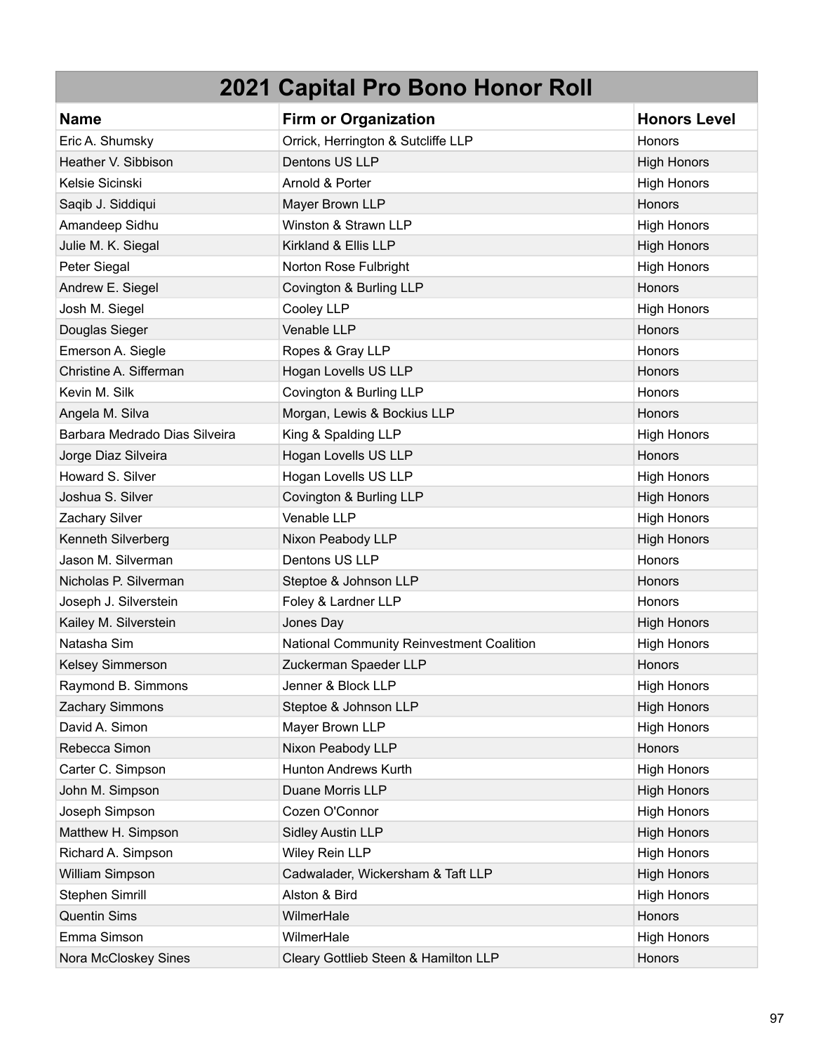| 2021 Capital Pro Bono Honor Roll | | |
|---|---|---|
| **Name** | **Firm or Organization** | **Honors Level** |
| Eric A. Shumsky | Orrick, Herrington & Sutcliffe LLP | Honors |
| Heather V. Sibbison | Dentons US LLP | High Honors |
| Kelsie Sicinski | Arnold & Porter | High Honors |
| Saqib J. Siddiqui | Mayer Brown LLP | Honors |
| Amandeep Sidhu | Winston & Strawn LLP | High Honors |
| Julie M. K. Siegal | Kirkland & Ellis LLP | High Honors |
| Peter Siegal | Norton Rose Fulbright | High Honors |
| Andrew E. Siegel | Covington & Burling LLP | Honors |
| Josh M. Siegel | Cooley LLP | High Honors |
| Douglas Sieger | Venable LLP | Honors |
| Emerson A. Siegle | Ropes & Gray LLP | Honors |
| Christine A. Sifferman | Hogan Lovells US LLP | Honors |
| Kevin M. Silk | Covington & Burling LLP | Honors |
| Angela M. Silva | Morgan, Lewis & Bockius LLP | Honors |
| Barbara Medrado Dias Silveira | King & Spalding LLP | High Honors |
| Jorge Diaz Silveira | Hogan Lovells US LLP | Honors |
| Howard S. Silver | Hogan Lovells US LLP | High Honors |
| Joshua S. Silver | Covington & Burling LLP | High Honors |
| Zachary Silver | Venable LLP | High Honors |
| Kenneth Silverberg | Nixon Peabody LLP | High Honors |
| Jason M. Silverman | Dentons US LLP | Honors |
| Nicholas P. Silverman | Steptoe & Johnson LLP | Honors |
| Joseph J. Silverstein | Foley & Lardner LLP | Honors |
| Kailey M. Silverstein | Jones Day | High Honors |
| Natasha Sim | National Community Reinvestment Coalition | High Honors |
| Kelsey Simmerson | Zuckerman Spaeder LLP | Honors |
| Raymond B. Simmons | Jenner & Block LLP | High Honors |
| Zachary Simmons | Steptoe & Johnson LLP | High Honors |
| David A. Simon | Mayer Brown LLP | High Honors |
| Rebecca Simon | Nixon Peabody LLP | Honors |
| Carter C. Simpson | Hunton Andrews Kurth | High Honors |
| John M. Simpson | Duane Morris LLP | High Honors |
| Joseph Simpson | Cozen O'Connor | High Honors |
| Matthew H. Simpson | Sidley Austin LLP | High Honors |
| Richard A. Simpson | Wiley Rein LLP | High Honors |
| William Simpson | Cadwalader, Wickersham & Taft LLP | High Honors |
| Stephen Simrill | Alston & Bird | High Honors |
| Quentin Sims | WilmerHale | Honors |
| Emma Simson | WilmerHale | High Honors |
| Nora McCloskey Sines | Cleary Gottlieb Steen & Hamilton LLP | Honors |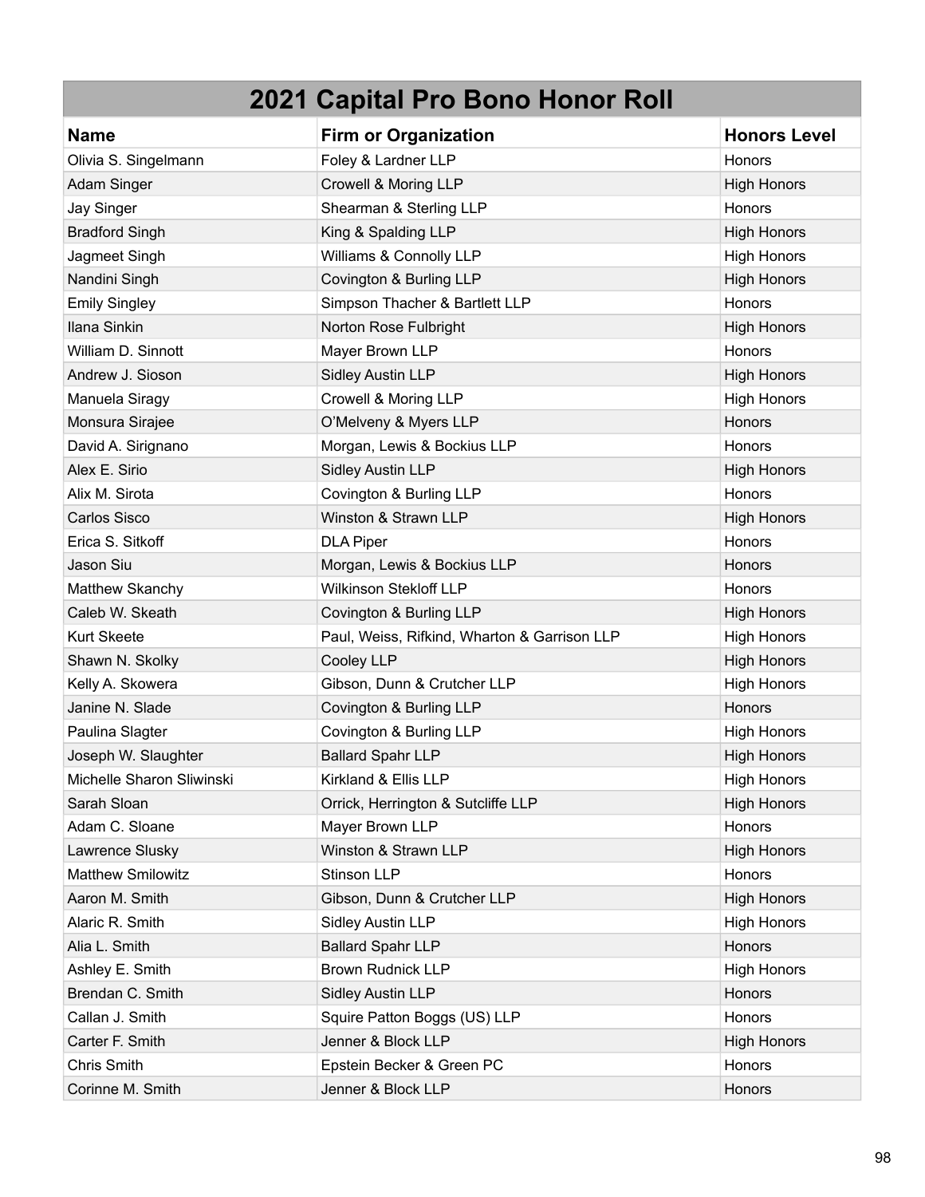| 2021 Capital Pro Bono Honor Roll | | |
|---|---|---|
| **Name** | **Firm or Organization** | **Honors Level** |
| Olivia S. Singelmann | Foley & Lardner LLP | Honors |
| Adam Singer | Crowell & Moring LLP | High Honors |
| Jay Singer | Shearman & Sterling LLP | Honors |
| Bradford Singh | King & Spalding LLP | High Honors |
| Jagmeet Singh | Williams & Connolly LLP | High Honors |
| Nandini Singh | Covington & Burling LLP | High Honors |
| Emily Singley | Simpson Thacher & Bartlett LLP | Honors |
| Ilana Sinkin | Norton Rose Fulbright | High Honors |
| William D. Sinnott | Mayer Brown LLP | Honors |
| Andrew J. Sioson | Sidley Austin LLP | High Honors |
| Manuela Siragy | Crowell & Moring LLP | High Honors |
| Monsura Sirajee | O’Melveny & Myers LLP | Honors |
| David A. Sirignano | Morgan, Lewis & Bockius LLP | Honors |
| Alex E. Sirio | Sidley Austin LLP | High Honors |
| Alix M. Sirota | Covington & Burling LLP | Honors |
| Carlos Sisco | Winston & Strawn LLP | High Honors |
| Erica S. Sitkoff | DLA Piper | Honors |
| Jason Siu | Morgan, Lewis & Bockius LLP | Honors |
| Matthew Skanchy | Wilkinson Stekloff LLP | Honors |
| Caleb W. Skeath | Covington & Burling LLP | High Honors |
| Kurt Skeete | Paul, Weiss, Rifkind, Wharton & Garrison LLP | High Honors |
| Shawn N. Skolky | Cooley LLP | High Honors |
| Kelly A. Skowera | Gibson, Dunn & Crutcher LLP | High Honors |
| Janine N. Slade | Covington & Burling LLP | Honors |
| Paulina Slagter | Covington & Burling LLP | High Honors |
| Joseph W. Slaughter | Ballard Spahr LLP | High Honors |
| Michelle Sharon Sliwinski | Kirkland & Ellis LLP | High Honors |
| Sarah Sloan | Orrick, Herrington & Sutcliffe LLP | High Honors |
| Adam C. Sloane | Mayer Brown LLP | Honors |
| Lawrence Slusky | Winston & Strawn LLP | High Honors |
| Matthew Smilowitz | Stinson LLP | Honors |
| Aaron M. Smith | Gibson, Dunn & Crutcher LLP | High Honors |
| Alaric R. Smith | Sidley Austin LLP | High Honors |
| Alia L. Smith | Ballard Spahr LLP | Honors |
| Ashley E. Smith | Brown Rudnick LLP | High Honors |
| Brendan C. Smith | Sidley Austin LLP | Honors |
| Callan J. Smith | Squire Patton Boggs (US) LLP | Honors |
| Carter F. Smith | Jenner & Block LLP | High Honors |
| Chris Smith | Epstein Becker & Green PC | Honors |
| Corinne M. Smith | Jenner & Block LLP | Honors |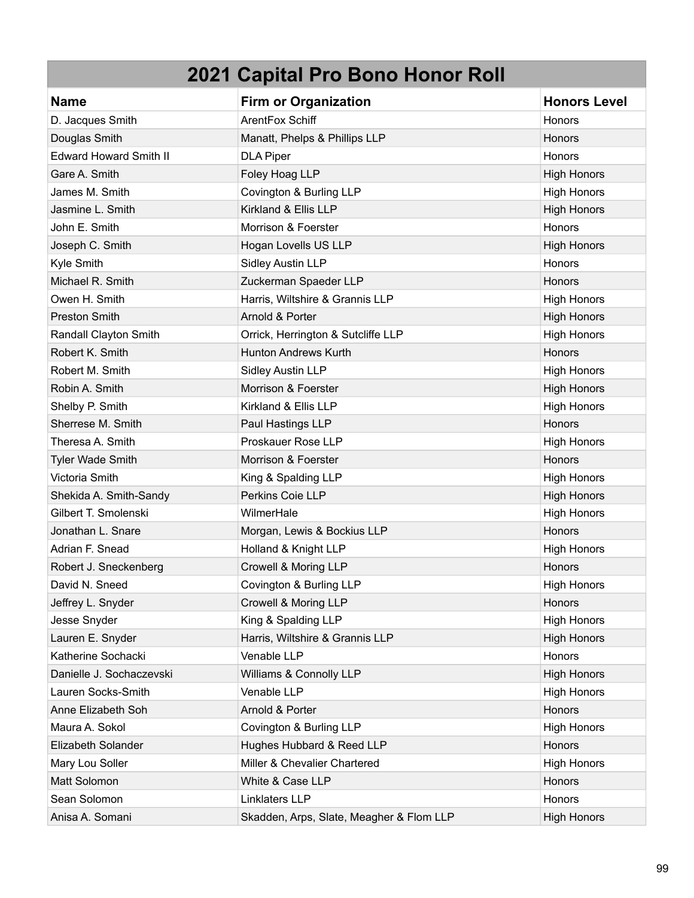| 2021 Capital Pro Bono Honor Roll | | |
|---|---|---|
| **Name** | **Firm or Organization** | **Honors Level** |
| D. Jacques Smith | ArentFox Schiff | Honors |
| Douglas Smith | Manatt, Phelps & Phillips LLP | Honors |
| Edward Howard Smith II | DLA Piper | Honors |
| Gare A. Smith | Foley Hoag LLP | High Honors |
| James M. Smith | Covington & Burling LLP | High Honors |
| Jasmine L. Smith | Kirkland & Ellis LLP | High Honors |
| John E. Smith | Morrison & Foerster | Honors |
| Joseph C. Smith | Hogan Lovells US LLP | High Honors |
| Kyle Smith | Sidley Austin LLP | Honors |
| Michael R. Smith | Zuckerman Spaeder LLP | Honors |
| Owen H. Smith | Harris, Wiltshire & Grannis LLP | High Honors |
| Preston Smith | Arnold & Porter | High Honors |
| Randall Clayton Smith | Orrick, Herrington & Sutcliffe LLP | High Honors |
| Robert K. Smith | Hunton Andrews Kurth | Honors |
| Robert M. Smith | Sidley Austin LLP | High Honors |
| Robin A. Smith | Morrison & Foerster | High Honors |
| Shelby P. Smith | Kirkland & Ellis LLP | High Honors |
| Sherrese M. Smith | Paul Hastings LLP | Honors |
| Theresa A. Smith | Proskauer Rose LLP | High Honors |
| Tyler Wade Smith | Morrison & Foerster | Honors |
| Victoria Smith | King & Spalding LLP | High Honors |
| Shekida A. Smith-Sandy | Perkins Coie LLP | High Honors |
| Gilbert T. Smolenski | WilmerHale | High Honors |
| Jonathan L. Snare | Morgan, Lewis & Bockius LLP | Honors |
| Adrian F. Snead | Holland & Knight LLP | High Honors |
| Robert J. Sneckenberg | Crowell & Moring LLP | Honors |
| David N. Sneed | Covington & Burling LLP | High Honors |
| Jeffrey L. Snyder | Crowell & Moring LLP | Honors |
| Jesse Snyder | King & Spalding LLP | High Honors |
| Lauren E. Snyder | Harris, Wiltshire & Grannis LLP | High Honors |
| Katherine Sochacki | Venable LLP | Honors |
| Danielle J. Sochaczevski | Williams & Connolly LLP | High Honors |
| Lauren Socks-Smith | Venable LLP | High Honors |
| Anne Elizabeth Soh | Arnold & Porter | Honors |
| Maura A. Sokol | Covington & Burling LLP | High Honors |
| Elizabeth Solander | Hughes Hubbard & Reed LLP | Honors |
| Mary Lou Soller | Miller & Chevalier Chartered | High Honors |
| Matt Solomon | White & Case LLP | Honors |
| Sean Solomon | Linklaters LLP | Honors |
| Anisa A. Somani | Skadden, Arps, Slate, Meagher & Flom LLP | High Honors |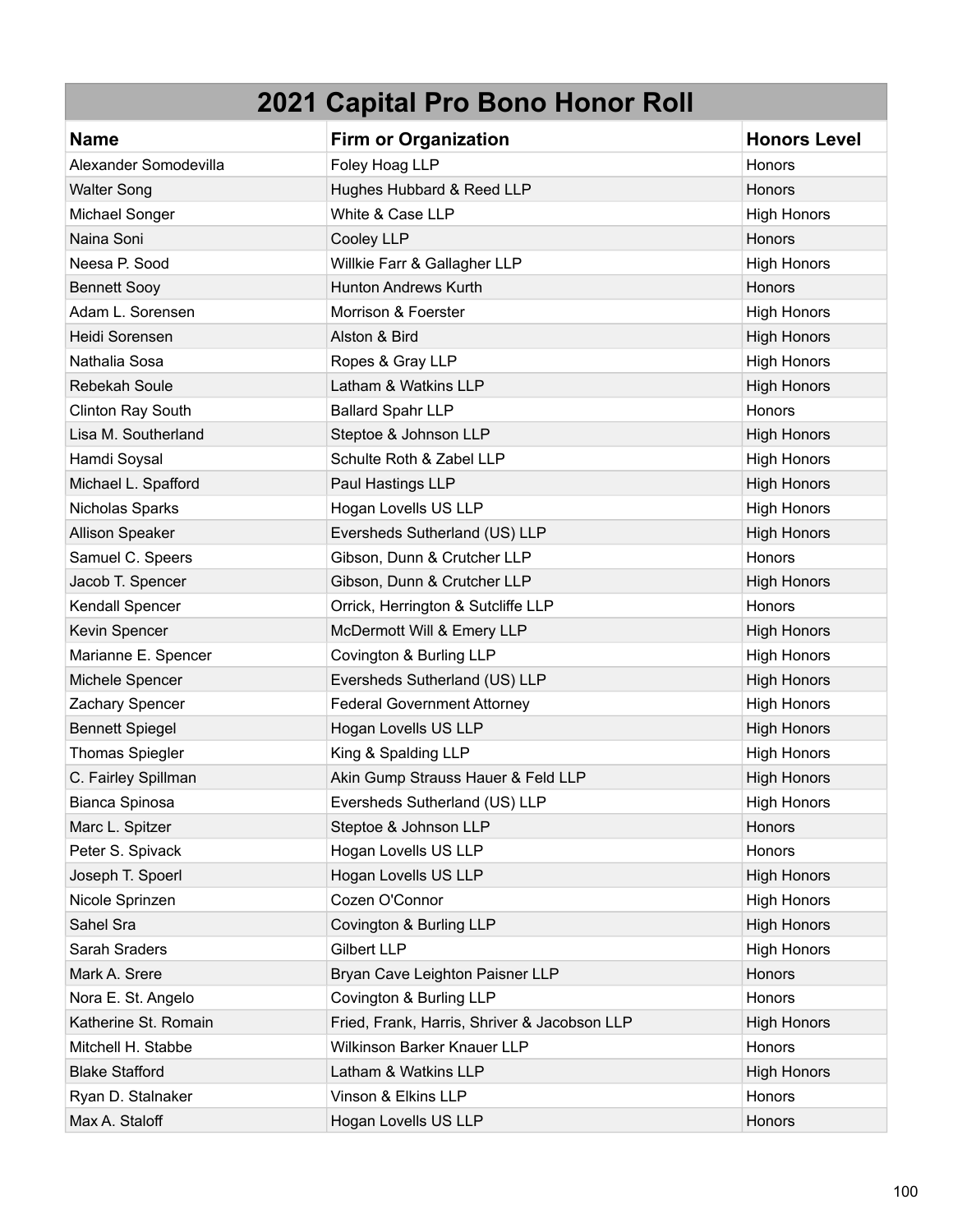# 2021 Capital Pro Bono Honor Roll

| Name | Firm or Organization | Honors Level |
| --- | --- | --- |
| Alexander Somodevilla | Foley Hoag LLP | Honors |
| Walter Song | Hughes Hubbard & Reed LLP | Honors |
| Michael Songer | White & Case LLP | High Honors |
| Naina Soni | Cooley LLP | Honors |
| Neesa P. Sood | Willkie Farr & Gallagher LLP | High Honors |
| Bennett Sooy | Hunton Andrews Kurth | Honors |
| Adam L. Sorensen | Morrison & Foerster | High Honors |
| Heidi Sorensen | Alston & Bird | High Honors |
| Nathalia Sosa | Ropes & Gray LLP | High Honors |
| Rebekah Soule | Latham & Watkins LLP | High Honors |
| Clinton Ray South | Ballard Spahr LLP | Honors |
| Lisa M. Southerland | Steptoe & Johnson LLP | High Honors |
| Hamdi Soysal | Schulte Roth & Zabel LLP | High Honors |
| Michael L. Spafford | Paul Hastings LLP | High Honors |
| Nicholas Sparks | Hogan Lovells US LLP | High Honors |
| Allison Speaker | Eversheds Sutherland (US) LLP | High Honors |
| Samuel C. Speers | Gibson, Dunn & Crutcher LLP | Honors |
| Jacob T. Spencer | Gibson, Dunn & Crutcher LLP | High Honors |
| Kendall Spencer | Orrick, Herrington & Sutcliffe LLP | Honors |
| Kevin Spencer | McDermott Will & Emery LLP | High Honors |
| Marianne E. Spencer | Covington & Burling LLP | High Honors |
| Michele Spencer | Eversheds Sutherland (US) LLP | High Honors |
| Zachary Spencer | Federal Government Attorney | High Honors |
| Bennett Spiegel | Hogan Lovells US LLP | High Honors |
| Thomas Spiegler | King & Spalding LLP | High Honors |
| C. Fairley Spillman | Akin Gump Strauss Hauer & Feld LLP | High Honors |
| Bianca Spinosa | Eversheds Sutherland (US) LLP | High Honors |
| Marc L. Spitzer | Steptoe & Johnson LLP | Honors |
| Peter S. Spivack | Hogan Lovells US LLP | Honors |
| Joseph T. Spoerl | Hogan Lovells US LLP | High Honors |
| Nicole Sprinzen | Cozen O'Connor | High Honors |
| Sahel Sra | Covington & Burling LLP | High Honors |
| Sarah Sraders | Gilbert LLP | High Honors |
| Mark A. Srere | Bryan Cave Leighton Paisner LLP | Honors |
| Nora E. St. Angelo | Covington & Burling LLP | Honors |
| Katherine St. Romain | Fried, Frank, Harris, Shriver & Jacobson LLP | High Honors |
| Mitchell H. Stabbe | Wilkinson Barker Knauer LLP | Honors |
| Blake Stafford | Latham & Watkins LLP | High Honors |
| Ryan D. Stalnaker | Vinson & Elkins LLP | Honors |
| Max A. Staloff | Hogan Lovells US LLP | Honors |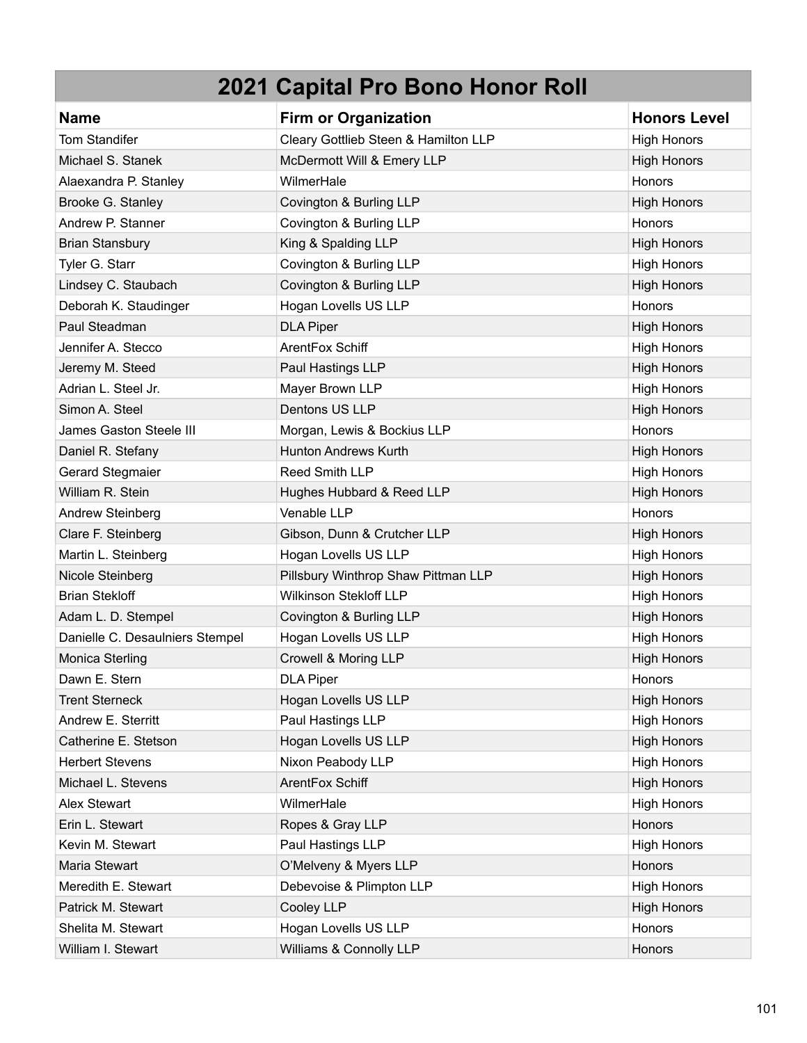| 2021 Capital Pro Bono Honor Roll | | |
|---|---|---|
| **Name** | **Firm or Organization** | **Honors Level** |
| Tom Standifer | Cleary Gottlieb Steen & Hamilton LLP | High Honors |
| Michael S. Stanek | McDermott Will & Emery LLP | High Honors |
| Alaexandra P. Stanley | WilmerHale | Honors |
| Brooke G. Stanley | Covington & Burling LLP | High Honors |
| Andrew P. Stanner | Covington & Burling LLP | Honors |
| Brian Stansbury | King & Spalding LLP | High Honors |
| Tyler G. Starr | Covington & Burling LLP | High Honors |
| Lindsey C. Staubach | Covington & Burling LLP | High Honors |
| Deborah K. Staudinger | Hogan Lovells US LLP | Honors |
| Paul Steadman | DLA Piper | High Honors |
| Jennifer A. Stecco | ArentFox Schiff | High Honors |
| Jeremy M. Steed | Paul Hastings LLP | High Honors |
| Adrian L. Steel Jr. | Mayer Brown LLP | High Honors |
| Simon A. Steel | Dentons US LLP | High Honors |
| James Gaston Steele III | Morgan, Lewis & Bockius LLP | Honors |
| Daniel R. Stefany | Hunton Andrews Kurth | High Honors |
| Gerard Stegmaier | Reed Smith LLP | High Honors |
| William R. Stein | Hughes Hubbard & Reed LLP | High Honors |
| Andrew Steinberg | Venable LLP | Honors |
| Clare F. Steinberg | Gibson, Dunn & Crutcher LLP | High Honors |
| Martin L. Steinberg | Hogan Lovells US LLP | High Honors |
| Nicole Steinberg | Pillsbury Winthrop Shaw Pittman LLP | High Honors |
| Brian Stekloff | Wilkinson Stekloff LLP | High Honors |
| Adam L. D. Stempel | Covington & Burling LLP | High Honors |
| Danielle C. Desaulniers Stempel | Hogan Lovells US LLP | High Honors |
| Monica Sterling | Crowell & Moring LLP | High Honors |
| Dawn E. Stern | DLA Piper | Honors |
| Trent Sterneck | Hogan Lovells US LLP | High Honors |
| Andrew E. Sterritt | Paul Hastings LLP | High Honors |
| Catherine E. Stetson | Hogan Lovells US LLP | High Honors |
| Herbert Stevens | Nixon Peabody LLP | High Honors |
| Michael L. Stevens | ArentFox Schiff | High Honors |
| Alex Stewart | WilmerHale | High Honors |
| Erin L. Stewart | Ropes & Gray LLP | Honors |
| Kevin M. Stewart | Paul Hastings LLP | High Honors |
| Maria Stewart | O'Melveny & Myers LLP | Honors |
| Meredith E. Stewart | Debevoise & Plimpton LLP | High Honors |
| Patrick M. Stewart | Cooley LLP | High Honors |
| Shelita M. Stewart | Hogan Lovells US LLP | Honors |
| William I. Stewart | Williams & Connolly LLP | Honors |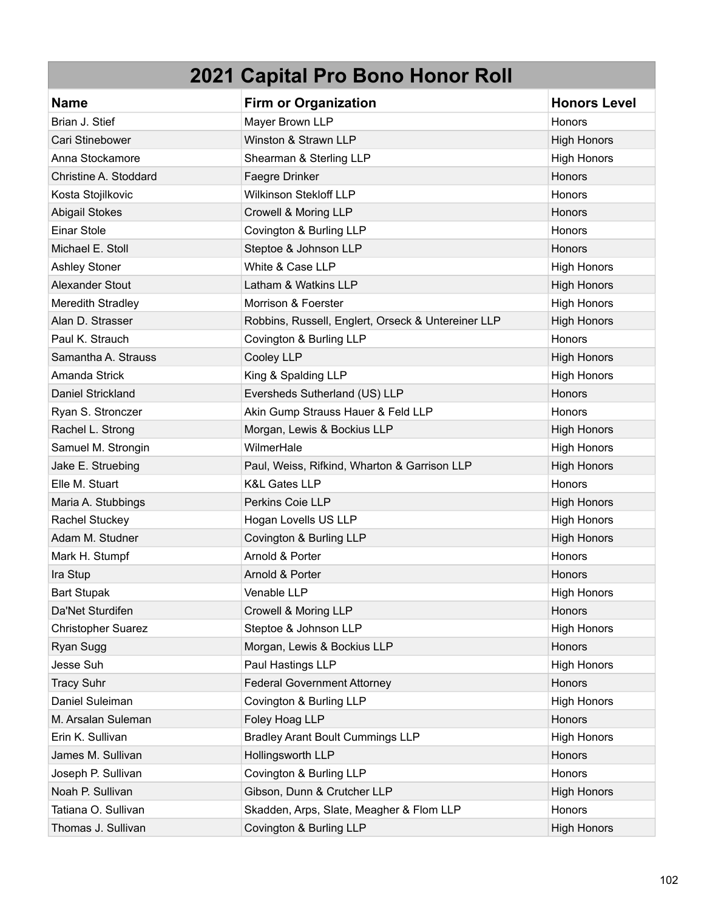# 2021 Capital Pro Bono Honor Roll

| Name | Firm or Organization | Honors Level |
|---|---|---|
| Brian J. Stief | Mayer Brown LLP | Honors |
| Cari Stinebower | Winston & Strawn LLP | High Honors |
| Anna Stockamore | Shearman & Sterling LLP | High Honors |
| Christine A. Stoddard | Faegre Drinker | Honors |
| Kosta Stojilkovic | Wilkinson Stekloff LLP | Honors |
| Abigail Stokes | Crowell & Moring LLP | Honors |
| Einar Stole | Covington & Burling LLP | Honors |
| Michael E. Stoll | Steptoe & Johnson LLP | Honors |
| Ashley Stoner | White & Case LLP | High Honors |
| Alexander Stout | Latham & Watkins LLP | High Honors |
| Meredith Stradley | Morrison & Foerster | High Honors |
| Alan D. Strasser | Robbins, Russell, Englert, Orseck & Untereiner LLP | High Honors |
| Paul K. Strauch | Covington & Burling LLP | Honors |
| Samantha A. Strauss | Cooley LLP | High Honors |
| Amanda Strick | King & Spalding LLP | High Honors |
| Daniel Strickland | Eversheds Sutherland (US) LLP | Honors |
| Ryan S. Stronczer | Akin Gump Strauss Hauer & Feld LLP | Honors |
| Rachel L. Strong | Morgan, Lewis & Bockius LLP | High Honors |
| Samuel M. Strongin | WilmerHale | High Honors |
| Jake E. Struebing | Paul, Weiss, Rifkind, Wharton & Garrison LLP | High Honors |
| Elle M. Stuart | K&L Gates LLP | Honors |
| Maria A. Stubbings | Perkins Coie LLP | High Honors |
| Rachel Stuckey | Hogan Lovells US LLP | High Honors |
| Adam M. Studner | Covington & Burling LLP | High Honors |
| Mark H. Stumpf | Arnold & Porter | Honors |
| Ira Stup | Arnold & Porter | Honors |
| Bart Stupak | Venable LLP | High Honors |
| Da'Net Sturdifen | Crowell & Moring LLP | Honors |
| Christopher Suarez | Steptoe & Johnson LLP | High Honors |
| Ryan Sugg | Morgan, Lewis & Bockius LLP | Honors |
| Jesse Suh | Paul Hastings LLP | High Honors |
| Tracy Suhr | Federal Government Attorney | Honors |
| Daniel Suleiman | Covington & Burling LLP | High Honors |
| M. Arsalan Suleman | Foley Hoag LLP | Honors |
| Erin K. Sullivan | Bradley Arant Boult Cummings LLP | High Honors |
| James M. Sullivan | Hollingsworth LLP | Honors |
| Joseph P. Sullivan | Covington & Burling LLP | Honors |
| Noah P. Sullivan | Gibson, Dunn & Crutcher LLP | High Honors |
| Tatiana O. Sullivan | Skadden, Arps, Slate, Meagher & Flom LLP | Honors |
| Thomas J. Sullivan | Covington & Burling LLP | High Honors |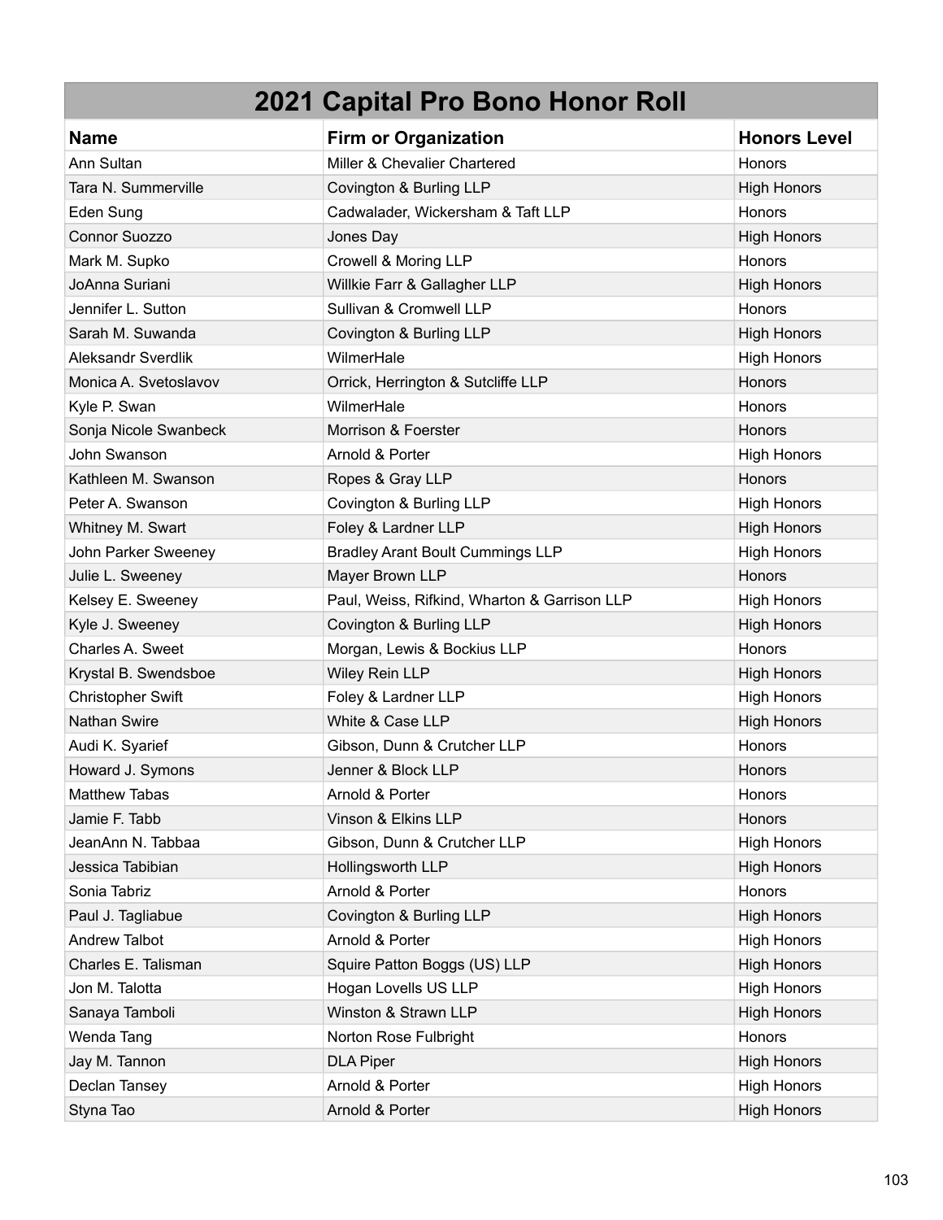# 2021 Capital Pro Bono Honor Roll

| Name | Firm or Organization | Honors Level |
|---|---|---|
| Ann Sultan | Miller & Chevalier Chartered | Honors |
| Tara N. Summerville | Covington & Burling LLP | High Honors |
| Eden Sung | Cadwalader, Wickersham & Taft LLP | Honors |
| Connor Suozzo | Jones Day | High Honors |
| Mark M. Supko | Crowell & Moring LLP | Honors |
| JoAnna Suriani | Willkie Farr & Gallagher LLP | High Honors |
| Jennifer L. Sutton | Sullivan & Cromwell LLP | Honors |
| Sarah M. Suwanda | Covington & Burling LLP | High Honors |
| Aleksandr Sverdlik | WilmerHale | High Honors |
| Monica A. Svetoslavov | Orrick, Herrington & Sutcliffe LLP | Honors |
| Kyle P. Swan | WilmerHale | Honors |
| Sonja Nicole Swanbeck | Morrison & Foerster | Honors |
| John Swanson | Arnold & Porter | High Honors |
| Kathleen M. Swanson | Ropes & Gray LLP | Honors |
| Peter A. Swanson | Covington & Burling LLP | High Honors |
| Whitney M. Swart | Foley & Lardner LLP | High Honors |
| John Parker Sweeney | Bradley Arant Boult Cummings LLP | High Honors |
| Julie L. Sweeney | Mayer Brown LLP | Honors |
| Kelsey E. Sweeney | Paul, Weiss, Rifkind, Wharton & Garrison LLP | High Honors |
| Kyle J. Sweeney | Covington & Burling LLP | High Honors |
| Charles A. Sweet | Morgan, Lewis & Bockius LLP | Honors |
| Krystal B. Swendsboe | Wiley Rein LLP | High Honors |
| Christopher Swift | Foley & Lardner LLP | High Honors |
| Nathan Swire | White & Case LLP | High Honors |
| Audi K. Syarief | Gibson, Dunn & Crutcher LLP | Honors |
| Howard J. Symons | Jenner & Block LLP | Honors |
| Matthew Tabas | Arnold & Porter | Honors |
| Jamie F. Tabb | Vinson & Elkins LLP | Honors |
| JeanAnn N. Tabbaa | Gibson, Dunn & Crutcher LLP | High Honors |
| Jessica Tabibian | Hollingsworth LLP | High Honors |
| Sonia Tabriz | Arnold & Porter | Honors |
| Paul J. Tagliabue | Covington & Burling LLP | High Honors |
| Andrew Talbot | Arnold & Porter | High Honors |
| Charles E. Talisman | Squire Patton Boggs (US) LLP | High Honors |
| Jon M. Talotta | Hogan Lovells US LLP | High Honors |
| Sanaya Tamboli | Winston & Strawn LLP | High Honors |
| Wenda Tang | Norton Rose Fulbright | Honors |
| Jay M. Tannon | DLA Piper | High Honors |
| Declan Tansey | Arnold & Porter | High Honors |
| Styna Tao | Arnold & Porter | High Honors |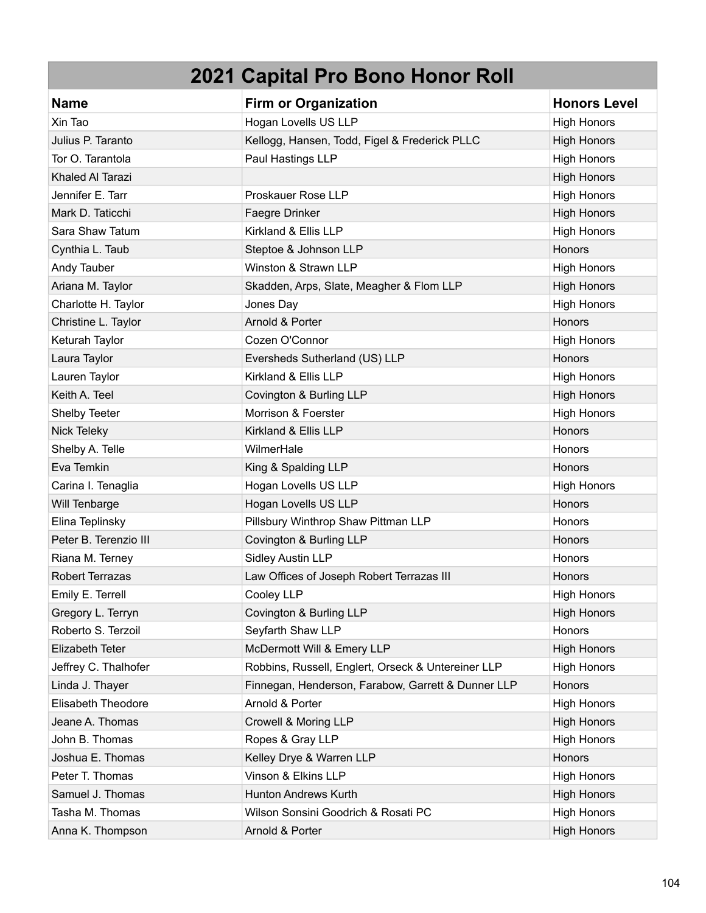| 2021 Capital Pro Bono Honor Roll | | |
|---|---|---|
| **Name** | **Firm or Organization** | **Honors Level** |
| Xin Tao | Hogan Lovells US LLP | High Honors |
| Julius P. Taranto | Kellogg, Hansen, Todd, Figel & Frederick PLLC | High Honors |
| Tor O. Tarantola | Paul Hastings LLP | High Honors |
| Khaled Al Tarazi | | High Honors |
| Jennifer E. Tarr | Proskauer Rose LLP | High Honors |
| Mark D. Taticchi | Faegre Drinker | High Honors |
| Sara Shaw Tatum | Kirkland & Ellis LLP | High Honors |
| Cynthia L. Taub | Steptoe & Johnson LLP | Honors |
| Andy Tauber | Winston & Strawn LLP | High Honors |
| Ariana M. Taylor | Skadden, Arps, Slate, Meagher & Flom LLP | High Honors |
| Charlotte H. Taylor | Jones Day | High Honors |
| Christine L. Taylor | Arnold & Porter | Honors |
| Keturah Taylor | Cozen O'Connor | High Honors |
| Laura Taylor | Eversheds Sutherland (US) LLP | Honors |
| Lauren Taylor | Kirkland & Ellis LLP | High Honors |
| Keith A. Teel | Covington & Burling LLP | High Honors |
| Shelby Teeter | Morrison & Foerster | High Honors |
| Nick Teleky | Kirkland & Ellis LLP | Honors |
| Shelby A. Telle | WilmerHale | Honors |
| Eva Temkin | King & Spalding LLP | Honors |
| Carina I. Tenaglia | Hogan Lovells US LLP | High Honors |
| Will Tenbarge | Hogan Lovells US LLP | Honors |
| Elina Teplinsky | Pillsbury Winthrop Shaw Pittman LLP | Honors |
| Peter B. Terenzio III | Covington & Burling LLP | Honors |
| Riana M. Terney | Sidley Austin LLP | Honors |
| Robert Terrazas | Law Offices of Joseph Robert Terrazas III | Honors |
| Emily E. Terrell | Cooley LLP | High Honors |
| Gregory L. Terryn | Covington & Burling LLP | High Honors |
| Roberto S. Terzoil | Seyfarth Shaw LLP | Honors |
| Elizabeth Teter | McDermott Will & Emery LLP | High Honors |
| Jeffrey C. Thalhofer | Robbins, Russell, Englert, Orseck & Untereiner LLP | High Honors |
| Linda J. Thayer | Finnegan, Henderson, Farabow, Garrett & Dunner LLP | Honors |
| Elisabeth Theodore | Arnold & Porter | High Honors |
| Jeane A. Thomas | Crowell & Moring LLP | High Honors |
| John B. Thomas | Ropes & Gray LLP | High Honors |
| Joshua E. Thomas | Kelley Drye & Warren LLP | Honors |
| Peter T. Thomas | Vinson & Elkins LLP | High Honors |
| Samuel J. Thomas | Hunton Andrews Kurth | High Honors |
| Tasha M. Thomas | Wilson Sonsini Goodrich & Rosati PC | High Honors |
| Anna K. Thompson | Arnold & Porter | High Honors |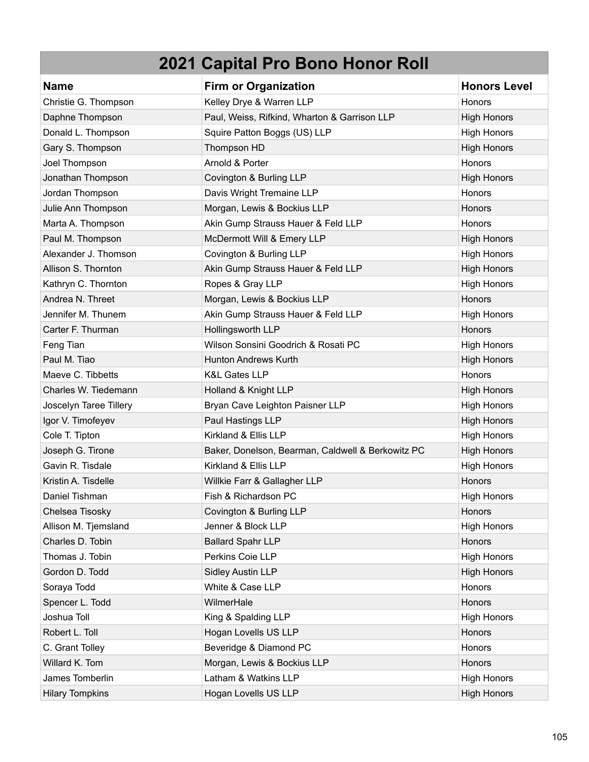# 2021 Capital Pro Bono Honor Roll

| Name | Firm or Organization | Honors Level |
|---|---|---|
| Christie G. Thompson | Kelley Drye & Warren LLP | Honors |
| Daphne Thompson | Paul, Weiss, Rifkind, Wharton & Garrison LLP | High Honors |
| Donald L. Thompson | Squire Patton Boggs (US) LLP | High Honors |
| Gary S. Thompson | Thompson HD | High Honors |
| Joel Thompson | Arnold & Porter | Honors |
| Jonathan Thompson | Covington & Burling LLP | High Honors |
| Jordan Thompson | Davis Wright Tremaine LLP | Honors |
| Julie Ann Thompson | Morgan, Lewis & Bockius LLP | Honors |
| Marta A. Thompson | Akin Gump Strauss Hauer & Feld LLP | Honors |
| Paul M. Thompson | McDermott Will & Emery LLP | High Honors |
| Alexander J. Thomson | Covington & Burling LLP | High Honors |
| Allison S. Thornton | Akin Gump Strauss Hauer & Feld LLP | High Honors |
| Kathryn C. Thornton | Ropes & Gray LLP | High Honors |
| Andrea N. Threet | Morgan, Lewis & Bockius LLP | Honors |
| Jennifer M. Thunem | Akin Gump Strauss Hauer & Feld LLP | High Honors |
| Carter F. Thurman | Hollingsworth LLP | Honors |
| Feng Tian | Wilson Sonsini Goodrich & Rosati PC | High Honors |
| Paul M. Tiao | Hunton Andrews Kurth | High Honors |
| Maeve C. Tibbetts | K&L Gates LLP | Honors |
| Charles W. Tiedemann | Holland & Knight LLP | High Honors |
| Joscelyn Taree Tillery | Bryan Cave Leighton Paisner LLP | High Honors |
| Igor V. Timofeyev | Paul Hastings LLP | High Honors |
| Cole T. Tipton | Kirkland & Ellis LLP | High Honors |
| Joseph G. Tirone | Baker, Donelson, Bearman, Caldwell & Berkowitz PC | High Honors |
| Gavin R. Tisdale | Kirkland & Ellis LLP | High Honors |
| Kristin A. Tisdelle | Willkie Farr & Gallagher LLP | Honors |
| Daniel Tishman | Fish & Richardson PC | High Honors |
| Chelsea Tisosky | Covington & Burling LLP | Honors |
| Allison M. Tjemsland | Jenner & Block LLP | High Honors |
| Charles D. Tobin | Ballard Spahr LLP | Honors |
| Thomas J. Tobin | Perkins Coie LLP | High Honors |
| Gordon D. Todd | Sidley Austin LLP | High Honors |
| Soraya Todd | White & Case LLP | Honors |
| Spencer L. Todd | WilmerHale | Honors |
| Joshua Toll | King & Spalding LLP | High Honors |
| Robert L. Toll | Hogan Lovells US LLP | Honors |
| C. Grant Tolley | Beveridge & Diamond PC | Honors |
| Willard K. Tom | Morgan, Lewis & Bockius LLP | Honors |
| James Tomberlin | Latham & Watkins LLP | High Honors |
| Hilary Tompkins | Hogan Lovells US LLP | High Honors |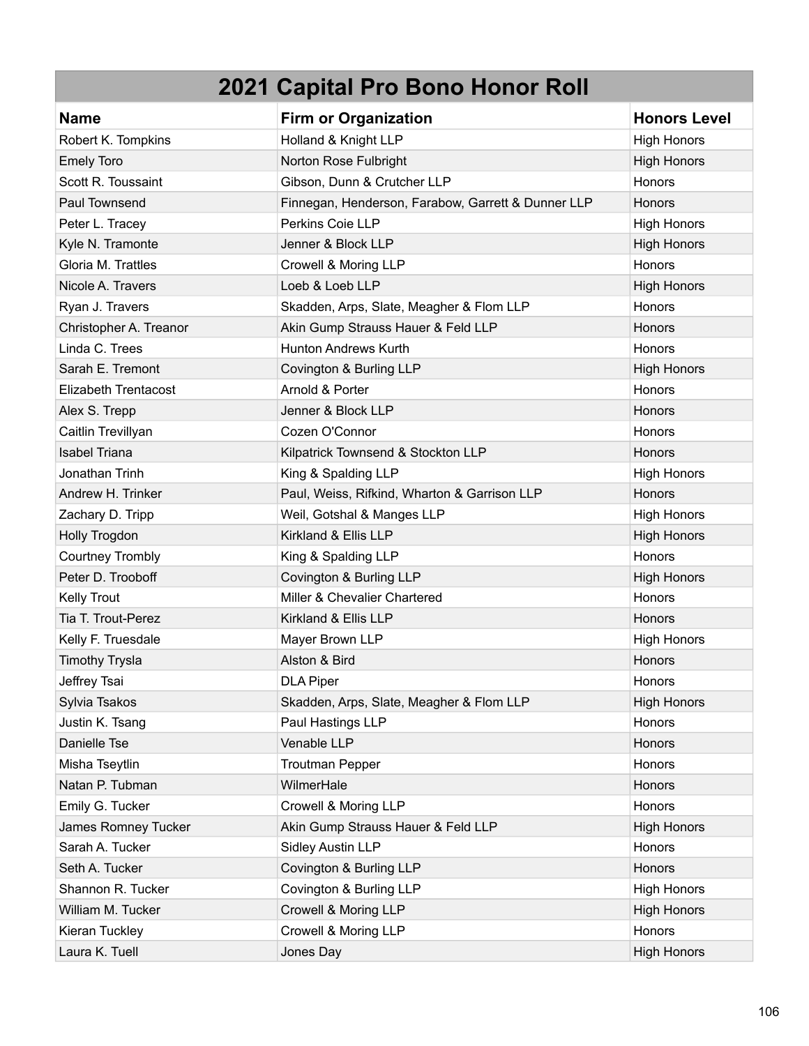# 2021 Capital Pro Bono Honor Roll

| Name | Firm or Organization | Honors Level |
|---|---|---|
| Robert K. Tompkins | Holland & Knight LLP | High Honors |
| Emely Toro | Norton Rose Fulbright | High Honors |
| Scott R. Toussaint | Gibson, Dunn & Crutcher LLP | Honors |
| Paul Townsend | Finnegan, Henderson, Farabow, Garrett & Dunner LLP | Honors |
| Peter L. Tracey | Perkins Coie LLP | High Honors |
| Kyle N. Tramonte | Jenner & Block LLP | High Honors |
| Gloria M. Trattles | Crowell & Moring LLP | Honors |
| Nicole A. Travers | Loeb & Loeb LLP | High Honors |
| Ryan J. Travers | Skadden, Arps, Slate, Meagher & Flom LLP | Honors |
| Christopher A. Treanor | Akin Gump Strauss Hauer & Feld LLP | Honors |
| Linda C. Trees | Hunton Andrews Kurth | Honors |
| Sarah E. Tremont | Covington & Burling LLP | High Honors |
| Elizabeth Trentacost | Arnold & Porter | Honors |
| Alex S. Trepp | Jenner & Block LLP | Honors |
| Caitlin Trevillyan | Cozen O'Connor | Honors |
| Isabel Triana | Kilpatrick Townsend & Stockton LLP | Honors |
| Jonathan Trinh | King & Spalding LLP | High Honors |
| Andrew H. Trinker | Paul, Weiss, Rifkind, Wharton & Garrison LLP | Honors |
| Zachary D. Tripp | Weil, Gotshal & Manges LLP | High Honors |
| Holly Trogdon | Kirkland & Ellis LLP | High Honors |
| Courtney Trombly | King & Spalding LLP | Honors |
| Peter D. Trooboff | Covington & Burling LLP | High Honors |
| Kelly Trout | Miller & Chevalier Chartered | Honors |
| Tia T. Trout-Perez | Kirkland & Ellis LLP | Honors |
| Kelly F. Truesdale | Mayer Brown LLP | High Honors |
| Timothy Trysla | Alston & Bird | Honors |
| Jeffrey Tsai | DLA Piper | Honors |
| Sylvia Tsakos | Skadden, Arps, Slate, Meagher & Flom LLP | High Honors |
| Justin K. Tsang | Paul Hastings LLP | Honors |
| Danielle Tse | Venable LLP | Honors |
| Misha Tseytlin | Troutman Pepper | Honors |
| Natan P. Tubman | WilmerHale | Honors |
| Emily G. Tucker | Crowell & Moring LLP | Honors |
| James Romney Tucker | Akin Gump Strauss Hauer & Feld LLP | High Honors |
| Sarah A. Tucker | Sidley Austin LLP | Honors |
| Seth A. Tucker | Covington & Burling LLP | Honors |
| Shannon R. Tucker | Covington & Burling LLP | High Honors |
| William M. Tucker | Crowell & Moring LLP | High Honors |
| Kieran Tuckley | Crowell & Moring LLP | Honors |
| Laura K. Tuell | Jones Day | High Honors |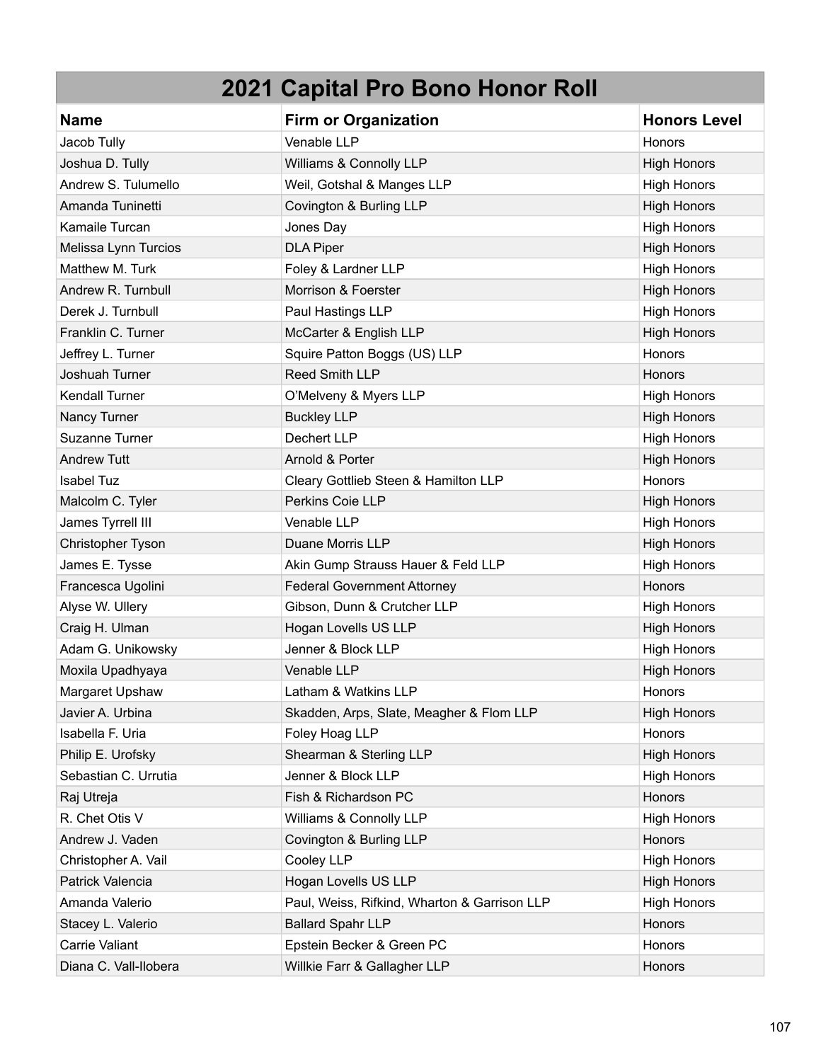# 2021 Capital Pro Bono Honor Roll

| Name | Firm or Organization | Honors Level |
|---|---|---|
| Jacob Tully | Venable LLP | Honors |
| Joshua D. Tully | Williams & Connolly LLP | High Honors |
| Andrew S. Tulumello | Weil, Gotshal & Manges LLP | High Honors |
| Amanda Tuninetti | Covington & Burling LLP | High Honors |
| Kamaile Turcan | Jones Day | High Honors |
| Melissa Lynn Turcios | DLA Piper | High Honors |
| Matthew M. Turk | Foley & Lardner LLP | High Honors |
| Andrew R. Turnbull | Morrison & Foerster | High Honors |
| Derek J. Turnbull | Paul Hastings LLP | High Honors |
| Franklin C. Turner | McCarter & English LLP | High Honors |
| Jeffrey L. Turner | Squire Patton Boggs (US) LLP | Honors |
| Joshuah Turner | Reed Smith LLP | Honors |
| Kendall Turner | O'Melveny & Myers LLP | High Honors |
| Nancy Turner | Buckley LLP | High Honors |
| Suzanne Turner | Dechert LLP | High Honors |
| Andrew Tutt | Arnold & Porter | High Honors |
| Isabel Tuz | Cleary Gottlieb Steen & Hamilton LLP | Honors |
| Malcolm C. Tyler | Perkins Coie LLP | High Honors |
| James Tyrrell III | Venable LLP | High Honors |
| Christopher Tyson | Duane Morris LLP | High Honors |
| James E. Tysse | Akin Gump Strauss Hauer & Feld LLP | High Honors |
| Francesca Ugolini | Federal Government Attorney | Honors |
| Alyse W. Ullery | Gibson, Dunn & Crutcher LLP | High Honors |
| Craig H. Ulman | Hogan Lovells US LLP | High Honors |
| Adam G. Unikowsky | Jenner & Block LLP | High Honors |
| Moxila Upadhyaya | Venable LLP | High Honors |
| Margaret Upshaw | Latham & Watkins LLP | Honors |
| Javier A. Urbina | Skadden, Arps, Slate, Meagher & Flom LLP | High Honors |
| Isabella F. Uria | Foley Hoag LLP | Honors |
| Philip E. Urofsky | Shearman & Sterling LLP | High Honors |
| Sebastian C. Urrutia | Jenner & Block LLP | High Honors |
| Raj Utreja | Fish & Richardson PC | Honors |
| R. Chet Otis V | Williams & Connolly LLP | High Honors |
| Andrew J. Vaden | Covington & Burling LLP | Honors |
| Christopher A. Vail | Cooley LLP | High Honors |
| Patrick Valencia | Hogan Lovells US LLP | High Honors |
| Amanda Valerio | Paul, Weiss, Rifkind, Wharton & Garrison LLP | High Honors |
| Stacey L. Valerio | Ballard Spahr LLP | Honors |
| Carrie Valiant | Epstein Becker & Green PC | Honors |
| Diana C. Vall-llobera | Willkie Farr & Gallagher LLP | Honors |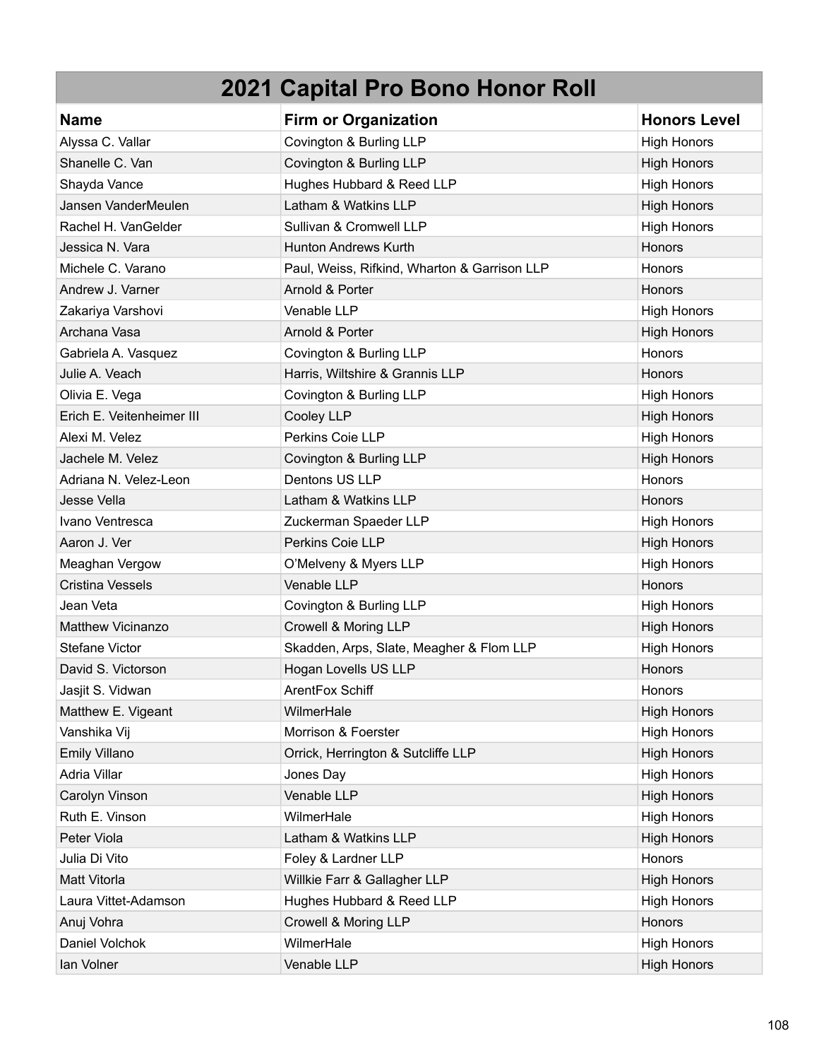## 2021 Capital Pro Bono Honor Roll

| Name | Firm or Organization | Honors Level |
|---|---|---|
| Alyssa C. Vallar | Covington & Burling LLP | High Honors |
| Shanelle C. Van | Covington & Burling LLP | High Honors |
| Shayda Vance | Hughes Hubbard & Reed LLP | High Honors |
| Jansen VanderMeulen | Latham & Watkins LLP | High Honors |
| Rachel H. VanGelder | Sullivan & Cromwell LLP | High Honors |
| Jessica N. Vara | Hunton Andrews Kurth | Honors |
| Michele C. Varano | Paul, Weiss, Rifkind, Wharton & Garrison LLP | Honors |
| Andrew J. Varner | Arnold & Porter | Honors |
| Zakariya Varshovi | Venable LLP | High Honors |
| Archana Vasa | Arnold & Porter | High Honors |
| Gabriela A. Vasquez | Covington & Burling LLP | Honors |
| Julie A. Veach | Harris, Wiltshire & Grannis LLP | Honors |
| Olivia E. Vega | Covington & Burling LLP | High Honors |
| Erich E. Veitenheimer III | Cooley LLP | High Honors |
| Alexi M. Velez | Perkins Coie LLP | High Honors |
| Jachele M. Velez | Covington & Burling LLP | High Honors |
| Adriana N. Velez-Leon | Dentons US LLP | Honors |
| Jesse Vella | Latham & Watkins LLP | Honors |
| Ivano Ventresca | Zuckerman Spaeder LLP | High Honors |
| Aaron J. Ver | Perkins Coie LLP | High Honors |
| Meaghan Vergow | O'Melveny & Myers LLP | High Honors |
| Cristina Vessels | Venable LLP | Honors |
| Jean Veta | Covington & Burling LLP | High Honors |
| Matthew Vicinanzo | Crowell & Moring LLP | High Honors |
| Stefane Victor | Skadden, Arps, Slate, Meagher & Flom LLP | High Honors |
| David S. Victorson | Hogan Lovells US LLP | Honors |
| Jasjit S. Vidwan | ArentFox Schiff | Honors |
| Matthew E. Vigeant | WilmerHale | High Honors |
| Vanshika Vij | Morrison & Foerster | High Honors |
| Emily Villano | Orrick, Herrington & Sutcliffe LLP | High Honors |
| Adria Villar | Jones Day | High Honors |
| Carolyn Vinson | Venable LLP | High Honors |
| Ruth E. Vinson | WilmerHale | High Honors |
| Peter Viola | Latham & Watkins LLP | High Honors |
| Julia Di Vito | Foley & Lardner LLP | Honors |
| Matt Vitorla | Willkie Farr & Gallagher LLP | High Honors |
| Laura Vittet-Adamson | Hughes Hubbard & Reed LLP | High Honors |
| Anuj Vohra | Crowell & Moring LLP | Honors |
| Daniel Volchok | WilmerHale | High Honors |
| Ian Volner | Venable LLP | High Honors |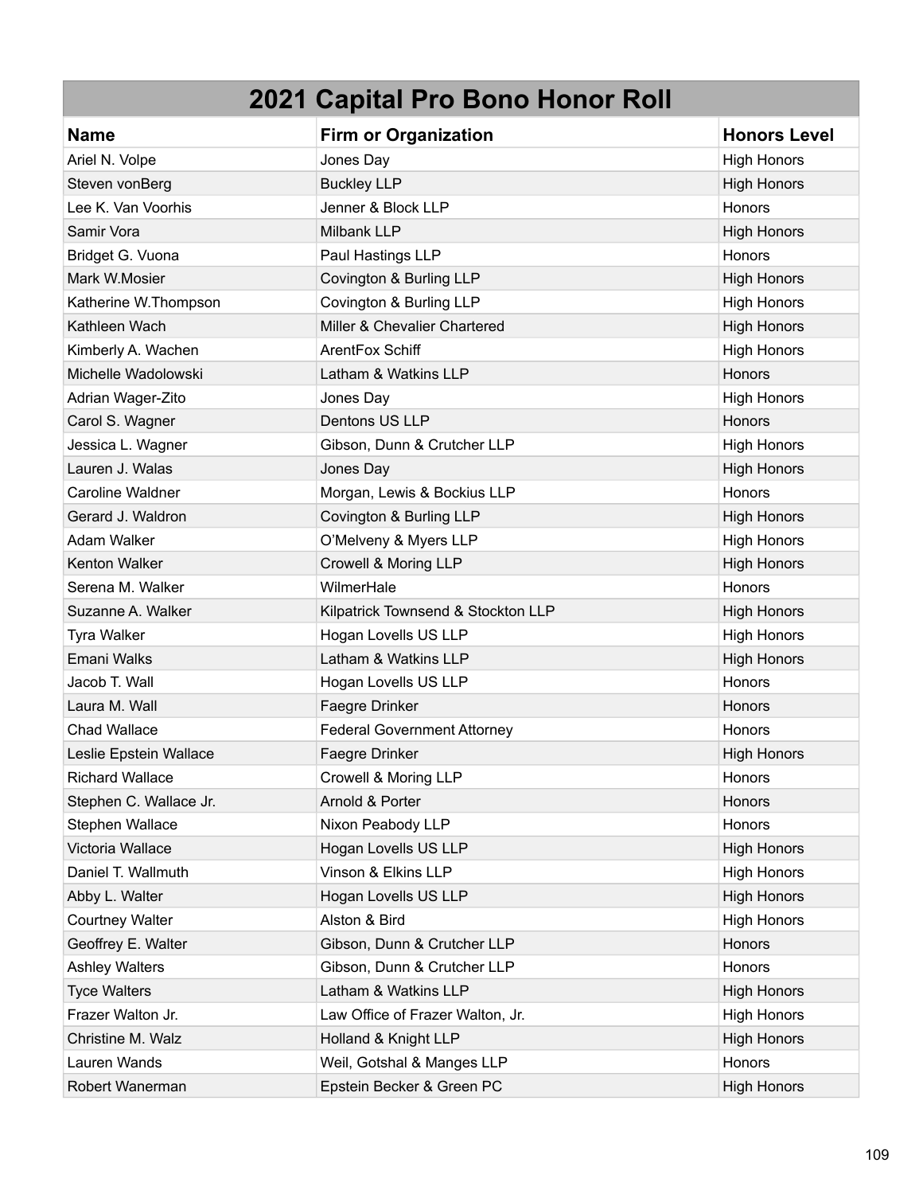# 2021 Capital Pro Bono Honor Roll

| Name | Firm or Organization | Honors Level |
|---|---|---|
| Ariel N. Volpe | Jones Day | High Honors |
| Steven vonBerg | Buckley LLP | High Honors |
| Lee K. Van Voorhis | Jenner & Block LLP | Honors |
| Samir Vora | Milbank LLP | High Honors |
| Bridget G. Vuona | Paul Hastings LLP | Honors |
| Mark W.Mosier | Covington & Burling LLP | High Honors |
| Katherine W.Thompson | Covington & Burling LLP | High Honors |
| Kathleen Wach | Miller & Chevalier Chartered | High Honors |
| Kimberly A. Wachen | ArentFox Schiff | High Honors |
| Michelle Wadolowski | Latham & Watkins LLP | Honors |
| Adrian Wager-Zito | Jones Day | High Honors |
| Carol S. Wagner | Dentons US LLP | Honors |
| Jessica L. Wagner | Gibson, Dunn & Crutcher LLP | High Honors |
| Lauren J. Walas | Jones Day | High Honors |
| Caroline Waldner | Morgan, Lewis & Bockius LLP | Honors |
| Gerard J. Waldron | Covington & Burling LLP | High Honors |
| Adam Walker | O’Melveny & Myers LLP | High Honors |
| Kenton Walker | Crowell & Moring LLP | High Honors |
| Serena M. Walker | WilmerHale | Honors |
| Suzanne A. Walker | Kilpatrick Townsend & Stockton LLP | High Honors |
| Tyra Walker | Hogan Lovells US LLP | High Honors |
| Emani Walks | Latham & Watkins LLP | High Honors |
| Jacob T. Wall | Hogan Lovells US LLP | Honors |
| Laura M. Wall | Faegre Drinker | Honors |
| Chad Wallace | Federal Government Attorney | Honors |
| Leslie Epstein Wallace | Faegre Drinker | High Honors |
| Richard Wallace | Crowell & Moring LLP | Honors |
| Stephen C. Wallace Jr. | Arnold & Porter | Honors |
| Stephen Wallace | Nixon Peabody LLP | Honors |
| Victoria Wallace | Hogan Lovells US LLP | High Honors |
| Daniel T. Wallmuth | Vinson & Elkins LLP | High Honors |
| Abby L. Walter | Hogan Lovells US LLP | High Honors |
| Courtney Walter | Alston & Bird | High Honors |
| Geoffrey E. Walter | Gibson, Dunn & Crutcher LLP | Honors |
| Ashley Walters | Gibson, Dunn & Crutcher LLP | Honors |
| Tyce Walters | Latham & Watkins LLP | High Honors |
| Frazer Walton Jr. | Law Office of Frazer Walton, Jr. | High Honors |
| Christine M. Walz | Holland & Knight LLP | High Honors |
| Lauren Wands | Weil, Gotshal & Manges LLP | Honors |
| Robert Wanerman | Epstein Becker & Green PC | High Honors |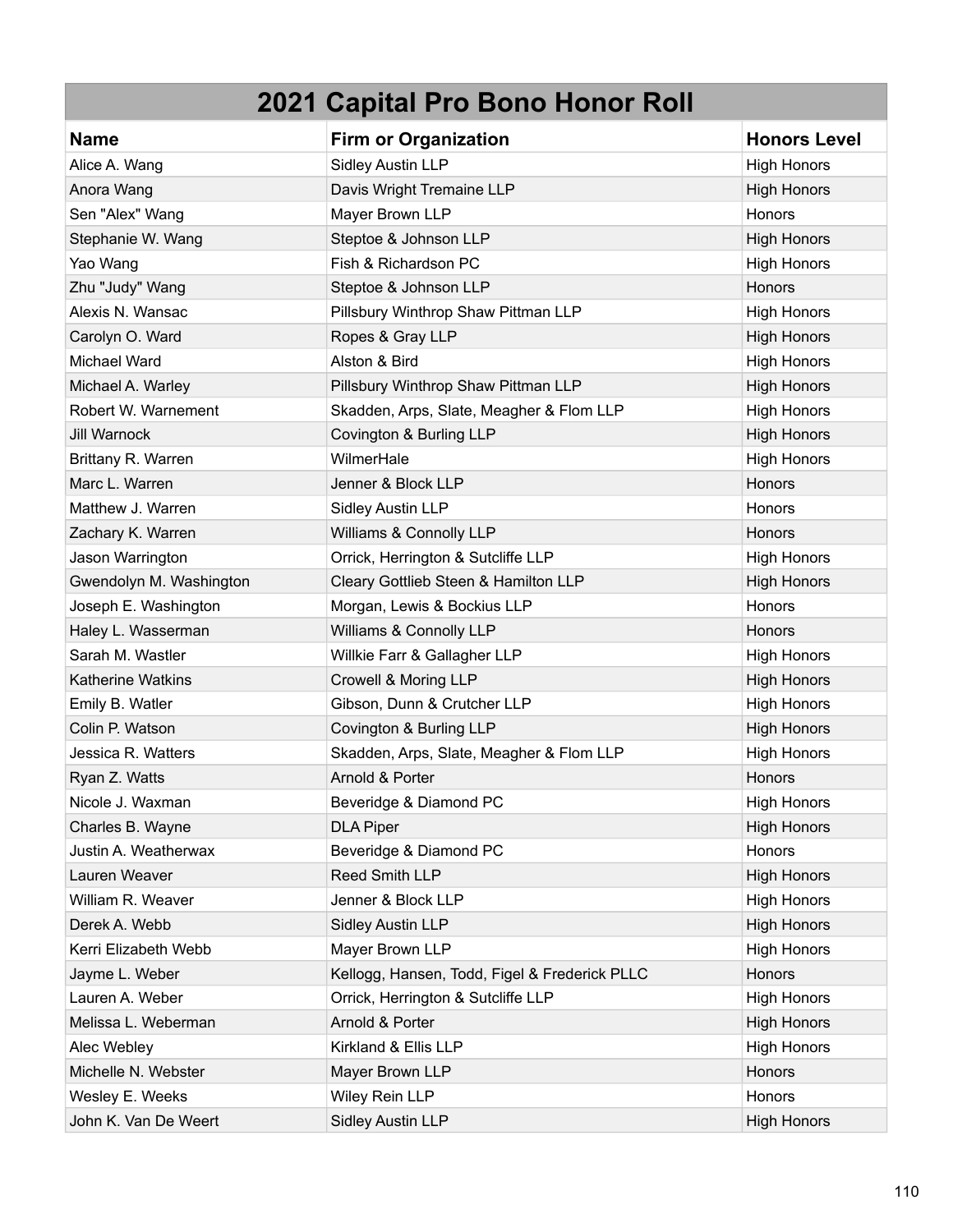# 2021 Capital Pro Bono Honor Roll

| Name | Firm or Organization | Honors Level |
|---|---|---|
| Alice A. Wang | Sidley Austin LLP | High Honors |
| Anora Wang | Davis Wright Tremaine LLP | High Honors |
| Sen "Alex" Wang | Mayer Brown LLP | Honors |
| Stephanie W. Wang | Steptoe & Johnson LLP | High Honors |
| Yao Wang | Fish & Richardson PC | High Honors |
| Zhu "Judy" Wang | Steptoe & Johnson LLP | Honors |
| Alexis N. Wansac | Pillsbury Winthrop Shaw Pittman LLP | High Honors |
| Carolyn O. Ward | Ropes & Gray LLP | High Honors |
| Michael Ward | Alston & Bird | High Honors |
| Michael A. Warley | Pillsbury Winthrop Shaw Pittman LLP | High Honors |
| Robert W. Warnement | Skadden, Arps, Slate, Meagher & Flom LLP | High Honors |
| Jill Warnock | Covington & Burling LLP | High Honors |
| Brittany R. Warren | WilmerHale | High Honors |
| Marc L. Warren | Jenner & Block LLP | Honors |
| Matthew J. Warren | Sidley Austin LLP | Honors |
| Zachary K. Warren | Williams & Connolly LLP | Honors |
| Jason Warrington | Orrick, Herrington & Sutcliffe LLP | High Honors |
| Gwendolyn M. Washington | Cleary Gottlieb Steen & Hamilton LLP | High Honors |
| Joseph E. Washington | Morgan, Lewis & Bockius LLP | Honors |
| Haley L. Wasserman | Williams & Connolly LLP | Honors |
| Sarah M. Wastler | Willkie Farr & Gallagher LLP | High Honors |
| Katherine Watkins | Crowell & Moring LLP | High Honors |
| Emily B. Watler | Gibson, Dunn & Crutcher LLP | High Honors |
| Colin P. Watson | Covington & Burling LLP | High Honors |
| Jessica R. Watters | Skadden, Arps, Slate, Meagher & Flom LLP | High Honors |
| Ryan Z. Watts | Arnold & Porter | Honors |
| Nicole J. Waxman | Beveridge & Diamond PC | High Honors |
| Charles B. Wayne | DLA Piper | High Honors |
| Justin A. Weatherwax | Beveridge & Diamond PC | Honors |
| Lauren Weaver | Reed Smith LLP | High Honors |
| William R. Weaver | Jenner & Block LLP | High Honors |
| Derek A. Webb | Sidley Austin LLP | High Honors |
| Kerri Elizabeth Webb | Mayer Brown LLP | High Honors |
| Jayme L. Weber | Kellogg, Hansen, Todd, Figel & Frederick PLLC | Honors |
| Lauren A. Weber | Orrick, Herrington & Sutcliffe LLP | High Honors |
| Melissa L. Weberman | Arnold & Porter | High Honors |
| Alec Webley | Kirkland & Ellis LLP | High Honors |
| Michelle N. Webster | Mayer Brown LLP | Honors |
| Wesley E. Weeks | Wiley Rein LLP | Honors |
| John K. Van De Weert | Sidley Austin LLP | High Honors |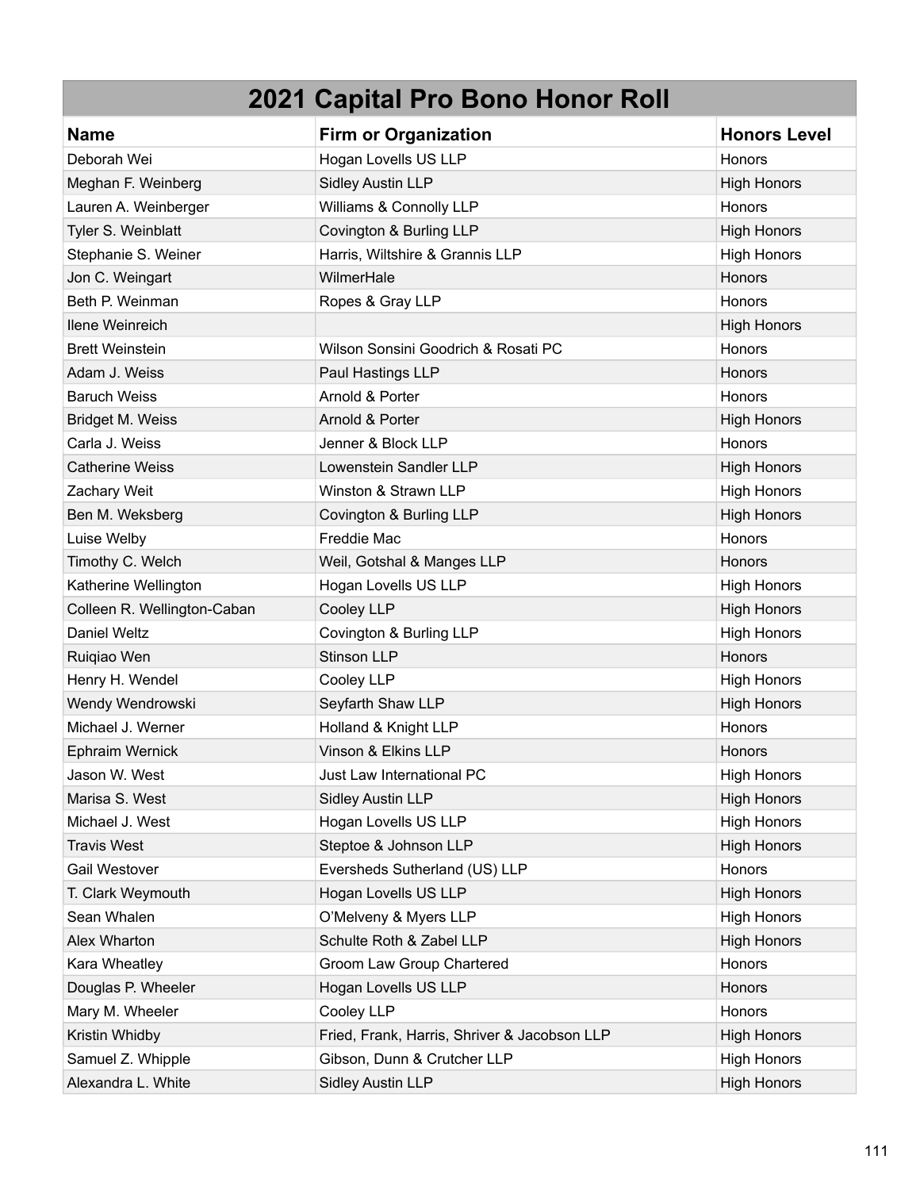| 2021 Capital Pro Bono Honor Roll | | |
|---|---|---|
| **Name** | **Firm or Organization** | **Honors Level** |
| Deborah Wei | Hogan Lovells US LLP | Honors |
| Meghan F. Weinberg | Sidley Austin LLP | High Honors |
| Lauren A. Weinberger | Williams & Connolly LLP | Honors |
| Tyler S. Weinblatt | Covington & Burling LLP | High Honors |
| Stephanie S. Weiner | Harris, Wiltshire & Grannis LLP | High Honors |
| Jon C. Weingart | WilmerHale | Honors |
| Beth P. Weinman | Ropes & Gray LLP | Honors |
| Ilene Weinreich | | High Honors |
| Brett Weinstein | Wilson Sonsini Goodrich & Rosati PC | Honors |
| Adam J. Weiss | Paul Hastings LLP | Honors |
| Baruch Weiss | Arnold & Porter | Honors |
| Bridget M. Weiss | Arnold & Porter | High Honors |
| Carla J. Weiss | Jenner & Block LLP | Honors |
| Catherine Weiss | Lowenstein Sandler LLP | High Honors |
| Zachary Weit | Winston & Strawn LLP | High Honors |
| Ben M. Weksberg | Covington & Burling LLP | High Honors |
| Luise Welby | Freddie Mac | Honors |
| Timothy C. Welch | Weil, Gotshal & Manges LLP | Honors |
| Katherine Wellington | Hogan Lovells US LLP | High Honors |
| Colleen R. Wellington-Caban | Cooley LLP | High Honors |
| Daniel Weltz | Covington & Burling LLP | High Honors |
| Ruiqiao Wen | Stinson LLP | Honors |
| Henry H. Wendel | Cooley LLP | High Honors |
| Wendy Wendrowski | Seyfarth Shaw LLP | High Honors |
| Michael J. Werner | Holland & Knight LLP | Honors |
| Ephraim Wernick | Vinson & Elkins LLP | Honors |
| Jason W. West | Just Law International PC | High Honors |
| Marisa S. West | Sidley Austin LLP | High Honors |
| Michael J. West | Hogan Lovells US LLP | High Honors |
| Travis West | Steptoe & Johnson LLP | High Honors |
| Gail Westover | Eversheds Sutherland (US) LLP | Honors |
| T. Clark Weymouth | Hogan Lovells US LLP | High Honors |
| Sean Whalen | O'Melveny & Myers LLP | High Honors |
| Alex Wharton | Schulte Roth & Zabel LLP | High Honors |
| Kara Wheatley | Groom Law Group Chartered | Honors |
| Douglas P. Wheeler | Hogan Lovells US LLP | Honors |
| Mary M. Wheeler | Cooley LLP | Honors |
| Kristin Whidby | Fried, Frank, Harris, Shriver & Jacobson LLP | High Honors |
| Samuel Z. Whipple | Gibson, Dunn & Crutcher LLP | High Honors |
| Alexandra L. White | Sidley Austin LLP | High Honors |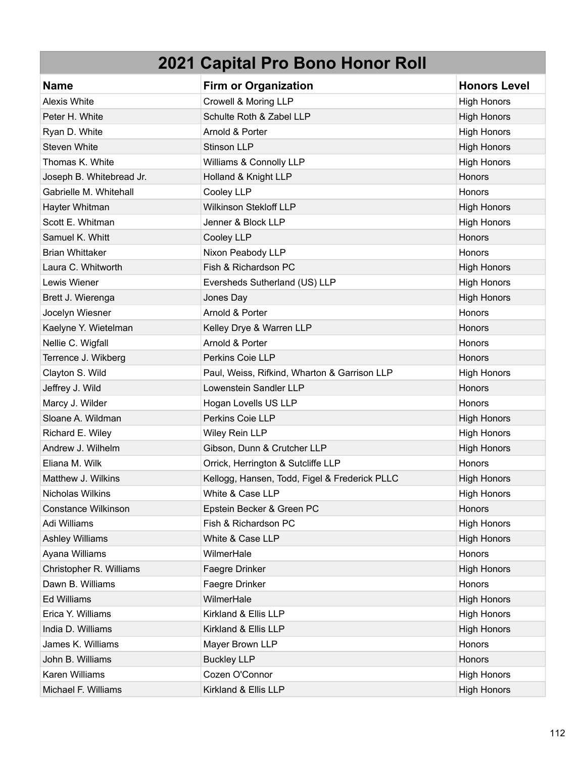# 2021 Capital Pro Bono Honor Roll

| Name | Firm or Organization | Honors Level |
|---|---|---|
| Alexis White | Crowell & Moring LLP | High Honors |
| Peter H. White | Schulte Roth & Zabel LLP | High Honors |
| Ryan D. White | Arnold & Porter | High Honors |
| Steven White | Stinson LLP | High Honors |
| Thomas K. White | Williams & Connolly LLP | High Honors |
| Joseph B. Whitebread Jr. | Holland & Knight LLP | Honors |
| Gabrielle M. Whitehall | Cooley LLP | Honors |
| Hayter Whitman | Wilkinson Stekloff LLP | High Honors |
| Scott E. Whitman | Jenner & Block LLP | High Honors |
| Samuel K. Whitt | Cooley LLP | Honors |
| Brian Whittaker | Nixon Peabody LLP | Honors |
| Laura C. Whitworth | Fish & Richardson PC | High Honors |
| Lewis Wiener | Eversheds Sutherland (US) LLP | High Honors |
| Brett J. Wierenga | Jones Day | High Honors |
| Jocelyn Wiesner | Arnold & Porter | Honors |
| Kaelyne Y. Wietelman | Kelley Drye & Warren LLP | Honors |
| Nellie C. Wigfall | Arnold & Porter | Honors |
| Terrence J. Wikberg | Perkins Coie LLP | Honors |
| Clayton S. Wild | Paul, Weiss, Rifkind, Wharton & Garrison LLP | High Honors |
| Jeffrey J. Wild | Lowenstein Sandler LLP | Honors |
| Marcy J. Wilder | Hogan Lovells US LLP | Honors |
| Sloane A. Wildman | Perkins Coie LLP | High Honors |
| Richard E. Wiley | Wiley Rein LLP | High Honors |
| Andrew J. Wilhelm | Gibson, Dunn & Crutcher LLP | High Honors |
| Eliana M. Wilk | Orrick, Herrington & Sutcliffe LLP | Honors |
| Matthew J. Wilkins | Kellogg, Hansen, Todd, Figel & Frederick PLLC | High Honors |
| Nicholas Wilkins | White & Case LLP | High Honors |
| Constance Wilkinson | Epstein Becker & Green PC | Honors |
| Adi Williams | Fish & Richardson PC | High Honors |
| Ashley Williams | White & Case LLP | High Honors |
| Ayana Williams | WilmerHale | Honors |
| Christopher R. Williams | Faegre Drinker | High Honors |
| Dawn B. Williams | Faegre Drinker | Honors |
| Ed Williams | WilmerHale | High Honors |
| Erica Y. Williams | Kirkland & Ellis LLP | High Honors |
| India D. Williams | Kirkland & Ellis LLP | High Honors |
| James K. Williams | Mayer Brown LLP | Honors |
| John B. Williams | Buckley LLP | Honors |
| Karen Williams | Cozen O'Connor | High Honors |
| Michael F. Williams | Kirkland & Ellis LLP | High Honors |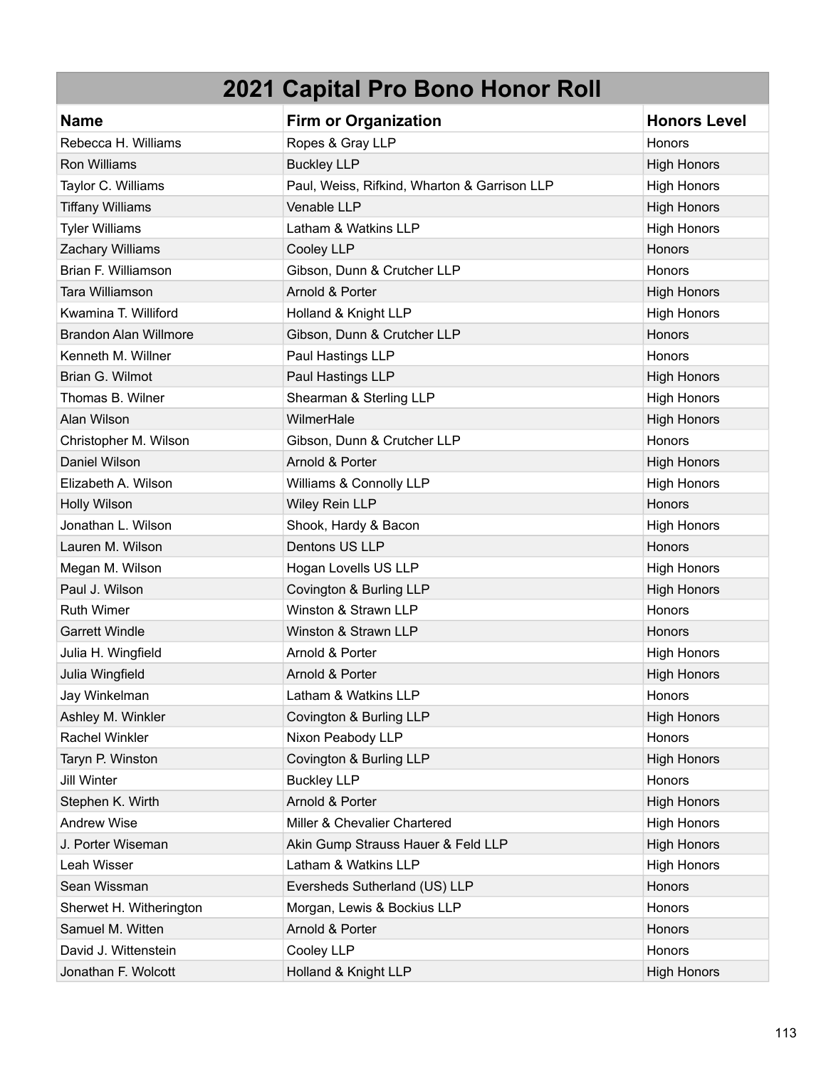# 2021 Capital Pro Bono Honor Roll

| Name | Firm or Organization | Honors Level |
|---|---|---|
| Rebecca H. Williams | Ropes & Gray LLP | Honors |
| Ron Williams | Buckley LLP | High Honors |
| Taylor C. Williams | Paul, Weiss, Rifkind, Wharton & Garrison LLP | High Honors |
| Tiffany Williams | Venable LLP | High Honors |
| Tyler Williams | Latham & Watkins LLP | High Honors |
| Zachary Williams | Cooley LLP | Honors |
| Brian F. Williamson | Gibson, Dunn & Crutcher LLP | Honors |
| Tara Williamson | Arnold & Porter | High Honors |
| Kwamina T. Williford | Holland & Knight LLP | High Honors |
| Brandon Alan Willmore | Gibson, Dunn & Crutcher LLP | Honors |
| Kenneth M. Willner | Paul Hastings LLP | Honors |
| Brian G. Wilmot | Paul Hastings LLP | High Honors |
| Thomas B. Wilner | Shearman & Sterling LLP | High Honors |
| Alan Wilson | WilmerHale | High Honors |
| Christopher M. Wilson | Gibson, Dunn & Crutcher LLP | Honors |
| Daniel Wilson | Arnold & Porter | High Honors |
| Elizabeth A. Wilson | Williams & Connolly LLP | High Honors |
| Holly Wilson | Wiley Rein LLP | Honors |
| Jonathan L. Wilson | Shook, Hardy & Bacon | High Honors |
| Lauren M. Wilson | Dentons US LLP | Honors |
| Megan M. Wilson | Hogan Lovells US LLP | High Honors |
| Paul J. Wilson | Covington & Burling LLP | High Honors |
| Ruth Wimer | Winston & Strawn LLP | Honors |
| Garrett Windle | Winston & Strawn LLP | Honors |
| Julia H. Wingfield | Arnold & Porter | High Honors |
| Julia Wingfield | Arnold & Porter | High Honors |
| Jay Winkelman | Latham & Watkins LLP | Honors |
| Ashley M. Winkler | Covington & Burling LLP | High Honors |
| Rachel Winkler | Nixon Peabody LLP | Honors |
| Taryn P. Winston | Covington & Burling LLP | High Honors |
| Jill Winter | Buckley LLP | Honors |
| Stephen K. Wirth | Arnold & Porter | High Honors |
| Andrew Wise | Miller & Chevalier Chartered | High Honors |
| J. Porter Wiseman | Akin Gump Strauss Hauer & Feld LLP | High Honors |
| Leah Wisser | Latham & Watkins LLP | High Honors |
| Sean Wissman | Eversheds Sutherland (US) LLP | Honors |
| Sherwet H. Witherington | Morgan, Lewis & Bockius LLP | Honors |
| Samuel M. Witten | Arnold & Porter | Honors |
| David J. Wittenstein | Cooley LLP | Honors |
| Jonathan F. Wolcott | Holland & Knight LLP | High Honors |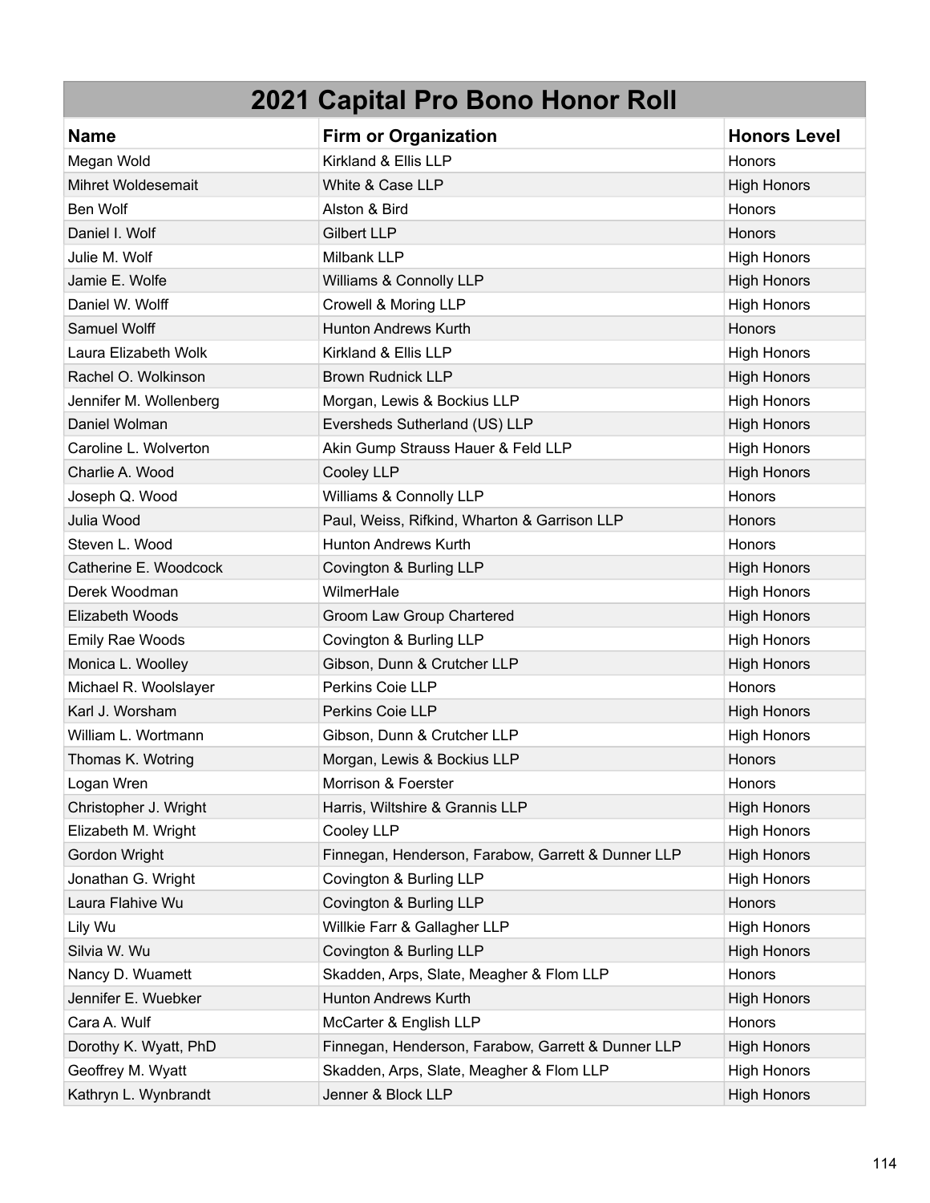# 2021 Capital Pro Bono Honor Roll

| Name | Firm or Organization | Honors Level |
|---|---|---|
| Megan Wold | Kirkland & Ellis LLP | Honors |
| Mihret Woldesemait | White & Case LLP | High Honors |
| Ben Wolf | Alston & Bird | Honors |
| Daniel I. Wolf | Gilbert LLP | Honors |
| Julie M. Wolf | Milbank LLP | High Honors |
| Jamie E. Wolfe | Williams & Connolly LLP | High Honors |
| Daniel W. Wolff | Crowell & Moring LLP | High Honors |
| Samuel Wolff | Hunton Andrews Kurth | Honors |
| Laura Elizabeth Wolk | Kirkland & Ellis LLP | High Honors |
| Rachel O. Wolkinson | Brown Rudnick LLP | High Honors |
| Jennifer M. Wollenberg | Morgan, Lewis & Bockius LLP | High Honors |
| Daniel Wolman | Eversheds Sutherland (US) LLP | High Honors |
| Caroline L. Wolverton | Akin Gump Strauss Hauer & Feld LLP | High Honors |
| Charlie A. Wood | Cooley LLP | High Honors |
| Joseph Q. Wood | Williams & Connolly LLP | Honors |
| Julia Wood | Paul, Weiss, Rifkind, Wharton & Garrison LLP | Honors |
| Steven L. Wood | Hunton Andrews Kurth | Honors |
| Catherine E. Woodcock | Covington & Burling LLP | High Honors |
| Derek Woodman | WilmerHale | High Honors |
| Elizabeth Woods | Groom Law Group Chartered | High Honors |
| Emily Rae Woods | Covington & Burling LLP | High Honors |
| Monica L. Woolley | Gibson, Dunn & Crutcher LLP | High Honors |
| Michael R. Woolslayer | Perkins Coie LLP | Honors |
| Karl J. Worsham | Perkins Coie LLP | High Honors |
| William L. Wortmann | Gibson, Dunn & Crutcher LLP | High Honors |
| Thomas K. Wotring | Morgan, Lewis & Bockius LLP | Honors |
| Logan Wren | Morrison & Foerster | Honors |
| Christopher J. Wright | Harris, Wiltshire & Grannis LLP | High Honors |
| Elizabeth M. Wright | Cooley LLP | High Honors |
| Gordon Wright | Finnegan, Henderson, Farabow, Garrett & Dunner LLP | High Honors |
| Jonathan G. Wright | Covington & Burling LLP | High Honors |
| Laura Flahive Wu | Covington & Burling LLP | Honors |
| Lily Wu | Willkie Farr & Gallagher LLP | High Honors |
| Silvia W. Wu | Covington & Burling LLP | High Honors |
| Nancy D. Wuamett | Skadden, Arps, Slate, Meagher & Flom LLP | Honors |
| Jennifer E. Wuebker | Hunton Andrews Kurth | High Honors |
| Cara A. Wulf | McCarter & English LLP | Honors |
| Dorothy K. Wyatt, PhD | Finnegan, Henderson, Farabow, Garrett & Dunner LLP | High Honors |
| Geoffrey M. Wyatt | Skadden, Arps, Slate, Meagher & Flom LLP | High Honors |
| Kathryn L. Wynbrandt | Jenner & Block LLP | High Honors |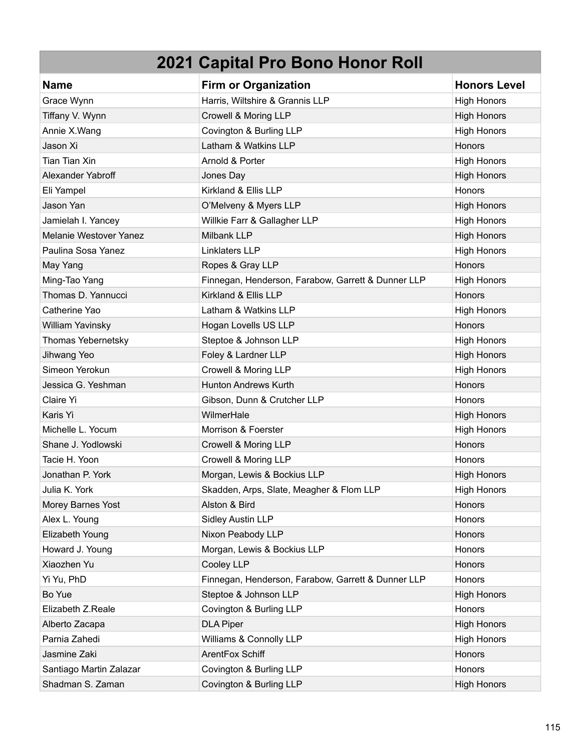| 2021 Capital Pro Bono Honor Roll | | |
|---|---|---|
| **Name** | **Firm or Organization** | **Honors Level** |
| Grace Wynn | Harris, Wiltshire & Grannis LLP | High Honors |
| Tiffany V. Wynn | Crowell & Moring LLP | High Honors |
| Annie X.Wang | Covington & Burling LLP | High Honors |
| Jason Xi | Latham & Watkins LLP | Honors |
| Tian Tian Xin | Arnold & Porter | High Honors |
| Alexander Yabroff | Jones Day | High Honors |
| Eli Yampel | Kirkland & Ellis LLP | Honors |
| Jason Yan | O'Melveny & Myers LLP | High Honors |
| Jamielah I. Yancey | Willkie Farr & Gallagher LLP | High Honors |
| Melanie Westover Yanez | Milbank LLP | High Honors |
| Paulina Sosa Yanez | Linklaters LLP | High Honors |
| May Yang | Ropes & Gray LLP | Honors |
| Ming-Tao Yang | Finnegan, Henderson, Farabow, Garrett & Dunner LLP | High Honors |
| Thomas D. Yannucci | Kirkland & Ellis LLP | Honors |
| Catherine Yao | Latham & Watkins LLP | High Honors |
| William Yavinsky | Hogan Lovells US LLP | Honors |
| Thomas Yebernetsky | Steptoe & Johnson LLP | High Honors |
| Jihwang Yeo | Foley & Lardner LLP | High Honors |
| Simeon Yerokun | Crowell & Moring LLP | High Honors |
| Jessica G. Yeshman | Hunton Andrews Kurth | Honors |
| Claire Yi | Gibson, Dunn & Crutcher LLP | Honors |
| Karis Yi | WilmerHale | High Honors |
| Michelle L. Yocum | Morrison & Foerster | High Honors |
| Shane J. Yodlowski | Crowell & Moring LLP | Honors |
| Tacie H. Yoon | Crowell & Moring LLP | Honors |
| Jonathan P. York | Morgan, Lewis & Bockius LLP | High Honors |
| Julia K. York | Skadden, Arps, Slate, Meagher & Flom LLP | High Honors |
| Morey Barnes Yost | Alston & Bird | Honors |
| Alex L. Young | Sidley Austin LLP | Honors |
| Elizabeth Young | Nixon Peabody LLP | Honors |
| Howard J. Young | Morgan, Lewis & Bockius LLP | Honors |
| Xiaozhen Yu | Cooley LLP | Honors |
| Yi Yu, PhD | Finnegan, Henderson, Farabow, Garrett & Dunner LLP | Honors |
| Bo Yue | Steptoe & Johnson LLP | High Honors |
| Elizabeth Z.Reale | Covington & Burling LLP | Honors |
| Alberto Zacapa | DLA Piper | High Honors |
| Parnia Zahedi | Williams & Connolly LLP | High Honors |
| Jasmine Zaki | ArentFox Schiff | Honors |
| Santiago Martin Zalazar | Covington & Burling LLP | Honors |
| Shadman S. Zaman | Covington & Burling LLP | High Honors |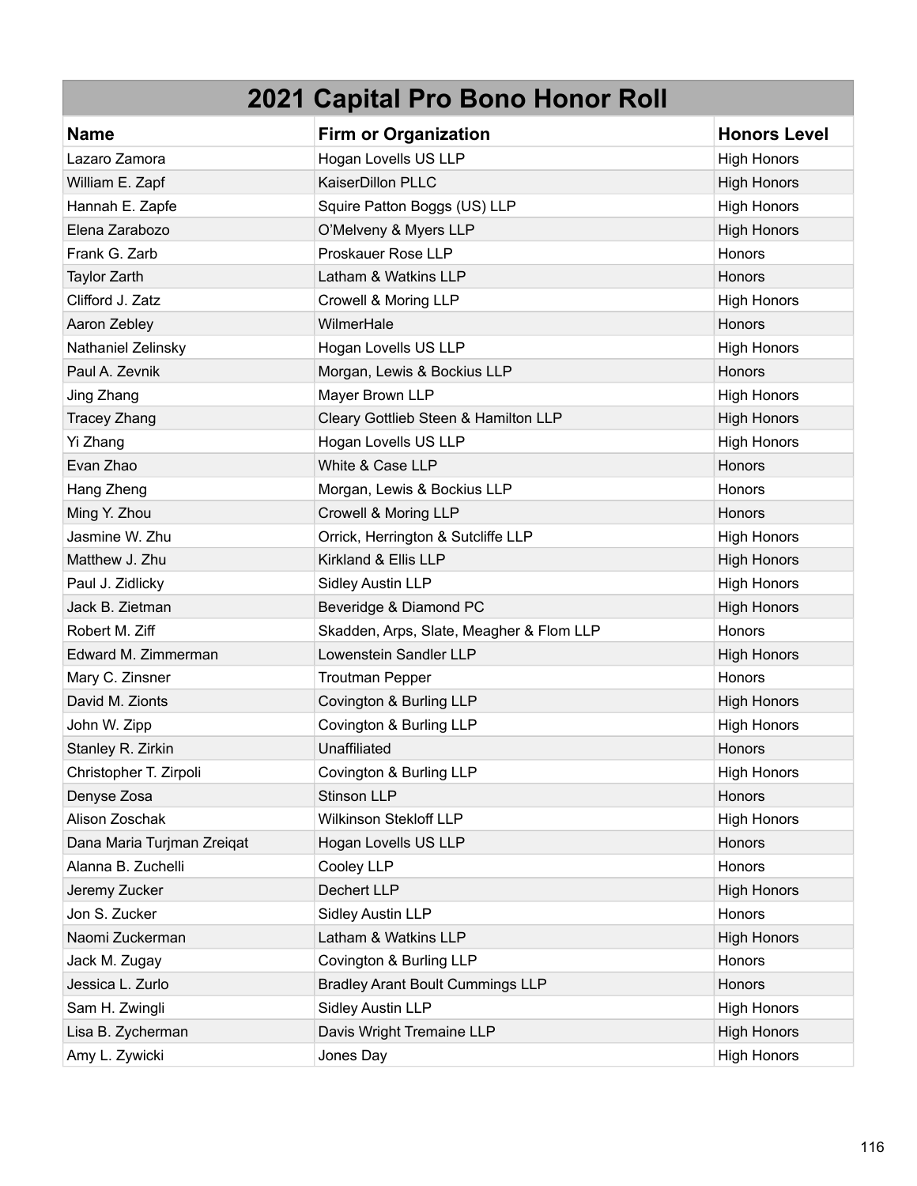# 2021 Capital Pro Bono Honor Roll

| Name | Firm or Organization | Honors Level |
|---|---|---|
| Lazaro Zamora | Hogan Lovells US LLP | High Honors |
| William E. Zapf | KaiserDillon PLLC | High Honors |
| Hannah E. Zapfe | Squire Patton Boggs (US) LLP | High Honors |
| Elena Zarabozo | O'Melveny & Myers LLP | High Honors |
| Frank G. Zarb | Proskauer Rose LLP | Honors |
| Taylor Zarth | Latham & Watkins LLP | Honors |
| Clifford J. Zatz | Crowell & Moring LLP | High Honors |
| Aaron Zebley | WilmerHale | Honors |
| Nathaniel Zelinsky | Hogan Lovells US LLP | High Honors |
| Paul A. Zevnik | Morgan, Lewis & Bockius LLP | Honors |
| Jing Zhang | Mayer Brown LLP | High Honors |
| Tracey Zhang | Cleary Gottlieb Steen & Hamilton LLP | High Honors |
| Yi Zhang | Hogan Lovells US LLP | High Honors |
| Evan Zhao | White & Case LLP | Honors |
| Hang Zheng | Morgan, Lewis & Bockius LLP | Honors |
| Ming Y. Zhou | Crowell & Moring LLP | Honors |
| Jasmine W. Zhu | Orrick, Herrington & Sutcliffe LLP | High Honors |
| Matthew J. Zhu | Kirkland & Ellis LLP | High Honors |
| Paul J. Zidlicky | Sidley Austin LLP | High Honors |
| Jack B. Zietman | Beveridge & Diamond PC | High Honors |
| Robert M. Ziff | Skadden, Arps, Slate, Meagher & Flom LLP | Honors |
| Edward M. Zimmerman | Lowenstein Sandler LLP | High Honors |
| Mary C. Zinsner | Troutman Pepper | Honors |
| David M. Zionts | Covington & Burling LLP | High Honors |
| John W. Zipp | Covington & Burling LLP | High Honors |
| Stanley R. Zirkin | Unaffiliated | Honors |
| Christopher T. Zirpoli | Covington & Burling LLP | High Honors |
| Denyse Zosa | Stinson LLP | Honors |
| Alison Zoschak | Wilkinson Stekloff LLP | High Honors |
| Dana Maria Turjman Zreiqat | Hogan Lovells US LLP | Honors |
| Alanna B. Zuchelli | Cooley LLP | Honors |
| Jeremy Zucker | Dechert LLP | High Honors |
| Jon S. Zucker | Sidley Austin LLP | Honors |
| Naomi Zuckerman | Latham & Watkins LLP | High Honors |
| Jack M. Zugay | Covington & Burling LLP | Honors |
| Jessica L. Zurlo | Bradley Arant Boult Cummings LLP | Honors |
| Sam H. Zwingli | Sidley Austin LLP | High Honors |
| Lisa B. Zycherman | Davis Wright Tremaine LLP | High Honors |
| Amy L. Zywicki | Jones Day | High Honors |